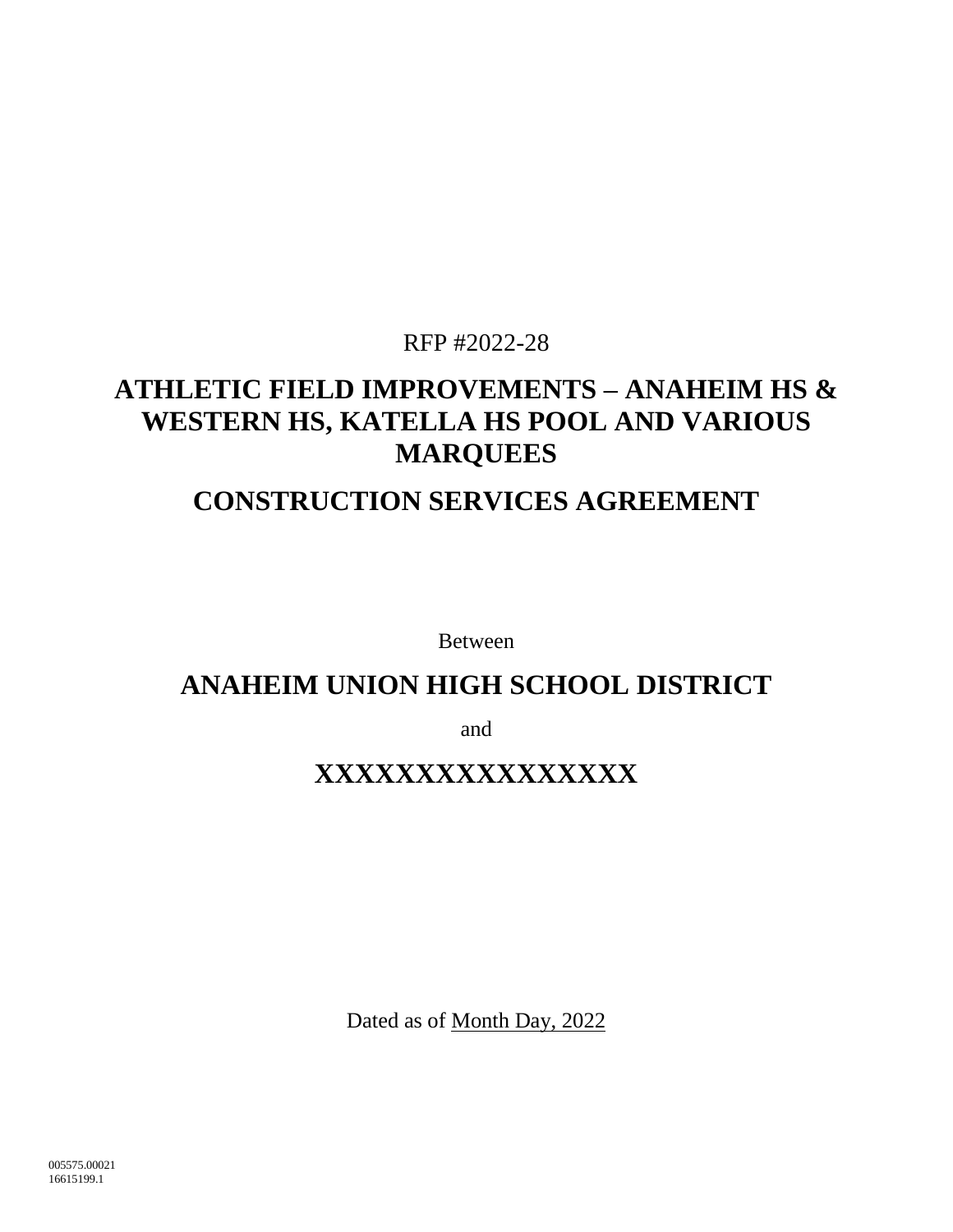RFP #2022-28

# ATHLETIC FIELD IMPROVEMENTS – ANAHEIM HS & WESTERN HS, KATELLA HS POOL AND VARIOUS MARQUEES

# CONSTRUCTION SERVICES AGREEMENT

Between

# ANAHEIM UNION HIGH SCHOOL DISTRICT

and

# XXXXXXXXXXXXXXXX

Dated as of Month Day, 2022

005575.00021
16615199.1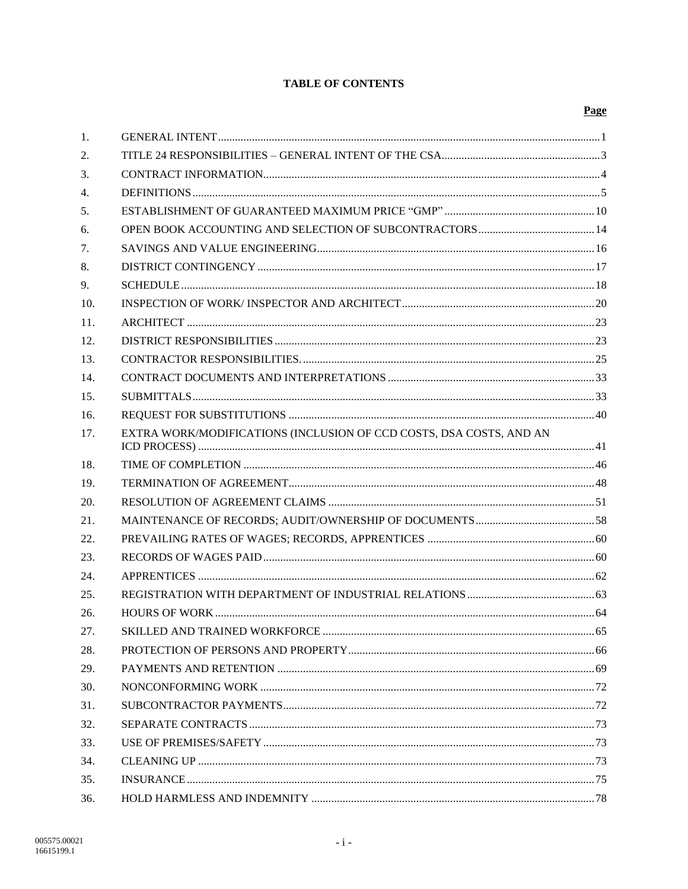# TABLE OF CONTENTS

| | | Page |
|---|---|---|
| 1. | GENERAL INTENT | 1 |
| 2. | TITLE 24 RESPONSIBILITIES – GENERAL INTENT OF THE CSA | 3 |
| 3. | CONTRACT INFORMATION | 4 |
| 4. | DEFINITIONS | 5 |
| 5. | ESTABLISHMENT OF GUARANTEED MAXIMUM PRICE "GMP" | 10 |
| 6. | OPEN BOOK ACCOUNTING AND SELECTION OF SUBCONTRACTORS | 14 |
| 7. | SAVINGS AND VALUE ENGINEERING | 16 |
| 8. | DISTRICT CONTINGENCY | 17 |
| 9. | SCHEDULE | 18 |
| 10. | INSPECTION OF WORK/ INSPECTOR AND ARCHITECT | 20 |
| 11. | ARCHITECT | 23 |
| 12. | DISTRICT RESPONSIBILITIES | 23 |
| 13. | CONTRACTOR RESPONSIBILITIES. | 25 |
| 14. | CONTRACT DOCUMENTS AND INTERPRETATIONS | 33 |
| 15. | SUBMITTALS | 33 |
| 16. | REQUEST FOR SUBSTITUTIONS | 40 |
| 17. | EXTRA WORK/MODIFICATIONS (INCLUSION OF CCD COSTS, DSA COSTS, AND AN ICD PROCESS) | 41 |
| 18. | TIME OF COMPLETION | 46 |
| 19. | TERMINATION OF AGREEMENT | 48 |
| 20. | RESOLUTION OF AGREEMENT CLAIMS | 51 |
| 21. | MAINTENANCE OF RECORDS; AUDIT/OWNERSHIP OF DOCUMENTS | 58 |
| 22. | PREVAILING RATES OF WAGES; RECORDS, APPRENTICES | 60 |
| 23. | RECORDS OF WAGES PAID | 60 |
| 24. | APPRENTICES | 62 |
| 25. | REGISTRATION WITH DEPARTMENT OF INDUSTRIAL RELATIONS | 63 |
| 26. | HOURS OF WORK | 64 |
| 27. | SKILLED AND TRAINED WORKFORCE | 65 |
| 28. | PROTECTION OF PERSONS AND PROPERTY | 66 |
| 29. | PAYMENTS AND RETENTION | 69 |
| 30. | NONCONFORMING WORK | 72 |
| 31. | SUBCONTRACTOR PAYMENTS | 72 |
| 32. | SEPARATE CONTRACTS | 73 |
| 33. | USE OF PREMISES/SAFETY | 73 |
| 34. | CLEANING UP | 73 |
| 35. | INSURANCE | 75 |
| 36. | HOLD HARMLESS AND INDEMNITY | 78 |

005575.00021
16615199.1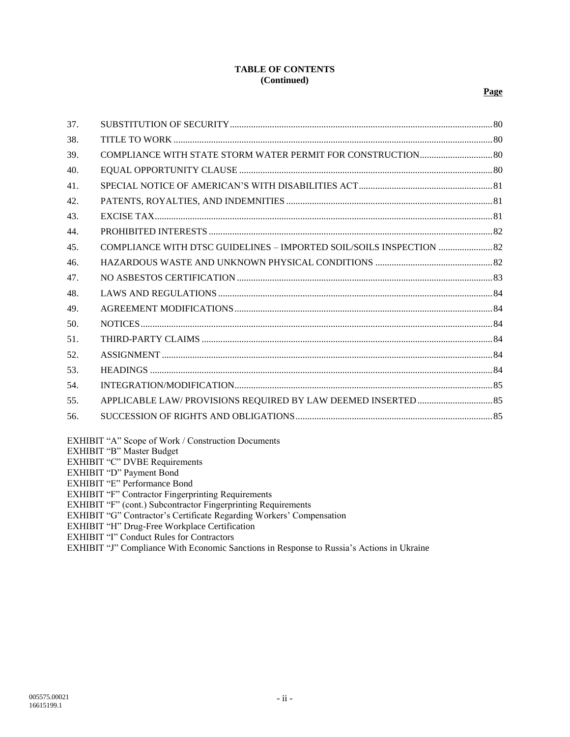**TABLE OF CONTENTS**
**(Continued)**

| | | **Page** |
|---|---|---|
| 37. | SUBSTITUTION OF SECURITY | 80 |
| 38. | TITLE TO WORK | 80 |
| 39. | COMPLIANCE WITH STATE STORM WATER PERMIT FOR CONSTRUCTION | 80 |
| 40. | EQUAL OPPORTUNITY CLAUSE | 80 |
| 41. | SPECIAL NOTICE OF AMERICAN'S WITH DISABILITIES ACT | 81 |
| 42. | PATENTS, ROYALTIES, AND INDEMNITIES | 81 |
| 43. | EXCISE TAX | 81 |
| 44. | PROHIBITED INTERESTS | 82 |
| 45. | COMPLIANCE WITH DTSC GUIDELINES – IMPORTED SOIL/SOILS INSPECTION | 82 |
| 46. | HAZARDOUS WASTE AND UNKNOWN PHYSICAL CONDITIONS | 82 |
| 47. | NO ASBESTOS CERTIFICATION | 83 |
| 48. | LAWS AND REGULATIONS | 84 |
| 49. | AGREEMENT MODIFICATIONS | 84 |
| 50. | NOTICES | 84 |
| 51. | THIRD-PARTY CLAIMS | 84 |
| 52. | ASSIGNMENT | 84 |
| 53. | HEADINGS | 84 |
| 54. | INTEGRATION/MODIFICATION | 85 |
| 55. | APPLICABLE LAW/ PROVISIONS REQUIRED BY LAW DEEMED INSERTED | 85 |
| 56. | SUCCESSION OF RIGHTS AND OBLIGATIONS | 85 |

EXHIBIT "A" Scope of Work / Construction Documents
EXHIBIT "B" Master Budget
EXHIBIT "C" DVBE Requirements
EXHIBIT "D" Payment Bond
EXHIBIT "E" Performance Bond
EXHIBIT "F" Contractor Fingerprinting Requirements
EXHIBIT "F" (cont.) Subcontractor Fingerprinting Requirements
EXHIBIT "G" Contractor's Certificate Regarding Workers' Compensation
EXHIBIT "H" Drug-Free Workplace Certification
EXHIBIT "I" Conduct Rules for Contractors
EXHIBIT "J" Compliance With Economic Sanctions in Response to Russia's Actions in Ukraine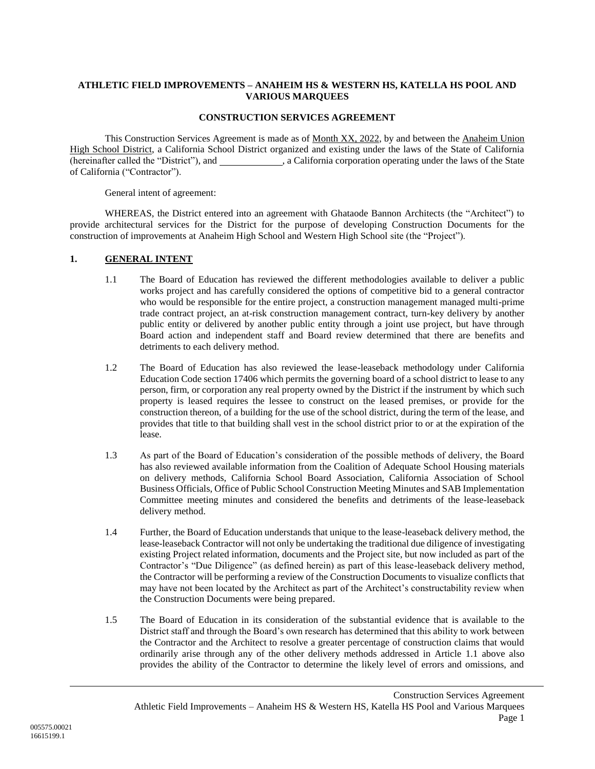**ATHLETIC FIELD IMPROVEMENTS – ANAHEIM HS & WESTERN HS, KATELLA HS POOL AND VARIOUS MARQUEES**

**CONSTRUCTION SERVICES AGREEMENT**

This Construction Services Agreement is made as of Month XX, 2022, by and between the Anaheim Union High School District, a California School District organized and existing under the laws of the State of California (hereinafter called the "District"), and \_\_\_\_\_\_\_\_\_\_\_\_\_, a California corporation operating under the laws of the State of California ("Contractor").

General intent of agreement:

WHEREAS, the District entered into an agreement with Ghataode Bannon Architects (the "Architect") to provide architectural services for the District for the purpose of developing Construction Documents for the construction of improvements at Anaheim High School and Western High School site (the "Project").

## 1. GENERAL INTENT

1.1 The Board of Education has reviewed the different methodologies available to deliver a public works project and has carefully considered the options of competitive bid to a general contractor who would be responsible for the entire project, a construction management managed multi-prime trade contract project, an at-risk construction management contract, turn-key delivery by another public entity or delivered by another public entity through a joint use project, but have through Board action and independent staff and Board review determined that there are benefits and detriments to each delivery method.

1.2 The Board of Education has also reviewed the lease-leaseback methodology under California Education Code section 17406 which permits the governing board of a school district to lease to any person, firm, or corporation any real property owned by the District if the instrument by which such property is leased requires the lessee to construct on the leased premises, or provide for the construction thereon, of a building for the use of the school district, during the term of the lease, and provides that title to that building shall vest in the school district prior to or at the expiration of the lease.

1.3 As part of the Board of Education's consideration of the possible methods of delivery, the Board has also reviewed available information from the Coalition of Adequate School Housing materials on delivery methods, California School Board Association, California Association of School Business Officials, Office of Public School Construction Meeting Minutes and SAB Implementation Committee meeting minutes and considered the benefits and detriments of the lease-leaseback delivery method.

1.4 Further, the Board of Education understands that unique to the lease-leaseback delivery method, the lease-leaseback Contractor will not only be undertaking the traditional due diligence of investigating existing Project related information, documents and the Project site, but now included as part of the Contractor's "Due Diligence" (as defined herein) as part of this lease-leaseback delivery method, the Contractor will be performing a review of the Construction Documents to visualize conflicts that may have not been located by the Architect as part of the Architect's constructability review when the Construction Documents were being prepared.

1.5 The Board of Education in its consideration of the substantial evidence that is available to the District staff and through the Board's own research has determined that this ability to work between the Contractor and the Architect to resolve a greater percentage of construction claims that would ordinarily arise through any of the other delivery methods addressed in Article 1.1 above also provides the ability of the Contractor to determine the likely level of errors and omissions, and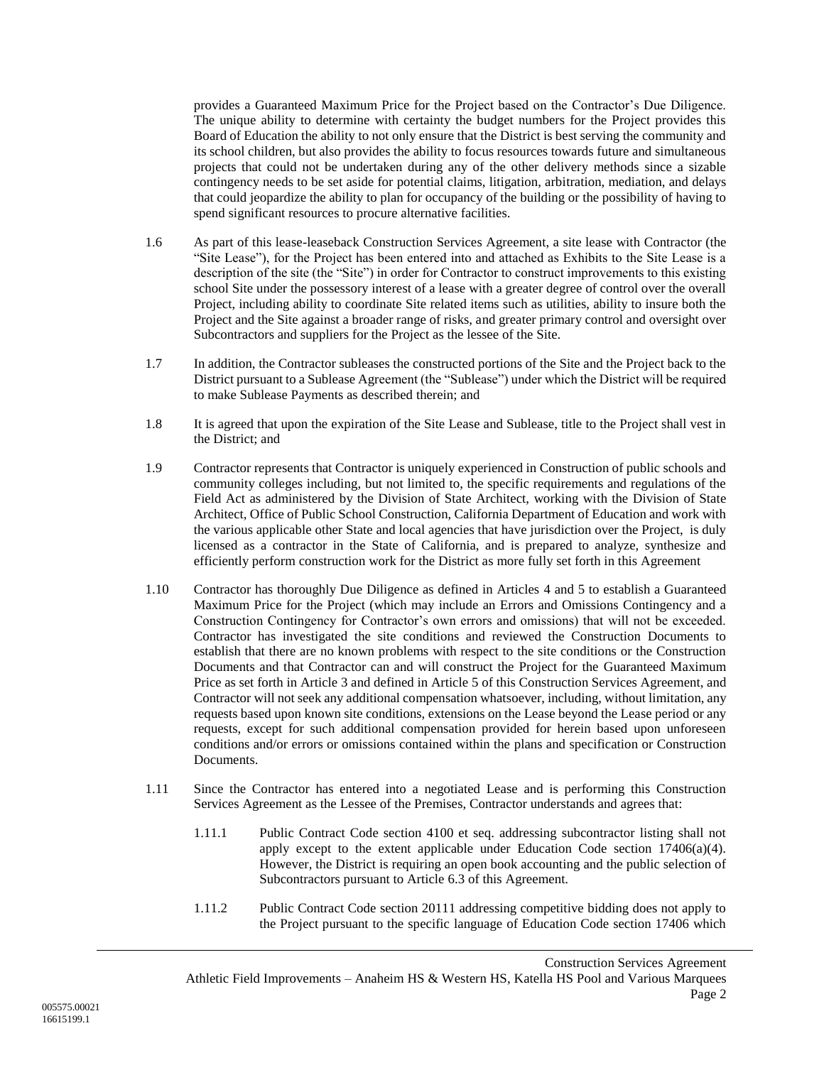provides a Guaranteed Maximum Price for the Project based on the Contractor's Due Diligence. The unique ability to determine with certainty the budget numbers for the Project provides this Board of Education the ability to not only ensure that the District is best serving the community and its school children, but also provides the ability to focus resources towards future and simultaneous projects that could not be undertaken during any of the other delivery methods since a sizable contingency needs to be set aside for potential claims, litigation, arbitration, mediation, and delays that could jeopardize the ability to plan for occupancy of the building or the possibility of having to spend significant resources to procure alternative facilities.

1.6 As part of this lease-leaseback Construction Services Agreement, a site lease with Contractor (the "Site Lease"), for the Project has been entered into and attached as Exhibits to the Site Lease is a description of the site (the "Site") in order for Contractor to construct improvements to this existing school Site under the possessory interest of a lease with a greater degree of control over the overall Project, including ability to coordinate Site related items such as utilities, ability to insure both the Project and the Site against a broader range of risks, and greater primary control and oversight over Subcontractors and suppliers for the Project as the lessee of the Site.

1.7 In addition, the Contractor subleases the constructed portions of the Site and the Project back to the District pursuant to a Sublease Agreement (the "Sublease") under which the District will be required to make Sublease Payments as described therein; and

1.8 It is agreed that upon the expiration of the Site Lease and Sublease, title to the Project shall vest in the District; and

1.9 Contractor represents that Contractor is uniquely experienced in Construction of public schools and community colleges including, but not limited to, the specific requirements and regulations of the Field Act as administered by the Division of State Architect, working with the Division of State Architect, Office of Public School Construction, California Department of Education and work with the various applicable other State and local agencies that have jurisdiction over the Project, is duly licensed as a contractor in the State of California, and is prepared to analyze, synthesize and efficiently perform construction work for the District as more fully set forth in this Agreement

1.10 Contractor has thoroughly Due Diligence as defined in Articles 4 and 5 to establish a Guaranteed Maximum Price for the Project (which may include an Errors and Omissions Contingency and a Construction Contingency for Contractor's own errors and omissions) that will not be exceeded. Contractor has investigated the site conditions and reviewed the Construction Documents to establish that there are no known problems with respect to the site conditions or the Construction Documents and that Contractor can and will construct the Project for the Guaranteed Maximum Price as set forth in Article 3 and defined in Article 5 of this Construction Services Agreement, and Contractor will not seek any additional compensation whatsoever, including, without limitation, any requests based upon known site conditions, extensions on the Lease beyond the Lease period or any requests, except for such additional compensation provided for herein based upon unforeseen conditions and/or errors or omissions contained within the plans and specification or Construction Documents.

1.11 Since the Contractor has entered into a negotiated Lease and is performing this Construction Services Agreement as the Lessee of the Premises, Contractor understands and agrees that:

1.11.1 Public Contract Code section 4100 et seq. addressing subcontractor listing shall not apply except to the extent applicable under Education Code section 17406(a)(4). However, the District is requiring an open book accounting and the public selection of Subcontractors pursuant to Article 6.3 of this Agreement.

1.11.2 Public Contract Code section 20111 addressing competitive bidding does not apply to the Project pursuant to the specific language of Education Code section 17406 which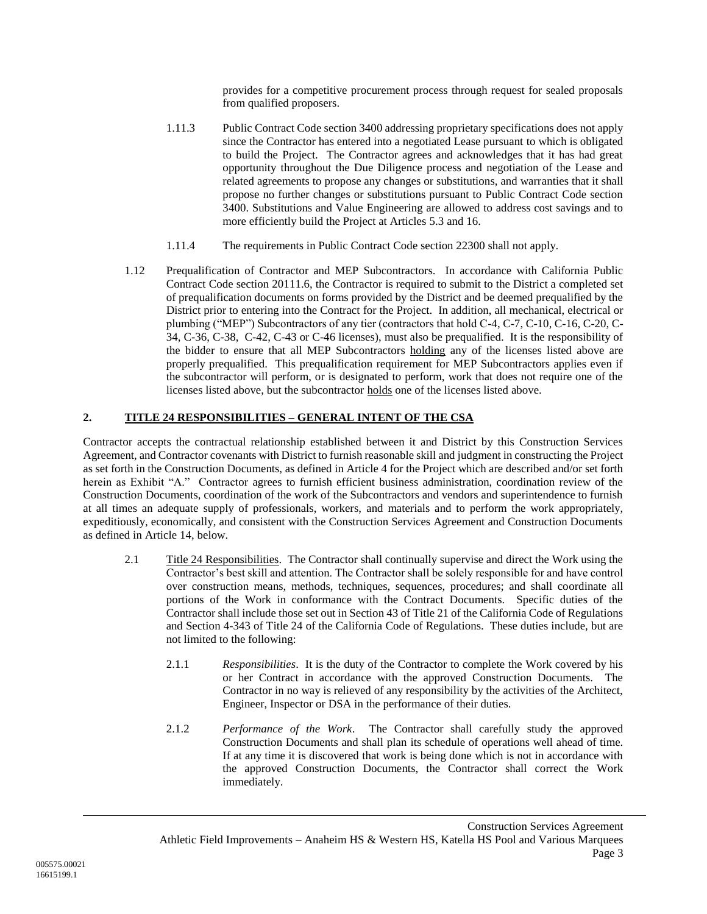provides for a competitive procurement process through request for sealed proposals from qualified proposers.

1.11.3 Public Contract Code section 3400 addressing proprietary specifications does not apply since the Contractor has entered into a negotiated Lease pursuant to which is obligated to build the Project. The Contractor agrees and acknowledges that it has had great opportunity throughout the Due Diligence process and negotiation of the Lease and related agreements to propose any changes or substitutions, and warranties that it shall propose no further changes or substitutions pursuant to Public Contract Code section 3400. Substitutions and Value Engineering are allowed to address cost savings and to more efficiently build the Project at Articles 5.3 and 16.

1.11.4 The requirements in Public Contract Code section 22300 shall not apply.

1.12 Prequalification of Contractor and MEP Subcontractors. In accordance with California Public Contract Code section 20111.6, the Contractor is required to submit to the District a completed set of prequalification documents on forms provided by the District and be deemed prequalified by the District prior to entering into the Contract for the Project. In addition, all mechanical, electrical or plumbing ("MEP") Subcontractors of any tier (contractors that hold C-4, C-7, C-10, C-16, C-20, C-34, C-36, C-38, C-42, C-43 or C-46 licenses), must also be prequalified. It is the responsibility of the bidder to ensure that all MEP Subcontractors <u>holding</u> any of the licenses listed above are properly prequalified. This prequalification requirement for MEP Subcontractors applies even if the subcontractor will perform, or is designated to perform, work that does not require one of the licenses listed above, but the subcontractor <u>holds</u> one of the licenses listed above.

## 2. TITLE 24 RESPONSIBILITIES – GENERAL INTENT OF THE CSA

Contractor accepts the contractual relationship established between it and District by this Construction Services Agreement, and Contractor covenants with District to furnish reasonable skill and judgment in constructing the Project as set forth in the Construction Documents, as defined in Article 4 for the Project which are described and/or set forth herein as Exhibit "A." Contractor agrees to furnish efficient business administration, coordination review of the Construction Documents, coordination of the work of the Subcontractors and vendors and superintendence to furnish at all times an adequate supply of professionals, workers, and materials and to perform the work appropriately, expeditiously, economically, and consistent with the Construction Services Agreement and Construction Documents as defined in Article 14, below.

2.1 <u>Title 24 Responsibilities</u>. The Contractor shall continually supervise and direct the Work using the Contractor's best skill and attention. The Contractor shall be solely responsible for and have control over construction means, methods, techniques, sequences, procedures; and shall coordinate all portions of the Work in conformance with the Contract Documents. Specific duties of the Contractor shall include those set out in Section 43 of Title 21 of the California Code of Regulations and Section 4-343 of Title 24 of the California Code of Regulations. These duties include, but are not limited to the following:

2.1.1 *Responsibilities*. It is the duty of the Contractor to complete the Work covered by his or her Contract in accordance with the approved Construction Documents. The Contractor in no way is relieved of any responsibility by the activities of the Architect, Engineer, Inspector or DSA in the performance of their duties.

2.1.2 *Performance of the Work*. The Contractor shall carefully study the approved Construction Documents and shall plan its schedule of operations well ahead of time. If at any time it is discovered that work is being done which is not in accordance with the approved Construction Documents, the Contractor shall correct the Work immediately.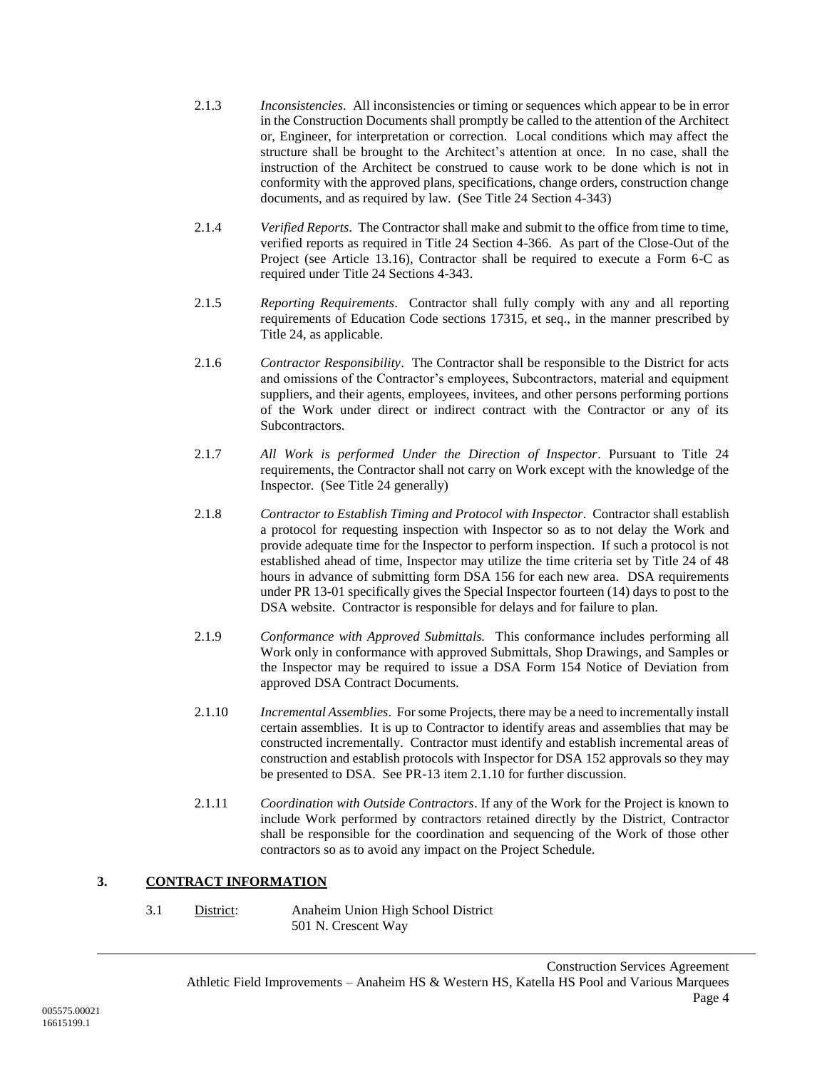2.1.3 *Inconsistencies*. All inconsistencies or timing or sequences which appear to be in error in the Construction Documents shall promptly be called to the attention of the Architect or, Engineer, for interpretation or correction. Local conditions which may affect the structure shall be brought to the Architect's attention at once. In no case, shall the instruction of the Architect be construed to cause work to be done which is not in conformity with the approved plans, specifications, change orders, construction change documents, and as required by law. (See Title 24 Section 4-343)

2.1.4 *Verified Reports*. The Contractor shall make and submit to the office from time to time, verified reports as required in Title 24 Section 4-366. As part of the Close-Out of the Project (see Article 13.16), Contractor shall be required to execute a Form 6-C as required under Title 24 Sections 4-343.

2.1.5 *Reporting Requirements*. Contractor shall fully comply with any and all reporting requirements of Education Code sections 17315, et seq., in the manner prescribed by Title 24, as applicable.

2.1.6 *Contractor Responsibility*. The Contractor shall be responsible to the District for acts and omissions of the Contractor's employees, Subcontractors, material and equipment suppliers, and their agents, employees, invitees, and other persons performing portions of the Work under direct or indirect contract with the Contractor or any of its Subcontractors.

2.1.7 *All Work is performed Under the Direction of Inspector*. Pursuant to Title 24 requirements, the Contractor shall not carry on Work except with the knowledge of the Inspector. (See Title 24 generally)

2.1.8 *Contractor to Establish Timing and Protocol with Inspector*. Contractor shall establish a protocol for requesting inspection with Inspector so as to not delay the Work and provide adequate time for the Inspector to perform inspection. If such a protocol is not established ahead of time, Inspector may utilize the time criteria set by Title 24 of 48 hours in advance of submitting form DSA 156 for each new area. DSA requirements under PR 13-01 specifically gives the Special Inspector fourteen (14) days to post to the DSA website. Contractor is responsible for delays and for failure to plan.

2.1.9 *Conformance with Approved Submittals.* This conformance includes performing all Work only in conformance with approved Submittals, Shop Drawings, and Samples or the Inspector may be required to issue a DSA Form 154 Notice of Deviation from approved DSA Contract Documents.

2.1.10 *Incremental Assemblies*. For some Projects, there may be a need to incrementally install certain assemblies. It is up to Contractor to identify areas and assemblies that may be constructed incrementally. Contractor must identify and establish incremental areas of construction and establish protocols with Inspector for DSA 152 approvals so they may be presented to DSA. See PR-13 item 2.1.10 for further discussion.

2.1.11 *Coordination with Outside Contractors*. If any of the Work for the Project is known to include Work performed by contractors retained directly by the District, Contractor shall be responsible for the coordination and sequencing of the Work of those other contractors so as to avoid any impact on the Project Schedule.

## 3. CONTRACT INFORMATION

3.1 District: Anaheim Union High School District
501 N. Crescent Way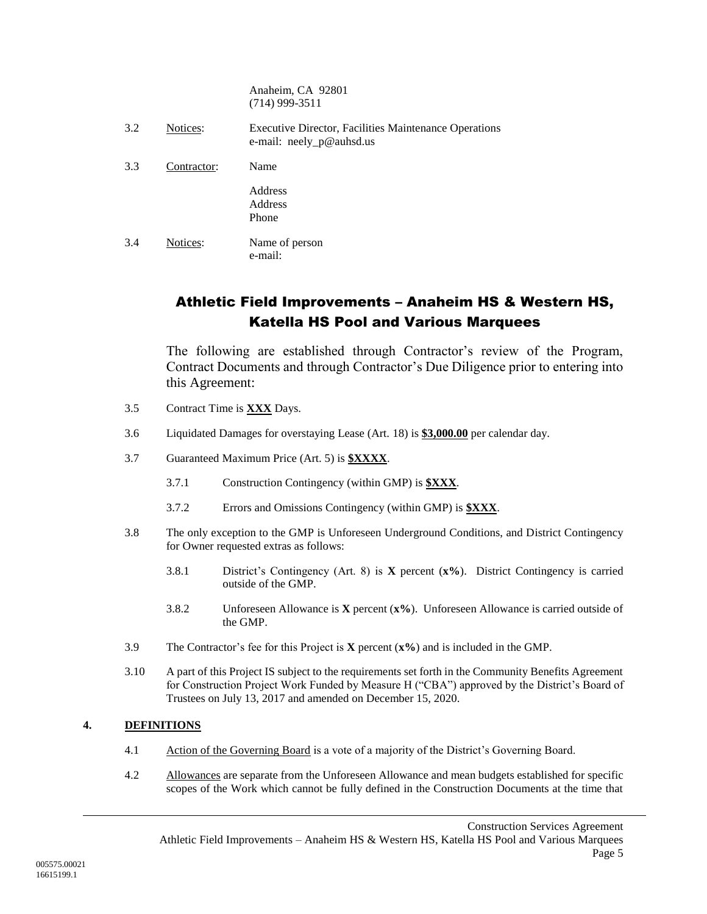Anaheim, CA 92801
(714) 999-3511

3.2 Notices: Executive Director, Facilities Maintenance Operations
e-mail: neely_p@auhsd.us

3.3 Contractor: Name

Address
Address
Phone

3.4 Notices: Name of person
e-mail:

## Athletic Field Improvements – Anaheim HS & Western HS, Katella HS Pool and Various Marquees

The following are established through Contractor's review of the Program, Contract Documents and through Contractor's Due Diligence prior to entering into this Agreement:

3.5 Contract Time is **XXX** Days.

3.6 Liquidated Damages for overstaying Lease (Art. 18) is **$3,000.00** per calendar day.

3.7 Guaranteed Maximum Price (Art. 5) is **$XXXX**.

3.7.1 Construction Contingency (within GMP) is **$XXX**.

3.7.2 Errors and Omissions Contingency (within GMP) is **$XXX**.

3.8 The only exception to the GMP is Unforeseen Underground Conditions, and District Contingency for Owner requested extras as follows:

3.8.1 District's Contingency (Art. 8) is **X** percent (**x%**). District Contingency is carried outside of the GMP.

3.8.2 Unforeseen Allowance is **X** percent (**x%**). Unforeseen Allowance is carried outside of the GMP.

3.9 The Contractor's fee for this Project is **X** percent (**x%**) and is included in the GMP.

3.10 A part of this Project IS subject to the requirements set forth in the Community Benefits Agreement for Construction Project Work Funded by Measure H ("CBA") approved by the District's Board of Trustees on July 13, 2017 and amended on December 15, 2020.

**4. DEFINITIONS**

4.1 Action of the Governing Board is a vote of a majority of the District's Governing Board.

4.2 Allowances are separate from the Unforeseen Allowance and mean budgets established for specific scopes of the Work which cannot be fully defined in the Construction Documents at the time that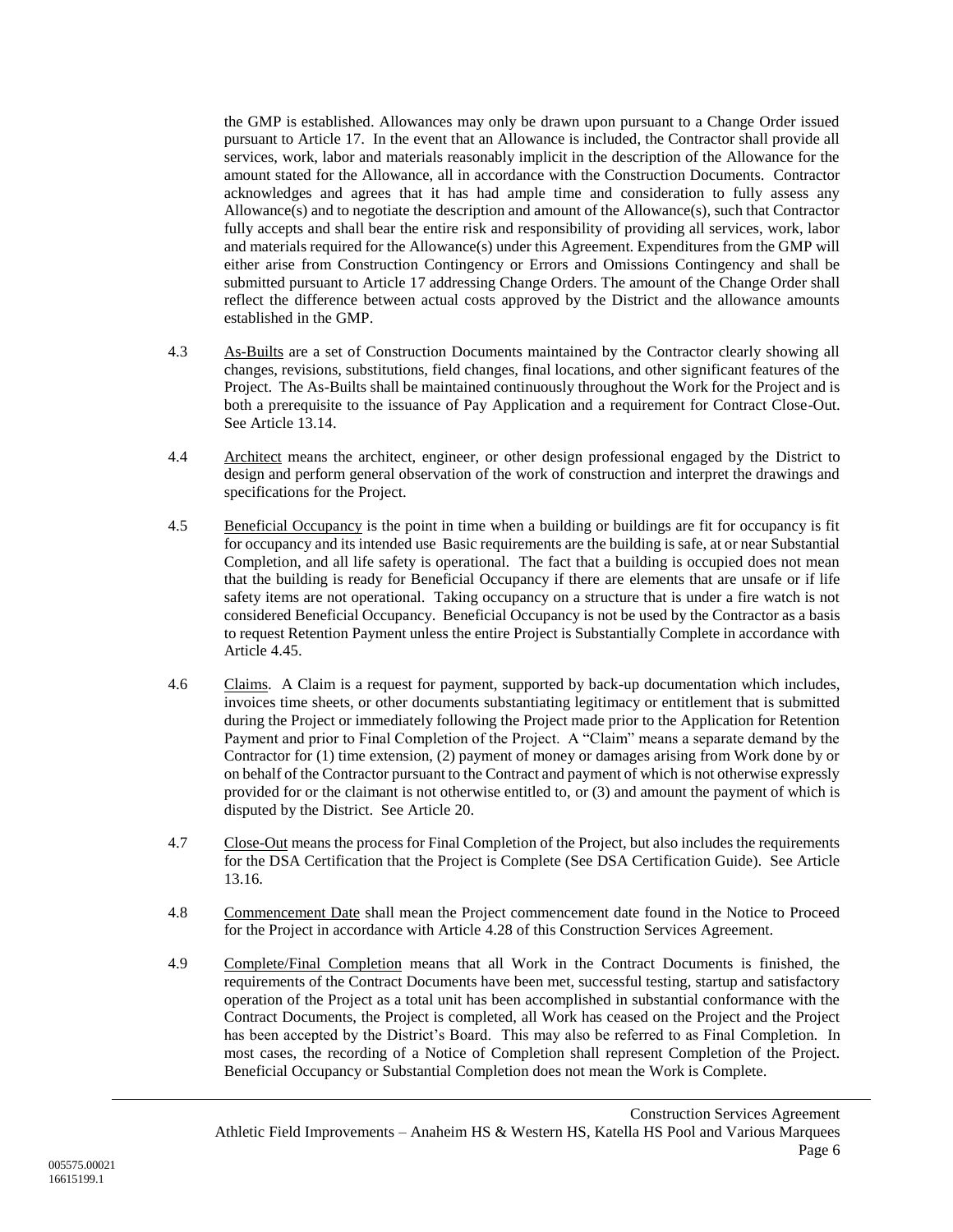the GMP is established. Allowances may only be drawn upon pursuant to a Change Order issued pursuant to Article 17. In the event that an Allowance is included, the Contractor shall provide all services, work, labor and materials reasonably implicit in the description of the Allowance for the amount stated for the Allowance, all in accordance with the Construction Documents. Contractor acknowledges and agrees that it has had ample time and consideration to fully assess any Allowance(s) and to negotiate the description and amount of the Allowance(s), such that Contractor fully accepts and shall bear the entire risk and responsibility of providing all services, work, labor and materials required for the Allowance(s) under this Agreement. Expenditures from the GMP will either arise from Construction Contingency or Errors and Omissions Contingency and shall be submitted pursuant to Article 17 addressing Change Orders. The amount of the Change Order shall reflect the difference between actual costs approved by the District and the allowance amounts established in the GMP.

4.3 As-Builts are a set of Construction Documents maintained by the Contractor clearly showing all changes, revisions, substitutions, field changes, final locations, and other significant features of the Project. The As-Builts shall be maintained continuously throughout the Work for the Project and is both a prerequisite to the issuance of Pay Application and a requirement for Contract Close-Out. See Article 13.14.

4.4 Architect means the architect, engineer, or other design professional engaged by the District to design and perform general observation of the work of construction and interpret the drawings and specifications for the Project.

4.5 Beneficial Occupancy is the point in time when a building or buildings are fit for occupancy is fit for occupancy and its intended use Basic requirements are the building is safe, at or near Substantial Completion, and all life safety is operational. The fact that a building is occupied does not mean that the building is ready for Beneficial Occupancy if there are elements that are unsafe or if life safety items are not operational. Taking occupancy on a structure that is under a fire watch is not considered Beneficial Occupancy. Beneficial Occupancy is not be used by the Contractor as a basis to request Retention Payment unless the entire Project is Substantially Complete in accordance with Article 4.45.

4.6 Claims. A Claim is a request for payment, supported by back-up documentation which includes, invoices time sheets, or other documents substantiating legitimacy or entitlement that is submitted during the Project or immediately following the Project made prior to the Application for Retention Payment and prior to Final Completion of the Project. A "Claim" means a separate demand by the Contractor for (1) time extension, (2) payment of money or damages arising from Work done by or on behalf of the Contractor pursuant to the Contract and payment of which is not otherwise expressly provided for or the claimant is not otherwise entitled to, or (3) and amount the payment of which is disputed by the District. See Article 20.

4.7 Close-Out means the process for Final Completion of the Project, but also includes the requirements for the DSA Certification that the Project is Complete (See DSA Certification Guide). See Article 13.16.

4.8 Commencement Date shall mean the Project commencement date found in the Notice to Proceed for the Project in accordance with Article 4.28 of this Construction Services Agreement.

4.9 Complete/Final Completion means that all Work in the Contract Documents is finished, the requirements of the Contract Documents have been met, successful testing, startup and satisfactory operation of the Project as a total unit has been accomplished in substantial conformance with the Contract Documents, the Project is completed, all Work has ceased on the Project and the Project has been accepted by the District's Board. This may also be referred to as Final Completion. In most cases, the recording of a Notice of Completion shall represent Completion of the Project. Beneficial Occupancy or Substantial Completion does not mean the Work is Complete.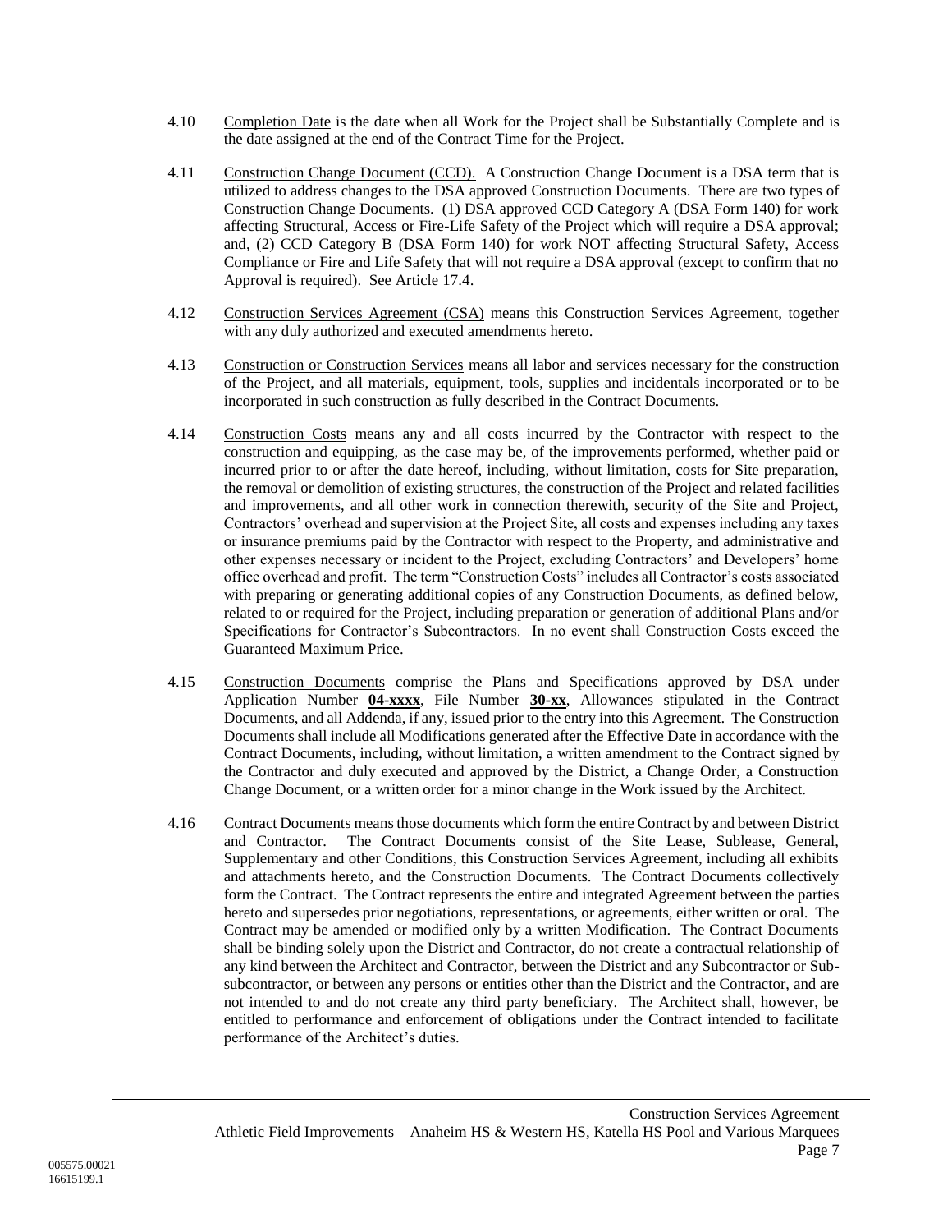4.10 Completion Date is the date when all Work for the Project shall be Substantially Complete and is the date assigned at the end of the Contract Time for the Project.

4.11 Construction Change Document (CCD). A Construction Change Document is a DSA term that is utilized to address changes to the DSA approved Construction Documents. There are two types of Construction Change Documents. (1) DSA approved CCD Category A (DSA Form 140) for work affecting Structural, Access or Fire-Life Safety of the Project which will require a DSA approval; and, (2) CCD Category B (DSA Form 140) for work NOT affecting Structural Safety, Access Compliance or Fire and Life Safety that will not require a DSA approval (except to confirm that no Approval is required). See Article 17.4.

4.12 Construction Services Agreement (CSA) means this Construction Services Agreement, together with any duly authorized and executed amendments hereto.

4.13 Construction or Construction Services means all labor and services necessary for the construction of the Project, and all materials, equipment, tools, supplies and incidentals incorporated or to be incorporated in such construction as fully described in the Contract Documents.

4.14 Construction Costs means any and all costs incurred by the Contractor with respect to the construction and equipping, as the case may be, of the improvements performed, whether paid or incurred prior to or after the date hereof, including, without limitation, costs for Site preparation, the removal or demolition of existing structures, the construction of the Project and related facilities and improvements, and all other work in connection therewith, security of the Site and Project, Contractors' overhead and supervision at the Project Site, all costs and expenses including any taxes or insurance premiums paid by the Contractor with respect to the Property, and administrative and other expenses necessary or incident to the Project, excluding Contractors' and Developers' home office overhead and profit. The term "Construction Costs" includes all Contractor's costs associated with preparing or generating additional copies of any Construction Documents, as defined below, related to or required for the Project, including preparation or generation of additional Plans and/or Specifications for Contractor's Subcontractors. In no event shall Construction Costs exceed the Guaranteed Maximum Price.

4.15 Construction Documents comprise the Plans and Specifications approved by DSA under Application Number **04-xxxx**, File Number **30-xx**, Allowances stipulated in the Contract Documents, and all Addenda, if any, issued prior to the entry into this Agreement. The Construction Documents shall include all Modifications generated after the Effective Date in accordance with the Contract Documents, including, without limitation, a written amendment to the Contract signed by the Contractor and duly executed and approved by the District, a Change Order, a Construction Change Document, or a written order for a minor change in the Work issued by the Architect.

4.16 Contract Documents means those documents which form the entire Contract by and between District and Contractor. The Contract Documents consist of the Site Lease, Sublease, General, Supplementary and other Conditions, this Construction Services Agreement, including all exhibits and attachments hereto, and the Construction Documents. The Contract Documents collectively form the Contract. The Contract represents the entire and integrated Agreement between the parties hereto and supersedes prior negotiations, representations, or agreements, either written or oral. The Contract may be amended or modified only by a written Modification. The Contract Documents shall be binding solely upon the District and Contractor, do not create a contractual relationship of any kind between the Architect and Contractor, between the District and any Subcontractor or Sub-subcontractor, or between any persons or entities other than the District and the Contractor, and are not intended to and do not create any third party beneficiary. The Architect shall, however, be entitled to performance and enforcement of obligations under the Contract intended to facilitate performance of the Architect's duties.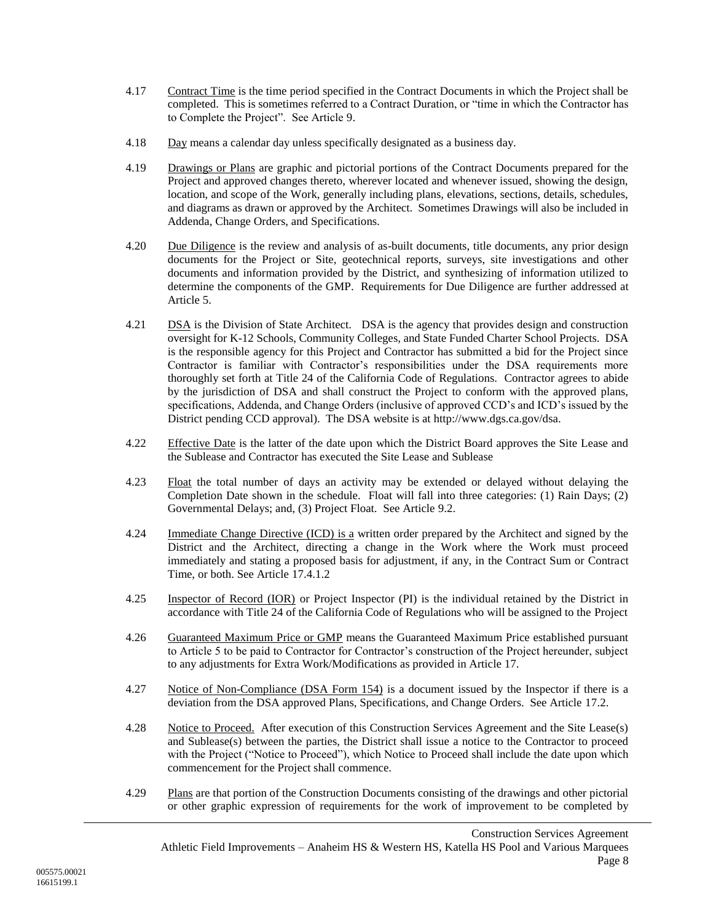4.17 Contract Time is the time period specified in the Contract Documents in which the Project shall be completed. This is sometimes referred to a Contract Duration, or "time in which the Contractor has to Complete the Project". See Article 9.

4.18 Day means a calendar day unless specifically designated as a business day.

4.19 Drawings or Plans are graphic and pictorial portions of the Contract Documents prepared for the Project and approved changes thereto, wherever located and whenever issued, showing the design, location, and scope of the Work, generally including plans, elevations, sections, details, schedules, and diagrams as drawn or approved by the Architect. Sometimes Drawings will also be included in Addenda, Change Orders, and Specifications.

4.20 Due Diligence is the review and analysis of as-built documents, title documents, any prior design documents for the Project or Site, geotechnical reports, surveys, site investigations and other documents and information provided by the District, and synthesizing of information utilized to determine the components of the GMP. Requirements for Due Diligence are further addressed at Article 5.

4.21 DSA is the Division of State Architect. DSA is the agency that provides design and construction oversight for K-12 Schools, Community Colleges, and State Funded Charter School Projects. DSA is the responsible agency for this Project and Contractor has submitted a bid for the Project since Contractor is familiar with Contractor's responsibilities under the DSA requirements more thoroughly set forth at Title 24 of the California Code of Regulations. Contractor agrees to abide by the jurisdiction of DSA and shall construct the Project to conform with the approved plans, specifications, Addenda, and Change Orders (inclusive of approved CCD's and ICD's issued by the District pending CCD approval). The DSA website is at http://www.dgs.ca.gov/dsa.

4.22 Effective Date is the latter of the date upon which the District Board approves the Site Lease and the Sublease and Contractor has executed the Site Lease and Sublease

4.23 Float the total number of days an activity may be extended or delayed without delaying the Completion Date shown in the schedule. Float will fall into three categories: (1) Rain Days; (2) Governmental Delays; and, (3) Project Float. See Article 9.2.

4.24 Immediate Change Directive (ICD) is a written order prepared by the Architect and signed by the District and the Architect, directing a change in the Work where the Work must proceed immediately and stating a proposed basis for adjustment, if any, in the Contract Sum or Contract Time, or both. See Article 17.4.1.2

4.25 Inspector of Record (IOR) or Project Inspector (PI) is the individual retained by the District in accordance with Title 24 of the California Code of Regulations who will be assigned to the Project

4.26 Guaranteed Maximum Price or GMP means the Guaranteed Maximum Price established pursuant to Article 5 to be paid to Contractor for Contractor's construction of the Project hereunder, subject to any adjustments for Extra Work/Modifications as provided in Article 17.

4.27 Notice of Non-Compliance (DSA Form 154) is a document issued by the Inspector if there is a deviation from the DSA approved Plans, Specifications, and Change Orders. See Article 17.2.

4.28 Notice to Proceed. After execution of this Construction Services Agreement and the Site Lease(s) and Sublease(s) between the parties, the District shall issue a notice to the Contractor to proceed with the Project ("Notice to Proceed"), which Notice to Proceed shall include the date upon which commencement for the Project shall commence.

4.29 Plans are that portion of the Construction Documents consisting of the drawings and other pictorial or other graphic expression of requirements for the work of improvement to be completed by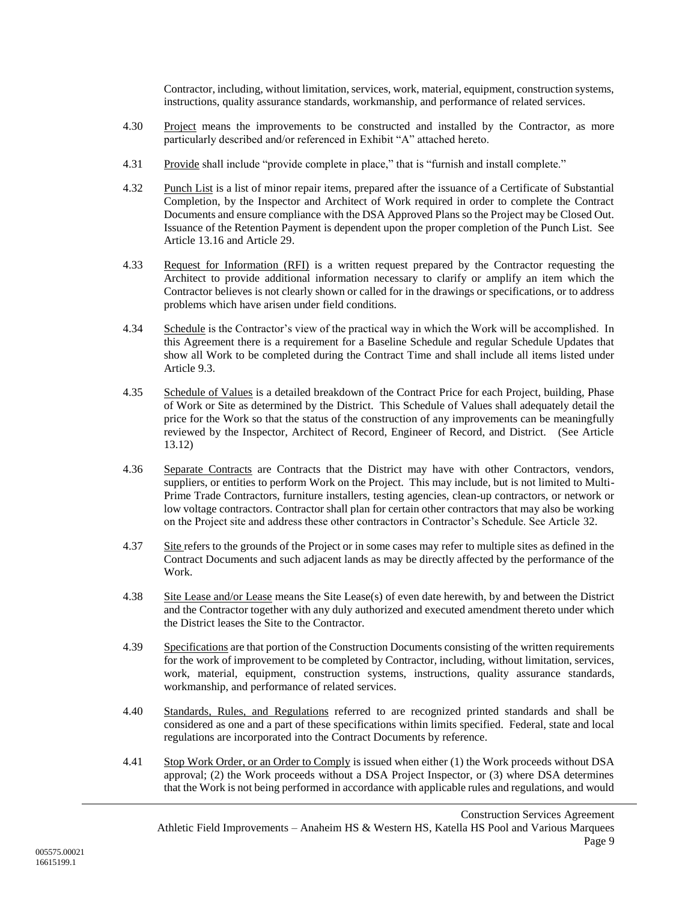Contractor, including, without limitation, services, work, material, equipment, construction systems, instructions, quality assurance standards, workmanship, and performance of related services.

4.30 Project means the improvements to be constructed and installed by the Contractor, as more particularly described and/or referenced in Exhibit "A" attached hereto.

4.31 Provide shall include "provide complete in place," that is "furnish and install complete."

4.32 Punch List is a list of minor repair items, prepared after the issuance of a Certificate of Substantial Completion, by the Inspector and Architect of Work required in order to complete the Contract Documents and ensure compliance with the DSA Approved Plans so the Project may be Closed Out. Issuance of the Retention Payment is dependent upon the proper completion of the Punch List. See Article 13.16 and Article 29.

4.33 Request for Information (RFI) is a written request prepared by the Contractor requesting the Architect to provide additional information necessary to clarify or amplify an item which the Contractor believes is not clearly shown or called for in the drawings or specifications, or to address problems which have arisen under field conditions.

4.34 Schedule is the Contractor's view of the practical way in which the Work will be accomplished. In this Agreement there is a requirement for a Baseline Schedule and regular Schedule Updates that show all Work to be completed during the Contract Time and shall include all items listed under Article 9.3.

4.35 Schedule of Values is a detailed breakdown of the Contract Price for each Project, building, Phase of Work or Site as determined by the District. This Schedule of Values shall adequately detail the price for the Work so that the status of the construction of any improvements can be meaningfully reviewed by the Inspector, Architect of Record, Engineer of Record, and District. (See Article 13.12)

4.36 Separate Contracts are Contracts that the District may have with other Contractors, vendors, suppliers, or entities to perform Work on the Project. This may include, but is not limited to Multi-Prime Trade Contractors, furniture installers, testing agencies, clean-up contractors, or network or low voltage contractors. Contractor shall plan for certain other contractors that may also be working on the Project site and address these other contractors in Contractor's Schedule. See Article 32.

4.37 Site refers to the grounds of the Project or in some cases may refer to multiple sites as defined in the Contract Documents and such adjacent lands as may be directly affected by the performance of the Work.

4.38 Site Lease and/or Lease means the Site Lease(s) of even date herewith, by and between the District and the Contractor together with any duly authorized and executed amendment thereto under which the District leases the Site to the Contractor.

4.39 Specifications are that portion of the Construction Documents consisting of the written requirements for the work of improvement to be completed by Contractor, including, without limitation, services, work, material, equipment, construction systems, instructions, quality assurance standards, workmanship, and performance of related services.

4.40 Standards, Rules, and Regulations referred to are recognized printed standards and shall be considered as one and a part of these specifications within limits specified. Federal, state and local regulations are incorporated into the Contract Documents by reference.

4.41 Stop Work Order, or an Order to Comply is issued when either (1) the Work proceeds without DSA approval; (2) the Work proceeds without a DSA Project Inspector, or (3) where DSA determines that the Work is not being performed in accordance with applicable rules and regulations, and would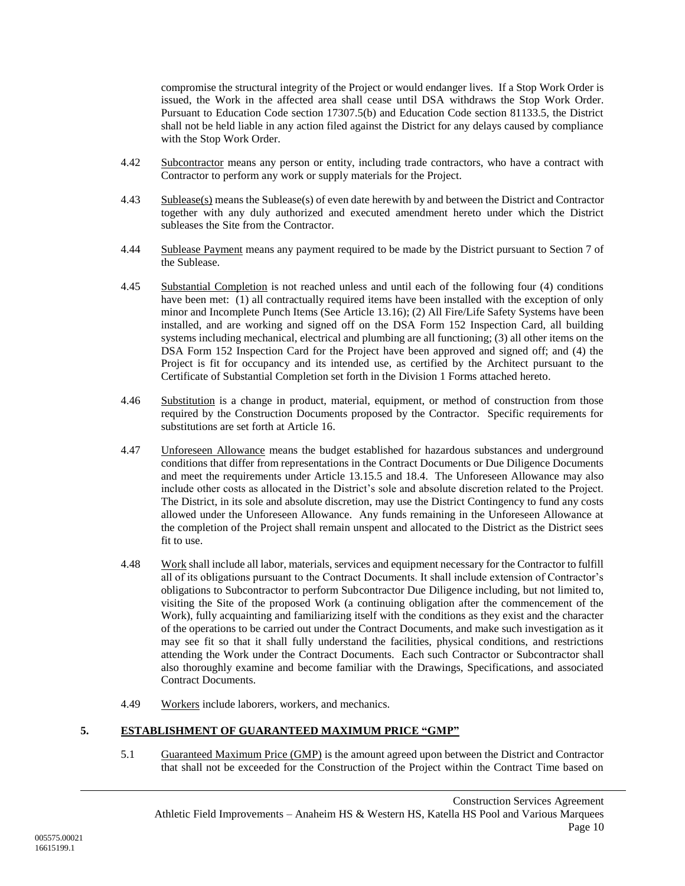compromise the structural integrity of the Project or would endanger lives. If a Stop Work Order is issued, the Work in the affected area shall cease until DSA withdraws the Stop Work Order. Pursuant to Education Code section 17307.5(b) and Education Code section 81133.5, the District shall not be held liable in any action filed against the District for any delays caused by compliance with the Stop Work Order.

4.42 Subcontractor means any person or entity, including trade contractors, who have a contract with Contractor to perform any work or supply materials for the Project.

4.43 Sublease(s) means the Sublease(s) of even date herewith by and between the District and Contractor together with any duly authorized and executed amendment hereto under which the District subleases the Site from the Contractor.

4.44 Sublease Payment means any payment required to be made by the District pursuant to Section 7 of the Sublease.

4.45 Substantial Completion is not reached unless and until each of the following four (4) conditions have been met: (1) all contractually required items have been installed with the exception of only minor and Incomplete Punch Items (See Article 13.16); (2) All Fire/Life Safety Systems have been installed, and are working and signed off on the DSA Form 152 Inspection Card, all building systems including mechanical, electrical and plumbing are all functioning; (3) all other items on the DSA Form 152 Inspection Card for the Project have been approved and signed off; and (4) the Project is fit for occupancy and its intended use, as certified by the Architect pursuant to the Certificate of Substantial Completion set forth in the Division 1 Forms attached hereto.

4.46 Substitution is a change in product, material, equipment, or method of construction from those required by the Construction Documents proposed by the Contractor. Specific requirements for substitutions are set forth at Article 16.

4.47 Unforeseen Allowance means the budget established for hazardous substances and underground conditions that differ from representations in the Contract Documents or Due Diligence Documents and meet the requirements under Article 13.15.5 and 18.4. The Unforeseen Allowance may also include other costs as allocated in the District's sole and absolute discretion related to the Project. The District, in its sole and absolute discretion, may use the District Contingency to fund any costs allowed under the Unforeseen Allowance. Any funds remaining in the Unforeseen Allowance at the completion of the Project shall remain unspent and allocated to the District as the District sees fit to use.

4.48 Work shall include all labor, materials, services and equipment necessary for the Contractor to fulfill all of its obligations pursuant to the Contract Documents. It shall include extension of Contractor's obligations to Subcontractor to perform Subcontractor Due Diligence including, but not limited to, visiting the Site of the proposed Work (a continuing obligation after the commencement of the Work), fully acquainting and familiarizing itself with the conditions as they exist and the character of the operations to be carried out under the Contract Documents, and make such investigation as it may see fit so that it shall fully understand the facilities, physical conditions, and restrictions attending the Work under the Contract Documents. Each such Contractor or Subcontractor shall also thoroughly examine and become familiar with the Drawings, Specifications, and associated Contract Documents.

4.49 Workers include laborers, workers, and mechanics.

## 5. ESTABLISHMENT OF GUARANTEED MAXIMUM PRICE "GMP"

5.1 Guaranteed Maximum Price (GMP) is the amount agreed upon between the District and Contractor that shall not be exceeded for the Construction of the Project within the Contract Time based on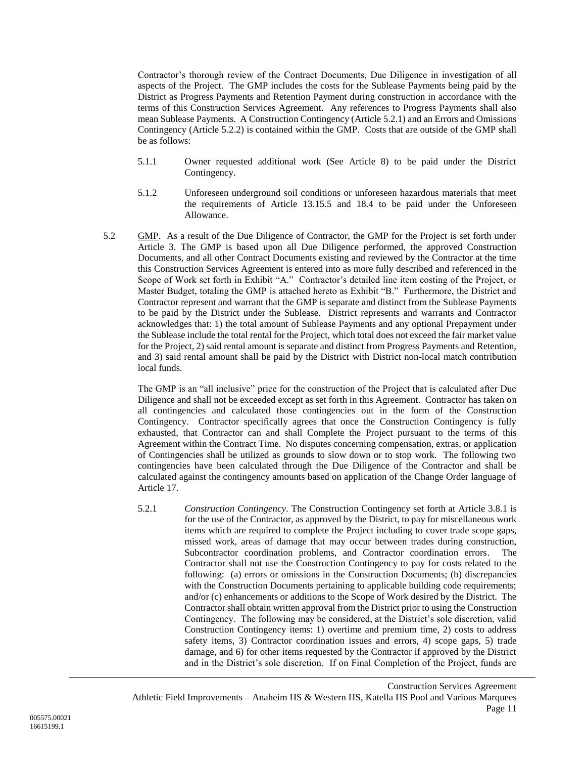Contractor's thorough review of the Contract Documents, Due Diligence in investigation of all aspects of the Project. The GMP includes the costs for the Sublease Payments being paid by the District as Progress Payments and Retention Payment during construction in accordance with the terms of this Construction Services Agreement. Any references to Progress Payments shall also mean Sublease Payments. A Construction Contingency (Article 5.2.1) and an Errors and Omissions Contingency (Article 5.2.2) is contained within the GMP. Costs that are outside of the GMP shall be as follows:

5.1.1 Owner requested additional work (See Article 8) to be paid under the District Contingency.

5.1.2 Unforeseen underground soil conditions or unforeseen hazardous materials that meet the requirements of Article 13.15.5 and 18.4 to be paid under the Unforeseen Allowance.

5.2 GMP. As a result of the Due Diligence of Contractor, the GMP for the Project is set forth under Article 3. The GMP is based upon all Due Diligence performed, the approved Construction Documents, and all other Contract Documents existing and reviewed by the Contractor at the time this Construction Services Agreement is entered into as more fully described and referenced in the Scope of Work set forth in Exhibit "A." Contractor's detailed line item costing of the Project, or Master Budget, totaling the GMP is attached hereto as Exhibit "B." Furthermore, the District and Contractor represent and warrant that the GMP is separate and distinct from the Sublease Payments to be paid by the District under the Sublease. District represents and warrants and Contractor acknowledges that: 1) the total amount of Sublease Payments and any optional Prepayment under the Sublease include the total rental for the Project, which total does not exceed the fair market value for the Project, 2) said rental amount is separate and distinct from Progress Payments and Retention, and 3) said rental amount shall be paid by the District with District non-local match contribution local funds.

The GMP is an "all inclusive" price for the construction of the Project that is calculated after Due Diligence and shall not be exceeded except as set forth in this Agreement. Contractor has taken on all contingencies and calculated those contingencies out in the form of the Construction Contingency. Contractor specifically agrees that once the Construction Contingency is fully exhausted, that Contractor can and shall Complete the Project pursuant to the terms of this Agreement within the Contract Time. No disputes concerning compensation, extras, or application of Contingencies shall be utilized as grounds to slow down or to stop work. The following two contingencies have been calculated through the Due Diligence of the Contractor and shall be calculated against the contingency amounts based on application of the Change Order language of Article 17.

5.2.1 *Construction Contingency*. The Construction Contingency set forth at Article 3.8.1 is for the use of the Contractor, as approved by the District, to pay for miscellaneous work items which are required to complete the Project including to cover trade scope gaps, missed work, areas of damage that may occur between trades during construction, Subcontractor coordination problems, and Contractor coordination errors. The Contractor shall not use the Construction Contingency to pay for costs related to the following: (a) errors or omissions in the Construction Documents; (b) discrepancies with the Construction Documents pertaining to applicable building code requirements; and/or (c) enhancements or additions to the Scope of Work desired by the District. The Contractor shall obtain written approval from the District prior to using the Construction Contingency. The following may be considered, at the District's sole discretion, valid Construction Contingency items: 1) overtime and premium time, 2) costs to address safety items, 3) Contractor coordination issues and errors, 4) scope gaps, 5) trade damage, and 6) for other items requested by the Contractor if approved by the District and in the District's sole discretion. If on Final Completion of the Project, funds are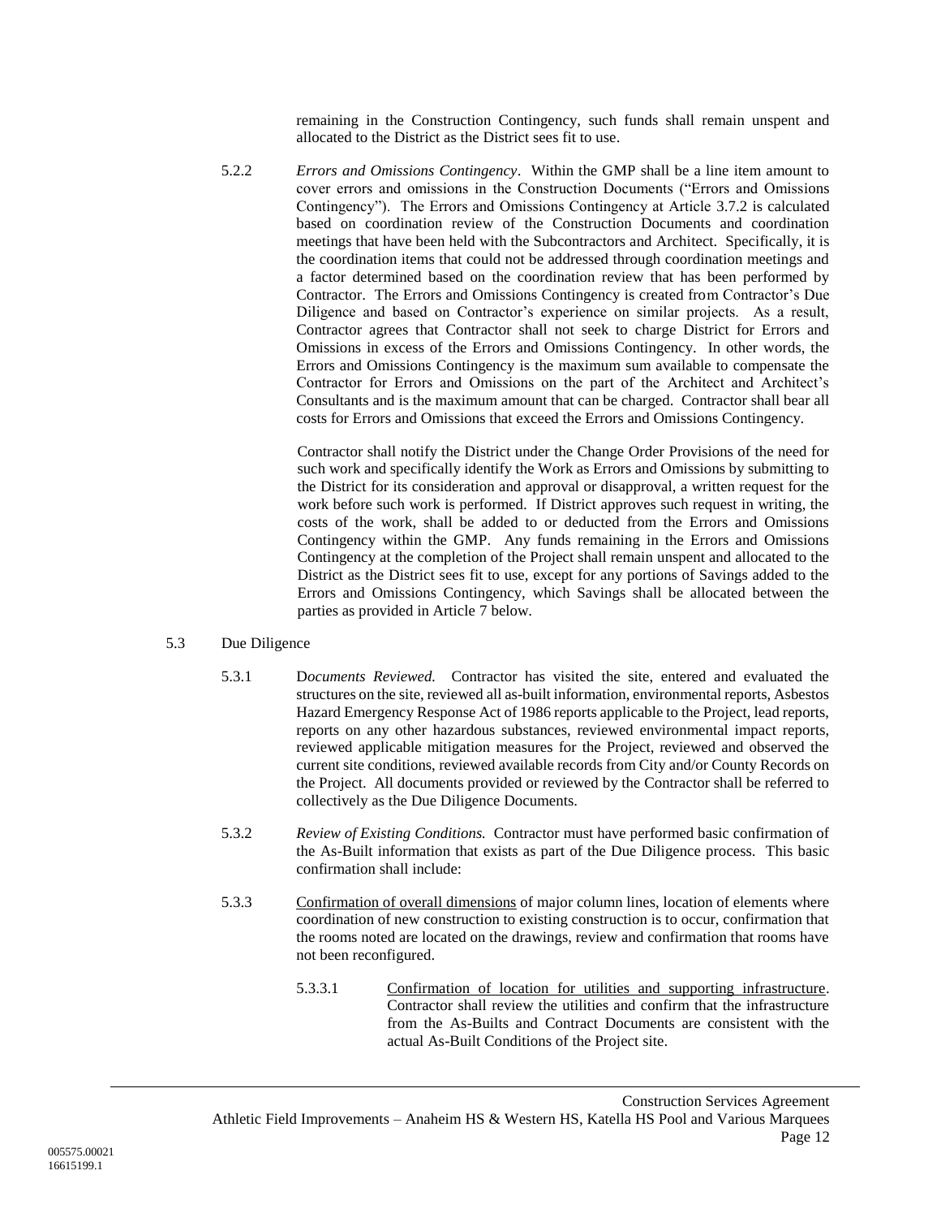remaining in the Construction Contingency, such funds shall remain unspent and allocated to the District as the District sees fit to use.

5.2.2 *Errors and Omissions Contingency*. Within the GMP shall be a line item amount to cover errors and omissions in the Construction Documents ("Errors and Omissions Contingency"). The Errors and Omissions Contingency at Article 3.7.2 is calculated based on coordination review of the Construction Documents and coordination meetings that have been held with the Subcontractors and Architect. Specifically, it is the coordination items that could not be addressed through coordination meetings and a factor determined based on the coordination review that has been performed by Contractor. The Errors and Omissions Contingency is created from Contractor's Due Diligence and based on Contractor's experience on similar projects. As a result, Contractor agrees that Contractor shall not seek to charge District for Errors and Omissions in excess of the Errors and Omissions Contingency. In other words, the Errors and Omissions Contingency is the maximum sum available to compensate the Contractor for Errors and Omissions on the part of the Architect and Architect's Consultants and is the maximum amount that can be charged. Contractor shall bear all costs for Errors and Omissions that exceed the Errors and Omissions Contingency.

Contractor shall notify the District under the Change Order Provisions of the need for such work and specifically identify the Work as Errors and Omissions by submitting to the District for its consideration and approval or disapproval, a written request for the work before such work is performed. If District approves such request in writing, the costs of the work, shall be added to or deducted from the Errors and Omissions Contingency within the GMP. Any funds remaining in the Errors and Omissions Contingency at the completion of the Project shall remain unspent and allocated to the District as the District sees fit to use, except for any portions of Savings added to the Errors and Omissions Contingency, which Savings shall be allocated between the parties as provided in Article 7 below.

5.3 Due Diligence

5.3.1 D*ocuments Reviewed.* Contractor has visited the site, entered and evaluated the structures on the site, reviewed all as-built information, environmental reports, Asbestos Hazard Emergency Response Act of 1986 reports applicable to the Project, lead reports, reports on any other hazardous substances, reviewed environmental impact reports, reviewed applicable mitigation measures for the Project, reviewed and observed the current site conditions, reviewed available records from City and/or County Records on the Project. All documents provided or reviewed by the Contractor shall be referred to collectively as the Due Diligence Documents.

5.3.2 *Review of Existing Conditions.* Contractor must have performed basic confirmation of the As-Built information that exists as part of the Due Diligence process. This basic confirmation shall include:

5.3.3 Confirmation of overall dimensions of major column lines, location of elements where coordination of new construction to existing construction is to occur, confirmation that the rooms noted are located on the drawings, review and confirmation that rooms have not been reconfigured.

5.3.3.1 Confirmation of location for utilities and supporting infrastructure. Contractor shall review the utilities and confirm that the infrastructure from the As-Builts and Contract Documents are consistent with the actual As-Built Conditions of the Project site.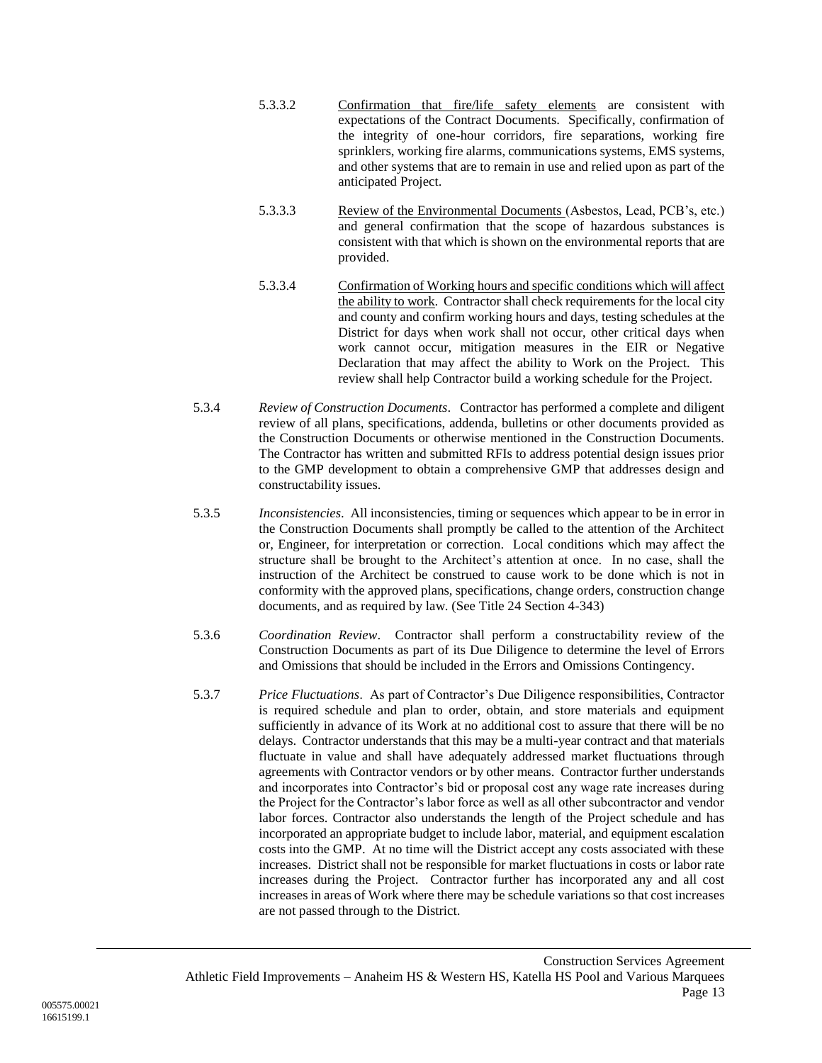5.3.3.2 Confirmation that fire/life safety elements are consistent with expectations of the Contract Documents. Specifically, confirmation of the integrity of one-hour corridors, fire separations, working fire sprinklers, working fire alarms, communications systems, EMS systems, and other systems that are to remain in use and relied upon as part of the anticipated Project.

5.3.3.3 Review of the Environmental Documents (Asbestos, Lead, PCB's, etc.) and general confirmation that the scope of hazardous substances is consistent with that which is shown on the environmental reports that are provided.

5.3.3.4 Confirmation of Working hours and specific conditions which will affect the ability to work. Contractor shall check requirements for the local city and county and confirm working hours and days, testing schedules at the District for days when work shall not occur, other critical days when work cannot occur, mitigation measures in the EIR or Negative Declaration that may affect the ability to Work on the Project. This review shall help Contractor build a working schedule for the Project.

5.3.4 *Review of Construction Documents*. Contractor has performed a complete and diligent review of all plans, specifications, addenda, bulletins or other documents provided as the Construction Documents or otherwise mentioned in the Construction Documents. The Contractor has written and submitted RFIs to address potential design issues prior to the GMP development to obtain a comprehensive GMP that addresses design and constructability issues.

5.3.5 *Inconsistencies*. All inconsistencies, timing or sequences which appear to be in error in the Construction Documents shall promptly be called to the attention of the Architect or, Engineer, for interpretation or correction. Local conditions which may affect the structure shall be brought to the Architect's attention at once. In no case, shall the instruction of the Architect be construed to cause work to be done which is not in conformity with the approved plans, specifications, change orders, construction change documents, and as required by law. (See Title 24 Section 4-343)

5.3.6 *Coordination Review*. Contractor shall perform a constructability review of the Construction Documents as part of its Due Diligence to determine the level of Errors and Omissions that should be included in the Errors and Omissions Contingency.

5.3.7 *Price Fluctuations*. As part of Contractor's Due Diligence responsibilities, Contractor is required schedule and plan to order, obtain, and store materials and equipment sufficiently in advance of its Work at no additional cost to assure that there will be no delays. Contractor understands that this may be a multi-year contract and that materials fluctuate in value and shall have adequately addressed market fluctuations through agreements with Contractor vendors or by other means. Contractor further understands and incorporates into Contractor's bid or proposal cost any wage rate increases during the Project for the Contractor's labor force as well as all other subcontractor and vendor labor forces. Contractor also understands the length of the Project schedule and has incorporated an appropriate budget to include labor, material, and equipment escalation costs into the GMP. At no time will the District accept any costs associated with these increases. District shall not be responsible for market fluctuations in costs or labor rate increases during the Project. Contractor further has incorporated any and all cost increases in areas of Work where there may be schedule variations so that cost increases are not passed through to the District.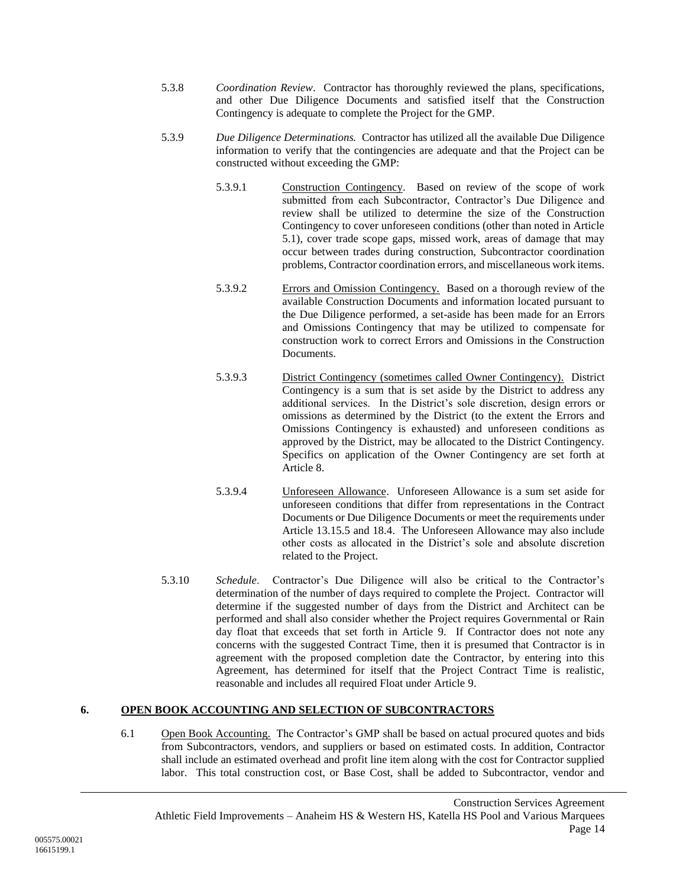5.3.8 *Coordination Review*. Contractor has thoroughly reviewed the plans, specifications, and other Due Diligence Documents and satisfied itself that the Construction Contingency is adequate to complete the Project for the GMP.

5.3.9 *Due Diligence Determinations.* Contractor has utilized all the available Due Diligence information to verify that the contingencies are adequate and that the Project can be constructed without exceeding the GMP:

5.3.9.1 Construction Contingency. Based on review of the scope of work submitted from each Subcontractor, Contractor's Due Diligence and review shall be utilized to determine the size of the Construction Contingency to cover unforeseen conditions (other than noted in Article 5.1), cover trade scope gaps, missed work, areas of damage that may occur between trades during construction, Subcontractor coordination problems, Contractor coordination errors, and miscellaneous work items.

5.3.9.2 Errors and Omission Contingency. Based on a thorough review of the available Construction Documents and information located pursuant to the Due Diligence performed, a set-aside has been made for an Errors and Omissions Contingency that may be utilized to compensate for construction work to correct Errors and Omissions in the Construction Documents.

5.3.9.3 District Contingency (sometimes called Owner Contingency). District Contingency is a sum that is set aside by the District to address any additional services. In the District's sole discretion, design errors or omissions as determined by the District (to the extent the Errors and Omissions Contingency is exhausted) and unforeseen conditions as approved by the District, may be allocated to the District Contingency. Specifics on application of the Owner Contingency are set forth at Article 8.

5.3.9.4 Unforeseen Allowance. Unforeseen Allowance is a sum set aside for unforeseen conditions that differ from representations in the Contract Documents or Due Diligence Documents or meet the requirements under Article 13.15.5 and 18.4. The Unforeseen Allowance may also include other costs as allocated in the District's sole and absolute discretion related to the Project.

5.3.10 *Schedule*. Contractor's Due Diligence will also be critical to the Contractor's determination of the number of days required to complete the Project. Contractor will determine if the suggested number of days from the District and Architect can be performed and shall also consider whether the Project requires Governmental or Rain day float that exceeds that set forth in Article 9. If Contractor does not note any concerns with the suggested Contract Time, then it is presumed that Contractor is in agreement with the proposed completion date the Contractor, by entering into this Agreement, has determined for itself that the Project Contract Time is realistic, reasonable and includes all required Float under Article 9.

## 6. OPEN BOOK ACCOUNTING AND SELECTION OF SUBCONTRACTORS

6.1 Open Book Accounting. The Contractor's GMP shall be based on actual procured quotes and bids from Subcontractors, vendors, and suppliers or based on estimated costs. In addition, Contractor shall include an estimated overhead and profit line item along with the cost for Contractor supplied labor. This total construction cost, or Base Cost, shall be added to Subcontractor, vendor and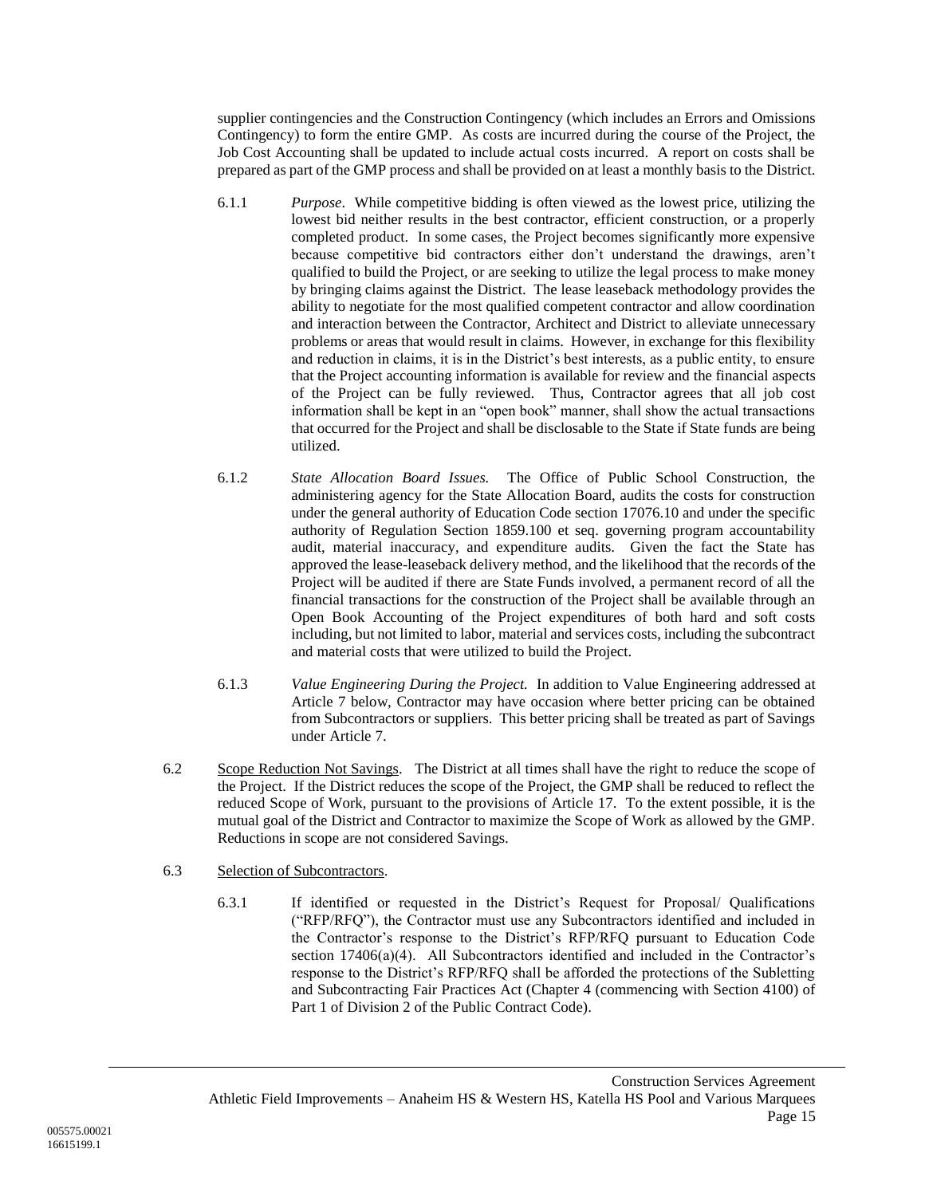supplier contingencies and the Construction Contingency (which includes an Errors and Omissions Contingency) to form the entire GMP. As costs are incurred during the course of the Project, the Job Cost Accounting shall be updated to include actual costs incurred. A report on costs shall be prepared as part of the GMP process and shall be provided on at least a monthly basis to the District.

6.1.1 *Purpose*. While competitive bidding is often viewed as the lowest price, utilizing the lowest bid neither results in the best contractor, efficient construction, or a properly completed product. In some cases, the Project becomes significantly more expensive because competitive bid contractors either don't understand the drawings, aren't qualified to build the Project, or are seeking to utilize the legal process to make money by bringing claims against the District. The lease leaseback methodology provides the ability to negotiate for the most qualified competent contractor and allow coordination and interaction between the Contractor, Architect and District to alleviate unnecessary problems or areas that would result in claims. However, in exchange for this flexibility and reduction in claims, it is in the District's best interests, as a public entity, to ensure that the Project accounting information is available for review and the financial aspects of the Project can be fully reviewed. Thus, Contractor agrees that all job cost information shall be kept in an "open book" manner, shall show the actual transactions that occurred for the Project and shall be disclosable to the State if State funds are being utilized.

6.1.2 *State Allocation Board Issues.* The Office of Public School Construction, the administering agency for the State Allocation Board, audits the costs for construction under the general authority of Education Code section 17076.10 and under the specific authority of Regulation Section 1859.100 et seq. governing program accountability audit, material inaccuracy, and expenditure audits. Given the fact the State has approved the lease-leaseback delivery method, and the likelihood that the records of the Project will be audited if there are State Funds involved, a permanent record of all the financial transactions for the construction of the Project shall be available through an Open Book Accounting of the Project expenditures of both hard and soft costs including, but not limited to labor, material and services costs, including the subcontract and material costs that were utilized to build the Project.

6.1.3 *Value Engineering During the Project.* In addition to Value Engineering addressed at Article 7 below, Contractor may have occasion where better pricing can be obtained from Subcontractors or suppliers. This better pricing shall be treated as part of Savings under Article 7.

6.2 Scope Reduction Not Savings. The District at all times shall have the right to reduce the scope of the Project. If the District reduces the scope of the Project, the GMP shall be reduced to reflect the reduced Scope of Work, pursuant to the provisions of Article 17. To the extent possible, it is the mutual goal of the District and Contractor to maximize the Scope of Work as allowed by the GMP. Reductions in scope are not considered Savings.

6.3 Selection of Subcontractors.

6.3.1 If identified or requested in the District's Request for Proposal/ Qualifications ("RFP/RFQ"), the Contractor must use any Subcontractors identified and included in the Contractor's response to the District's RFP/RFQ pursuant to Education Code section 17406(a)(4). All Subcontractors identified and included in the Contractor's response to the District's RFP/RFQ shall be afforded the protections of the Subletting and Subcontracting Fair Practices Act (Chapter 4 (commencing with Section 4100) of Part 1 of Division 2 of the Public Contract Code).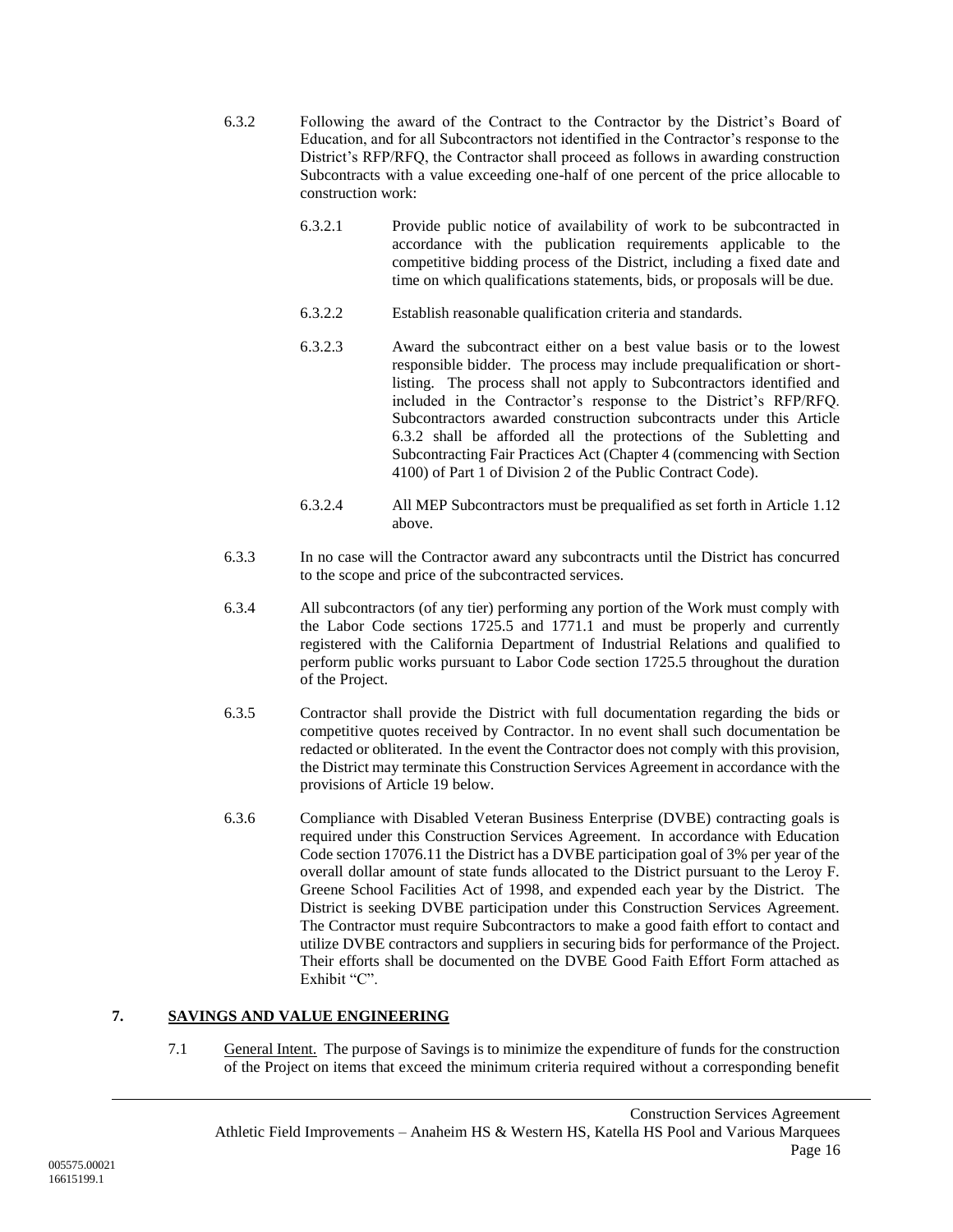6.3.2 Following the award of the Contract to the Contractor by the District's Board of Education, and for all Subcontractors not identified in the Contractor's response to the District's RFP/RFQ, the Contractor shall proceed as follows in awarding construction Subcontracts with a value exceeding one-half of one percent of the price allocable to construction work:

6.3.2.1 Provide public notice of availability of work to be subcontracted in accordance with the publication requirements applicable to the competitive bidding process of the District, including a fixed date and time on which qualifications statements, bids, or proposals will be due.

6.3.2.2 Establish reasonable qualification criteria and standards.

6.3.2.3 Award the subcontract either on a best value basis or to the lowest responsible bidder. The process may include prequalification or short-listing. The process shall not apply to Subcontractors identified and included in the Contractor's response to the District's RFP/RFQ. Subcontractors awarded construction subcontracts under this Article 6.3.2 shall be afforded all the protections of the Subletting and Subcontracting Fair Practices Act (Chapter 4 (commencing with Section 4100) of Part 1 of Division 2 of the Public Contract Code).

6.3.2.4 All MEP Subcontractors must be prequalified as set forth in Article 1.12 above.

6.3.3 In no case will the Contractor award any subcontracts until the District has concurred to the scope and price of the subcontracted services.

6.3.4 All subcontractors (of any tier) performing any portion of the Work must comply with the Labor Code sections 1725.5 and 1771.1 and must be properly and currently registered with the California Department of Industrial Relations and qualified to perform public works pursuant to Labor Code section 1725.5 throughout the duration of the Project.

6.3.5 Contractor shall provide the District with full documentation regarding the bids or competitive quotes received by Contractor. In no event shall such documentation be redacted or obliterated. In the event the Contractor does not comply with this provision, the District may terminate this Construction Services Agreement in accordance with the provisions of Article 19 below.

6.3.6 Compliance with Disabled Veteran Business Enterprise (DVBE) contracting goals is required under this Construction Services Agreement. In accordance with Education Code section 17076.11 the District has a DVBE participation goal of 3% per year of the overall dollar amount of state funds allocated to the District pursuant to the Leroy F. Greene School Facilities Act of 1998, and expended each year by the District. The District is seeking DVBE participation under this Construction Services Agreement. The Contractor must require Subcontractors to make a good faith effort to contact and utilize DVBE contractors and suppliers in securing bids for performance of the Project. Their efforts shall be documented on the DVBE Good Faith Effort Form attached as Exhibit "C".

## 7. SAVINGS AND VALUE ENGINEERING

7.1 General Intent. The purpose of Savings is to minimize the expenditure of funds for the construction of the Project on items that exceed the minimum criteria required without a corresponding benefit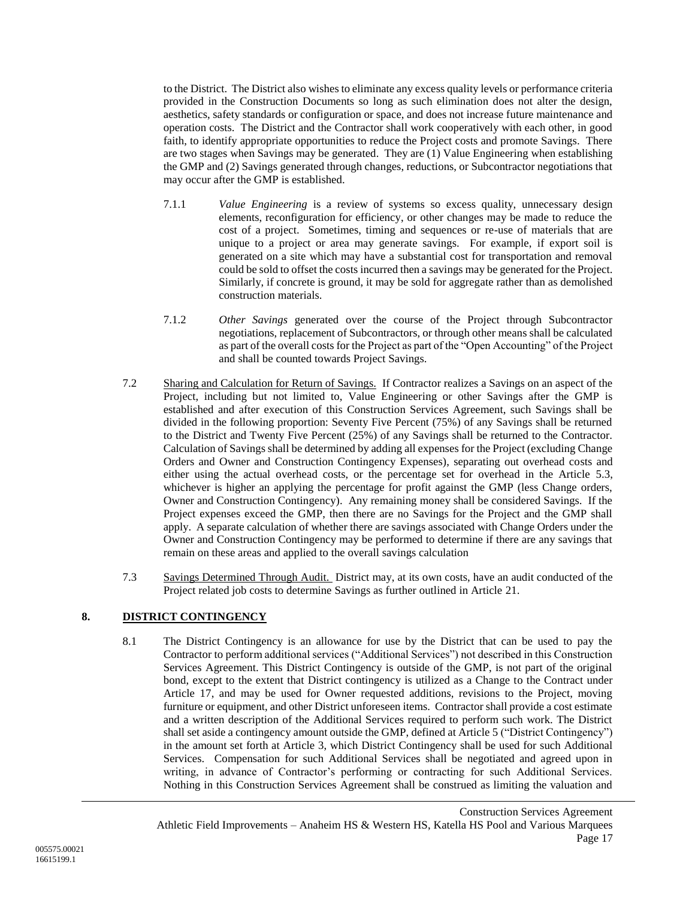to the District. The District also wishes to eliminate any excess quality levels or performance criteria provided in the Construction Documents so long as such elimination does not alter the design, aesthetics, safety standards or configuration or space, and does not increase future maintenance and operation costs. The District and the Contractor shall work cooperatively with each other, in good faith, to identify appropriate opportunities to reduce the Project costs and promote Savings. There are two stages when Savings may be generated. They are (1) Value Engineering when establishing the GMP and (2) Savings generated through changes, reductions, or Subcontractor negotiations that may occur after the GMP is established.

7.1.1 *Value Engineering* is a review of systems so excess quality, unnecessary design elements, reconfiguration for efficiency, or other changes may be made to reduce the cost of a project. Sometimes, timing and sequences or re-use of materials that are unique to a project or area may generate savings. For example, if export soil is generated on a site which may have a substantial cost for transportation and removal could be sold to offset the costs incurred then a savings may be generated for the Project. Similarly, if concrete is ground, it may be sold for aggregate rather than as demolished construction materials.

7.1.2 *Other Savings* generated over the course of the Project through Subcontractor negotiations, replacement of Subcontractors, or through other means shall be calculated as part of the overall costs for the Project as part of the "Open Accounting" of the Project and shall be counted towards Project Savings.

7.2 Sharing and Calculation for Return of Savings. If Contractor realizes a Savings on an aspect of the Project, including but not limited to, Value Engineering or other Savings after the GMP is established and after execution of this Construction Services Agreement, such Savings shall be divided in the following proportion: Seventy Five Percent (75%) of any Savings shall be returned to the District and Twenty Five Percent (25%) of any Savings shall be returned to the Contractor. Calculation of Savings shall be determined by adding all expenses for the Project (excluding Change Orders and Owner and Construction Contingency Expenses), separating out overhead costs and either using the actual overhead costs, or the percentage set for overhead in the Article 5.3, whichever is higher an applying the percentage for profit against the GMP (less Change orders, Owner and Construction Contingency). Any remaining money shall be considered Savings. If the Project expenses exceed the GMP, then there are no Savings for the Project and the GMP shall apply. A separate calculation of whether there are savings associated with Change Orders under the Owner and Construction Contingency may be performed to determine if there are any savings that remain on these areas and applied to the overall savings calculation

7.3 Savings Determined Through Audit. District may, at its own costs, have an audit conducted of the Project related job costs to determine Savings as further outlined in Article 21.

## 8. DISTRICT CONTINGENCY

8.1 The District Contingency is an allowance for use by the District that can be used to pay the Contractor to perform additional services ("Additional Services") not described in this Construction Services Agreement. This District Contingency is outside of the GMP, is not part of the original bond, except to the extent that District contingency is utilized as a Change to the Contract under Article 17, and may be used for Owner requested additions, revisions to the Project, moving furniture or equipment, and other District unforeseen items. Contractor shall provide a cost estimate and a written description of the Additional Services required to perform such work. The District shall set aside a contingency amount outside the GMP, defined at Article 5 ("District Contingency") in the amount set forth at Article 3, which District Contingency shall be used for such Additional Services. Compensation for such Additional Services shall be negotiated and agreed upon in writing, in advance of Contractor's performing or contracting for such Additional Services. Nothing in this Construction Services Agreement shall be construed as limiting the valuation and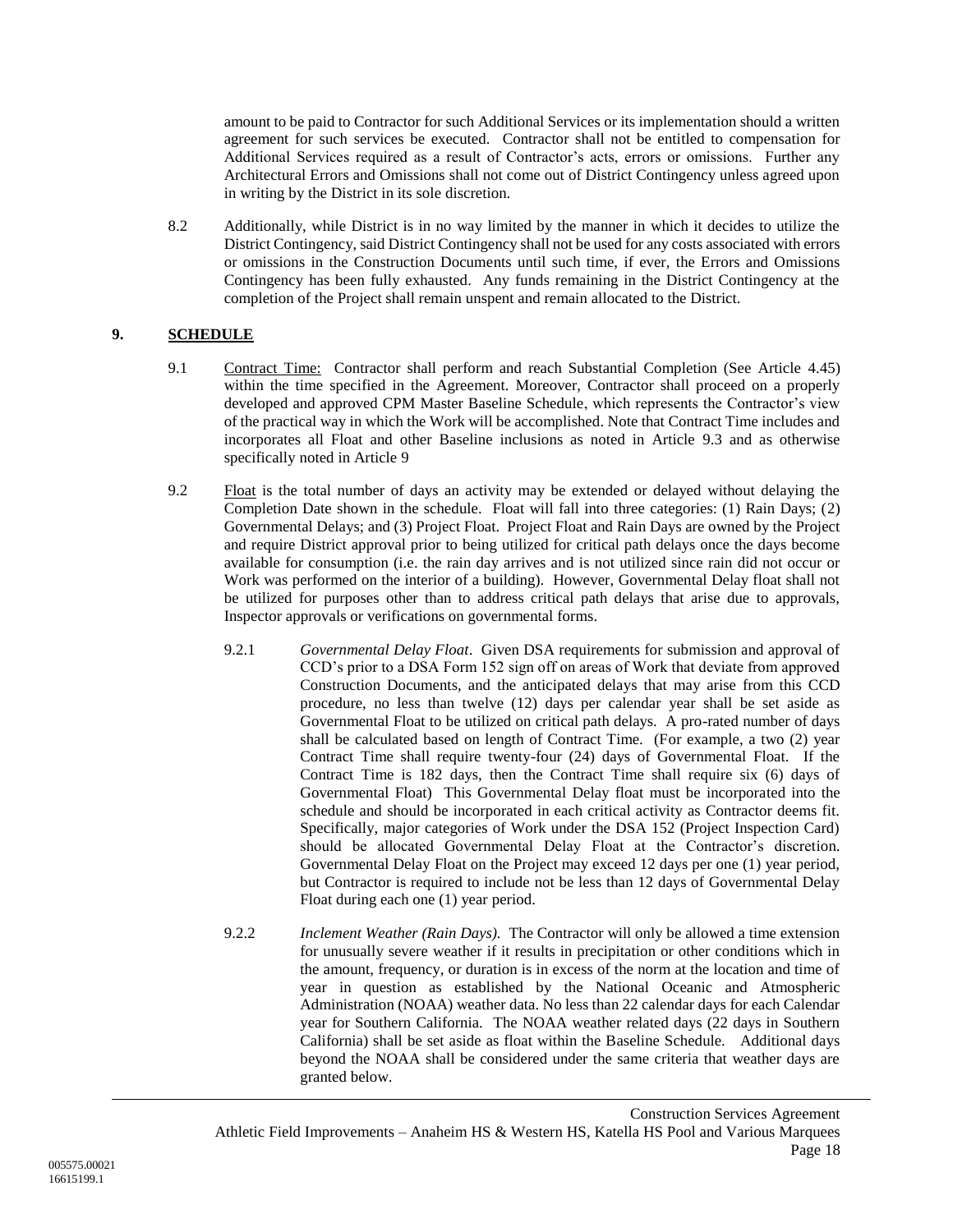amount to be paid to Contractor for such Additional Services or its implementation should a written agreement for such services be executed. Contractor shall not be entitled to compensation for Additional Services required as a result of Contractor's acts, errors or omissions. Further any Architectural Errors and Omissions shall not come out of District Contingency unless agreed upon in writing by the District in its sole discretion.

8.2 Additionally, while District is in no way limited by the manner in which it decides to utilize the District Contingency, said District Contingency shall not be used for any costs associated with errors or omissions in the Construction Documents until such time, if ever, the Errors and Omissions Contingency has been fully exhausted. Any funds remaining in the District Contingency at the completion of the Project shall remain unspent and remain allocated to the District.

## 9. SCHEDULE

9.1 Contract Time: Contractor shall perform and reach Substantial Completion (See Article 4.45) within the time specified in the Agreement. Moreover, Contractor shall proceed on a properly developed and approved CPM Master Baseline Schedule, which represents the Contractor's view of the practical way in which the Work will be accomplished. Note that Contract Time includes and incorporates all Float and other Baseline inclusions as noted in Article 9.3 and as otherwise specifically noted in Article 9

9.2 Float is the total number of days an activity may be extended or delayed without delaying the Completion Date shown in the schedule. Float will fall into three categories: (1) Rain Days; (2) Governmental Delays; and (3) Project Float. Project Float and Rain Days are owned by the Project and require District approval prior to being utilized for critical path delays once the days become available for consumption (i.e. the rain day arrives and is not utilized since rain did not occur or Work was performed on the interior of a building). However, Governmental Delay float shall not be utilized for purposes other than to address critical path delays that arise due to approvals, Inspector approvals or verifications on governmental forms.

9.2.1 *Governmental Delay Float*. Given DSA requirements for submission and approval of CCD's prior to a DSA Form 152 sign off on areas of Work that deviate from approved Construction Documents, and the anticipated delays that may arise from this CCD procedure, no less than twelve (12) days per calendar year shall be set aside as Governmental Float to be utilized on critical path delays. A pro-rated number of days shall be calculated based on length of Contract Time. (For example, a two (2) year Contract Time shall require twenty-four (24) days of Governmental Float. If the Contract Time is 182 days, then the Contract Time shall require six (6) days of Governmental Float) This Governmental Delay float must be incorporated into the schedule and should be incorporated in each critical activity as Contractor deems fit. Specifically, major categories of Work under the DSA 152 (Project Inspection Card) should be allocated Governmental Delay Float at the Contractor's discretion. Governmental Delay Float on the Project may exceed 12 days per one (1) year period, but Contractor is required to include not be less than 12 days of Governmental Delay Float during each one (1) year period.

9.2.2 *Inclement Weather (Rain Days).* The Contractor will only be allowed a time extension for unusually severe weather if it results in precipitation or other conditions which in the amount, frequency, or duration is in excess of the norm at the location and time of year in question as established by the National Oceanic and Atmospheric Administration (NOAA) weather data. No less than 22 calendar days for each Calendar year for Southern California. The NOAA weather related days (22 days in Southern California) shall be set aside as float within the Baseline Schedule. Additional days beyond the NOAA shall be considered under the same criteria that weather days are granted below.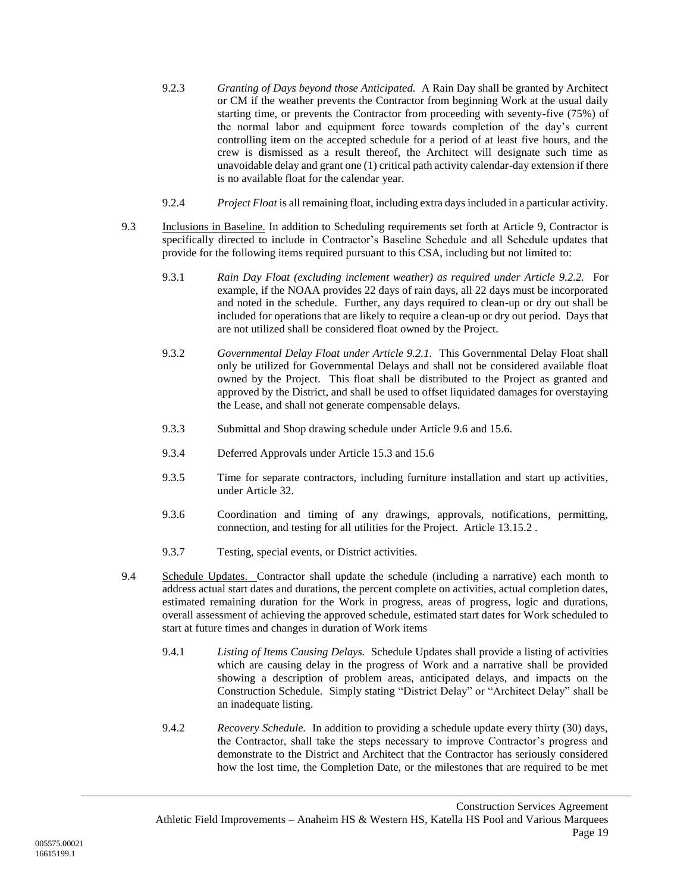9.2.3 *Granting of Days beyond those Anticipated.* A Rain Day shall be granted by Architect or CM if the weather prevents the Contractor from beginning Work at the usual daily starting time, or prevents the Contractor from proceeding with seventy-five (75%) of the normal labor and equipment force towards completion of the day's current controlling item on the accepted schedule for a period of at least five hours, and the crew is dismissed as a result thereof, the Architect will designate such time as unavoidable delay and grant one (1) critical path activity calendar-day extension if there is no available float for the calendar year.

9.2.4 *Project Float* is all remaining float, including extra days included in a particular activity.

9.3 Inclusions in Baseline. In addition to Scheduling requirements set forth at Article 9, Contractor is specifically directed to include in Contractor's Baseline Schedule and all Schedule updates that provide for the following items required pursuant to this CSA, including but not limited to:

9.3.1 *Rain Day Float (excluding inclement weather) as required under Article 9.2.2.* For example, if the NOAA provides 22 days of rain days, all 22 days must be incorporated and noted in the schedule. Further, any days required to clean-up or dry out shall be included for operations that are likely to require a clean-up or dry out period. Days that are not utilized shall be considered float owned by the Project.

9.3.2 *Governmental Delay Float under Article 9.2.1.* This Governmental Delay Float shall only be utilized for Governmental Delays and shall not be considered available float owned by the Project. This float shall be distributed to the Project as granted and approved by the District, and shall be used to offset liquidated damages for overstaying the Lease, and shall not generate compensable delays.

9.3.3 Submittal and Shop drawing schedule under Article 9.6 and 15.6.

9.3.4 Deferred Approvals under Article 15.3 and 15.6

9.3.5 Time for separate contractors, including furniture installation and start up activities, under Article 32.

9.3.6 Coordination and timing of any drawings, approvals, notifications, permitting, connection, and testing for all utilities for the Project. Article 13.15.2 .

9.3.7 Testing, special events, or District activities.

9.4 Schedule Updates. Contractor shall update the schedule (including a narrative) each month to address actual start dates and durations, the percent complete on activities, actual completion dates, estimated remaining duration for the Work in progress, areas of progress, logic and durations, overall assessment of achieving the approved schedule, estimated start dates for Work scheduled to start at future times and changes in duration of Work items

9.4.1 *Listing of Items Causing Delays.* Schedule Updates shall provide a listing of activities which are causing delay in the progress of Work and a narrative shall be provided showing a description of problem areas, anticipated delays, and impacts on the Construction Schedule. Simply stating "District Delay" or "Architect Delay" shall be an inadequate listing.

9.4.2 *Recovery Schedule.* In addition to providing a schedule update every thirty (30) days, the Contractor, shall take the steps necessary to improve Contractor's progress and demonstrate to the District and Architect that the Contractor has seriously considered how the lost time, the Completion Date, or the milestones that are required to be met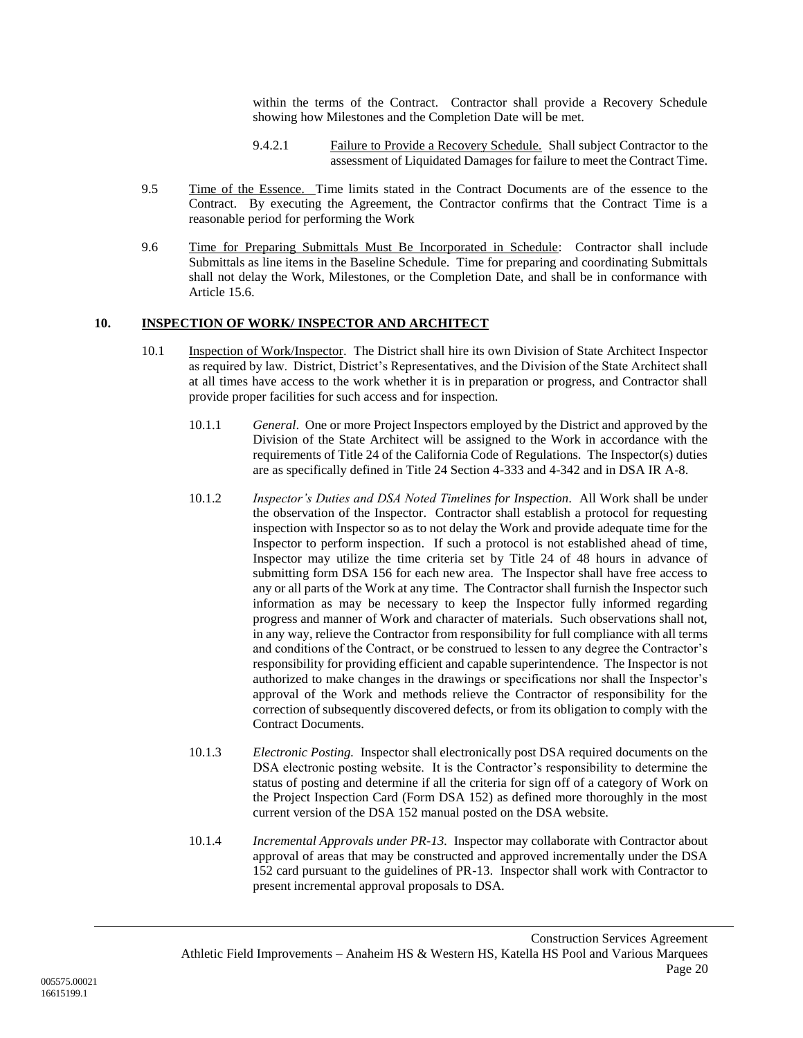within the terms of the Contract. Contractor shall provide a Recovery Schedule showing how Milestones and the Completion Date will be met.

9.4.2.1 Failure to Provide a Recovery Schedule. Shall subject Contractor to the assessment of Liquidated Damages for failure to meet the Contract Time.

9.5 Time of the Essence. Time limits stated in the Contract Documents are of the essence to the Contract. By executing the Agreement, the Contractor confirms that the Contract Time is a reasonable period for performing the Work

9.6 Time for Preparing Submittals Must Be Incorporated in Schedule: Contractor shall include Submittals as line items in the Baseline Schedule. Time for preparing and coordinating Submittals shall not delay the Work, Milestones, or the Completion Date, and shall be in conformance with Article 15.6.

## 10. INSPECTION OF WORK/ INSPECTOR AND ARCHITECT

10.1 Inspection of Work/Inspector. The District shall hire its own Division of State Architect Inspector as required by law. District, District's Representatives, and the Division of the State Architect shall at all times have access to the work whether it is in preparation or progress, and Contractor shall provide proper facilities for such access and for inspection.

10.1.1 *General*. One or more Project Inspectors employed by the District and approved by the Division of the State Architect will be assigned to the Work in accordance with the requirements of Title 24 of the California Code of Regulations. The Inspector(s) duties are as specifically defined in Title 24 Section 4-333 and 4-342 and in DSA IR A-8.

10.1.2 *Inspector's Duties and DSA Noted Timelines for Inspection*. All Work shall be under the observation of the Inspector. Contractor shall establish a protocol for requesting inspection with Inspector so as to not delay the Work and provide adequate time for the Inspector to perform inspection. If such a protocol is not established ahead of time, Inspector may utilize the time criteria set by Title 24 of 48 hours in advance of submitting form DSA 156 for each new area. The Inspector shall have free access to any or all parts of the Work at any time. The Contractor shall furnish the Inspector such information as may be necessary to keep the Inspector fully informed regarding progress and manner of Work and character of materials. Such observations shall not, in any way, relieve the Contractor from responsibility for full compliance with all terms and conditions of the Contract, or be construed to lessen to any degree the Contractor's responsibility for providing efficient and capable superintendence. The Inspector is not authorized to make changes in the drawings or specifications nor shall the Inspector's approval of the Work and methods relieve the Contractor of responsibility for the correction of subsequently discovered defects, or from its obligation to comply with the Contract Documents.

10.1.3 *Electronic Posting.* Inspector shall electronically post DSA required documents on the DSA electronic posting website. It is the Contractor's responsibility to determine the status of posting and determine if all the criteria for sign off of a category of Work on the Project Inspection Card (Form DSA 152) as defined more thoroughly in the most current version of the DSA 152 manual posted on the DSA website.

10.1.4 *Incremental Approvals under PR-13.* Inspector may collaborate with Contractor about approval of areas that may be constructed and approved incrementally under the DSA 152 card pursuant to the guidelines of PR-13. Inspector shall work with Contractor to present incremental approval proposals to DSA.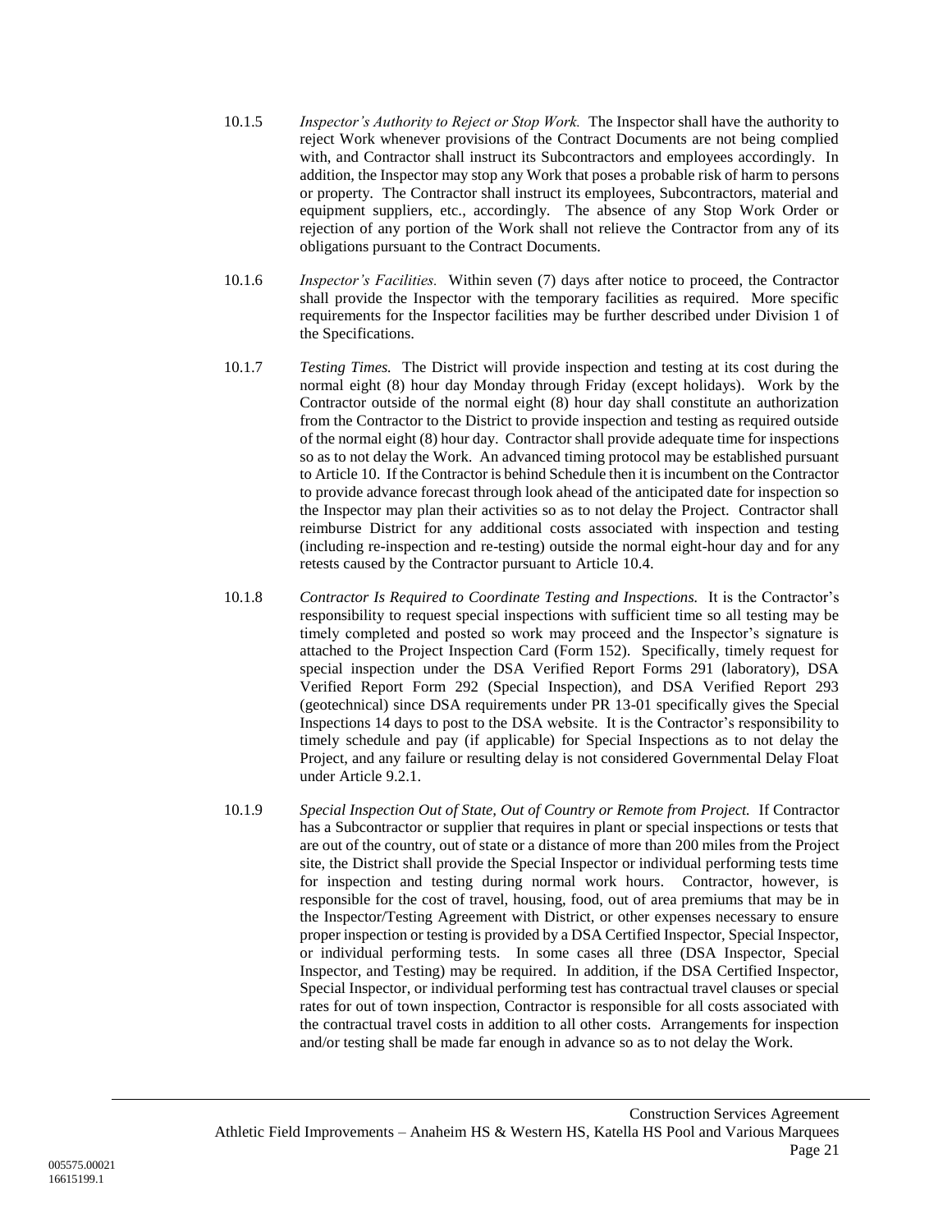10.1.5 *Inspector's Authority to Reject or Stop Work.* The Inspector shall have the authority to reject Work whenever provisions of the Contract Documents are not being complied with, and Contractor shall instruct its Subcontractors and employees accordingly. In addition, the Inspector may stop any Work that poses a probable risk of harm to persons or property. The Contractor shall instruct its employees, Subcontractors, material and equipment suppliers, etc., accordingly. The absence of any Stop Work Order or rejection of any portion of the Work shall not relieve the Contractor from any of its obligations pursuant to the Contract Documents.

10.1.6 *Inspector's Facilities.* Within seven (7) days after notice to proceed, the Contractor shall provide the Inspector with the temporary facilities as required. More specific requirements for the Inspector facilities may be further described under Division 1 of the Specifications.

10.1.7 *Testing Times.* The District will provide inspection and testing at its cost during the normal eight (8) hour day Monday through Friday (except holidays). Work by the Contractor outside of the normal eight (8) hour day shall constitute an authorization from the Contractor to the District to provide inspection and testing as required outside of the normal eight (8) hour day. Contractor shall provide adequate time for inspections so as to not delay the Work. An advanced timing protocol may be established pursuant to Article 10. If the Contractor is behind Schedule then it is incumbent on the Contractor to provide advance forecast through look ahead of the anticipated date for inspection so the Inspector may plan their activities so as to not delay the Project. Contractor shall reimburse District for any additional costs associated with inspection and testing (including re-inspection and re-testing) outside the normal eight-hour day and for any retests caused by the Contractor pursuant to Article 10.4.

10.1.8 *Contractor Is Required to Coordinate Testing and Inspections.* It is the Contractor's responsibility to request special inspections with sufficient time so all testing may be timely completed and posted so work may proceed and the Inspector's signature is attached to the Project Inspection Card (Form 152). Specifically, timely request for special inspection under the DSA Verified Report Forms 291 (laboratory), DSA Verified Report Form 292 (Special Inspection), and DSA Verified Report 293 (geotechnical) since DSA requirements under PR 13-01 specifically gives the Special Inspections 14 days to post to the DSA website. It is the Contractor's responsibility to timely schedule and pay (if applicable) for Special Inspections as to not delay the Project, and any failure or resulting delay is not considered Governmental Delay Float under Article 9.2.1.

10.1.9 *Special Inspection Out of State, Out of Country or Remote from Project.* If Contractor has a Subcontractor or supplier that requires in plant or special inspections or tests that are out of the country, out of state or a distance of more than 200 miles from the Project site, the District shall provide the Special Inspector or individual performing tests time for inspection and testing during normal work hours. Contractor, however, is responsible for the cost of travel, housing, food, out of area premiums that may be in the Inspector/Testing Agreement with District, or other expenses necessary to ensure proper inspection or testing is provided by a DSA Certified Inspector, Special Inspector, or individual performing tests. In some cases all three (DSA Inspector, Special Inspector, and Testing) may be required. In addition, if the DSA Certified Inspector, Special Inspector, or individual performing test has contractual travel clauses or special rates for out of town inspection, Contractor is responsible for all costs associated with the contractual travel costs in addition to all other costs. Arrangements for inspection and/or testing shall be made far enough in advance so as to not delay the Work.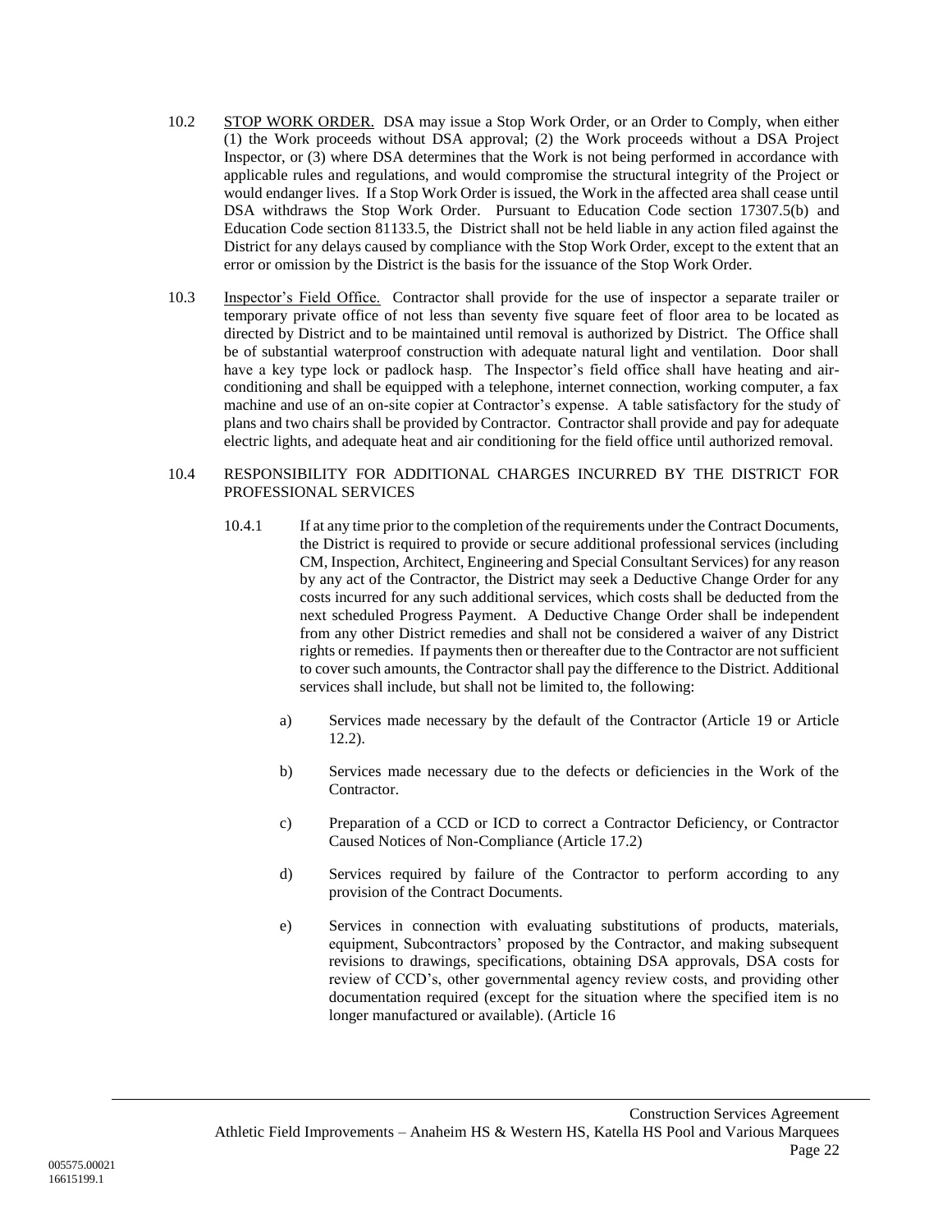10.2 STOP WORK ORDER. DSA may issue a Stop Work Order, or an Order to Comply, when either (1) the Work proceeds without DSA approval; (2) the Work proceeds without a DSA Project Inspector, or (3) where DSA determines that the Work is not being performed in accordance with applicable rules and regulations, and would compromise the structural integrity of the Project or would endanger lives. If a Stop Work Order is issued, the Work in the affected area shall cease until DSA withdraws the Stop Work Order. Pursuant to Education Code section 17307.5(b) and Education Code section 81133.5, the District shall not be held liable in any action filed against the District for any delays caused by compliance with the Stop Work Order, except to the extent that an error or omission by the District is the basis for the issuance of the Stop Work Order.

10.3 Inspector's Field Office. Contractor shall provide for the use of inspector a separate trailer or temporary private office of not less than seventy five square feet of floor area to be located as directed by District and to be maintained until removal is authorized by District. The Office shall be of substantial waterproof construction with adequate natural light and ventilation. Door shall have a key type lock or padlock hasp. The Inspector's field office shall have heating and air-conditioning and shall be equipped with a telephone, internet connection, working computer, a fax machine and use of an on-site copier at Contractor's expense. A table satisfactory for the study of plans and two chairs shall be provided by Contractor. Contractor shall provide and pay for adequate electric lights, and adequate heat and air conditioning for the field office until authorized removal.

10.4 RESPONSIBILITY FOR ADDITIONAL CHARGES INCURRED BY THE DISTRICT FOR PROFESSIONAL SERVICES

10.4.1 If at any time prior to the completion of the requirements under the Contract Documents, the District is required to provide or secure additional professional services (including CM, Inspection, Architect, Engineering and Special Consultant Services) for any reason by any act of the Contractor, the District may seek a Deductive Change Order for any costs incurred for any such additional services, which costs shall be deducted from the next scheduled Progress Payment. A Deductive Change Order shall be independent from any other District remedies and shall not be considered a waiver of any District rights or remedies. If payments then or thereafter due to the Contractor are not sufficient to cover such amounts, the Contractor shall pay the difference to the District. Additional services shall include, but shall not be limited to, the following:

a) Services made necessary by the default of the Contractor (Article 19 or Article 12.2).

b) Services made necessary due to the defects or deficiencies in the Work of the Contractor.

c) Preparation of a CCD or ICD to correct a Contractor Deficiency, or Contractor Caused Notices of Non-Compliance (Article 17.2)

d) Services required by failure of the Contractor to perform according to any provision of the Contract Documents.

e) Services in connection with evaluating substitutions of products, materials, equipment, Subcontractors' proposed by the Contractor, and making subsequent revisions to drawings, specifications, obtaining DSA approvals, DSA costs for review of CCD's, other governmental agency review costs, and providing other documentation required (except for the situation where the specified item is no longer manufactured or available). (Article 16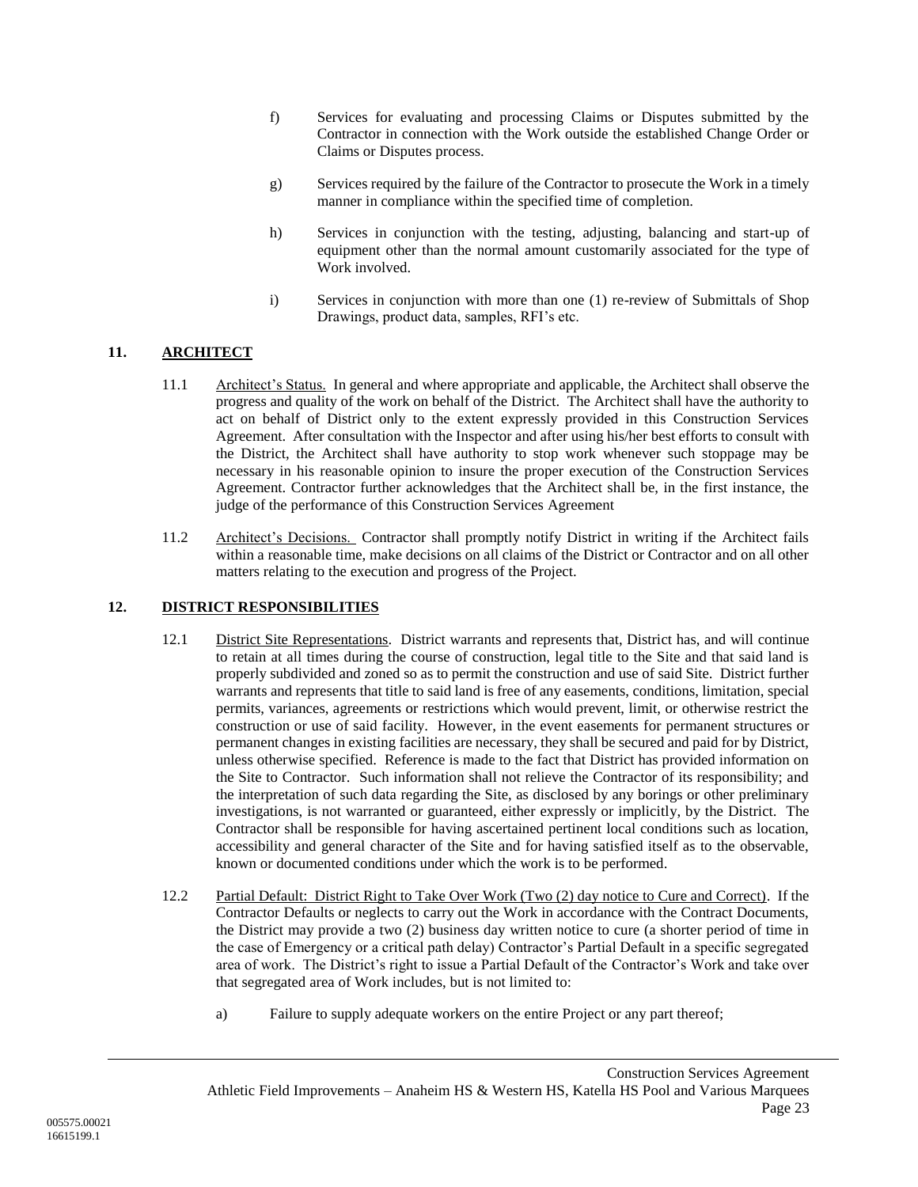f) Services for evaluating and processing Claims or Disputes submitted by the Contractor in connection with the Work outside the established Change Order or Claims or Disputes process.

g) Services required by the failure of the Contractor to prosecute the Work in a timely manner in compliance within the specified time of completion.

h) Services in conjunction with the testing, adjusting, balancing and start-up of equipment other than the normal amount customarily associated for the type of Work involved.

i) Services in conjunction with more than one (1) re-review of Submittals of Shop Drawings, product data, samples, RFI's etc.

## 11. ARCHITECT

11.1 Architect's Status. In general and where appropriate and applicable, the Architect shall observe the progress and quality of the work on behalf of the District. The Architect shall have the authority to act on behalf of District only to the extent expressly provided in this Construction Services Agreement. After consultation with the Inspector and after using his/her best efforts to consult with the District, the Architect shall have authority to stop work whenever such stoppage may be necessary in his reasonable opinion to insure the proper execution of the Construction Services Agreement. Contractor further acknowledges that the Architect shall be, in the first instance, the judge of the performance of this Construction Services Agreement

11.2 Architect's Decisions. Contractor shall promptly notify District in writing if the Architect fails within a reasonable time, make decisions on all claims of the District or Contractor and on all other matters relating to the execution and progress of the Project.

## 12. DISTRICT RESPONSIBILITIES

12.1 District Site Representations. District warrants and represents that, District has, and will continue to retain at all times during the course of construction, legal title to the Site and that said land is properly subdivided and zoned so as to permit the construction and use of said Site. District further warrants and represents that title to said land is free of any easements, conditions, limitation, special permits, variances, agreements or restrictions which would prevent, limit, or otherwise restrict the construction or use of said facility. However, in the event easements for permanent structures or permanent changes in existing facilities are necessary, they shall be secured and paid for by District, unless otherwise specified. Reference is made to the fact that District has provided information on the Site to Contractor. Such information shall not relieve the Contractor of its responsibility; and the interpretation of such data regarding the Site, as disclosed by any borings or other preliminary investigations, is not warranted or guaranteed, either expressly or implicitly, by the District. The Contractor shall be responsible for having ascertained pertinent local conditions such as location, accessibility and general character of the Site and for having satisfied itself as to the observable, known or documented conditions under which the work is to be performed.

12.2 Partial Default: District Right to Take Over Work (Two (2) day notice to Cure and Correct). If the Contractor Defaults or neglects to carry out the Work in accordance with the Contract Documents, the District may provide a two (2) business day written notice to cure (a shorter period of time in the case of Emergency or a critical path delay) Contractor's Partial Default in a specific segregated area of work. The District's right to issue a Partial Default of the Contractor's Work and take over that segregated area of Work includes, but is not limited to:

a) Failure to supply adequate workers on the entire Project or any part thereof;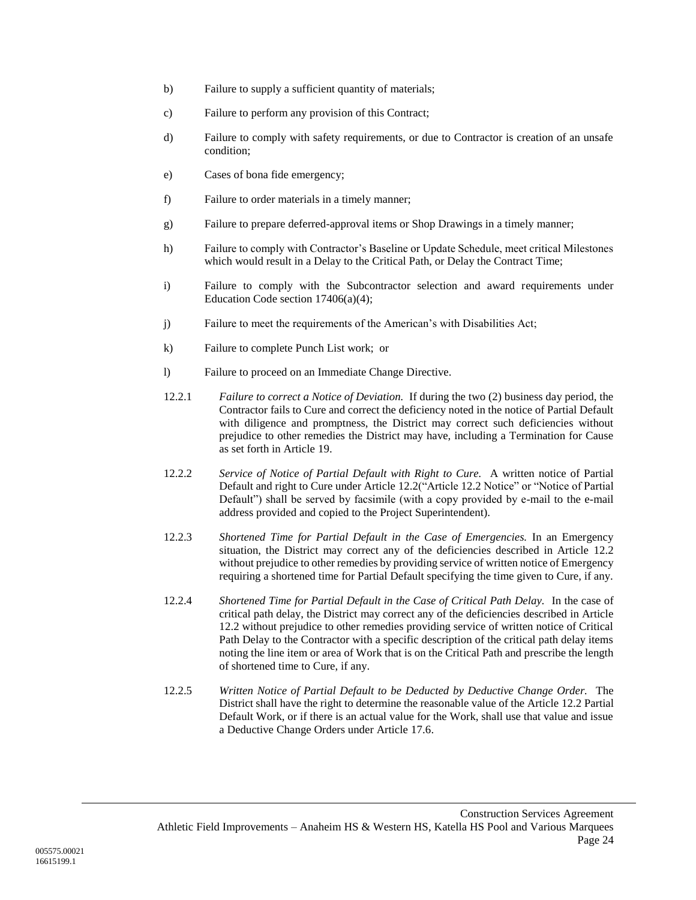b) Failure to supply a sufficient quantity of materials;

c) Failure to perform any provision of this Contract;

d) Failure to comply with safety requirements, or due to Contractor is creation of an unsafe condition;

e) Cases of bona fide emergency;

f) Failure to order materials in a timely manner;

g) Failure to prepare deferred-approval items or Shop Drawings in a timely manner;

h) Failure to comply with Contractor's Baseline or Update Schedule, meet critical Milestones which would result in a Delay to the Critical Path, or Delay the Contract Time;

i) Failure to comply with the Subcontractor selection and award requirements under Education Code section 17406(a)(4);

j) Failure to meet the requirements of the American's with Disabilities Act;

k) Failure to complete Punch List work; or

l) Failure to proceed on an Immediate Change Directive.

12.2.1 *Failure to correct a Notice of Deviation.* If during the two (2) business day period, the Contractor fails to Cure and correct the deficiency noted in the notice of Partial Default with diligence and promptness, the District may correct such deficiencies without prejudice to other remedies the District may have, including a Termination for Cause as set forth in Article 19.

12.2.2 *Service of Notice of Partial Default with Right to Cure.* A written notice of Partial Default and right to Cure under Article 12.2("Article 12.2 Notice" or "Notice of Partial Default") shall be served by facsimile (with a copy provided by e-mail to the e-mail address provided and copied to the Project Superintendent).

12.2.3 *Shortened Time for Partial Default in the Case of Emergencies.* In an Emergency situation, the District may correct any of the deficiencies described in Article 12.2 without prejudice to other remedies by providing service of written notice of Emergency requiring a shortened time for Partial Default specifying the time given to Cure, if any.

12.2.4 *Shortened Time for Partial Default in the Case of Critical Path Delay.* In the case of critical path delay, the District may correct any of the deficiencies described in Article 12.2 without prejudice to other remedies providing service of written notice of Critical Path Delay to the Contractor with a specific description of the critical path delay items noting the line item or area of Work that is on the Critical Path and prescribe the length of shortened time to Cure, if any.

12.2.5 *Written Notice of Partial Default to be Deducted by Deductive Change Order.* The District shall have the right to determine the reasonable value of the Article 12.2 Partial Default Work, or if there is an actual value for the Work, shall use that value and issue a Deductive Change Orders under Article 17.6.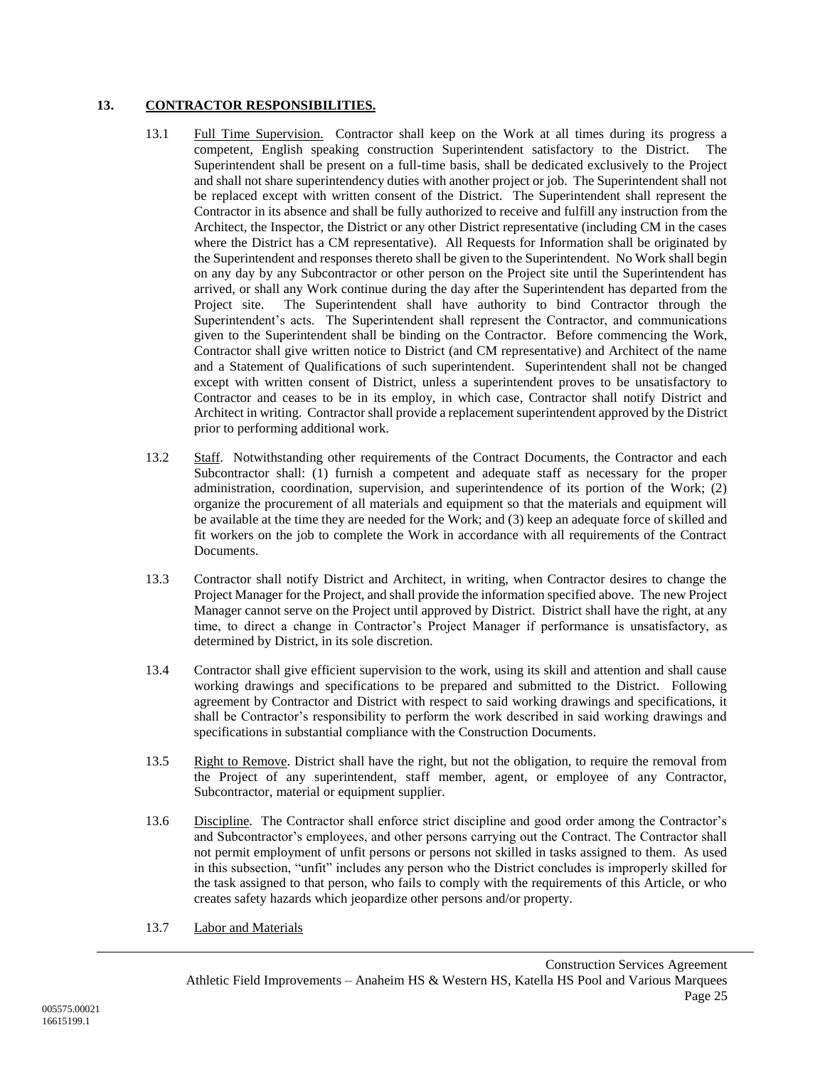## 13. CONTRACTOR RESPONSIBILITIES.

13.1 Full Time Supervision. Contractor shall keep on the Work at all times during its progress a competent, English speaking construction Superintendent satisfactory to the District. The Superintendent shall be present on a full-time basis, shall be dedicated exclusively to the Project and shall not share superintendency duties with another project or job. The Superintendent shall not be replaced except with written consent of the District. The Superintendent shall represent the Contractor in its absence and shall be fully authorized to receive and fulfill any instruction from the Architect, the Inspector, the District or any other District representative (including CM in the cases where the District has a CM representative). All Requests for Information shall be originated by the Superintendent and responses thereto shall be given to the Superintendent. No Work shall begin on any day by any Subcontractor or other person on the Project site until the Superintendent has arrived, or shall any Work continue during the day after the Superintendent has departed from the Project site. The Superintendent shall have authority to bind Contractor through the Superintendent's acts. The Superintendent shall represent the Contractor, and communications given to the Superintendent shall be binding on the Contractor. Before commencing the Work, Contractor shall give written notice to District (and CM representative) and Architect of the name and a Statement of Qualifications of such superintendent. Superintendent shall not be changed except with written consent of District, unless a superintendent proves to be unsatisfactory to Contractor and ceases to be in its employ, in which case, Contractor shall notify District and Architect in writing. Contractor shall provide a replacement superintendent approved by the District prior to performing additional work.

13.2 Staff. Notwithstanding other requirements of the Contract Documents, the Contractor and each Subcontractor shall: (1) furnish a competent and adequate staff as necessary for the proper administration, coordination, supervision, and superintendence of its portion of the Work; (2) organize the procurement of all materials and equipment so that the materials and equipment will be available at the time they are needed for the Work; and (3) keep an adequate force of skilled and fit workers on the job to complete the Work in accordance with all requirements of the Contract Documents.

13.3 Contractor shall notify District and Architect, in writing, when Contractor desires to change the Project Manager for the Project, and shall provide the information specified above. The new Project Manager cannot serve on the Project until approved by District. District shall have the right, at any time, to direct a change in Contractor's Project Manager if performance is unsatisfactory, as determined by District, in its sole discretion.

13.4 Contractor shall give efficient supervision to the work, using its skill and attention and shall cause working drawings and specifications to be prepared and submitted to the District. Following agreement by Contractor and District with respect to said working drawings and specifications, it shall be Contractor's responsibility to perform the work described in said working drawings and specifications in substantial compliance with the Construction Documents.

13.5 Right to Remove. District shall have the right, but not the obligation, to require the removal from the Project of any superintendent, staff member, agent, or employee of any Contractor, Subcontractor, material or equipment supplier.

13.6 Discipline. The Contractor shall enforce strict discipline and good order among the Contractor's and Subcontractor's employees, and other persons carrying out the Contract. The Contractor shall not permit employment of unfit persons or persons not skilled in tasks assigned to them. As used in this subsection, "unfit" includes any person who the District concludes is improperly skilled for the task assigned to that person, who fails to comply with the requirements of this Article, or who creates safety hazards which jeopardize other persons and/or property.

13.7 Labor and Materials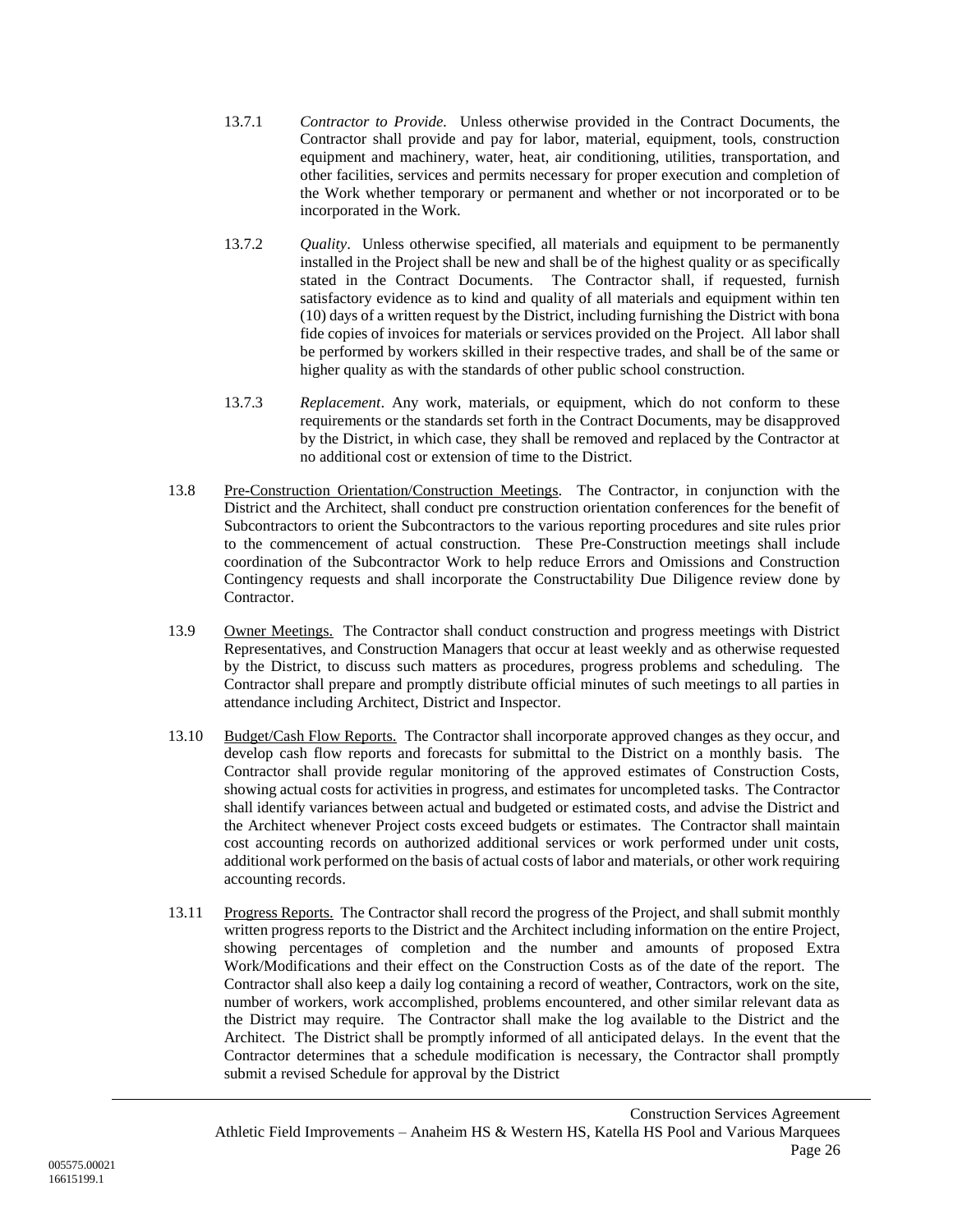13.7.1 *Contractor to Provide.* Unless otherwise provided in the Contract Documents, the Contractor shall provide and pay for labor, material, equipment, tools, construction equipment and machinery, water, heat, air conditioning, utilities, transportation, and other facilities, services and permits necessary for proper execution and completion of the Work whether temporary or permanent and whether or not incorporated or to be incorporated in the Work.

13.7.2 *Quality*. Unless otherwise specified, all materials and equipment to be permanently installed in the Project shall be new and shall be of the highest quality or as specifically stated in the Contract Documents. The Contractor shall, if requested, furnish satisfactory evidence as to kind and quality of all materials and equipment within ten (10) days of a written request by the District, including furnishing the District with bona fide copies of invoices for materials or services provided on the Project. All labor shall be performed by workers skilled in their respective trades, and shall be of the same or higher quality as with the standards of other public school construction.

13.7.3 *Replacement*. Any work, materials, or equipment, which do not conform to these requirements or the standards set forth in the Contract Documents, may be disapproved by the District, in which case, they shall be removed and replaced by the Contractor at no additional cost or extension of time to the District.

13.8 <u>Pre-Construction Orientation/Construction Meetings</u>. The Contractor, in conjunction with the District and the Architect, shall conduct pre construction orientation conferences for the benefit of Subcontractors to orient the Subcontractors to the various reporting procedures and site rules prior to the commencement of actual construction. These Pre-Construction meetings shall include coordination of the Subcontractor Work to help reduce Errors and Omissions and Construction Contingency requests and shall incorporate the Constructability Due Diligence review done by Contractor.

13.9 <u>Owner Meetings.</u> The Contractor shall conduct construction and progress meetings with District Representatives, and Construction Managers that occur at least weekly and as otherwise requested by the District, to discuss such matters as procedures, progress problems and scheduling. The Contractor shall prepare and promptly distribute official minutes of such meetings to all parties in attendance including Architect, District and Inspector.

13.10 <u>Budget/Cash Flow Reports.</u> The Contractor shall incorporate approved changes as they occur, and develop cash flow reports and forecasts for submittal to the District on a monthly basis. The Contractor shall provide regular monitoring of the approved estimates of Construction Costs, showing actual costs for activities in progress, and estimates for uncompleted tasks. The Contractor shall identify variances between actual and budgeted or estimated costs, and advise the District and the Architect whenever Project costs exceed budgets or estimates. The Contractor shall maintain cost accounting records on authorized additional services or work performed under unit costs, additional work performed on the basis of actual costs of labor and materials, or other work requiring accounting records.

13.11 <u>Progress Reports.</u> The Contractor shall record the progress of the Project, and shall submit monthly written progress reports to the District and the Architect including information on the entire Project, showing percentages of completion and the number and amounts of proposed Extra Work/Modifications and their effect on the Construction Costs as of the date of the report. The Contractor shall also keep a daily log containing a record of weather, Contractors, work on the site, number of workers, work accomplished, problems encountered, and other similar relevant data as the District may require. The Contractor shall make the log available to the District and the Architect. The District shall be promptly informed of all anticipated delays. In the event that the Contractor determines that a schedule modification is necessary, the Contractor shall promptly submit a revised Schedule for approval by the District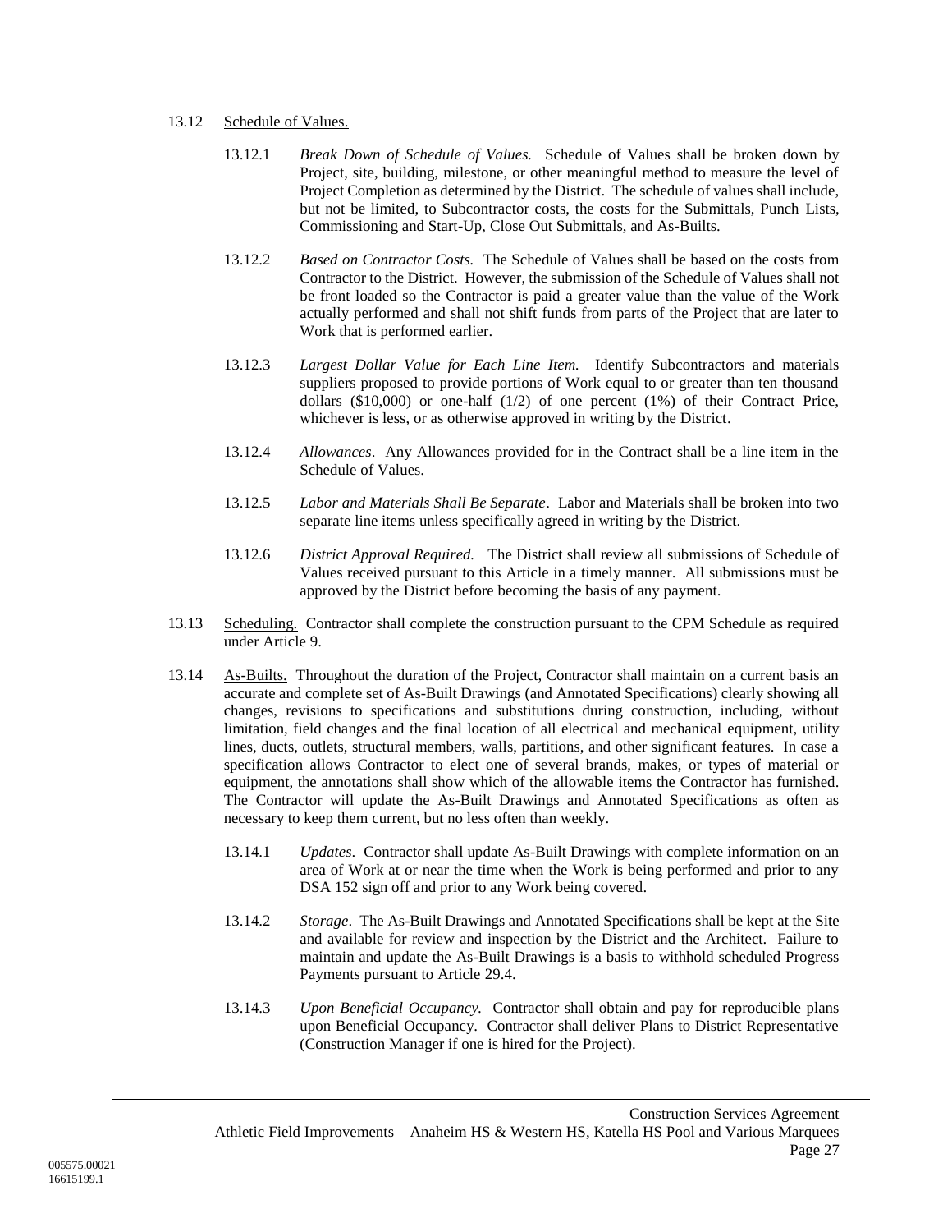13.12 Schedule of Values.

13.12.1 *Break Down of Schedule of Values.* Schedule of Values shall be broken down by Project, site, building, milestone, or other meaningful method to measure the level of Project Completion as determined by the District. The schedule of values shall include, but not be limited, to Subcontractor costs, the costs for the Submittals, Punch Lists, Commissioning and Start-Up, Close Out Submittals, and As-Builts.

13.12.2 *Based on Contractor Costs.* The Schedule of Values shall be based on the costs from Contractor to the District. However, the submission of the Schedule of Values shall not be front loaded so the Contractor is paid a greater value than the value of the Work actually performed and shall not shift funds from parts of the Project that are later to Work that is performed earlier.

13.12.3 *Largest Dollar Value for Each Line Item.* Identify Subcontractors and materials suppliers proposed to provide portions of Work equal to or greater than ten thousand dollars ($10,000) or one-half (1/2) of one percent (1%) of their Contract Price, whichever is less, or as otherwise approved in writing by the District.

13.12.4 *Allowances*. Any Allowances provided for in the Contract shall be a line item in the Schedule of Values.

13.12.5 *Labor and Materials Shall Be Separate*. Labor and Materials shall be broken into two separate line items unless specifically agreed in writing by the District.

13.12.6 *District Approval Required.* The District shall review all submissions of Schedule of Values received pursuant to this Article in a timely manner. All submissions must be approved by the District before becoming the basis of any payment.

13.13 Scheduling. Contractor shall complete the construction pursuant to the CPM Schedule as required under Article 9.

13.14 As-Builts. Throughout the duration of the Project, Contractor shall maintain on a current basis an accurate and complete set of As-Built Drawings (and Annotated Specifications) clearly showing all changes, revisions to specifications and substitutions during construction, including, without limitation, field changes and the final location of all electrical and mechanical equipment, utility lines, ducts, outlets, structural members, walls, partitions, and other significant features. In case a specification allows Contractor to elect one of several brands, makes, or types of material or equipment, the annotations shall show which of the allowable items the Contractor has furnished. The Contractor will update the As-Built Drawings and Annotated Specifications as often as necessary to keep them current, but no less often than weekly.

13.14.1 *Updates*. Contractor shall update As-Built Drawings with complete information on an area of Work at or near the time when the Work is being performed and prior to any DSA 152 sign off and prior to any Work being covered.

13.14.2 *Storage*. The As-Built Drawings and Annotated Specifications shall be kept at the Site and available for review and inspection by the District and the Architect. Failure to maintain and update the As-Built Drawings is a basis to withhold scheduled Progress Payments pursuant to Article 29.4.

13.14.3 *Upon Beneficial Occupancy.* Contractor shall obtain and pay for reproducible plans upon Beneficial Occupancy. Contractor shall deliver Plans to District Representative (Construction Manager if one is hired for the Project).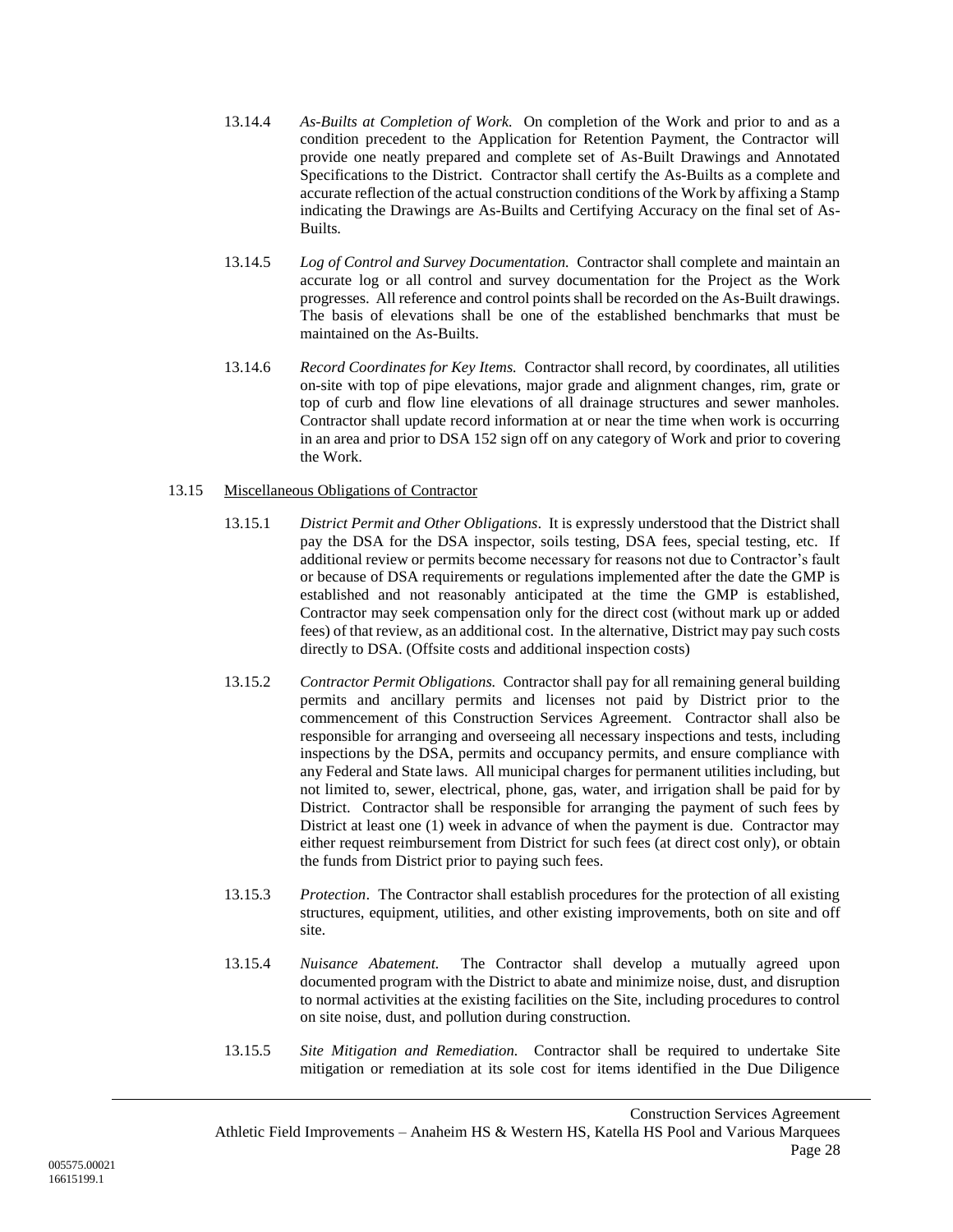13.14.4 *As-Builts at Completion of Work.* On completion of the Work and prior to and as a condition precedent to the Application for Retention Payment, the Contractor will provide one neatly prepared and complete set of As-Built Drawings and Annotated Specifications to the District. Contractor shall certify the As-Builts as a complete and accurate reflection of the actual construction conditions of the Work by affixing a Stamp indicating the Drawings are As-Builts and Certifying Accuracy on the final set of As-Builts.

13.14.5 *Log of Control and Survey Documentation.* Contractor shall complete and maintain an accurate log or all control and survey documentation for the Project as the Work progresses. All reference and control points shall be recorded on the As-Built drawings. The basis of elevations shall be one of the established benchmarks that must be maintained on the As-Builts.

13.14.6 *Record Coordinates for Key Items.* Contractor shall record, by coordinates, all utilities on-site with top of pipe elevations, major grade and alignment changes, rim, grate or top of curb and flow line elevations of all drainage structures and sewer manholes. Contractor shall update record information at or near the time when work is occurring in an area and prior to DSA 152 sign off on any category of Work and prior to covering the Work.

13.15 Miscellaneous Obligations of Contractor

13.15.1 *District Permit and Other Obligations*. It is expressly understood that the District shall pay the DSA for the DSA inspector, soils testing, DSA fees, special testing, etc. If additional review or permits become necessary for reasons not due to Contractor's fault or because of DSA requirements or regulations implemented after the date the GMP is established and not reasonably anticipated at the time the GMP is established, Contractor may seek compensation only for the direct cost (without mark up or added fees) of that review, as an additional cost. In the alternative, District may pay such costs directly to DSA. (Offsite costs and additional inspection costs)

13.15.2 *Contractor Permit Obligations.* Contractor shall pay for all remaining general building permits and ancillary permits and licenses not paid by District prior to the commencement of this Construction Services Agreement. Contractor shall also be responsible for arranging and overseeing all necessary inspections and tests, including inspections by the DSA, permits and occupancy permits, and ensure compliance with any Federal and State laws. All municipal charges for permanent utilities including, but not limited to, sewer, electrical, phone, gas, water, and irrigation shall be paid for by District. Contractor shall be responsible for arranging the payment of such fees by District at least one (1) week in advance of when the payment is due. Contractor may either request reimbursement from District for such fees (at direct cost only), or obtain the funds from District prior to paying such fees.

13.15.3 *Protection*. The Contractor shall establish procedures for the protection of all existing structures, equipment, utilities, and other existing improvements, both on site and off site.

13.15.4 *Nuisance Abatement.* The Contractor shall develop a mutually agreed upon documented program with the District to abate and minimize noise, dust, and disruption to normal activities at the existing facilities on the Site, including procedures to control on site noise, dust, and pollution during construction.

13.15.5 *Site Mitigation and Remediation.* Contractor shall be required to undertake Site mitigation or remediation at its sole cost for items identified in the Due Diligence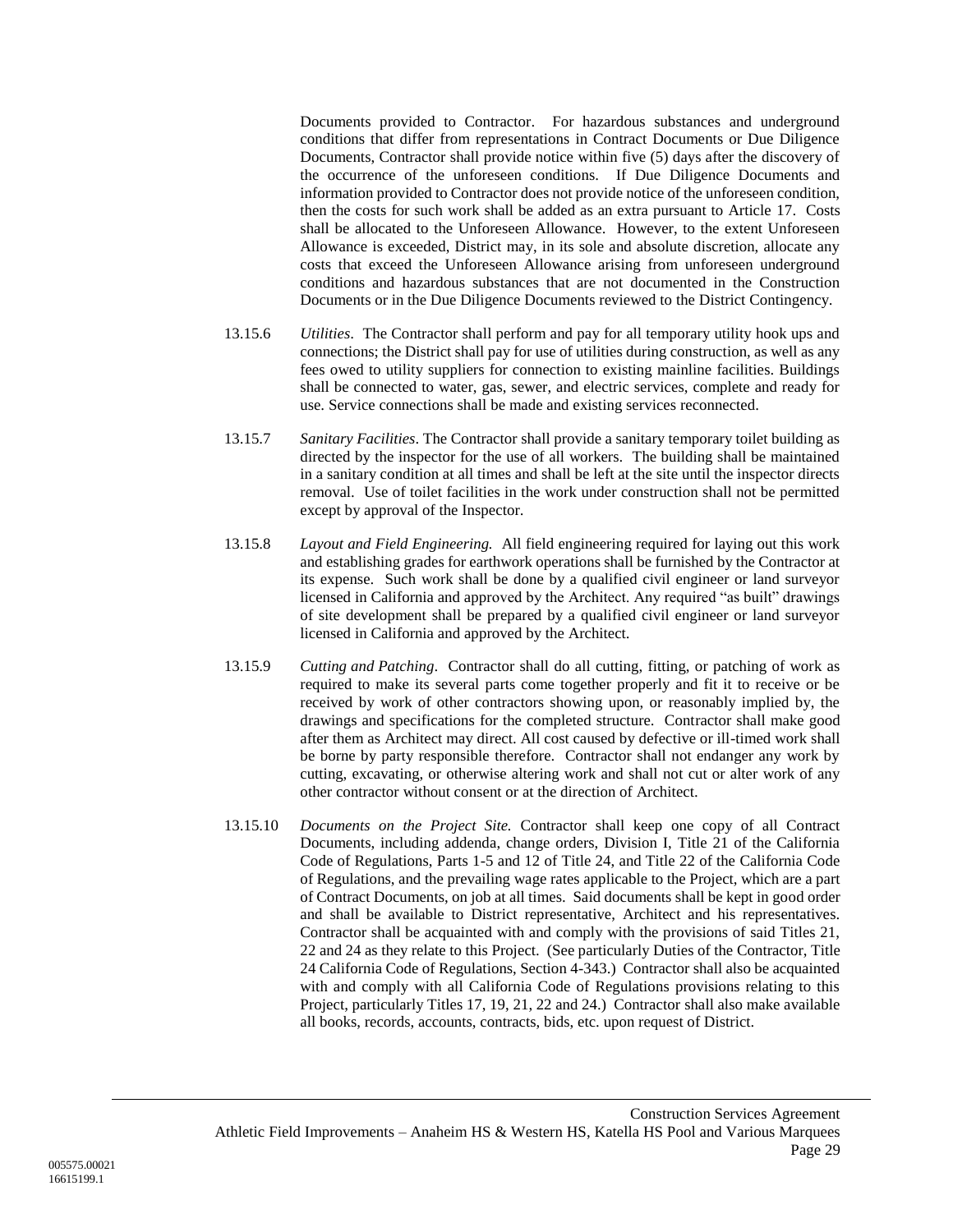Documents provided to Contractor. For hazardous substances and underground conditions that differ from representations in Contract Documents or Due Diligence Documents, Contractor shall provide notice within five (5) days after the discovery of the occurrence of the unforeseen conditions. If Due Diligence Documents and information provided to Contractor does not provide notice of the unforeseen condition, then the costs for such work shall be added as an extra pursuant to Article 17. Costs shall be allocated to the Unforeseen Allowance. However, to the extent Unforeseen Allowance is exceeded, District may, in its sole and absolute discretion, allocate any costs that exceed the Unforeseen Allowance arising from unforeseen underground conditions and hazardous substances that are not documented in the Construction Documents or in the Due Diligence Documents reviewed to the District Contingency.

13.15.6 *Utilities*. The Contractor shall perform and pay for all temporary utility hook ups and connections; the District shall pay for use of utilities during construction, as well as any fees owed to utility suppliers for connection to existing mainline facilities. Buildings shall be connected to water, gas, sewer, and electric services, complete and ready for use. Service connections shall be made and existing services reconnected.

13.15.7 *Sanitary Facilities*. The Contractor shall provide a sanitary temporary toilet building as directed by the inspector for the use of all workers. The building shall be maintained in a sanitary condition at all times and shall be left at the site until the inspector directs removal. Use of toilet facilities in the work under construction shall not be permitted except by approval of the Inspector.

13.15.8 *Layout and Field Engineering.* All field engineering required for laying out this work and establishing grades for earthwork operations shall be furnished by the Contractor at its expense. Such work shall be done by a qualified civil engineer or land surveyor licensed in California and approved by the Architect. Any required "as built" drawings of site development shall be prepared by a qualified civil engineer or land surveyor licensed in California and approved by the Architect.

13.15.9 *Cutting and Patching*. Contractor shall do all cutting, fitting, or patching of work as required to make its several parts come together properly and fit it to receive or be received by work of other contractors showing upon, or reasonably implied by, the drawings and specifications for the completed structure. Contractor shall make good after them as Architect may direct. All cost caused by defective or ill-timed work shall be borne by party responsible therefore. Contractor shall not endanger any work by cutting, excavating, or otherwise altering work and shall not cut or alter work of any other contractor without consent or at the direction of Architect.

13.15.10 *Documents on the Project Site.* Contractor shall keep one copy of all Contract Documents, including addenda, change orders, Division I, Title 21 of the California Code of Regulations, Parts 1-5 and 12 of Title 24, and Title 22 of the California Code of Regulations, and the prevailing wage rates applicable to the Project, which are a part of Contract Documents, on job at all times. Said documents shall be kept in good order and shall be available to District representative, Architect and his representatives. Contractor shall be acquainted with and comply with the provisions of said Titles 21, 22 and 24 as they relate to this Project. (See particularly Duties of the Contractor, Title 24 California Code of Regulations, Section 4-343.) Contractor shall also be acquainted with and comply with all California Code of Regulations provisions relating to this Project, particularly Titles 17, 19, 21, 22 and 24.) Contractor shall also make available all books, records, accounts, contracts, bids, etc. upon request of District.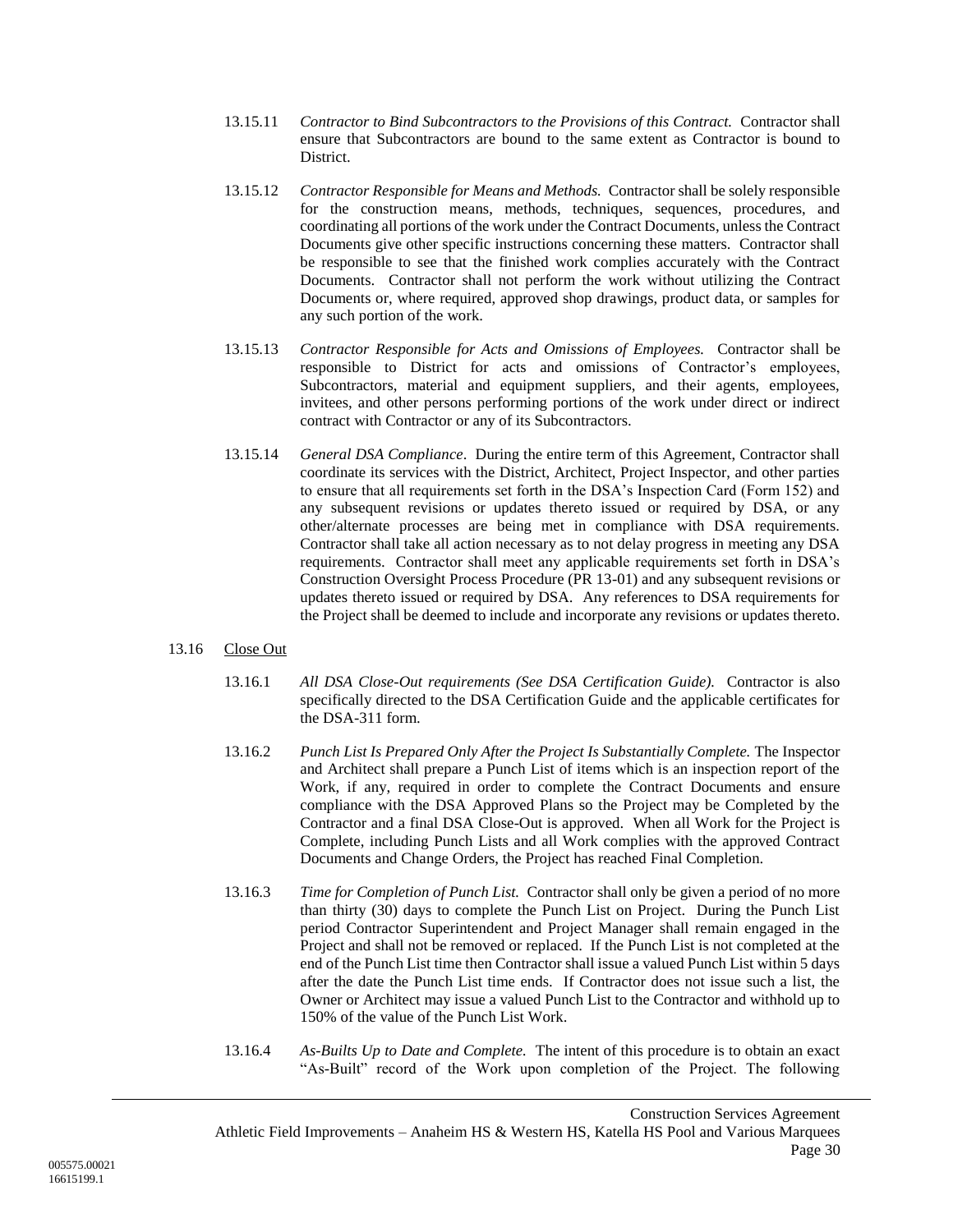13.15.11 *Contractor to Bind Subcontractors to the Provisions of this Contract.* Contractor shall ensure that Subcontractors are bound to the same extent as Contractor is bound to District.

13.15.12 *Contractor Responsible for Means and Methods.* Contractor shall be solely responsible for the construction means, methods, techniques, sequences, procedures, and coordinating all portions of the work under the Contract Documents, unless the Contract Documents give other specific instructions concerning these matters. Contractor shall be responsible to see that the finished work complies accurately with the Contract Documents. Contractor shall not perform the work without utilizing the Contract Documents or, where required, approved shop drawings, product data, or samples for any such portion of the work.

13.15.13 *Contractor Responsible for Acts and Omissions of Employees.* Contractor shall be responsible to District for acts and omissions of Contractor's employees, Subcontractors, material and equipment suppliers, and their agents, employees, invitees, and other persons performing portions of the work under direct or indirect contract with Contractor or any of its Subcontractors.

13.15.14 *General DSA Compliance*. During the entire term of this Agreement, Contractor shall coordinate its services with the District, Architect, Project Inspector, and other parties to ensure that all requirements set forth in the DSA's Inspection Card (Form 152) and any subsequent revisions or updates thereto issued or required by DSA, or any other/alternate processes are being met in compliance with DSA requirements. Contractor shall take all action necessary as to not delay progress in meeting any DSA requirements. Contractor shall meet any applicable requirements set forth in DSA's Construction Oversight Process Procedure (PR 13-01) and any subsequent revisions or updates thereto issued or required by DSA. Any references to DSA requirements for the Project shall be deemed to include and incorporate any revisions or updates thereto.

13.16 <u>Close Out</u>

13.16.1 *All DSA Close-Out requirements (See DSA Certification Guide).* Contractor is also specifically directed to the DSA Certification Guide and the applicable certificates for the DSA-311 form.

13.16.2 *Punch List Is Prepared Only After the Project Is Substantially Complete.* The Inspector and Architect shall prepare a Punch List of items which is an inspection report of the Work, if any, required in order to complete the Contract Documents and ensure compliance with the DSA Approved Plans so the Project may be Completed by the Contractor and a final DSA Close-Out is approved. When all Work for the Project is Complete, including Punch Lists and all Work complies with the approved Contract Documents and Change Orders, the Project has reached Final Completion.

13.16.3 *Time for Completion of Punch List.* Contractor shall only be given a period of no more than thirty (30) days to complete the Punch List on Project. During the Punch List period Contractor Superintendent and Project Manager shall remain engaged in the Project and shall not be removed or replaced. If the Punch List is not completed at the end of the Punch List time then Contractor shall issue a valued Punch List within 5 days after the date the Punch List time ends. If Contractor does not issue such a list, the Owner or Architect may issue a valued Punch List to the Contractor and withhold up to 150% of the value of the Punch List Work.

13.16.4 *As-Builts Up to Date and Complete.* The intent of this procedure is to obtain an exact "As-Built" record of the Work upon completion of the Project. The following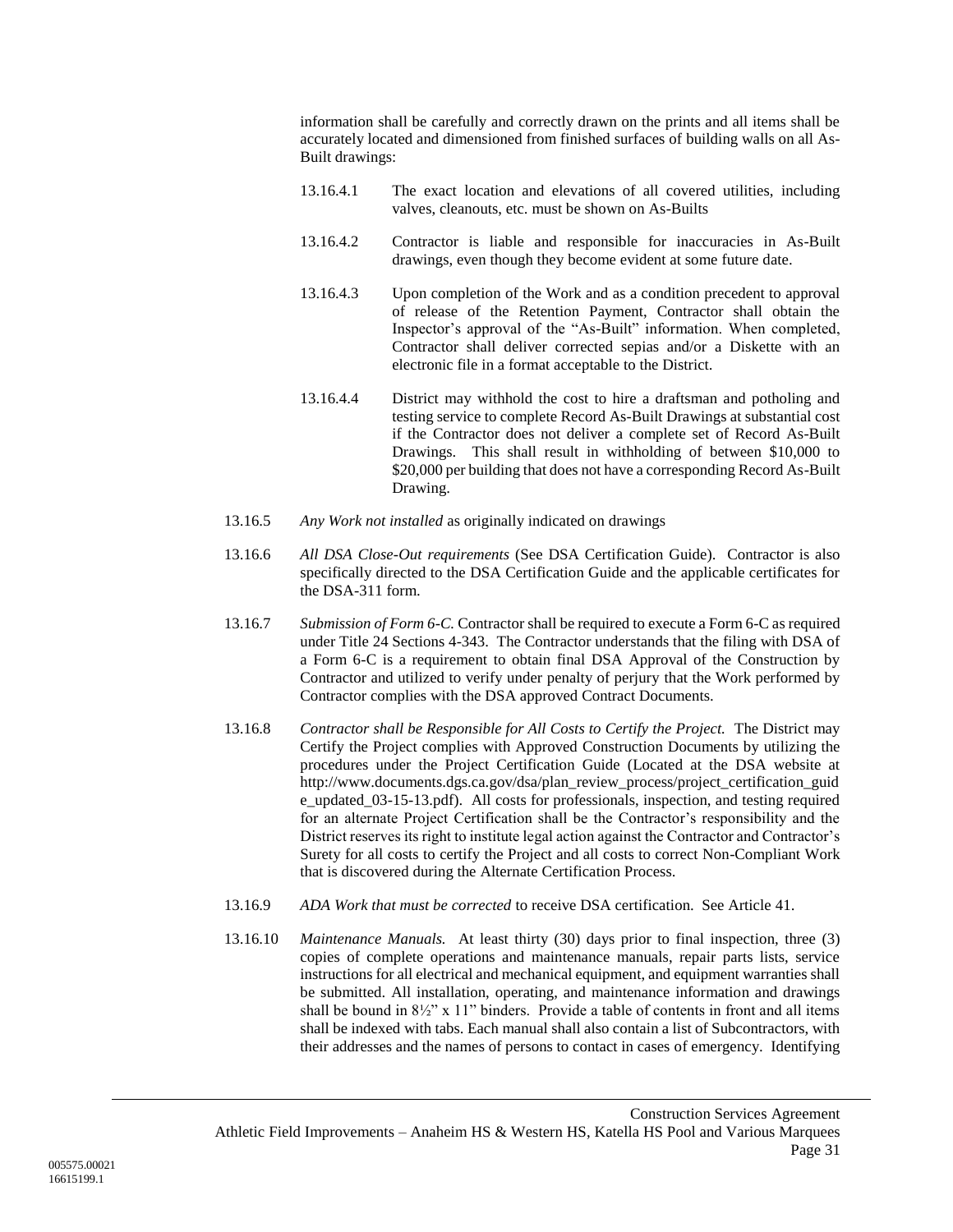information shall be carefully and correctly drawn on the prints and all items shall be accurately located and dimensioned from finished surfaces of building walls on all As-Built drawings:

13.16.4.1 The exact location and elevations of all covered utilities, including valves, cleanouts, etc. must be shown on As-Builts

13.16.4.2 Contractor is liable and responsible for inaccuracies in As-Built drawings, even though they become evident at some future date.

13.16.4.3 Upon completion of the Work and as a condition precedent to approval of release of the Retention Payment, Contractor shall obtain the Inspector's approval of the "As-Built" information. When completed, Contractor shall deliver corrected sepias and/or a Diskette with an electronic file in a format acceptable to the District.

13.16.4.4 District may withhold the cost to hire a draftsman and potholing and testing service to complete Record As-Built Drawings at substantial cost if the Contractor does not deliver a complete set of Record As-Built Drawings. This shall result in withholding of between $10,000 to $20,000 per building that does not have a corresponding Record As-Built Drawing.

13.16.5 *Any Work not installed* as originally indicated on drawings

13.16.6 *All DSA Close-Out requirements* (See DSA Certification Guide). Contractor is also specifically directed to the DSA Certification Guide and the applicable certificates for the DSA-311 form.

13.16.7 *Submission of Form 6-C.* Contractor shall be required to execute a Form 6-C as required under Title 24 Sections 4-343. The Contractor understands that the filing with DSA of a Form 6-C is a requirement to obtain final DSA Approval of the Construction by Contractor and utilized to verify under penalty of perjury that the Work performed by Contractor complies with the DSA approved Contract Documents.

13.16.8 *Contractor shall be Responsible for All Costs to Certify the Project.* The District may Certify the Project complies with Approved Construction Documents by utilizing the procedures under the Project Certification Guide (Located at the DSA website at http://www.documents.dgs.ca.gov/dsa/plan_review_process/project_certification_guide_updated_03-15-13.pdf). All costs for professionals, inspection, and testing required for an alternate Project Certification shall be the Contractor's responsibility and the District reserves its right to institute legal action against the Contractor and Contractor's Surety for all costs to certify the Project and all costs to correct Non-Compliant Work that is discovered during the Alternate Certification Process.

13.16.9 *ADA Work that must be corrected* to receive DSA certification. See Article 41.

13.16.10 *Maintenance Manuals.* At least thirty (30) days prior to final inspection, three (3) copies of complete operations and maintenance manuals, repair parts lists, service instructions for all electrical and mechanical equipment, and equipment warranties shall be submitted. All installation, operating, and maintenance information and drawings shall be bound in 8½" x 11" binders. Provide a table of contents in front and all items shall be indexed with tabs. Each manual shall also contain a list of Subcontractors, with their addresses and the names of persons to contact in cases of emergency. Identifying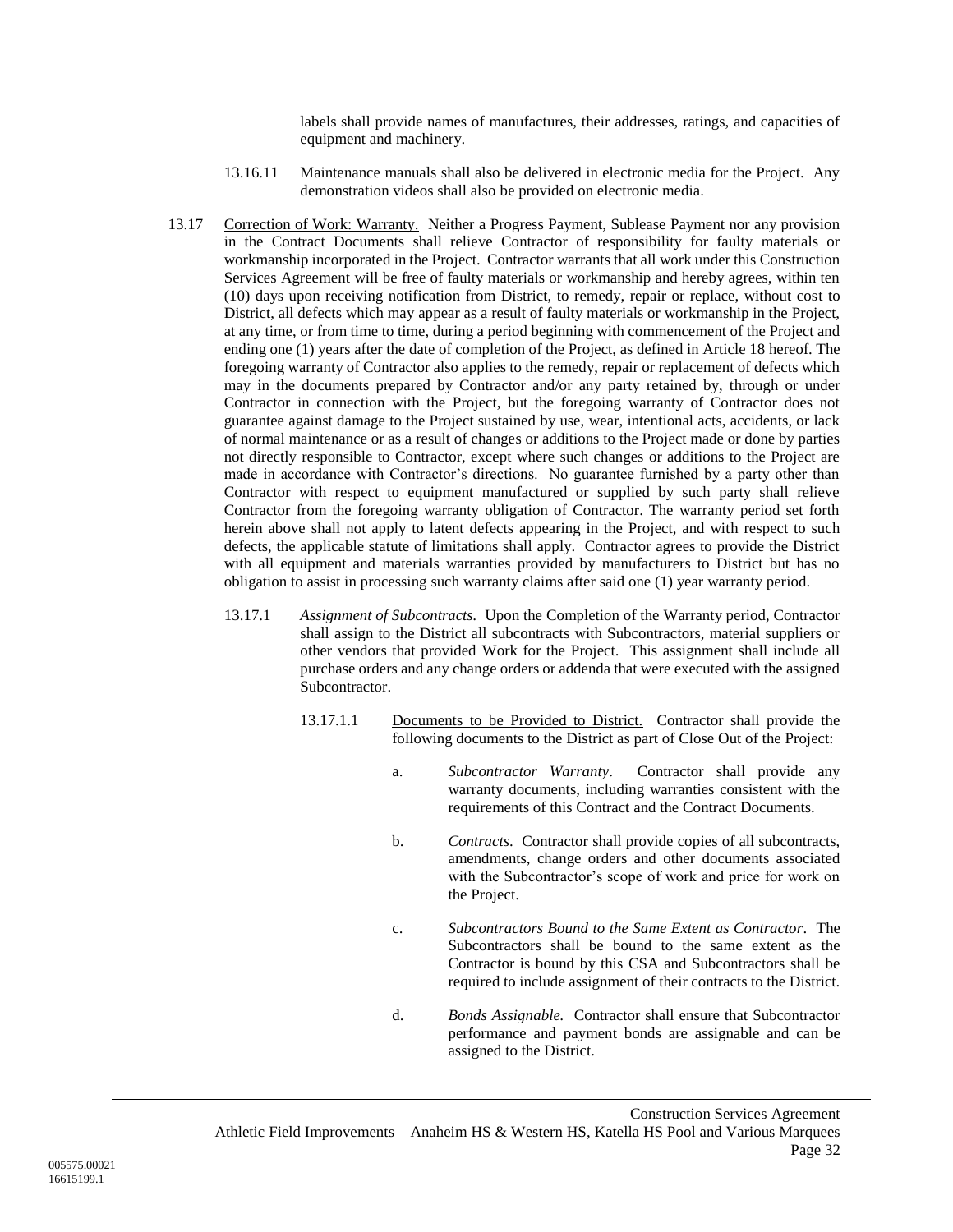labels shall provide names of manufactures, their addresses, ratings, and capacities of equipment and machinery.

13.16.11 Maintenance manuals shall also be delivered in electronic media for the Project. Any demonstration videos shall also be provided on electronic media.

13.17 Correction of Work: Warranty. Neither a Progress Payment, Sublease Payment nor any provision in the Contract Documents shall relieve Contractor of responsibility for faulty materials or workmanship incorporated in the Project. Contractor warrants that all work under this Construction Services Agreement will be free of faulty materials or workmanship and hereby agrees, within ten (10) days upon receiving notification from District, to remedy, repair or replace, without cost to District, all defects which may appear as a result of faulty materials or workmanship in the Project, at any time, or from time to time, during a period beginning with commencement of the Project and ending one (1) years after the date of completion of the Project, as defined in Article 18 hereof. The foregoing warranty of Contractor also applies to the remedy, repair or replacement of defects which may in the documents prepared by Contractor and/or any party retained by, through or under Contractor in connection with the Project, but the foregoing warranty of Contractor does not guarantee against damage to the Project sustained by use, wear, intentional acts, accidents, or lack of normal maintenance or as a result of changes or additions to the Project made or done by parties not directly responsible to Contractor, except where such changes or additions to the Project are made in accordance with Contractor's directions. No guarantee furnished by a party other than Contractor with respect to equipment manufactured or supplied by such party shall relieve Contractor from the foregoing warranty obligation of Contractor. The warranty period set forth herein above shall not apply to latent defects appearing in the Project, and with respect to such defects, the applicable statute of limitations shall apply. Contractor agrees to provide the District with all equipment and materials warranties provided by manufacturers to District but has no obligation to assist in processing such warranty claims after said one (1) year warranty period.

13.17.1 *Assignment of Subcontracts.* Upon the Completion of the Warranty period, Contractor shall assign to the District all subcontracts with Subcontractors, material suppliers or other vendors that provided Work for the Project. This assignment shall include all purchase orders and any change orders or addenda that were executed with the assigned Subcontractor.

13.17.1.1 Documents to be Provided to District. Contractor shall provide the following documents to the District as part of Close Out of the Project:

a. *Subcontractor Warranty*. Contractor shall provide any warranty documents, including warranties consistent with the requirements of this Contract and the Contract Documents.

b. *Contracts*. Contractor shall provide copies of all subcontracts, amendments, change orders and other documents associated with the Subcontractor's scope of work and price for work on the Project.

c. *Subcontractors Bound to the Same Extent as Contractor*. The Subcontractors shall be bound to the same extent as the Contractor is bound by this CSA and Subcontractors shall be required to include assignment of their contracts to the District.

d. *Bonds Assignable.* Contractor shall ensure that Subcontractor performance and payment bonds are assignable and can be assigned to the District.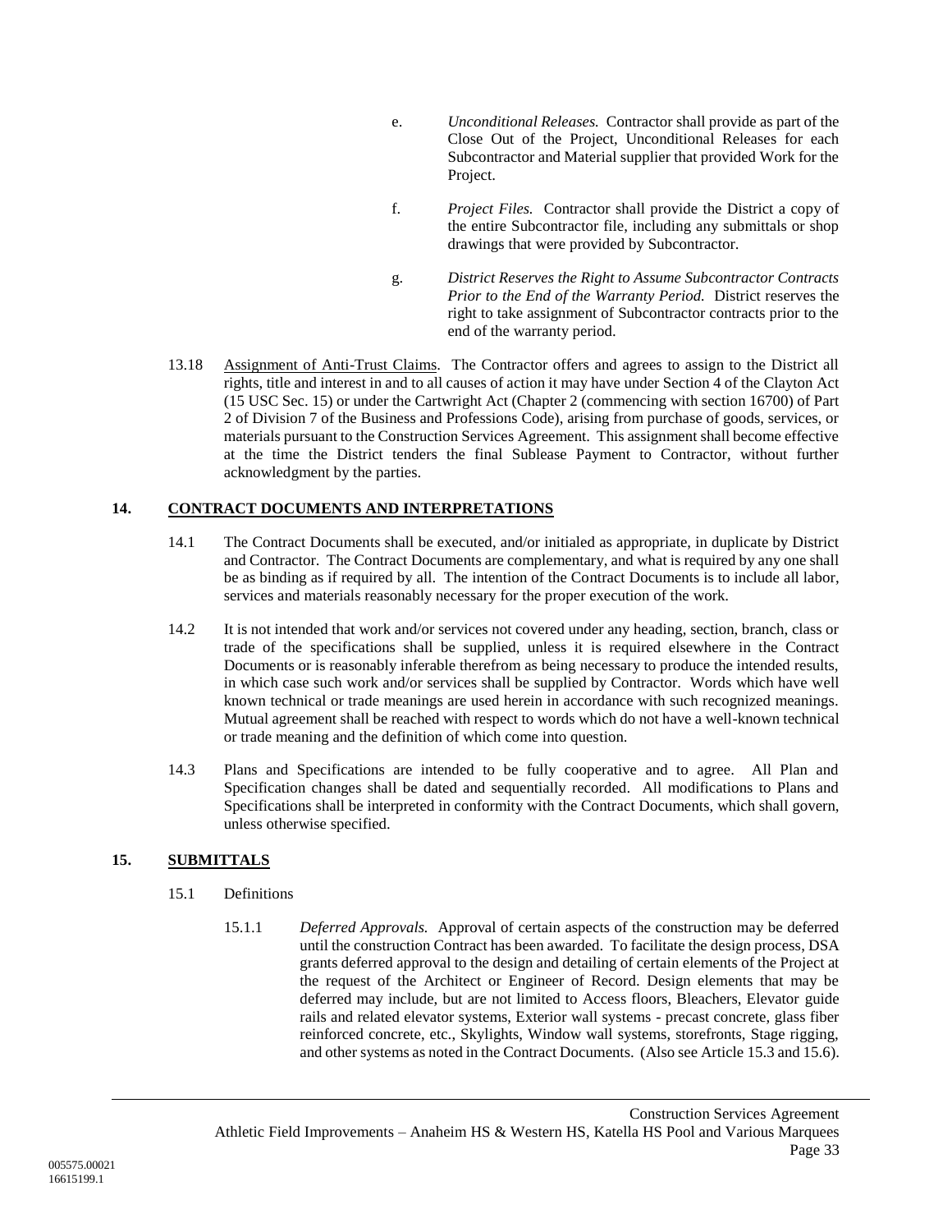e. *Unconditional Releases.* Contractor shall provide as part of the Close Out of the Project, Unconditional Releases for each Subcontractor and Material supplier that provided Work for the Project.

f. *Project Files.* Contractor shall provide the District a copy of the entire Subcontractor file, including any submittals or shop drawings that were provided by Subcontractor.

g. *District Reserves the Right to Assume Subcontractor Contracts Prior to the End of the Warranty Period.* District reserves the right to take assignment of Subcontractor contracts prior to the end of the warranty period.

13.18 Assignment of Anti-Trust Claims. The Contractor offers and agrees to assign to the District all rights, title and interest in and to all causes of action it may have under Section 4 of the Clayton Act (15 USC Sec. 15) or under the Cartwright Act (Chapter 2 (commencing with section 16700) of Part 2 of Division 7 of the Business and Professions Code), arising from purchase of goods, services, or materials pursuant to the Construction Services Agreement. This assignment shall become effective at the time the District tenders the final Sublease Payment to Contractor, without further acknowledgment by the parties.

## 14. CONTRACT DOCUMENTS AND INTERPRETATIONS

14.1 The Contract Documents shall be executed, and/or initialed as appropriate, in duplicate by District and Contractor. The Contract Documents are complementary, and what is required by any one shall be as binding as if required by all. The intention of the Contract Documents is to include all labor, services and materials reasonably necessary for the proper execution of the work.

14.2 It is not intended that work and/or services not covered under any heading, section, branch, class or trade of the specifications shall be supplied, unless it is required elsewhere in the Contract Documents or is reasonably inferable therefrom as being necessary to produce the intended results, in which case such work and/or services shall be supplied by Contractor. Words which have well known technical or trade meanings are used herein in accordance with such recognized meanings. Mutual agreement shall be reached with respect to words which do not have a well-known technical or trade meaning and the definition of which come into question.

14.3 Plans and Specifications are intended to be fully cooperative and to agree. All Plan and Specification changes shall be dated and sequentially recorded. All modifications to Plans and Specifications shall be interpreted in conformity with the Contract Documents, which shall govern, unless otherwise specified.

## 15. SUBMITTALS

15.1 Definitions

15.1.1 *Deferred Approvals.* Approval of certain aspects of the construction may be deferred until the construction Contract has been awarded. To facilitate the design process, DSA grants deferred approval to the design and detailing of certain elements of the Project at the request of the Architect or Engineer of Record. Design elements that may be deferred may include, but are not limited to Access floors, Bleachers, Elevator guide rails and related elevator systems, Exterior wall systems - precast concrete, glass fiber reinforced concrete, etc., Skylights, Window wall systems, storefronts, Stage rigging, and other systems as noted in the Contract Documents. (Also see Article 15.3 and 15.6).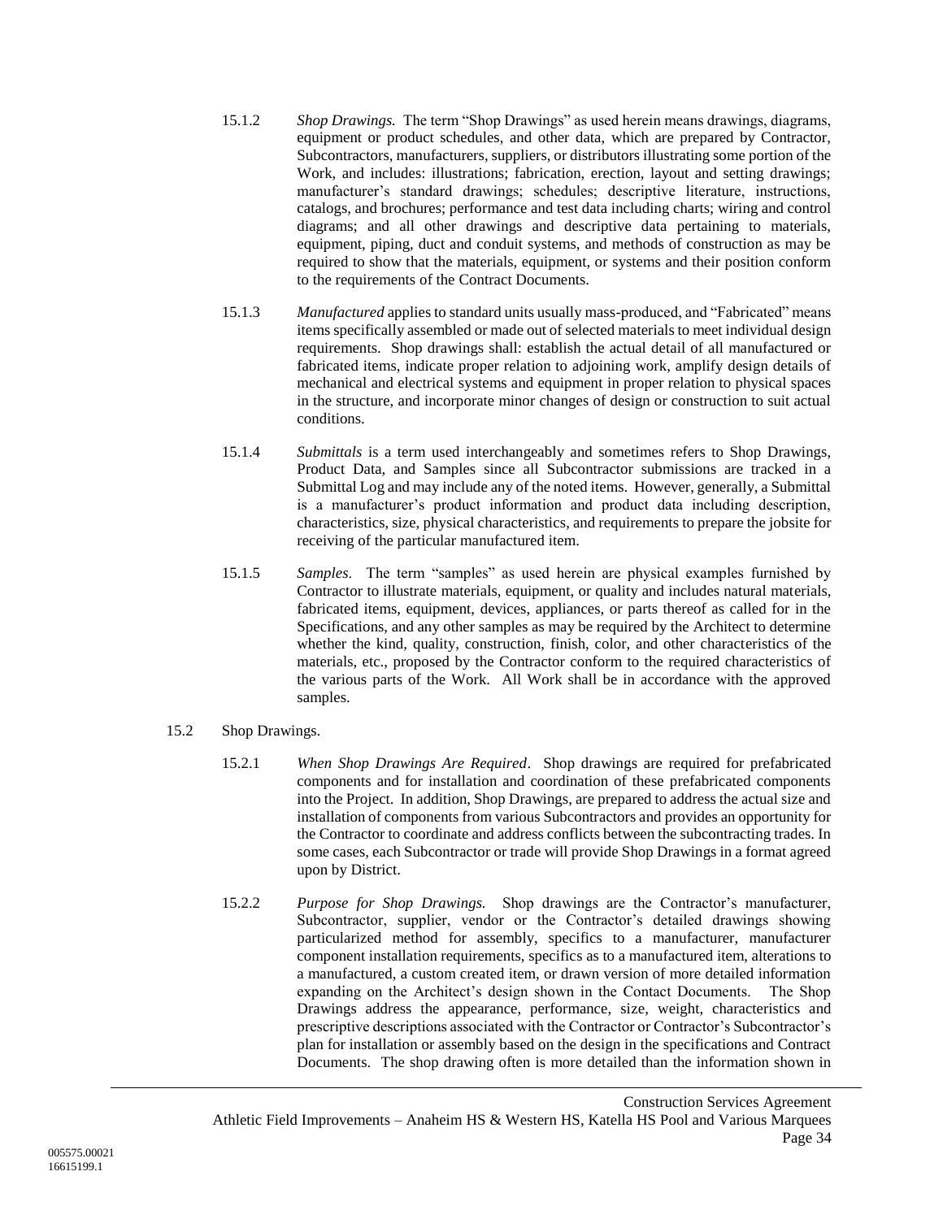15.1.2 *Shop Drawings.* The term "Shop Drawings" as used herein means drawings, diagrams, equipment or product schedules, and other data, which are prepared by Contractor, Subcontractors, manufacturers, suppliers, or distributors illustrating some portion of the Work, and includes: illustrations; fabrication, erection, layout and setting drawings; manufacturer's standard drawings; schedules; descriptive literature, instructions, catalogs, and brochures; performance and test data including charts; wiring and control diagrams; and all other drawings and descriptive data pertaining to materials, equipment, piping, duct and conduit systems, and methods of construction as may be required to show that the materials, equipment, or systems and their position conform to the requirements of the Contract Documents.

15.1.3 *Manufactured* applies to standard units usually mass-produced, and "Fabricated" means items specifically assembled or made out of selected materials to meet individual design requirements. Shop drawings shall: establish the actual detail of all manufactured or fabricated items, indicate proper relation to adjoining work, amplify design details of mechanical and electrical systems and equipment in proper relation to physical spaces in the structure, and incorporate minor changes of design or construction to suit actual conditions.

15.1.4 *Submittals* is a term used interchangeably and sometimes refers to Shop Drawings, Product Data, and Samples since all Subcontractor submissions are tracked in a Submittal Log and may include any of the noted items. However, generally, a Submittal is a manufacturer's product information and product data including description, characteristics, size, physical characteristics, and requirements to prepare the jobsite for receiving of the particular manufactured item.

15.1.5 *Samples*. The term "samples" as used herein are physical examples furnished by Contractor to illustrate materials, equipment, or quality and includes natural materials, fabricated items, equipment, devices, appliances, or parts thereof as called for in the Specifications, and any other samples as may be required by the Architect to determine whether the kind, quality, construction, finish, color, and other characteristics of the materials, etc., proposed by the Contractor conform to the required characteristics of the various parts of the Work. All Work shall be in accordance with the approved samples.

15.2 Shop Drawings.

15.2.1 *When Shop Drawings Are Required*. Shop drawings are required for prefabricated components and for installation and coordination of these prefabricated components into the Project. In addition, Shop Drawings, are prepared to address the actual size and installation of components from various Subcontractors and provides an opportunity for the Contractor to coordinate and address conflicts between the subcontracting trades. In some cases, each Subcontractor or trade will provide Shop Drawings in a format agreed upon by District.

15.2.2 *Purpose for Shop Drawings.* Shop drawings are the Contractor's manufacturer, Subcontractor, supplier, vendor or the Contractor's detailed drawings showing particularized method for assembly, specifics to a manufacturer, manufacturer component installation requirements, specifics as to a manufactured item, alterations to a manufactured, a custom created item, or drawn version of more detailed information expanding on the Architect's design shown in the Contact Documents. The Shop Drawings address the appearance, performance, size, weight, characteristics and prescriptive descriptions associated with the Contractor or Contractor's Subcontractor's plan for installation or assembly based on the design in the specifications and Contract Documents. The shop drawing often is more detailed than the information shown in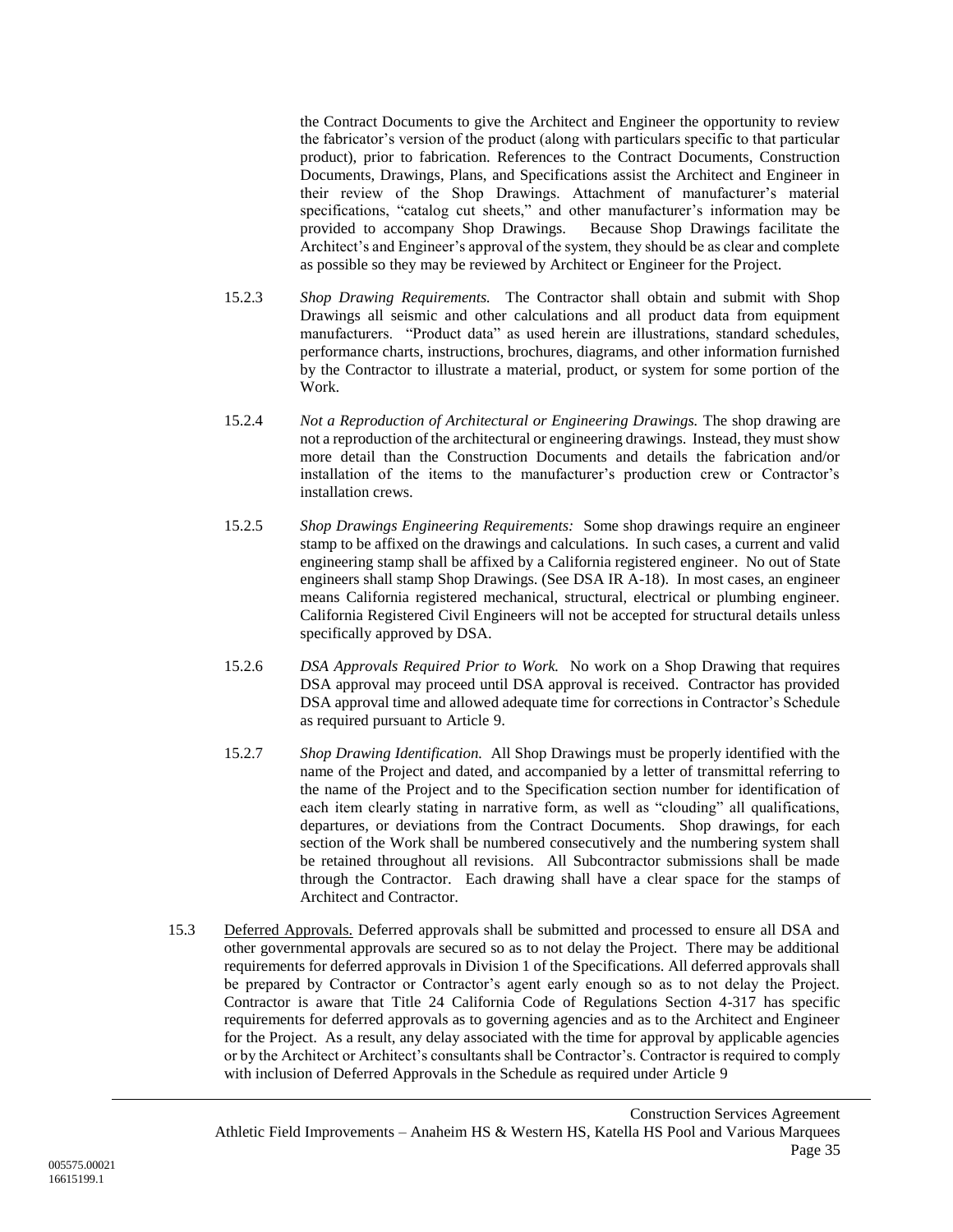the Contract Documents to give the Architect and Engineer the opportunity to review the fabricator's version of the product (along with particulars specific to that particular product), prior to fabrication. References to the Contract Documents, Construction Documents, Drawings, Plans, and Specifications assist the Architect and Engineer in their review of the Shop Drawings. Attachment of manufacturer's material specifications, "catalog cut sheets," and other manufacturer's information may be provided to accompany Shop Drawings. Because Shop Drawings facilitate the Architect's and Engineer's approval of the system, they should be as clear and complete as possible so they may be reviewed by Architect or Engineer for the Project.

15.2.3 *Shop Drawing Requirements.* The Contractor shall obtain and submit with Shop Drawings all seismic and other calculations and all product data from equipment manufacturers. "Product data" as used herein are illustrations, standard schedules, performance charts, instructions, brochures, diagrams, and other information furnished by the Contractor to illustrate a material, product, or system for some portion of the Work.

15.2.4 *Not a Reproduction of Architectural or Engineering Drawings.* The shop drawing are not a reproduction of the architectural or engineering drawings. Instead, they must show more detail than the Construction Documents and details the fabrication and/or installation of the items to the manufacturer's production crew or Contractor's installation crews.

15.2.5 *Shop Drawings Engineering Requirements:* Some shop drawings require an engineer stamp to be affixed on the drawings and calculations. In such cases, a current and valid engineering stamp shall be affixed by a California registered engineer. No out of State engineers shall stamp Shop Drawings. (See DSA IR A-18). In most cases, an engineer means California registered mechanical, structural, electrical or plumbing engineer. California Registered Civil Engineers will not be accepted for structural details unless specifically approved by DSA.

15.2.6 *DSA Approvals Required Prior to Work.* No work on a Shop Drawing that requires DSA approval may proceed until DSA approval is received. Contractor has provided DSA approval time and allowed adequate time for corrections in Contractor's Schedule as required pursuant to Article 9.

15.2.7 *Shop Drawing Identification.* All Shop Drawings must be properly identified with the name of the Project and dated, and accompanied by a letter of transmittal referring to the name of the Project and to the Specification section number for identification of each item clearly stating in narrative form, as well as "clouding" all qualifications, departures, or deviations from the Contract Documents. Shop drawings, for each section of the Work shall be numbered consecutively and the numbering system shall be retained throughout all revisions. All Subcontractor submissions shall be made through the Contractor. Each drawing shall have a clear space for the stamps of Architect and Contractor.

15.3 <u>Deferred Approvals.</u> Deferred approvals shall be submitted and processed to ensure all DSA and other governmental approvals are secured so as to not delay the Project. There may be additional requirements for deferred approvals in Division 1 of the Specifications. All deferred approvals shall be prepared by Contractor or Contractor's agent early enough so as to not delay the Project. Contractor is aware that Title 24 California Code of Regulations Section 4-317 has specific requirements for deferred approvals as to governing agencies and as to the Architect and Engineer for the Project. As a result, any delay associated with the time for approval by applicable agencies or by the Architect or Architect's consultants shall be Contractor's. Contractor is required to comply with inclusion of Deferred Approvals in the Schedule as required under Article 9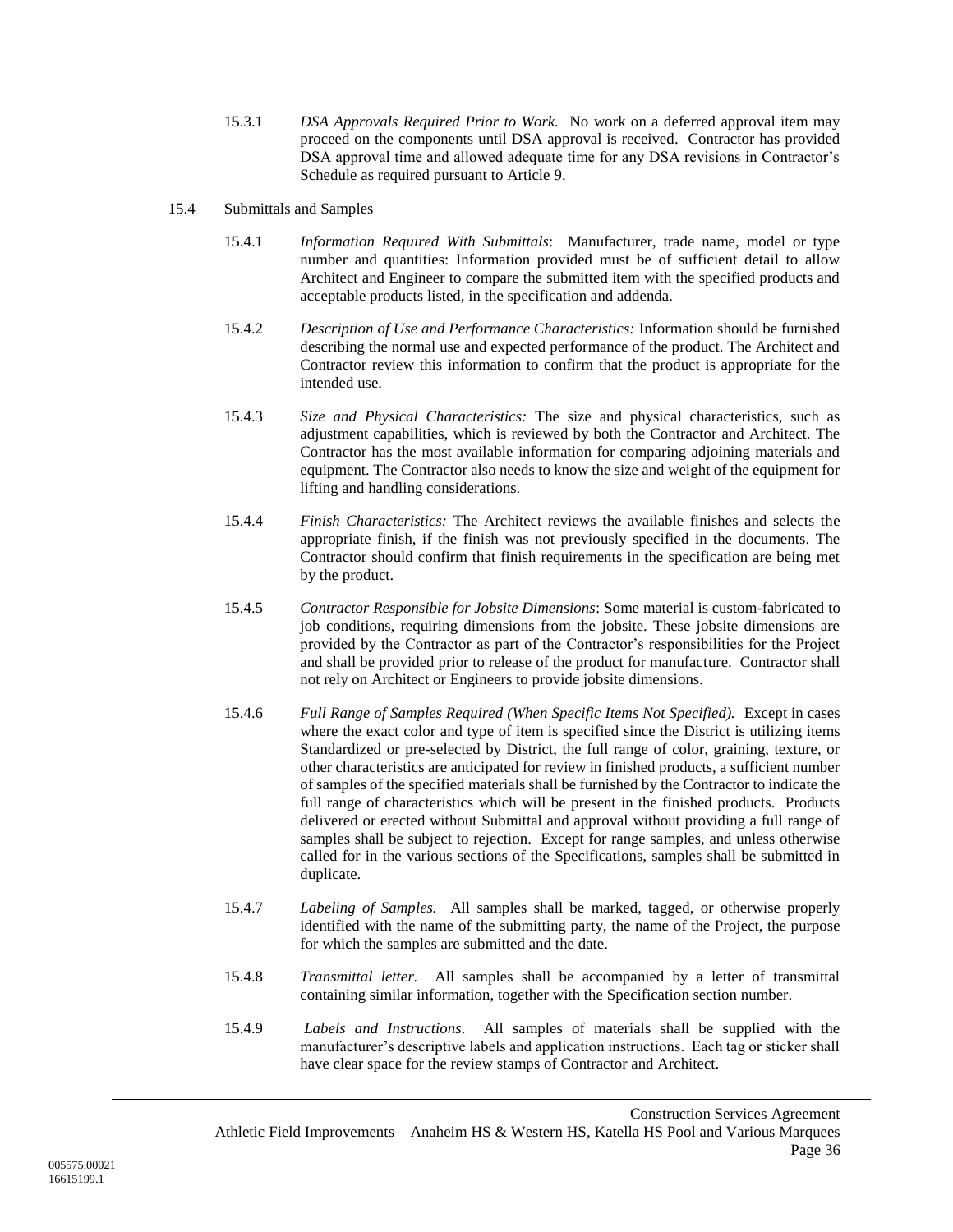15.3.1 *DSA Approvals Required Prior to Work.* No work on a deferred approval item may proceed on the components until DSA approval is received. Contractor has provided DSA approval time and allowed adequate time for any DSA revisions in Contractor's Schedule as required pursuant to Article 9.

15.4 Submittals and Samples

15.4.1 *Information Required With Submittals*: Manufacturer, trade name, model or type number and quantities: Information provided must be of sufficient detail to allow Architect and Engineer to compare the submitted item with the specified products and acceptable products listed, in the specification and addenda.

15.4.2 *Description of Use and Performance Characteristics:* Information should be furnished describing the normal use and expected performance of the product. The Architect and Contractor review this information to confirm that the product is appropriate for the intended use.

15.4.3 *Size and Physical Characteristics:* The size and physical characteristics, such as adjustment capabilities, which is reviewed by both the Contractor and Architect. The Contractor has the most available information for comparing adjoining materials and equipment. The Contractor also needs to know the size and weight of the equipment for lifting and handling considerations.

15.4.4 *Finish Characteristics:* The Architect reviews the available finishes and selects the appropriate finish, if the finish was not previously specified in the documents. The Contractor should confirm that finish requirements in the specification are being met by the product.

15.4.5 *Contractor Responsible for Jobsite Dimensions*: Some material is custom-fabricated to job conditions, requiring dimensions from the jobsite. These jobsite dimensions are provided by the Contractor as part of the Contractor's responsibilities for the Project and shall be provided prior to release of the product for manufacture. Contractor shall not rely on Architect or Engineers to provide jobsite dimensions.

15.4.6 *Full Range of Samples Required (When Specific Items Not Specified).* Except in cases where the exact color and type of item is specified since the District is utilizing items Standardized or pre-selected by District, the full range of color, graining, texture, or other characteristics are anticipated for review in finished products, a sufficient number of samples of the specified materials shall be furnished by the Contractor to indicate the full range of characteristics which will be present in the finished products. Products delivered or erected without Submittal and approval without providing a full range of samples shall be subject to rejection. Except for range samples, and unless otherwise called for in the various sections of the Specifications, samples shall be submitted in duplicate.

15.4.7 *Labeling of Samples.* All samples shall be marked, tagged, or otherwise properly identified with the name of the submitting party, the name of the Project, the purpose for which the samples are submitted and the date.

15.4.8 *Transmittal letter.* All samples shall be accompanied by a letter of transmittal containing similar information, together with the Specification section number.

15.4.9 *Labels and Instructions*. All samples of materials shall be supplied with the manufacturer's descriptive labels and application instructions. Each tag or sticker shall have clear space for the review stamps of Contractor and Architect.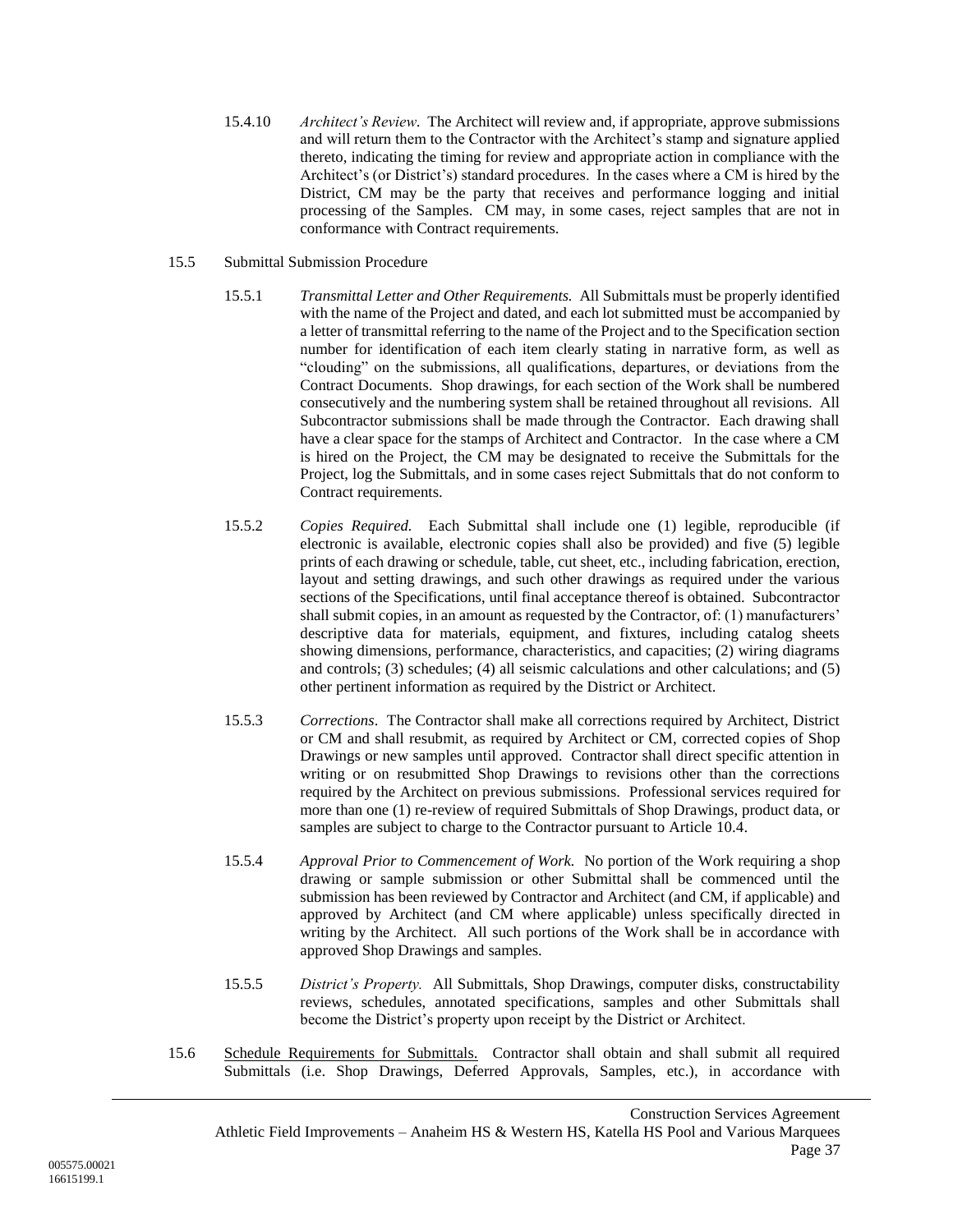15.4.10 *Architect's Review*. The Architect will review and, if appropriate, approve submissions and will return them to the Contractor with the Architect's stamp and signature applied thereto, indicating the timing for review and appropriate action in compliance with the Architect's (or District's) standard procedures. In the cases where a CM is hired by the District, CM may be the party that receives and performance logging and initial processing of the Samples. CM may, in some cases, reject samples that are not in conformance with Contract requirements.

15.5 Submittal Submission Procedure

15.5.1 *Transmittal Letter and Other Requirements.* All Submittals must be properly identified with the name of the Project and dated, and each lot submitted must be accompanied by a letter of transmittal referring to the name of the Project and to the Specification section number for identification of each item clearly stating in narrative form, as well as "clouding" on the submissions, all qualifications, departures, or deviations from the Contract Documents. Shop drawings, for each section of the Work shall be numbered consecutively and the numbering system shall be retained throughout all revisions. All Subcontractor submissions shall be made through the Contractor. Each drawing shall have a clear space for the stamps of Architect and Contractor. In the case where a CM is hired on the Project, the CM may be designated to receive the Submittals for the Project, log the Submittals, and in some cases reject Submittals that do not conform to Contract requirements.

15.5.2 *Copies Required.* Each Submittal shall include one (1) legible, reproducible (if electronic is available, electronic copies shall also be provided) and five (5) legible prints of each drawing or schedule, table, cut sheet, etc., including fabrication, erection, layout and setting drawings, and such other drawings as required under the various sections of the Specifications, until final acceptance thereof is obtained. Subcontractor shall submit copies, in an amount as requested by the Contractor, of: (1) manufacturers' descriptive data for materials, equipment, and fixtures, including catalog sheets showing dimensions, performance, characteristics, and capacities; (2) wiring diagrams and controls; (3) schedules; (4) all seismic calculations and other calculations; and (5) other pertinent information as required by the District or Architect.

15.5.3 *Corrections*. The Contractor shall make all corrections required by Architect, District or CM and shall resubmit, as required by Architect or CM, corrected copies of Shop Drawings or new samples until approved. Contractor shall direct specific attention in writing or on resubmitted Shop Drawings to revisions other than the corrections required by the Architect on previous submissions. Professional services required for more than one (1) re-review of required Submittals of Shop Drawings, product data, or samples are subject to charge to the Contractor pursuant to Article 10.4.

15.5.4 *Approval Prior to Commencement of Work.* No portion of the Work requiring a shop drawing or sample submission or other Submittal shall be commenced until the submission has been reviewed by Contractor and Architect (and CM, if applicable) and approved by Architect (and CM where applicable) unless specifically directed in writing by the Architect. All such portions of the Work shall be in accordance with approved Shop Drawings and samples.

15.5.5 *District's Property.* All Submittals, Shop Drawings, computer disks, constructability reviews, schedules, annotated specifications, samples and other Submittals shall become the District's property upon receipt by the District or Architect.

15.6 Schedule Requirements for Submittals. Contractor shall obtain and shall submit all required Submittals (i.e. Shop Drawings, Deferred Approvals, Samples, etc.), in accordance with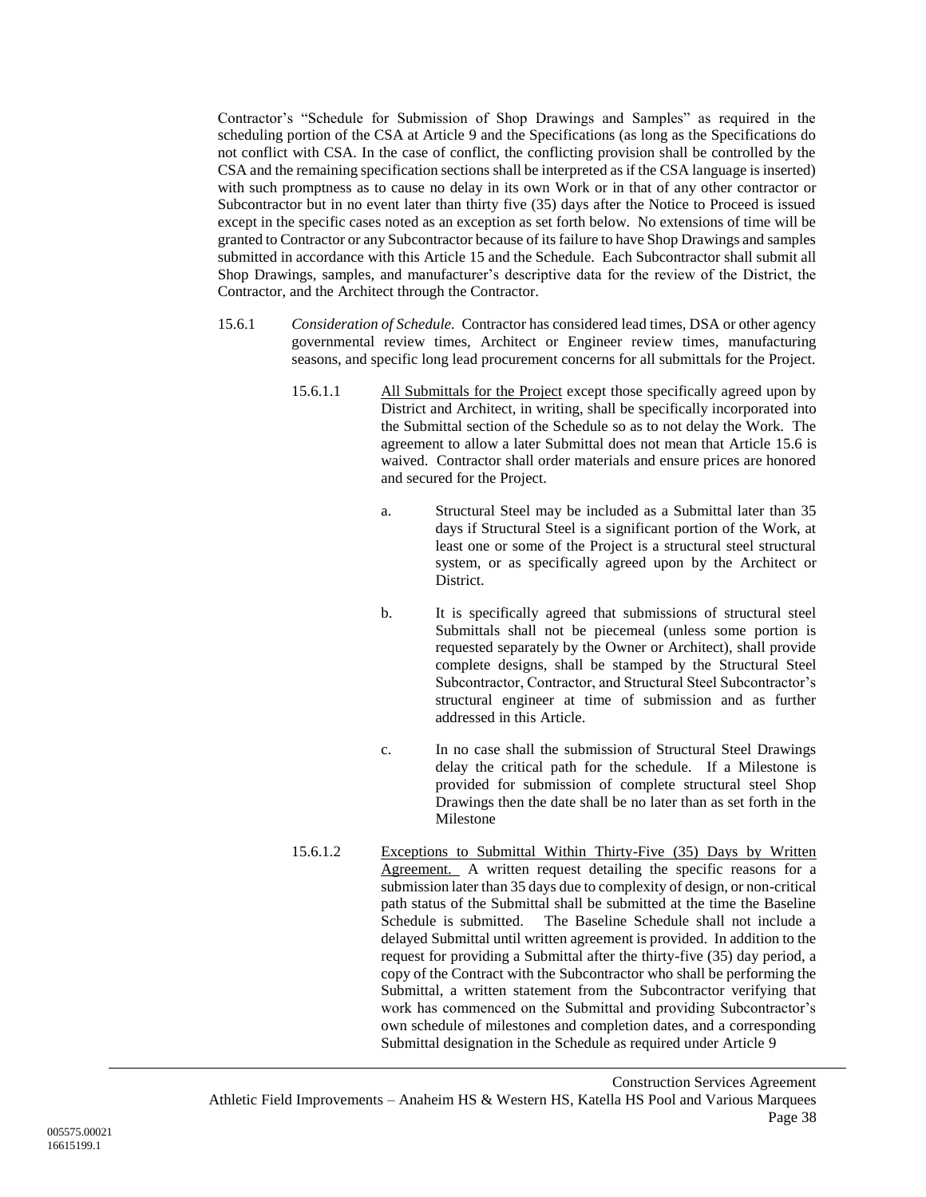Contractor's "Schedule for Submission of Shop Drawings and Samples" as required in the scheduling portion of the CSA at Article 9 and the Specifications (as long as the Specifications do not conflict with CSA. In the case of conflict, the conflicting provision shall be controlled by the CSA and the remaining specification sections shall be interpreted as if the CSA language is inserted) with such promptness as to cause no delay in its own Work or in that of any other contractor or Subcontractor but in no event later than thirty five (35) days after the Notice to Proceed is issued except in the specific cases noted as an exception as set forth below. No extensions of time will be granted to Contractor or any Subcontractor because of its failure to have Shop Drawings and samples submitted in accordance with this Article 15 and the Schedule. Each Subcontractor shall submit all Shop Drawings, samples, and manufacturer's descriptive data for the review of the District, the Contractor, and the Architect through the Contractor.

15.6.1 *Consideration of Schedule.* Contractor has considered lead times, DSA or other agency governmental review times, Architect or Engineer review times, manufacturing seasons, and specific long lead procurement concerns for all submittals for the Project.

15.6.1.1 All Submittals for the Project except those specifically agreed upon by District and Architect, in writing, shall be specifically incorporated into the Submittal section of the Schedule so as to not delay the Work. The agreement to allow a later Submittal does not mean that Article 15.6 is waived. Contractor shall order materials and ensure prices are honored and secured for the Project.

a. Structural Steel may be included as a Submittal later than 35 days if Structural Steel is a significant portion of the Work, at least one or some of the Project is a structural steel structural system, or as specifically agreed upon by the Architect or District.

b. It is specifically agreed that submissions of structural steel Submittals shall not be piecemeal (unless some portion is requested separately by the Owner or Architect), shall provide complete designs, shall be stamped by the Structural Steel Subcontractor, Contractor, and Structural Steel Subcontractor's structural engineer at time of submission and as further addressed in this Article.

c. In no case shall the submission of Structural Steel Drawings delay the critical path for the schedule. If a Milestone is provided for submission of complete structural steel Shop Drawings then the date shall be no later than as set forth in the Milestone

15.6.1.2 Exceptions to Submittal Within Thirty-Five (35) Days by Written Agreement. A written request detailing the specific reasons for a submission later than 35 days due to complexity of design, or non-critical path status of the Submittal shall be submitted at the time the Baseline Schedule is submitted. The Baseline Schedule shall not include a delayed Submittal until written agreement is provided. In addition to the request for providing a Submittal after the thirty-five (35) day period, a copy of the Contract with the Subcontractor who shall be performing the Submittal, a written statement from the Subcontractor verifying that work has commenced on the Submittal and providing Subcontractor's own schedule of milestones and completion dates, and a corresponding Submittal designation in the Schedule as required under Article 9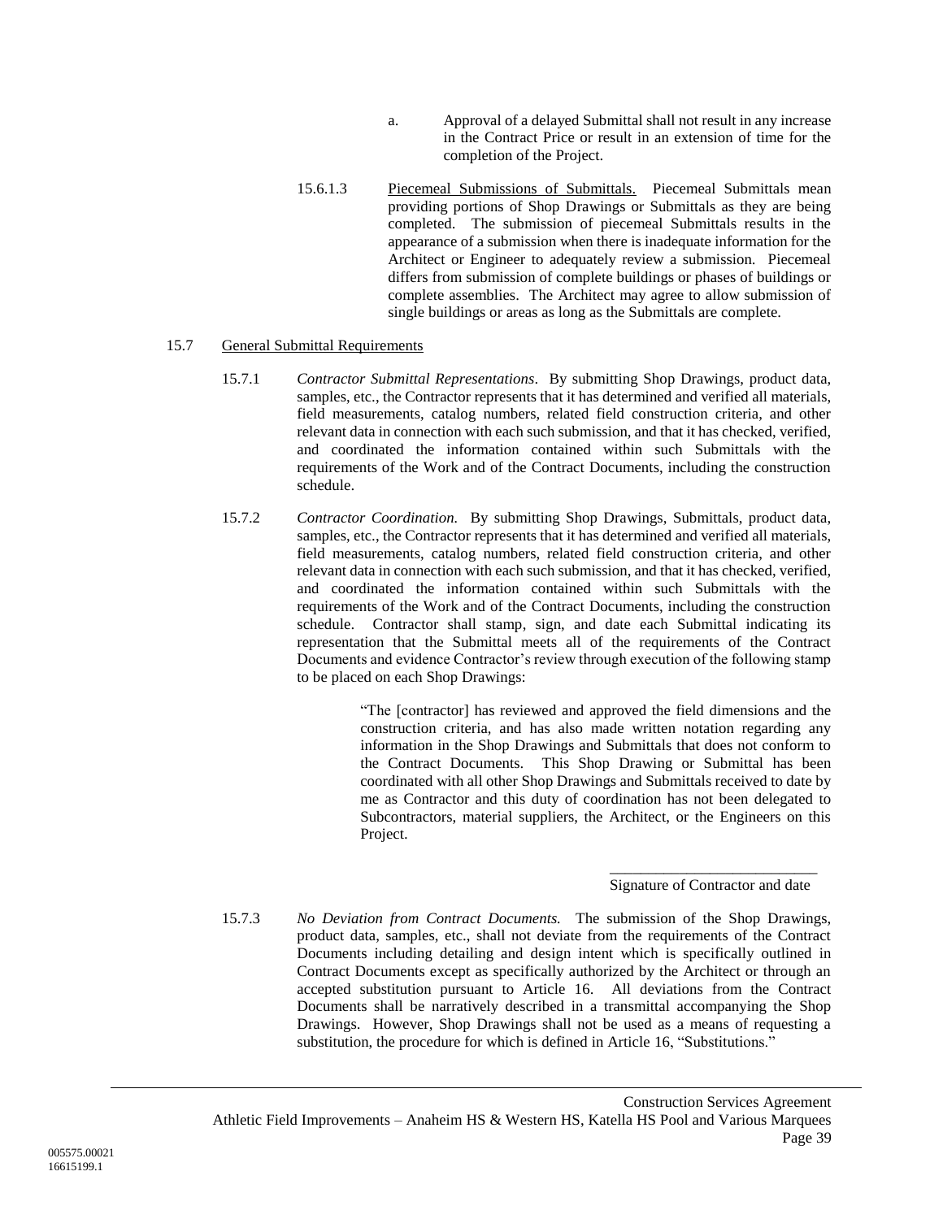a. Approval of a delayed Submittal shall not result in any increase in the Contract Price or result in an extension of time for the completion of the Project.

15.6.1.3 Piecemeal Submissions of Submittals. Piecemeal Submittals mean providing portions of Shop Drawings or Submittals as they are being completed. The submission of piecemeal Submittals results in the appearance of a submission when there is inadequate information for the Architect or Engineer to adequately review a submission. Piecemeal differs from submission of complete buildings or phases of buildings or complete assemblies. The Architect may agree to allow submission of single buildings or areas as long as the Submittals are complete.

15.7 General Submittal Requirements

15.7.1 *Contractor Submittal Representations*. By submitting Shop Drawings, product data, samples, etc., the Contractor represents that it has determined and verified all materials, field measurements, catalog numbers, related field construction criteria, and other relevant data in connection with each such submission, and that it has checked, verified, and coordinated the information contained within such Submittals with the requirements of the Work and of the Contract Documents, including the construction schedule.

15.7.2 *Contractor Coordination.* By submitting Shop Drawings, Submittals, product data, samples, etc., the Contractor represents that it has determined and verified all materials, field measurements, catalog numbers, related field construction criteria, and other relevant data in connection with each such submission, and that it has checked, verified, and coordinated the information contained within such Submittals with the requirements of the Work and of the Contract Documents, including the construction schedule. Contractor shall stamp, sign, and date each Submittal indicating its representation that the Submittal meets all of the requirements of the Contract Documents and evidence Contractor's review through execution of the following stamp to be placed on each Shop Drawings:

> "The [contractor] has reviewed and approved the field dimensions and the construction criteria, and has also made written notation regarding any information in the Shop Drawings and Submittals that does not conform to the Contract Documents. This Shop Drawing or Submittal has been coordinated with all other Shop Drawings and Submittals received to date by me as Contractor and this duty of coordination has not been delegated to Subcontractors, material suppliers, the Architect, or the Engineers on this Project.
>
> ___________________________
> Signature of Contractor and date

15.7.3 *No Deviation from Contract Documents.* The submission of the Shop Drawings, product data, samples, etc., shall not deviate from the requirements of the Contract Documents including detailing and design intent which is specifically outlined in Contract Documents except as specifically authorized by the Architect or through an accepted substitution pursuant to Article 16. All deviations from the Contract Documents shall be narratively described in a transmittal accompanying the Shop Drawings. However, Shop Drawings shall not be used as a means of requesting a substitution, the procedure for which is defined in Article 16, "Substitutions."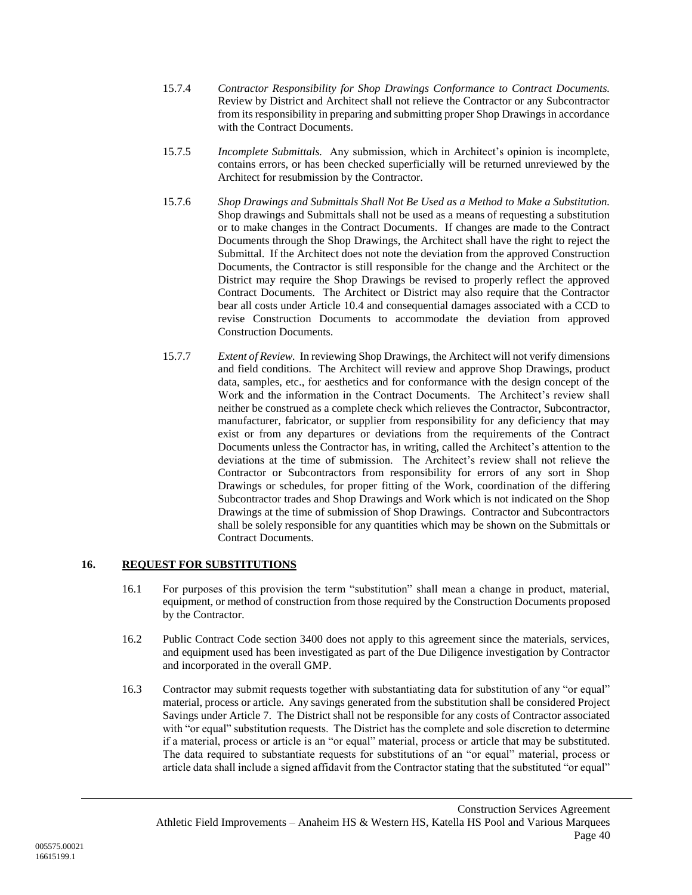15.7.4 *Contractor Responsibility for Shop Drawings Conformance to Contract Documents.* Review by District and Architect shall not relieve the Contractor or any Subcontractor from its responsibility in preparing and submitting proper Shop Drawings in accordance with the Contract Documents.

15.7.5 *Incomplete Submittals.* Any submission, which in Architect's opinion is incomplete, contains errors, or has been checked superficially will be returned unreviewed by the Architect for resubmission by the Contractor.

15.7.6 *Shop Drawings and Submittals Shall Not Be Used as a Method to Make a Substitution.* Shop drawings and Submittals shall not be used as a means of requesting a substitution or to make changes in the Contract Documents. If changes are made to the Contract Documents through the Shop Drawings, the Architect shall have the right to reject the Submittal. If the Architect does not note the deviation from the approved Construction Documents, the Contractor is still responsible for the change and the Architect or the District may require the Shop Drawings be revised to properly reflect the approved Contract Documents. The Architect or District may also require that the Contractor bear all costs under Article 10.4 and consequential damages associated with a CCD to revise Construction Documents to accommodate the deviation from approved Construction Documents.

15.7.7 *Extent of Review.* In reviewing Shop Drawings, the Architect will not verify dimensions and field conditions. The Architect will review and approve Shop Drawings, product data, samples, etc., for aesthetics and for conformance with the design concept of the Work and the information in the Contract Documents. The Architect's review shall neither be construed as a complete check which relieves the Contractor, Subcontractor, manufacturer, fabricator, or supplier from responsibility for any deficiency that may exist or from any departures or deviations from the requirements of the Contract Documents unless the Contractor has, in writing, called the Architect's attention to the deviations at the time of submission. The Architect's review shall not relieve the Contractor or Subcontractors from responsibility for errors of any sort in Shop Drawings or schedules, for proper fitting of the Work, coordination of the differing Subcontractor trades and Shop Drawings and Work which is not indicated on the Shop Drawings at the time of submission of Shop Drawings. Contractor and Subcontractors shall be solely responsible for any quantities which may be shown on the Submittals or Contract Documents.

## 16. REQUEST FOR SUBSTITUTIONS

16.1 For purposes of this provision the term "substitution" shall mean a change in product, material, equipment, or method of construction from those required by the Construction Documents proposed by the Contractor.

16.2 Public Contract Code section 3400 does not apply to this agreement since the materials, services, and equipment used has been investigated as part of the Due Diligence investigation by Contractor and incorporated in the overall GMP.

16.3 Contractor may submit requests together with substantiating data for substitution of any "or equal" material, process or article. Any savings generated from the substitution shall be considered Project Savings under Article 7. The District shall not be responsible for any costs of Contractor associated with "or equal" substitution requests. The District has the complete and sole discretion to determine if a material, process or article is an "or equal" material, process or article that may be substituted. The data required to substantiate requests for substitutions of an "or equal" material, process or article data shall include a signed affidavit from the Contractor stating that the substituted "or equal"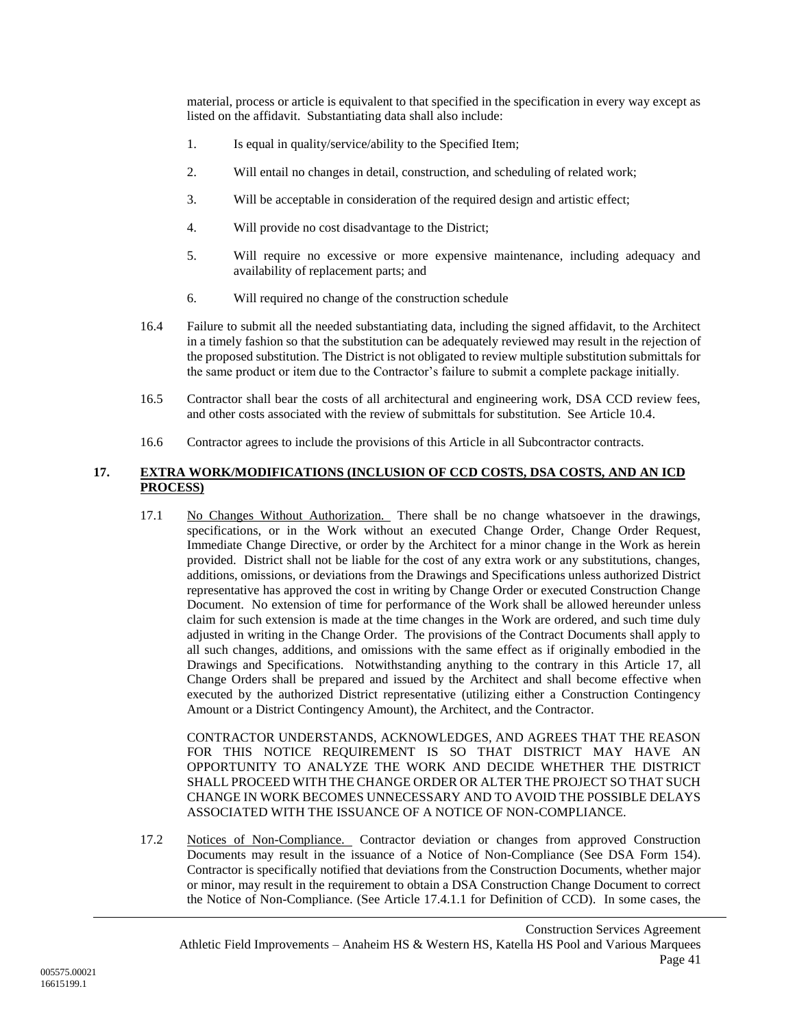material, process or article is equivalent to that specified in the specification in every way except as listed on the affidavit. Substantiating data shall also include:

1. Is equal in quality/service/ability to the Specified Item;

2. Will entail no changes in detail, construction, and scheduling of related work;

3. Will be acceptable in consideration of the required design and artistic effect;

4. Will provide no cost disadvantage to the District;

5. Will require no excessive or more expensive maintenance, including adequacy and availability of replacement parts; and

6. Will required no change of the construction schedule

16.4 Failure to submit all the needed substantiating data, including the signed affidavit, to the Architect in a timely fashion so that the substitution can be adequately reviewed may result in the rejection of the proposed substitution. The District is not obligated to review multiple substitution submittals for the same product or item due to the Contractor's failure to submit a complete package initially.

16.5 Contractor shall bear the costs of all architectural and engineering work, DSA CCD review fees, and other costs associated with the review of submittals for substitution. See Article 10.4.

16.6 Contractor agrees to include the provisions of this Article in all Subcontractor contracts.

## 17. EXTRA WORK/MODIFICATIONS (INCLUSION OF CCD COSTS, DSA COSTS, AND AN ICD PROCESS)

17.1 No Changes Without Authorization. There shall be no change whatsoever in the drawings, specifications, or in the Work without an executed Change Order, Change Order Request, Immediate Change Directive, or order by the Architect for a minor change in the Work as herein provided. District shall not be liable for the cost of any extra work or any substitutions, changes, additions, omissions, or deviations from the Drawings and Specifications unless authorized District representative has approved the cost in writing by Change Order or executed Construction Change Document. No extension of time for performance of the Work shall be allowed hereunder unless claim for such extension is made at the time changes in the Work are ordered, and such time duly adjusted in writing in the Change Order. The provisions of the Contract Documents shall apply to all such changes, additions, and omissions with the same effect as if originally embodied in the Drawings and Specifications. Notwithstanding anything to the contrary in this Article 17, all Change Orders shall be prepared and issued by the Architect and shall become effective when executed by the authorized District representative (utilizing either a Construction Contingency Amount or a District Contingency Amount), the Architect, and the Contractor.

CONTRACTOR UNDERSTANDS, ACKNOWLEDGES, AND AGREES THAT THE REASON FOR THIS NOTICE REQUIREMENT IS SO THAT DISTRICT MAY HAVE AN OPPORTUNITY TO ANALYZE THE WORK AND DECIDE WHETHER THE DISTRICT SHALL PROCEED WITH THE CHANGE ORDER OR ALTER THE PROJECT SO THAT SUCH CHANGE IN WORK BECOMES UNNECESSARY AND TO AVOID THE POSSIBLE DELAYS ASSOCIATED WITH THE ISSUANCE OF A NOTICE OF NON-COMPLIANCE.

17.2 Notices of Non-Compliance. Contractor deviation or changes from approved Construction Documents may result in the issuance of a Notice of Non-Compliance (See DSA Form 154). Contractor is specifically notified that deviations from the Construction Documents, whether major or minor, may result in the requirement to obtain a DSA Construction Change Document to correct the Notice of Non-Compliance. (See Article 17.4.1.1 for Definition of CCD). In some cases, the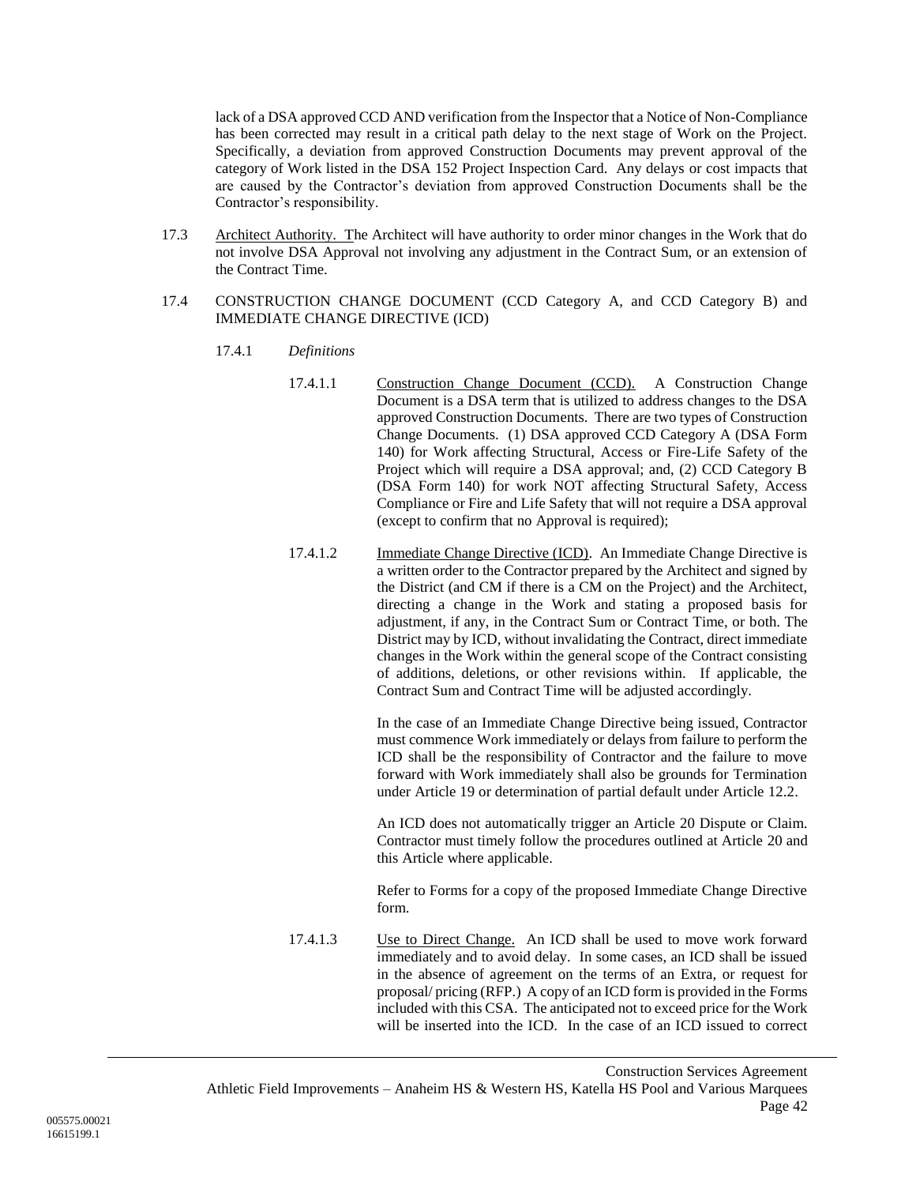lack of a DSA approved CCD AND verification from the Inspector that a Notice of Non-Compliance has been corrected may result in a critical path delay to the next stage of Work on the Project. Specifically, a deviation from approved Construction Documents may prevent approval of the category of Work listed in the DSA 152 Project Inspection Card. Any delays or cost impacts that are caused by the Contractor's deviation from approved Construction Documents shall be the Contractor's responsibility.

17.3 Architect Authority. The Architect will have authority to order minor changes in the Work that do not involve DSA Approval not involving any adjustment in the Contract Sum, or an extension of the Contract Time.

17.4 CONSTRUCTION CHANGE DOCUMENT (CCD Category A, and CCD Category B) and IMMEDIATE CHANGE DIRECTIVE (ICD)

17.4.1 *Definitions*

17.4.1.1 Construction Change Document (CCD). A Construction Change Document is a DSA term that is utilized to address changes to the DSA approved Construction Documents. There are two types of Construction Change Documents. (1) DSA approved CCD Category A (DSA Form 140) for Work affecting Structural, Access or Fire-Life Safety of the Project which will require a DSA approval; and, (2) CCD Category B (DSA Form 140) for work NOT affecting Structural Safety, Access Compliance or Fire and Life Safety that will not require a DSA approval (except to confirm that no Approval is required);

17.4.1.2 Immediate Change Directive (ICD). An Immediate Change Directive is a written order to the Contractor prepared by the Architect and signed by the District (and CM if there is a CM on the Project) and the Architect, directing a change in the Work and stating a proposed basis for adjustment, if any, in the Contract Sum or Contract Time, or both. The District may by ICD, without invalidating the Contract, direct immediate changes in the Work within the general scope of the Contract consisting of additions, deletions, or other revisions within. If applicable, the Contract Sum and Contract Time will be adjusted accordingly.

In the case of an Immediate Change Directive being issued, Contractor must commence Work immediately or delays from failure to perform the ICD shall be the responsibility of Contractor and the failure to move forward with Work immediately shall also be grounds for Termination under Article 19 or determination of partial default under Article 12.2.

An ICD does not automatically trigger an Article 20 Dispute or Claim. Contractor must timely follow the procedures outlined at Article 20 and this Article where applicable.

Refer to Forms for a copy of the proposed Immediate Change Directive form.

17.4.1.3 Use to Direct Change. An ICD shall be used to move work forward immediately and to avoid delay. In some cases, an ICD shall be issued in the absence of agreement on the terms of an Extra, or request for proposal/ pricing (RFP.) A copy of an ICD form is provided in the Forms included with this CSA. The anticipated not to exceed price for the Work will be inserted into the ICD. In the case of an ICD issued to correct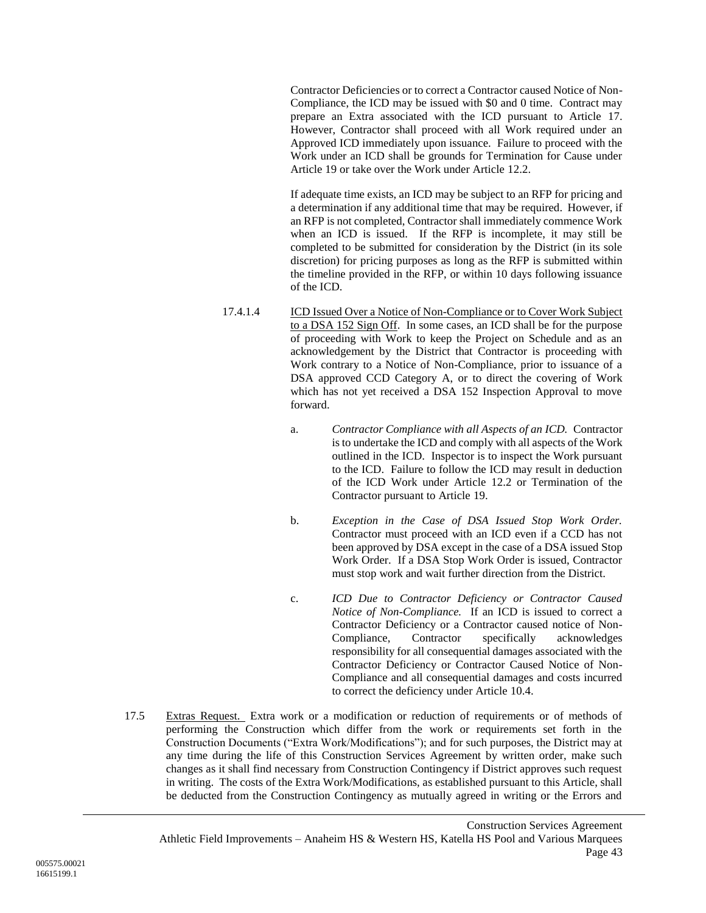Contractor Deficiencies or to correct a Contractor caused Notice of Non-Compliance, the ICD may be issued with $0 and 0 time. Contract may prepare an Extra associated with the ICD pursuant to Article 17. However, Contractor shall proceed with all Work required under an Approved ICD immediately upon issuance. Failure to proceed with the Work under an ICD shall be grounds for Termination for Cause under Article 19 or take over the Work under Article 12.2.

If adequate time exists, an ICD may be subject to an RFP for pricing and a determination if any additional time that may be required. However, if an RFP is not completed, Contractor shall immediately commence Work when an ICD is issued. If the RFP is incomplete, it may still be completed to be submitted for consideration by the District (in its sole discretion) for pricing purposes as long as the RFP is submitted within the timeline provided in the RFP, or within 10 days following issuance of the ICD.

17.4.1.4 ICD Issued Over a Notice of Non-Compliance or to Cover Work Subject to a DSA 152 Sign Off. In some cases, an ICD shall be for the purpose of proceeding with Work to keep the Project on Schedule and as an acknowledgement by the District that Contractor is proceeding with Work contrary to a Notice of Non-Compliance, prior to issuance of a DSA approved CCD Category A, or to direct the covering of Work which has not yet received a DSA 152 Inspection Approval to move forward.

a. *Contractor Compliance with all Aspects of an ICD.* Contractor is to undertake the ICD and comply with all aspects of the Work outlined in the ICD. Inspector is to inspect the Work pursuant to the ICD. Failure to follow the ICD may result in deduction of the ICD Work under Article 12.2 or Termination of the Contractor pursuant to Article 19.

b. *Exception in the Case of DSA Issued Stop Work Order.* Contractor must proceed with an ICD even if a CCD has not been approved by DSA except in the case of a DSA issued Stop Work Order. If a DSA Stop Work Order is issued, Contractor must stop work and wait further direction from the District.

c. *ICD Due to Contractor Deficiency or Contractor Caused Notice of Non-Compliance.* If an ICD is issued to correct a Contractor Deficiency or a Contractor caused notice of Non-Compliance, Contractor specifically acknowledges responsibility for all consequential damages associated with the Contractor Deficiency or Contractor Caused Notice of Non-Compliance and all consequential damages and costs incurred to correct the deficiency under Article 10.4.

17.5 Extras Request. Extra work or a modification or reduction of requirements or of methods of performing the Construction which differ from the work or requirements set forth in the Construction Documents ("Extra Work/Modifications"); and for such purposes, the District may at any time during the life of this Construction Services Agreement by written order, make such changes as it shall find necessary from Construction Contingency if District approves such request in writing. The costs of the Extra Work/Modifications, as established pursuant to this Article, shall be deducted from the Construction Contingency as mutually agreed in writing or the Errors and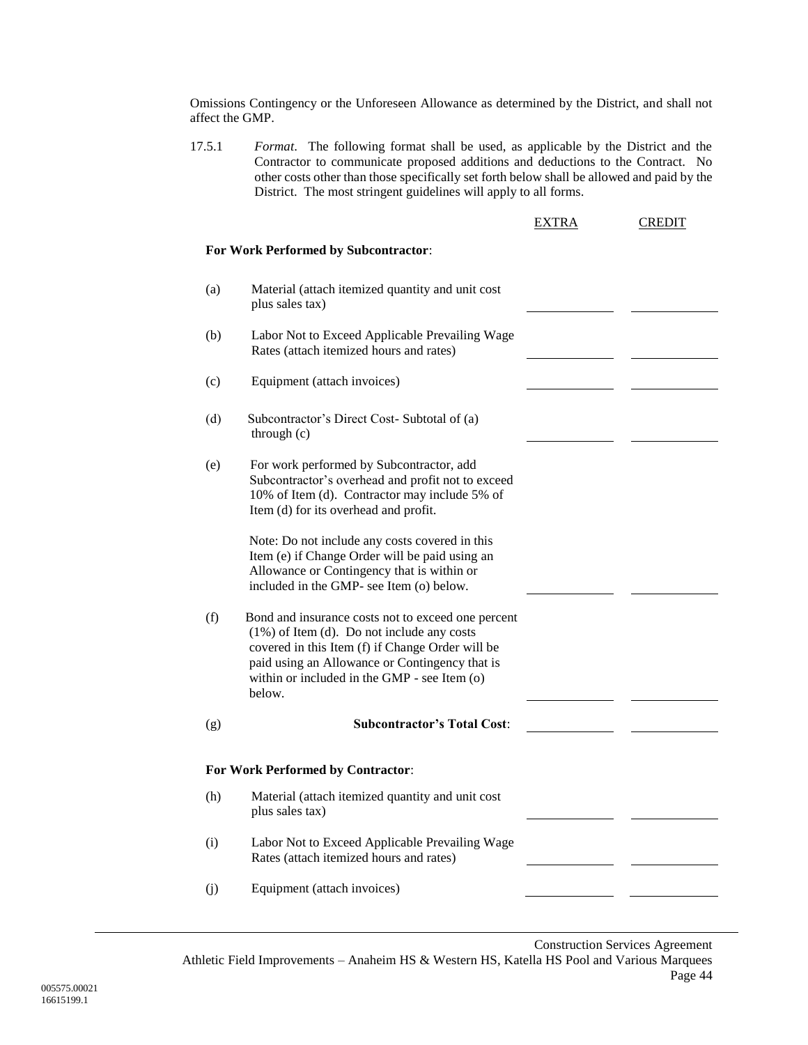Omissions Contingency or the Unforeseen Allowance as determined by the District, and shall not affect the GMP.

17.5.1 *Format*. The following format shall be used, as applicable by the District and the Contractor to communicate proposed additions and deductions to the Contract. No other costs other than those specifically set forth below shall be allowed and paid by the District. The most stringent guidelines will apply to all forms.

| | | EXTRA | CREDIT |
|---|---|---|---|
| **For Work Performed by Subcontractor**: | | | |
| (a) | Material (attach itemized quantity and unit cost plus sales tax) | | |
| (b) | Labor Not to Exceed Applicable Prevailing Wage Rates (attach itemized hours and rates) | | |
| (c) | Equipment (attach invoices) | | |
| (d) | Subcontractor's Direct Cost- Subtotal of (a) through (c) | | |
| (e) | For work performed by Subcontractor, add Subcontractor's overhead and profit not to exceed 10% of Item (d). Contractor may include 5% of Item (d) for its overhead and profit.<br><br>Note: Do not include any costs covered in this Item (e) if Change Order will be paid using an Allowance or Contingency that is within or included in the GMP- see Item (o) below. | | |
| (f) | Bond and insurance costs not to exceed one percent (1%) of Item (d). Do not include any costs covered in this Item (f) if Change Order will be paid using an Allowance or Contingency that is within or included in the GMP - see Item (o) below. | | |
| (g) | **Subcontractor's Total Cost**: | | |
| **For Work Performed by Contractor**: | | | |
| (h) | Material (attach itemized quantity and unit cost plus sales tax) | | |
| (i) | Labor Not to Exceed Applicable Prevailing Wage Rates (attach itemized hours and rates) | | |
| (j) | Equipment (attach invoices) | | |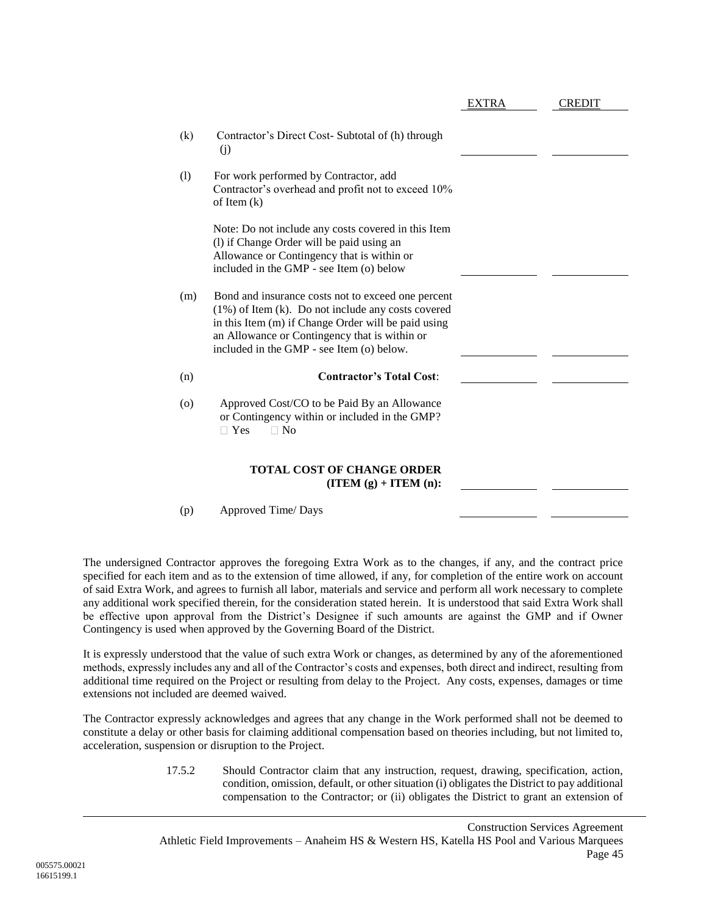| | | EXTRA | CREDIT |
|---|---|---|---|
| (k) | Contractor's Direct Cost- Subtotal of (h) through (j) | | |
| (l) | For work performed by Contractor, add Contractor's overhead and profit not to exceed 10% of Item (k)<br><br>Note: Do not include any costs covered in this Item (l) if Change Order will be paid using an Allowance or Contingency that is within or included in the GMP - see Item (o) below | | |
| (m) | Bond and insurance costs not to exceed one percent (1%) of Item (k). Do not include any costs covered in this Item (m) if Change Order will be paid using an Allowance or Contingency that is within or included in the GMP - see Item (o) below. | | |
| (n) | **Contractor's Total Cost**: | | |
| (o) | Approved Cost/CO to be Paid By an Allowance or Contingency within or included in the GMP?<br>☐ Yes ☐ No | | |
| | **TOTAL COST OF CHANGE ORDER (ITEM (g) + ITEM (n):** | | |
| (p) | Approved Time/ Days | | |

The undersigned Contractor approves the foregoing Extra Work as to the changes, if any, and the contract price specified for each item and as to the extension of time allowed, if any, for completion of the entire work on account of said Extra Work, and agrees to furnish all labor, materials and service and perform all work necessary to complete any additional work specified therein, for the consideration stated herein. It is understood that said Extra Work shall be effective upon approval from the District's Designee if such amounts are against the GMP and if Owner Contingency is used when approved by the Governing Board of the District.

It is expressly understood that the value of such extra Work or changes, as determined by any of the aforementioned methods, expressly includes any and all of the Contractor's costs and expenses, both direct and indirect, resulting from additional time required on the Project or resulting from delay to the Project. Any costs, expenses, damages or time extensions not included are deemed waived.

The Contractor expressly acknowledges and agrees that any change in the Work performed shall not be deemed to constitute a delay or other basis for claiming additional compensation based on theories including, but not limited to, acceleration, suspension or disruption to the Project.

17.5.2 Should Contractor claim that any instruction, request, drawing, specification, action, condition, omission, default, or other situation (i) obligates the District to pay additional compensation to the Contractor; or (ii) obligates the District to grant an extension of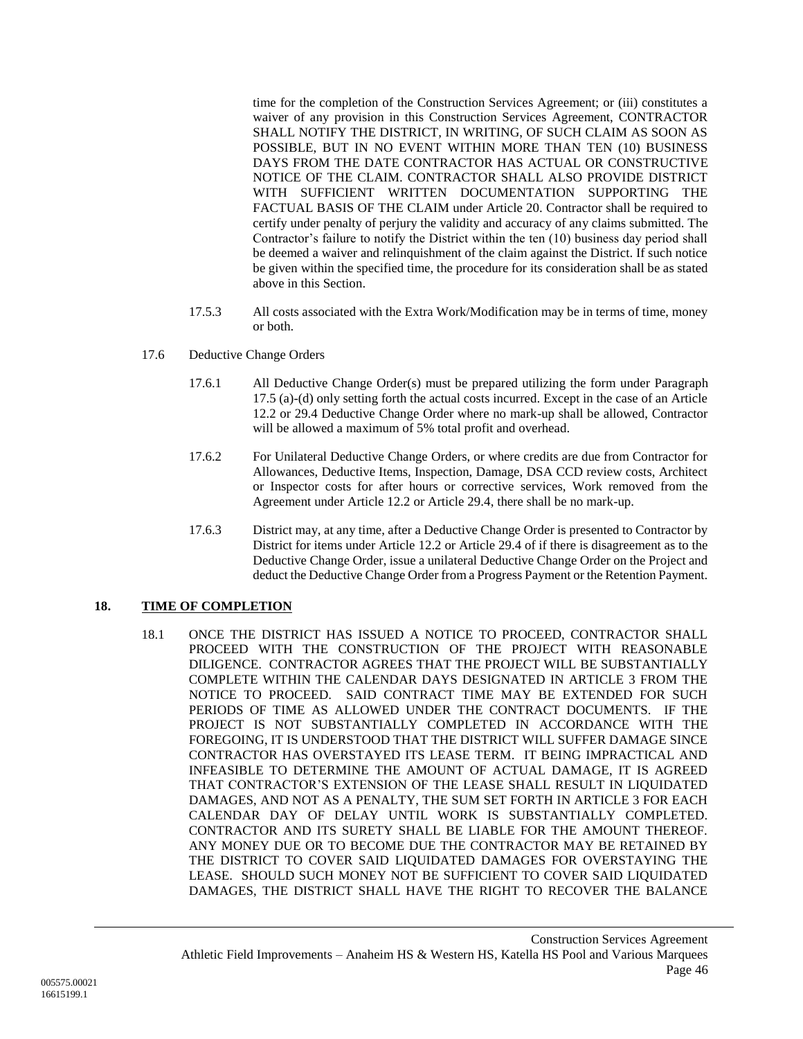time for the completion of the Construction Services Agreement; or (iii) constitutes a waiver of any provision in this Construction Services Agreement, CONTRACTOR SHALL NOTIFY THE DISTRICT, IN WRITING, OF SUCH CLAIM AS SOON AS POSSIBLE, BUT IN NO EVENT WITHIN MORE THAN TEN (10) BUSINESS DAYS FROM THE DATE CONTRACTOR HAS ACTUAL OR CONSTRUCTIVE NOTICE OF THE CLAIM. CONTRACTOR SHALL ALSO PROVIDE DISTRICT WITH SUFFICIENT WRITTEN DOCUMENTATION SUPPORTING THE FACTUAL BASIS OF THE CLAIM under Article 20. Contractor shall be required to certify under penalty of perjury the validity and accuracy of any claims submitted. The Contractor's failure to notify the District within the ten (10) business day period shall be deemed a waiver and relinquishment of the claim against the District. If such notice be given within the specified time, the procedure for its consideration shall be as stated above in this Section.

17.5.3 All costs associated with the Extra Work/Modification may be in terms of time, money or both.

17.6 Deductive Change Orders

17.6.1 All Deductive Change Order(s) must be prepared utilizing the form under Paragraph 17.5 (a)-(d) only setting forth the actual costs incurred. Except in the case of an Article 12.2 or 29.4 Deductive Change Order where no mark-up shall be allowed, Contractor will be allowed a maximum of 5% total profit and overhead.

17.6.2 For Unilateral Deductive Change Orders, or where credits are due from Contractor for Allowances, Deductive Items, Inspection, Damage, DSA CCD review costs, Architect or Inspector costs for after hours or corrective services, Work removed from the Agreement under Article 12.2 or Article 29.4, there shall be no mark-up.

17.6.3 District may, at any time, after a Deductive Change Order is presented to Contractor by District for items under Article 12.2 or Article 29.4 of if there is disagreement as to the Deductive Change Order, issue a unilateral Deductive Change Order on the Project and deduct the Deductive Change Order from a Progress Payment or the Retention Payment.

## 18. TIME OF COMPLETION

18.1 ONCE THE DISTRICT HAS ISSUED A NOTICE TO PROCEED, CONTRACTOR SHALL PROCEED WITH THE CONSTRUCTION OF THE PROJECT WITH REASONABLE DILIGENCE. CONTRACTOR AGREES THAT THE PROJECT WILL BE SUBSTANTIALLY COMPLETE WITHIN THE CALENDAR DAYS DESIGNATED IN ARTICLE 3 FROM THE NOTICE TO PROCEED. SAID CONTRACT TIME MAY BE EXTENDED FOR SUCH PERIODS OF TIME AS ALLOWED UNDER THE CONTRACT DOCUMENTS. IF THE PROJECT IS NOT SUBSTANTIALLY COMPLETED IN ACCORDANCE WITH THE FOREGOING, IT IS UNDERSTOOD THAT THE DISTRICT WILL SUFFER DAMAGE SINCE CONTRACTOR HAS OVERSTAYED ITS LEASE TERM. IT BEING IMPRACTICAL AND INFEASIBLE TO DETERMINE THE AMOUNT OF ACTUAL DAMAGE, IT IS AGREED THAT CONTRACTOR'S EXTENSION OF THE LEASE SHALL RESULT IN LIQUIDATED DAMAGES, AND NOT AS A PENALTY, THE SUM SET FORTH IN ARTICLE 3 FOR EACH CALENDAR DAY OF DELAY UNTIL WORK IS SUBSTANTIALLY COMPLETED. CONTRACTOR AND ITS SURETY SHALL BE LIABLE FOR THE AMOUNT THEREOF. ANY MONEY DUE OR TO BECOME DUE THE CONTRACTOR MAY BE RETAINED BY THE DISTRICT TO COVER SAID LIQUIDATED DAMAGES FOR OVERSTAYING THE LEASE. SHOULD SUCH MONEY NOT BE SUFFICIENT TO COVER SAID LIQUIDATED DAMAGES, THE DISTRICT SHALL HAVE THE RIGHT TO RECOVER THE BALANCE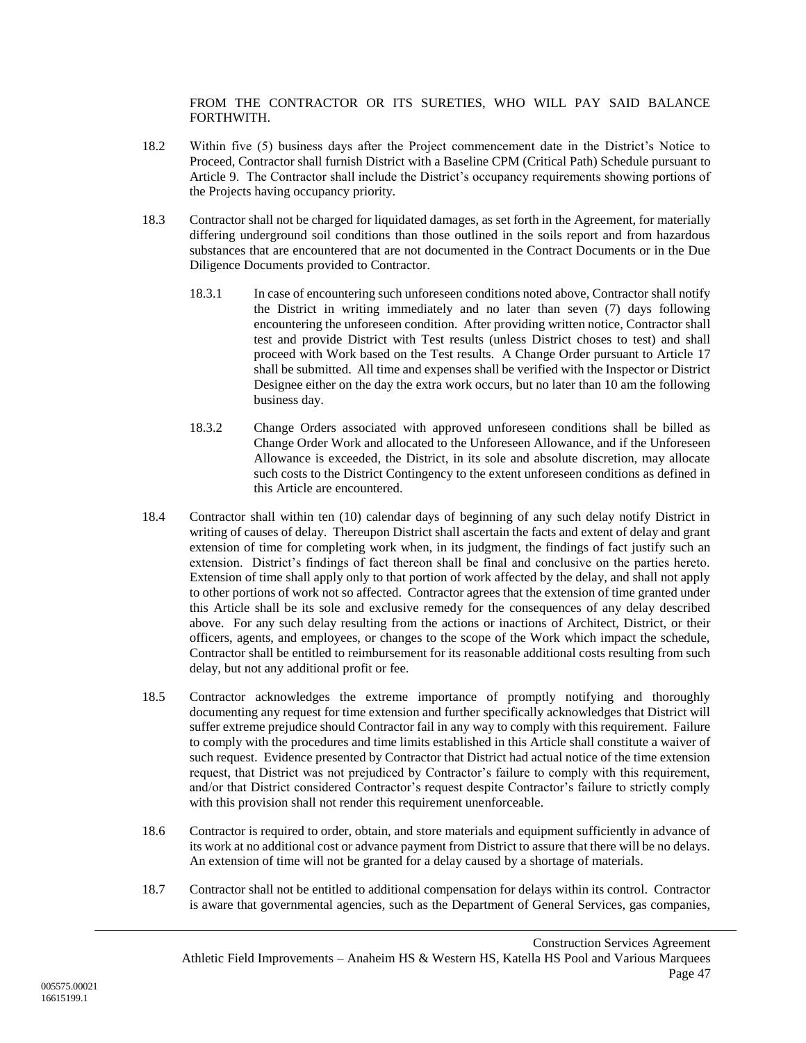FROM THE CONTRACTOR OR ITS SURETIES, WHO WILL PAY SAID BALANCE FORTHWITH.

18.2 Within five (5) business days after the Project commencement date in the District's Notice to Proceed, Contractor shall furnish District with a Baseline CPM (Critical Path) Schedule pursuant to Article 9. The Contractor shall include the District's occupancy requirements showing portions of the Projects having occupancy priority.

18.3 Contractor shall not be charged for liquidated damages, as set forth in the Agreement, for materially differing underground soil conditions than those outlined in the soils report and from hazardous substances that are encountered that are not documented in the Contract Documents or in the Due Diligence Documents provided to Contractor.

18.3.1 In case of encountering such unforeseen conditions noted above, Contractor shall notify the District in writing immediately and no later than seven (7) days following encountering the unforeseen condition. After providing written notice, Contractor shall test and provide District with Test results (unless District choses to test) and shall proceed with Work based on the Test results. A Change Order pursuant to Article 17 shall be submitted. All time and expenses shall be verified with the Inspector or District Designee either on the day the extra work occurs, but no later than 10 am the following business day.

18.3.2 Change Orders associated with approved unforeseen conditions shall be billed as Change Order Work and allocated to the Unforeseen Allowance, and if the Unforeseen Allowance is exceeded, the District, in its sole and absolute discretion, may allocate such costs to the District Contingency to the extent unforeseen conditions as defined in this Article are encountered.

18.4 Contractor shall within ten (10) calendar days of beginning of any such delay notify District in writing of causes of delay. Thereupon District shall ascertain the facts and extent of delay and grant extension of time for completing work when, in its judgment, the findings of fact justify such an extension. District's findings of fact thereon shall be final and conclusive on the parties hereto. Extension of time shall apply only to that portion of work affected by the delay, and shall not apply to other portions of work not so affected. Contractor agrees that the extension of time granted under this Article shall be its sole and exclusive remedy for the consequences of any delay described above. For any such delay resulting from the actions or inactions of Architect, District, or their officers, agents, and employees, or changes to the scope of the Work which impact the schedule, Contractor shall be entitled to reimbursement for its reasonable additional costs resulting from such delay, but not any additional profit or fee.

18.5 Contractor acknowledges the extreme importance of promptly notifying and thoroughly documenting any request for time extension and further specifically acknowledges that District will suffer extreme prejudice should Contractor fail in any way to comply with this requirement. Failure to comply with the procedures and time limits established in this Article shall constitute a waiver of such request. Evidence presented by Contractor that District had actual notice of the time extension request, that District was not prejudiced by Contractor's failure to comply with this requirement, and/or that District considered Contractor's request despite Contractor's failure to strictly comply with this provision shall not render this requirement unenforceable.

18.6 Contractor is required to order, obtain, and store materials and equipment sufficiently in advance of its work at no additional cost or advance payment from District to assure that there will be no delays. An extension of time will not be granted for a delay caused by a shortage of materials.

18.7 Contractor shall not be entitled to additional compensation for delays within its control. Contractor is aware that governmental agencies, such as the Department of General Services, gas companies,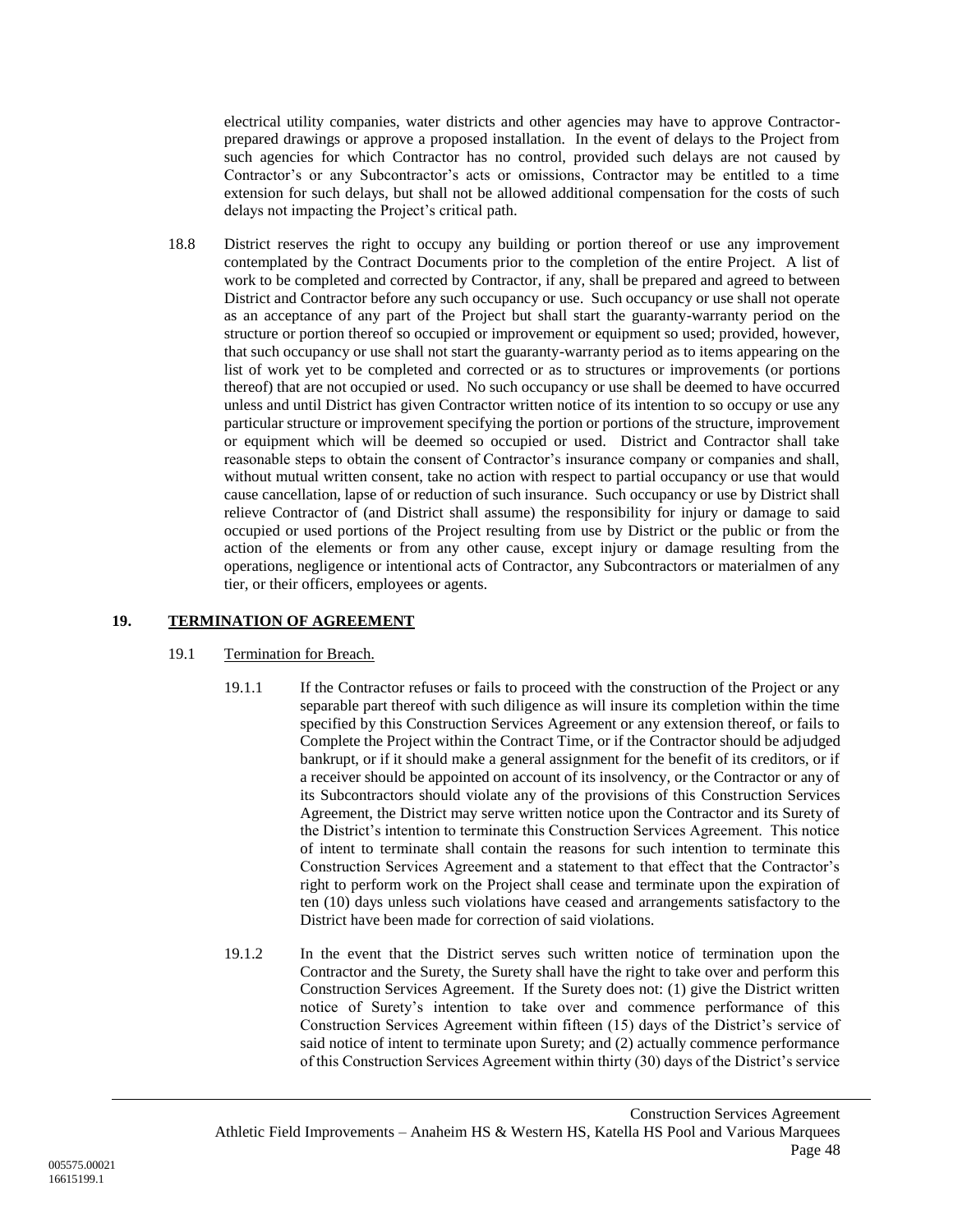electrical utility companies, water districts and other agencies may have to approve Contractor-prepared drawings or approve a proposed installation. In the event of delays to the Project from such agencies for which Contractor has no control, provided such delays are not caused by Contractor's or any Subcontractor's acts or omissions, Contractor may be entitled to a time extension for such delays, but shall not be allowed additional compensation for the costs of such delays not impacting the Project's critical path.

18.8 District reserves the right to occupy any building or portion thereof or use any improvement contemplated by the Contract Documents prior to the completion of the entire Project. A list of work to be completed and corrected by Contractor, if any, shall be prepared and agreed to between District and Contractor before any such occupancy or use. Such occupancy or use shall not operate as an acceptance of any part of the Project but shall start the guaranty-warranty period on the structure or portion thereof so occupied or improvement or equipment so used; provided, however, that such occupancy or use shall not start the guaranty-warranty period as to items appearing on the list of work yet to be completed and corrected or as to structures or improvements (or portions thereof) that are not occupied or used. No such occupancy or use shall be deemed to have occurred unless and until District has given Contractor written notice of its intention to so occupy or use any particular structure or improvement specifying the portion or portions of the structure, improvement or equipment which will be deemed so occupied or used. District and Contractor shall take reasonable steps to obtain the consent of Contractor's insurance company or companies and shall, without mutual written consent, take no action with respect to partial occupancy or use that would cause cancellation, lapse of or reduction of such insurance. Such occupancy or use by District shall relieve Contractor of (and District shall assume) the responsibility for injury or damage to said occupied or used portions of the Project resulting from use by District or the public or from the action of the elements or from any other cause, except injury or damage resulting from the operations, negligence or intentional acts of Contractor, any Subcontractors or materialmen of any tier, or their officers, employees or agents.

## 19. TERMINATION OF AGREEMENT

19.1 Termination for Breach.

19.1.1 If the Contractor refuses or fails to proceed with the construction of the Project or any separable part thereof with such diligence as will insure its completion within the time specified by this Construction Services Agreement or any extension thereof, or fails to Complete the Project within the Contract Time, or if the Contractor should be adjudged bankrupt, or if it should make a general assignment for the benefit of its creditors, or if a receiver should be appointed on account of its insolvency, or the Contractor or any of its Subcontractors should violate any of the provisions of this Construction Services Agreement, the District may serve written notice upon the Contractor and its Surety of the District's intention to terminate this Construction Services Agreement. This notice of intent to terminate shall contain the reasons for such intention to terminate this Construction Services Agreement and a statement to that effect that the Contractor's right to perform work on the Project shall cease and terminate upon the expiration of ten (10) days unless such violations have ceased and arrangements satisfactory to the District have been made for correction of said violations.

19.1.2 In the event that the District serves such written notice of termination upon the Contractor and the Surety, the Surety shall have the right to take over and perform this Construction Services Agreement. If the Surety does not: (1) give the District written notice of Surety's intention to take over and commence performance of this Construction Services Agreement within fifteen (15) days of the District's service of said notice of intent to terminate upon Surety; and (2) actually commence performance of this Construction Services Agreement within thirty (30) days of the District's service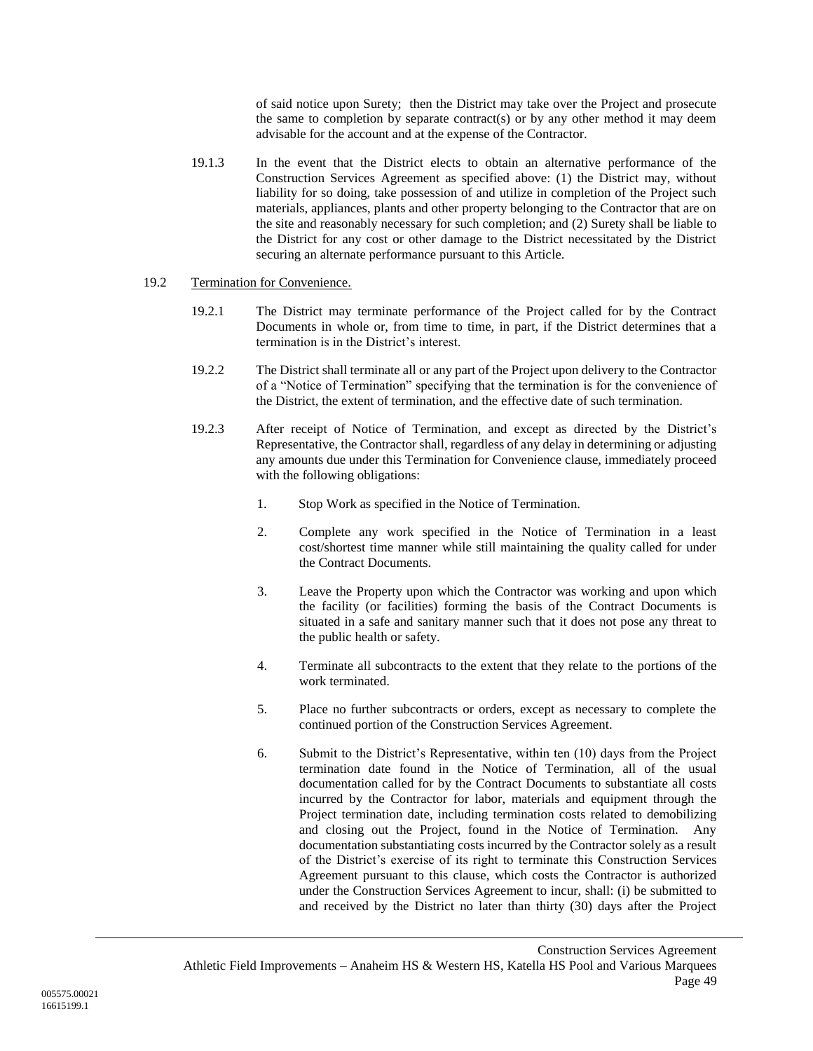of said notice upon Surety; then the District may take over the Project and prosecute the same to completion by separate contract(s) or by any other method it may deem advisable for the account and at the expense of the Contractor.

19.1.3 In the event that the District elects to obtain an alternative performance of the Construction Services Agreement as specified above: (1) the District may, without liability for so doing, take possession of and utilize in completion of the Project such materials, appliances, plants and other property belonging to the Contractor that are on the site and reasonably necessary for such completion; and (2) Surety shall be liable to the District for any cost or other damage to the District necessitated by the District securing an alternate performance pursuant to this Article.

19.2 <u>Termination for Convenience.</u>

19.2.1 The District may terminate performance of the Project called for by the Contract Documents in whole or, from time to time, in part, if the District determines that a termination is in the District's interest.

19.2.2 The District shall terminate all or any part of the Project upon delivery to the Contractor of a "Notice of Termination" specifying that the termination is for the convenience of the District, the extent of termination, and the effective date of such termination.

19.2.3 After receipt of Notice of Termination, and except as directed by the District's Representative, the Contractor shall, regardless of any delay in determining or adjusting any amounts due under this Termination for Convenience clause, immediately proceed with the following obligations:

1. Stop Work as specified in the Notice of Termination.

2. Complete any work specified in the Notice of Termination in a least cost/shortest time manner while still maintaining the quality called for under the Contract Documents.

3. Leave the Property upon which the Contractor was working and upon which the facility (or facilities) forming the basis of the Contract Documents is situated in a safe and sanitary manner such that it does not pose any threat to the public health or safety.

4. Terminate all subcontracts to the extent that they relate to the portions of the work terminated.

5. Place no further subcontracts or orders, except as necessary to complete the continued portion of the Construction Services Agreement.

6. Submit to the District's Representative, within ten (10) days from the Project termination date found in the Notice of Termination, all of the usual documentation called for by the Contract Documents to substantiate all costs incurred by the Contractor for labor, materials and equipment through the Project termination date, including termination costs related to demobilizing and closing out the Project, found in the Notice of Termination. Any documentation substantiating costs incurred by the Contractor solely as a result of the District's exercise of its right to terminate this Construction Services Agreement pursuant to this clause, which costs the Contractor is authorized under the Construction Services Agreement to incur, shall: (i) be submitted to and received by the District no later than thirty (30) days after the Project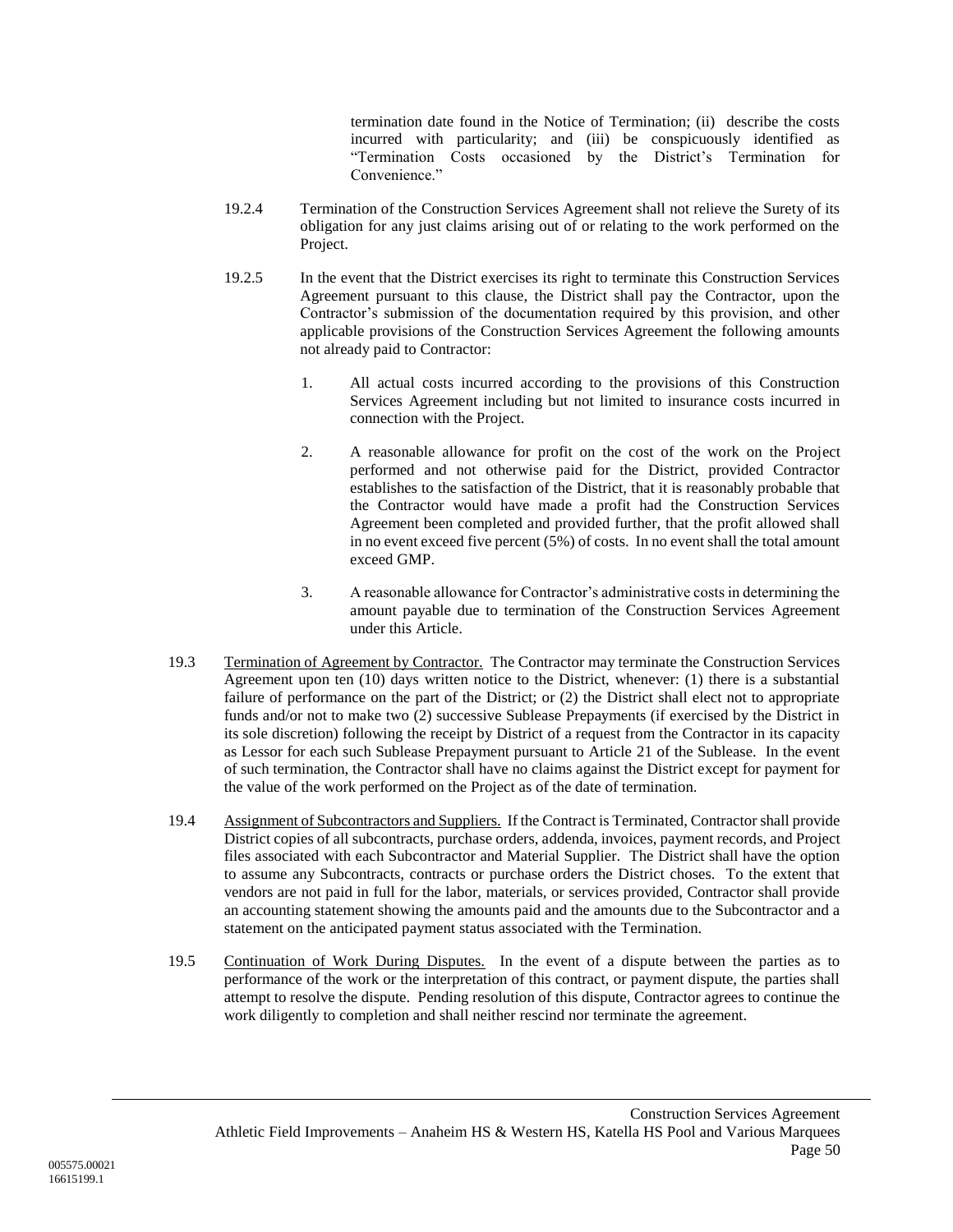termination date found in the Notice of Termination; (ii) describe the costs incurred with particularity; and (iii) be conspicuously identified as "Termination Costs occasioned by the District's Termination for Convenience."

19.2.4 Termination of the Construction Services Agreement shall not relieve the Surety of its obligation for any just claims arising out of or relating to the work performed on the Project.

19.2.5 In the event that the District exercises its right to terminate this Construction Services Agreement pursuant to this clause, the District shall pay the Contractor, upon the Contractor's submission of the documentation required by this provision, and other applicable provisions of the Construction Services Agreement the following amounts not already paid to Contractor:

1. All actual costs incurred according to the provisions of this Construction Services Agreement including but not limited to insurance costs incurred in connection with the Project.

2. A reasonable allowance for profit on the cost of the work on the Project performed and not otherwise paid for the District, provided Contractor establishes to the satisfaction of the District, that it is reasonably probable that the Contractor would have made a profit had the Construction Services Agreement been completed and provided further, that the profit allowed shall in no event exceed five percent (5%) of costs. In no event shall the total amount exceed GMP.

3. A reasonable allowance for Contractor's administrative costs in determining the amount payable due to termination of the Construction Services Agreement under this Article.

19.3 Termination of Agreement by Contractor. The Contractor may terminate the Construction Services Agreement upon ten (10) days written notice to the District, whenever: (1) there is a substantial failure of performance on the part of the District; or (2) the District shall elect not to appropriate funds and/or not to make two (2) successive Sublease Prepayments (if exercised by the District in its sole discretion) following the receipt by District of a request from the Contractor in its capacity as Lessor for each such Sublease Prepayment pursuant to Article 21 of the Sublease. In the event of such termination, the Contractor shall have no claims against the District except for payment for the value of the work performed on the Project as of the date of termination.

19.4 Assignment of Subcontractors and Suppliers. If the Contract is Terminated, Contractor shall provide District copies of all subcontracts, purchase orders, addenda, invoices, payment records, and Project files associated with each Subcontractor and Material Supplier. The District shall have the option to assume any Subcontracts, contracts or purchase orders the District choses. To the extent that vendors are not paid in full for the labor, materials, or services provided, Contractor shall provide an accounting statement showing the amounts paid and the amounts due to the Subcontractor and a statement on the anticipated payment status associated with the Termination.

19.5 Continuation of Work During Disputes. In the event of a dispute between the parties as to performance of the work or the interpretation of this contract, or payment dispute, the parties shall attempt to resolve the dispute. Pending resolution of this dispute, Contractor agrees to continue the work diligently to completion and shall neither rescind nor terminate the agreement.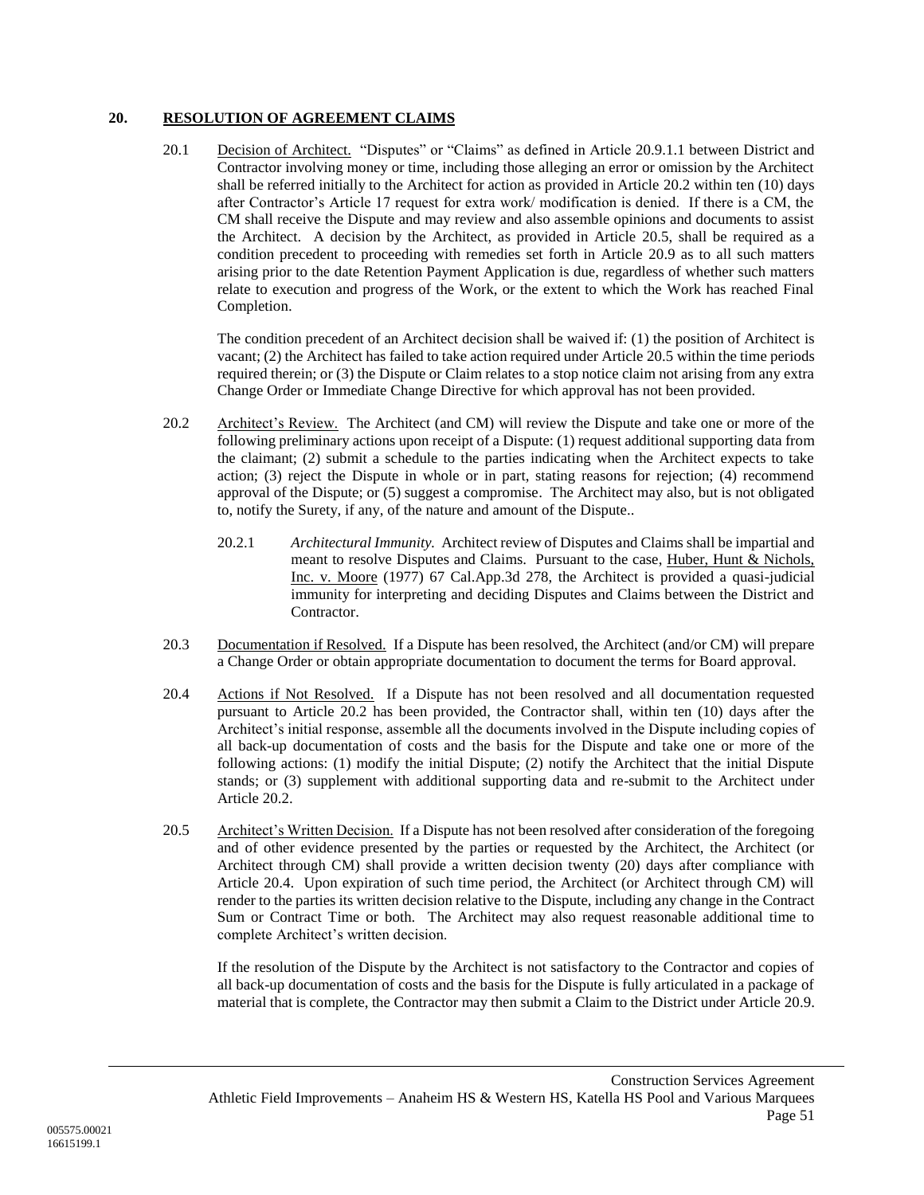## 20. RESOLUTION OF AGREEMENT CLAIMS

20.1 Decision of Architect. "Disputes" or "Claims" as defined in Article 20.9.1.1 between District and Contractor involving money or time, including those alleging an error or omission by the Architect shall be referred initially to the Architect for action as provided in Article 20.2 within ten (10) days after Contractor's Article 17 request for extra work/ modification is denied. If there is a CM, the CM shall receive the Dispute and may review and also assemble opinions and documents to assist the Architect. A decision by the Architect, as provided in Article 20.5, shall be required as a condition precedent to proceeding with remedies set forth in Article 20.9 as to all such matters arising prior to the date Retention Payment Application is due, regardless of whether such matters relate to execution and progress of the Work, or the extent to which the Work has reached Final Completion.

The condition precedent of an Architect decision shall be waived if: (1) the position of Architect is vacant; (2) the Architect has failed to take action required under Article 20.5 within the time periods required therein; or (3) the Dispute or Claim relates to a stop notice claim not arising from any extra Change Order or Immediate Change Directive for which approval has not been provided.

20.2 Architect's Review. The Architect (and CM) will review the Dispute and take one or more of the following preliminary actions upon receipt of a Dispute: (1) request additional supporting data from the claimant; (2) submit a schedule to the parties indicating when the Architect expects to take action; (3) reject the Dispute in whole or in part, stating reasons for rejection; (4) recommend approval of the Dispute; or (5) suggest a compromise. The Architect may also, but is not obligated to, notify the Surety, if any, of the nature and amount of the Dispute..

20.2.1 *Architectural Immunity.* Architect review of Disputes and Claims shall be impartial and meant to resolve Disputes and Claims. Pursuant to the case, Huber, Hunt & Nichols, Inc. v. Moore (1977) 67 Cal.App.3d 278, the Architect is provided a quasi-judicial immunity for interpreting and deciding Disputes and Claims between the District and Contractor.

20.3 Documentation if Resolved. If a Dispute has been resolved, the Architect (and/or CM) will prepare a Change Order or obtain appropriate documentation to document the terms for Board approval.

20.4 Actions if Not Resolved. If a Dispute has not been resolved and all documentation requested pursuant to Article 20.2 has been provided, the Contractor shall, within ten (10) days after the Architect's initial response, assemble all the documents involved in the Dispute including copies of all back-up documentation of costs and the basis for the Dispute and take one or more of the following actions: (1) modify the initial Dispute; (2) notify the Architect that the initial Dispute stands; or (3) supplement with additional supporting data and re-submit to the Architect under Article 20.2.

20.5 Architect's Written Decision. If a Dispute has not been resolved after consideration of the foregoing and of other evidence presented by the parties or requested by the Architect, the Architect (or Architect through CM) shall provide a written decision twenty (20) days after compliance with Article 20.4. Upon expiration of such time period, the Architect (or Architect through CM) will render to the parties its written decision relative to the Dispute, including any change in the Contract Sum or Contract Time or both. The Architect may also request reasonable additional time to complete Architect's written decision.

If the resolution of the Dispute by the Architect is not satisfactory to the Contractor and copies of all back-up documentation of costs and the basis for the Dispute is fully articulated in a package of material that is complete, the Contractor may then submit a Claim to the District under Article 20.9.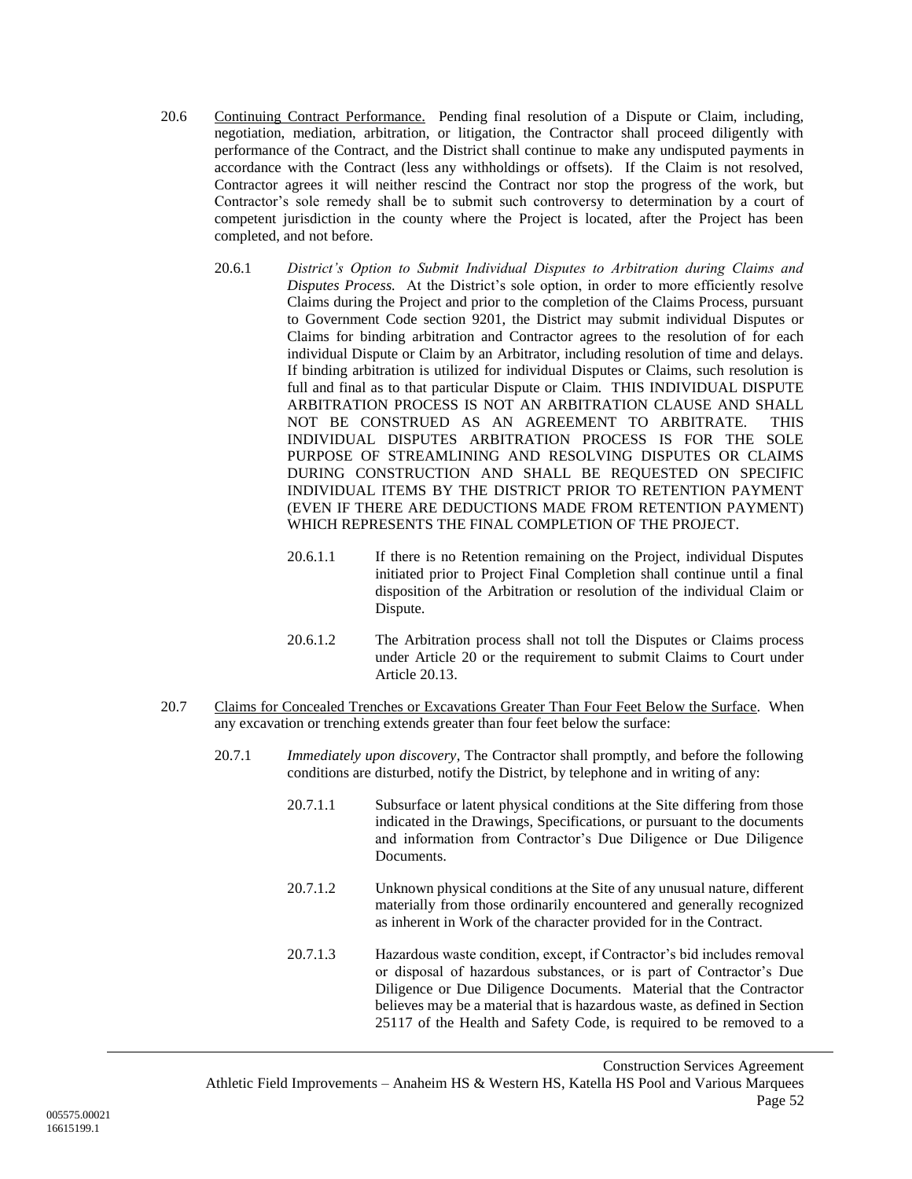20.6 Continuing Contract Performance. Pending final resolution of a Dispute or Claim, including, negotiation, mediation, arbitration, or litigation, the Contractor shall proceed diligently with performance of the Contract, and the District shall continue to make any undisputed payments in accordance with the Contract (less any withholdings or offsets). If the Claim is not resolved, Contractor agrees it will neither rescind the Contract nor stop the progress of the work, but Contractor's sole remedy shall be to submit such controversy to determination by a court of competent jurisdiction in the county where the Project is located, after the Project has been completed, and not before.

20.6.1 *District's Option to Submit Individual Disputes to Arbitration during Claims and Disputes Process.* At the District's sole option, in order to more efficiently resolve Claims during the Project and prior to the completion of the Claims Process, pursuant to Government Code section 9201, the District may submit individual Disputes or Claims for binding arbitration and Contractor agrees to the resolution of for each individual Dispute or Claim by an Arbitrator, including resolution of time and delays. If binding arbitration is utilized for individual Disputes or Claims, such resolution is full and final as to that particular Dispute or Claim. THIS INDIVIDUAL DISPUTE ARBITRATION PROCESS IS NOT AN ARBITRATION CLAUSE AND SHALL NOT BE CONSTRUED AS AN AGREEMENT TO ARBITRATE. THIS INDIVIDUAL DISPUTES ARBITRATION PROCESS IS FOR THE SOLE PURPOSE OF STREAMLINING AND RESOLVING DISPUTES OR CLAIMS DURING CONSTRUCTION AND SHALL BE REQUESTED ON SPECIFIC INDIVIDUAL ITEMS BY THE DISTRICT PRIOR TO RETENTION PAYMENT (EVEN IF THERE ARE DEDUCTIONS MADE FROM RETENTION PAYMENT) WHICH REPRESENTS THE FINAL COMPLETION OF THE PROJECT.

20.6.1.1 If there is no Retention remaining on the Project, individual Disputes initiated prior to Project Final Completion shall continue until a final disposition of the Arbitration or resolution of the individual Claim or Dispute.

20.6.1.2 The Arbitration process shall not toll the Disputes or Claims process under Article 20 or the requirement to submit Claims to Court under Article 20.13.

20.7 Claims for Concealed Trenches or Excavations Greater Than Four Feet Below the Surface. When any excavation or trenching extends greater than four feet below the surface:

20.7.1 *Immediately upon discovery*, The Contractor shall promptly, and before the following conditions are disturbed, notify the District, by telephone and in writing of any:

20.7.1.1 Subsurface or latent physical conditions at the Site differing from those indicated in the Drawings, Specifications, or pursuant to the documents and information from Contractor's Due Diligence or Due Diligence Documents.

20.7.1.2 Unknown physical conditions at the Site of any unusual nature, different materially from those ordinarily encountered and generally recognized as inherent in Work of the character provided for in the Contract.

20.7.1.3 Hazardous waste condition, except, if Contractor's bid includes removal or disposal of hazardous substances, or is part of Contractor's Due Diligence or Due Diligence Documents. Material that the Contractor believes may be a material that is hazardous waste, as defined in Section 25117 of the Health and Safety Code, is required to be removed to a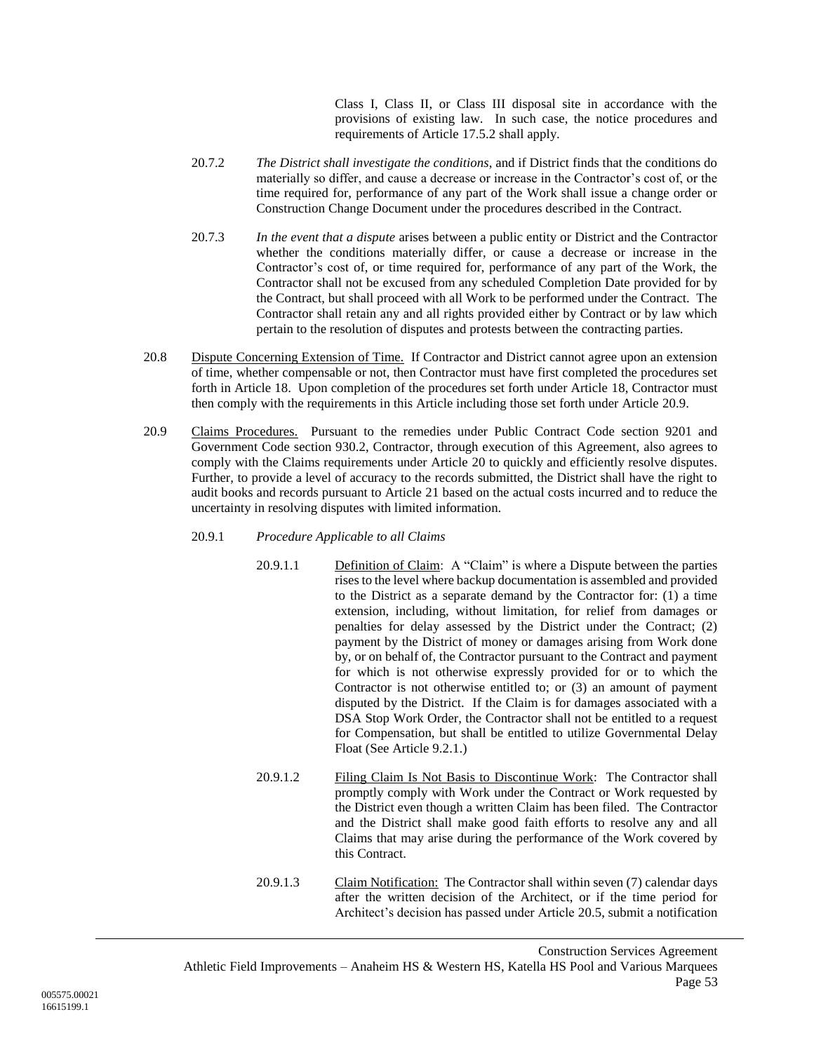Class I, Class II, or Class III disposal site in accordance with the provisions of existing law. In such case, the notice procedures and requirements of Article 17.5.2 shall apply.

20.7.2 *The District shall investigate the conditions*, and if District finds that the conditions do materially so differ, and cause a decrease or increase in the Contractor's cost of, or the time required for, performance of any part of the Work shall issue a change order or Construction Change Document under the procedures described in the Contract.

20.7.3 *In the event that a dispute* arises between a public entity or District and the Contractor whether the conditions materially differ, or cause a decrease or increase in the Contractor's cost of, or time required for, performance of any part of the Work, the Contractor shall not be excused from any scheduled Completion Date provided for by the Contract, but shall proceed with all Work to be performed under the Contract. The Contractor shall retain any and all rights provided either by Contract or by law which pertain to the resolution of disputes and protests between the contracting parties.

20.8 <u>Dispute Concerning Extension of Time.</u> If Contractor and District cannot agree upon an extension of time, whether compensable or not, then Contractor must have first completed the procedures set forth in Article 18. Upon completion of the procedures set forth under Article 18, Contractor must then comply with the requirements in this Article including those set forth under Article 20.9.

20.9 <u>Claims Procedures.</u> Pursuant to the remedies under Public Contract Code section 9201 and Government Code section 930.2, Contractor, through execution of this Agreement, also agrees to comply with the Claims requirements under Article 20 to quickly and efficiently resolve disputes. Further, to provide a level of accuracy to the records submitted, the District shall have the right to audit books and records pursuant to Article 21 based on the actual costs incurred and to reduce the uncertainty in resolving disputes with limited information.

20.9.1 *Procedure Applicable to all Claims*

20.9.1.1 <u>Definition of Claim</u>: A "Claim" is where a Dispute between the parties rises to the level where backup documentation is assembled and provided to the District as a separate demand by the Contractor for: (1) a time extension, including, without limitation, for relief from damages or penalties for delay assessed by the District under the Contract; (2) payment by the District of money or damages arising from Work done by, or on behalf of, the Contractor pursuant to the Contract and payment for which is not otherwise expressly provided for or to which the Contractor is not otherwise entitled to; or (3) an amount of payment disputed by the District. If the Claim is for damages associated with a DSA Stop Work Order, the Contractor shall not be entitled to a request for Compensation, but shall be entitled to utilize Governmental Delay Float (See Article 9.2.1.)

20.9.1.2 <u>Filing Claim Is Not Basis to Discontinue Work</u>: The Contractor shall promptly comply with Work under the Contract or Work requested by the District even though a written Claim has been filed. The Contractor and the District shall make good faith efforts to resolve any and all Claims that may arise during the performance of the Work covered by this Contract.

20.9.1.3 <u>Claim Notification:</u> The Contractor shall within seven (7) calendar days after the written decision of the Architect, or if the time period for Architect's decision has passed under Article 20.5, submit a notification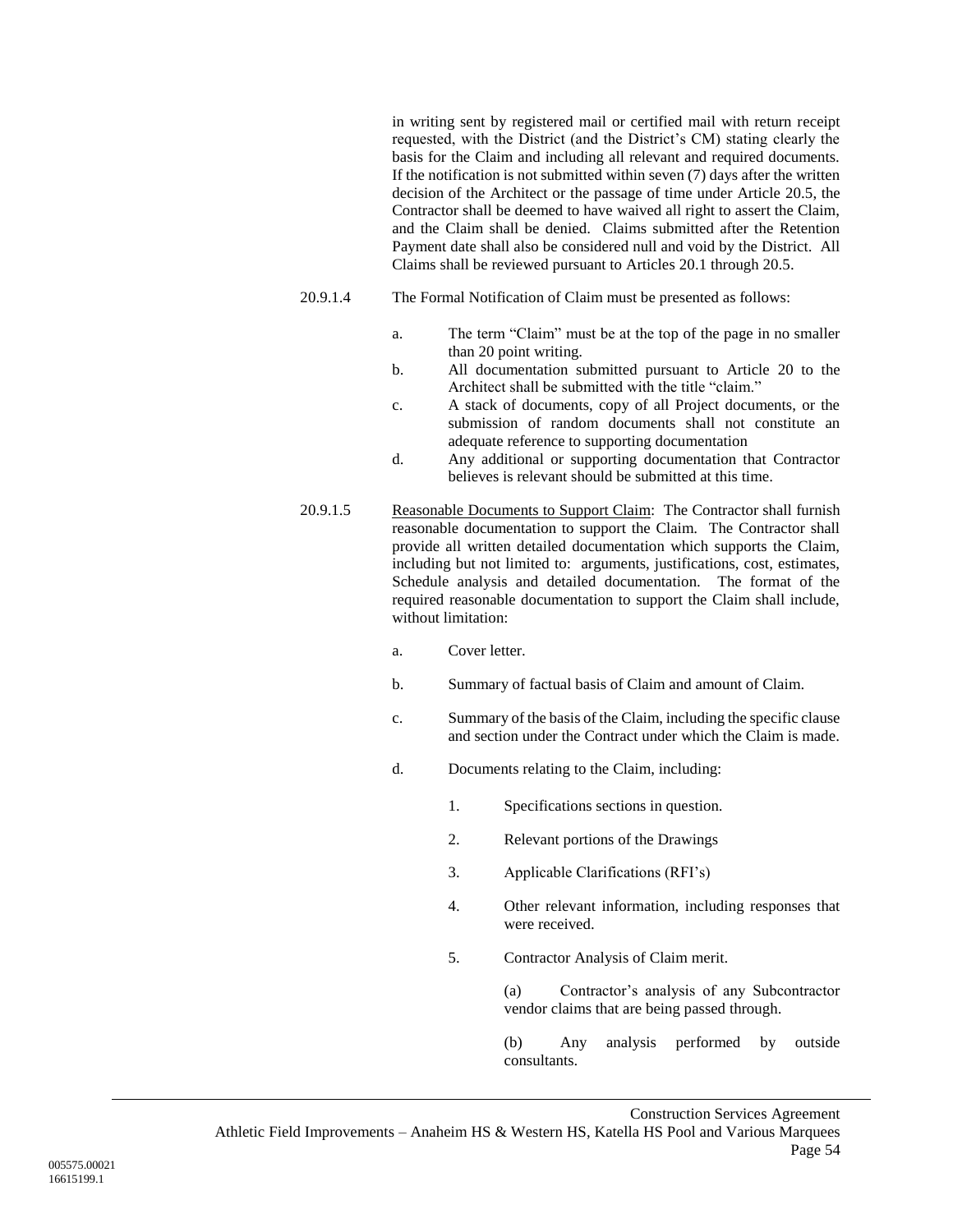in writing sent by registered mail or certified mail with return receipt requested, with the District (and the District's CM) stating clearly the basis for the Claim and including all relevant and required documents. If the notification is not submitted within seven (7) days after the written decision of the Architect or the passage of time under Article 20.5, the Contractor shall be deemed to have waived all right to assert the Claim, and the Claim shall be denied. Claims submitted after the Retention Payment date shall also be considered null and void by the District. All Claims shall be reviewed pursuant to Articles 20.1 through 20.5.

20.9.1.4 The Formal Notification of Claim must be presented as follows:

a. The term "Claim" must be at the top of the page in no smaller than 20 point writing.

b. All documentation submitted pursuant to Article 20 to the Architect shall be submitted with the title "claim."

c. A stack of documents, copy of all Project documents, or the submission of random documents shall not constitute an adequate reference to supporting documentation

d. Any additional or supporting documentation that Contractor believes is relevant should be submitted at this time.

20.9.1.5 Reasonable Documents to Support Claim: The Contractor shall furnish reasonable documentation to support the Claim. The Contractor shall provide all written detailed documentation which supports the Claim, including but not limited to: arguments, justifications, cost, estimates, Schedule analysis and detailed documentation. The format of the required reasonable documentation to support the Claim shall include, without limitation:

a. Cover letter.

b. Summary of factual basis of Claim and amount of Claim.

c. Summary of the basis of the Claim, including the specific clause and section under the Contract under which the Claim is made.

d. Documents relating to the Claim, including:

1. Specifications sections in question.

2. Relevant portions of the Drawings

3. Applicable Clarifications (RFI's)

4. Other relevant information, including responses that were received.

5. Contractor Analysis of Claim merit.

(a) Contractor's analysis of any Subcontractor vendor claims that are being passed through.

(b) Any analysis performed by outside consultants.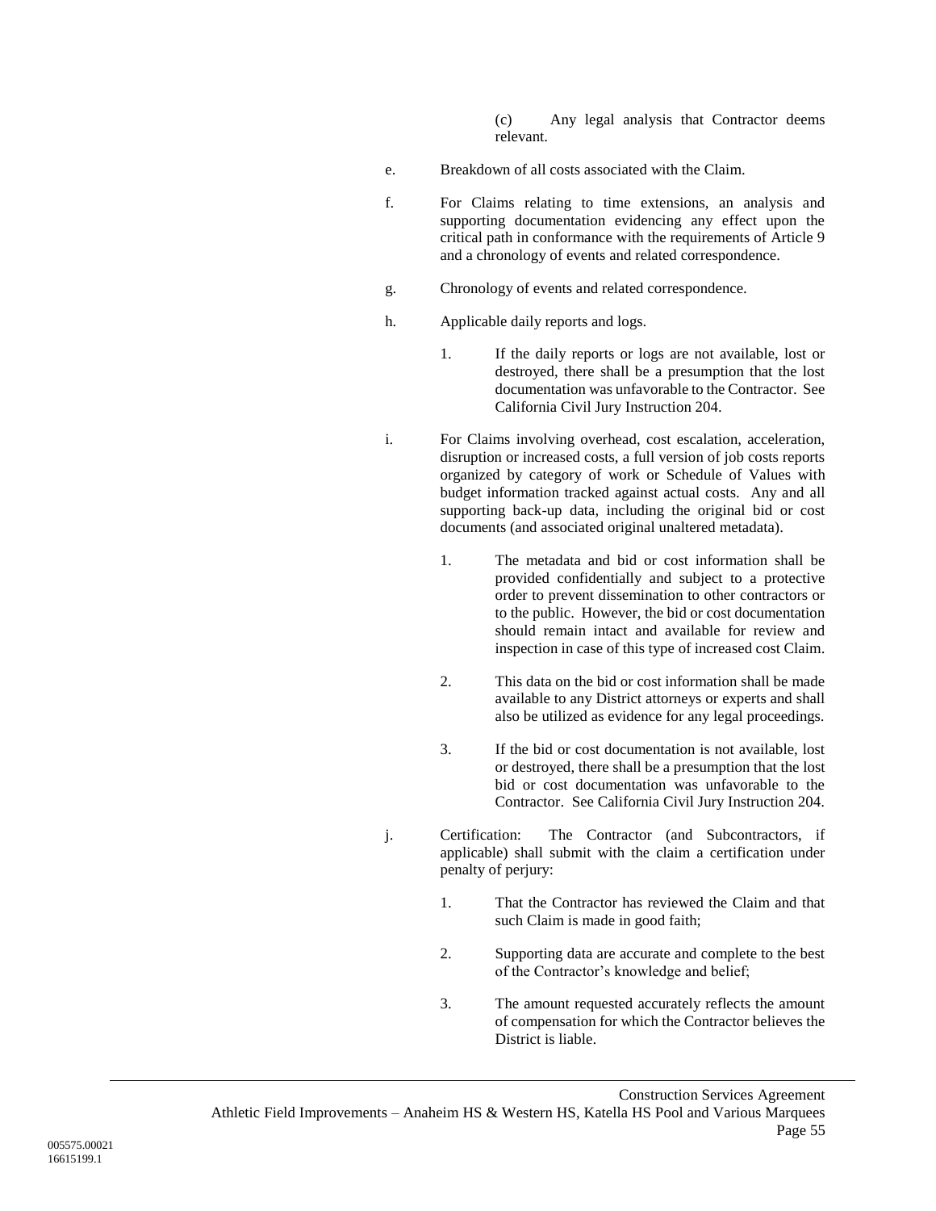(c) Any legal analysis that Contractor deems relevant.

e. Breakdown of all costs associated with the Claim.

f. For Claims relating to time extensions, an analysis and supporting documentation evidencing any effect upon the critical path in conformance with the requirements of Article 9 and a chronology of events and related correspondence.

g. Chronology of events and related correspondence.

h. Applicable daily reports and logs.

1. If the daily reports or logs are not available, lost or destroyed, there shall be a presumption that the lost documentation was unfavorable to the Contractor. See California Civil Jury Instruction 204.

i. For Claims involving overhead, cost escalation, acceleration, disruption or increased costs, a full version of job costs reports organized by category of work or Schedule of Values with budget information tracked against actual costs. Any and all supporting back-up data, including the original bid or cost documents (and associated original unaltered metadata).

1. The metadata and bid or cost information shall be provided confidentially and subject to a protective order to prevent dissemination to other contractors or to the public. However, the bid or cost documentation should remain intact and available for review and inspection in case of this type of increased cost Claim.

2. This data on the bid or cost information shall be made available to any District attorneys or experts and shall also be utilized as evidence for any legal proceedings.

3. If the bid or cost documentation is not available, lost or destroyed, there shall be a presumption that the lost bid or cost documentation was unfavorable to the Contractor. See California Civil Jury Instruction 204.

j. Certification: The Contractor (and Subcontractors, if applicable) shall submit with the claim a certification under penalty of perjury:

1. That the Contractor has reviewed the Claim and that such Claim is made in good faith;

2. Supporting data are accurate and complete to the best of the Contractor's knowledge and belief;

3. The amount requested accurately reflects the amount of compensation for which the Contractor believes the District is liable.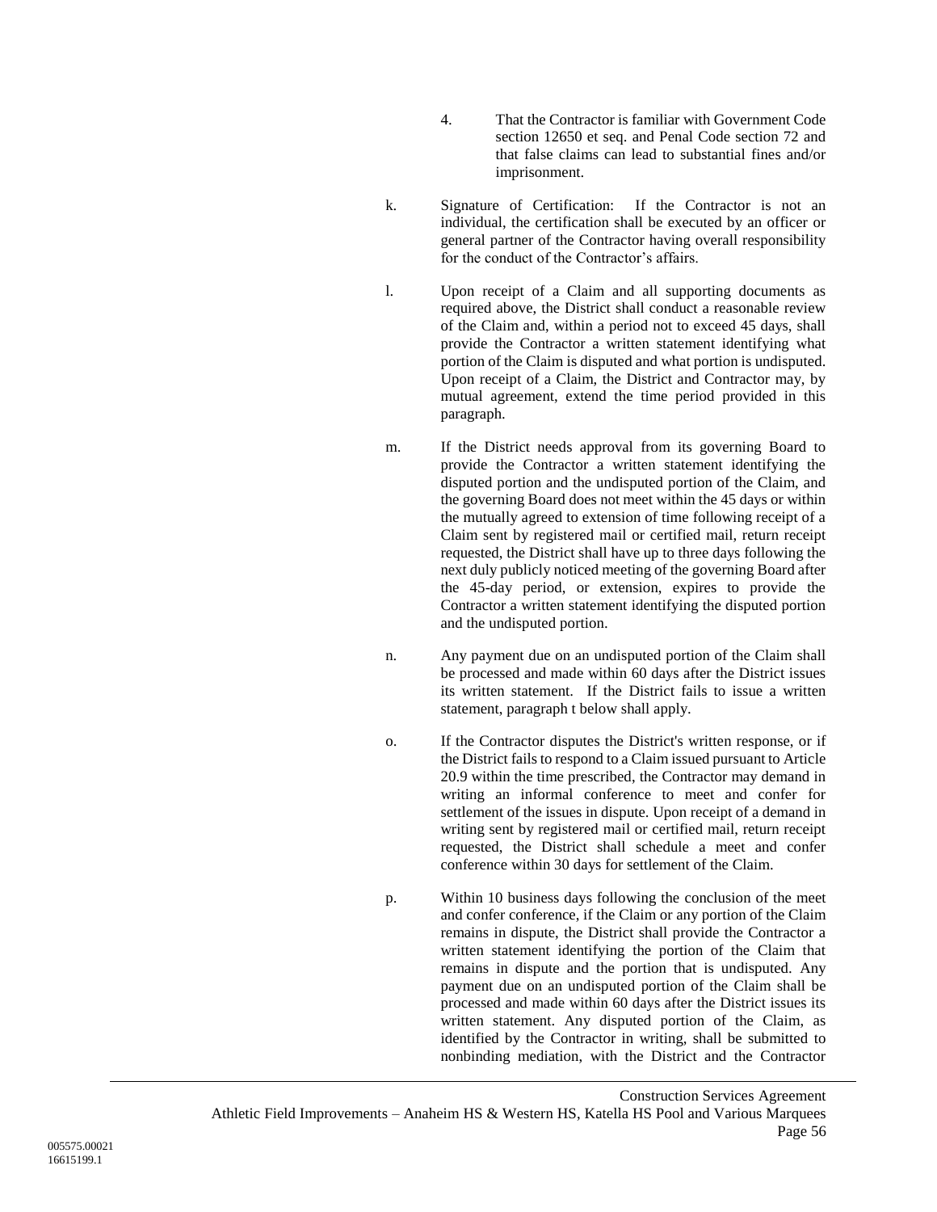4. That the Contractor is familiar with Government Code section 12650 et seq. and Penal Code section 72 and that false claims can lead to substantial fines and/or imprisonment.

k. Signature of Certification: If the Contractor is not an individual, the certification shall be executed by an officer or general partner of the Contractor having overall responsibility for the conduct of the Contractor's affairs.

l. Upon receipt of a Claim and all supporting documents as required above, the District shall conduct a reasonable review of the Claim and, within a period not to exceed 45 days, shall provide the Contractor a written statement identifying what portion of the Claim is disputed and what portion is undisputed. Upon receipt of a Claim, the District and Contractor may, by mutual agreement, extend the time period provided in this paragraph.

m. If the District needs approval from its governing Board to provide the Contractor a written statement identifying the disputed portion and the undisputed portion of the Claim, and the governing Board does not meet within the 45 days or within the mutually agreed to extension of time following receipt of a Claim sent by registered mail or certified mail, return receipt requested, the District shall have up to three days following the next duly publicly noticed meeting of the governing Board after the 45-day period, or extension, expires to provide the Contractor a written statement identifying the disputed portion and the undisputed portion.

n. Any payment due on an undisputed portion of the Claim shall be processed and made within 60 days after the District issues its written statement. If the District fails to issue a written statement, paragraph t below shall apply.

o. If the Contractor disputes the District's written response, or if the District fails to respond to a Claim issued pursuant to Article 20.9 within the time prescribed, the Contractor may demand in writing an informal conference to meet and confer for settlement of the issues in dispute. Upon receipt of a demand in writing sent by registered mail or certified mail, return receipt requested, the District shall schedule a meet and confer conference within 30 days for settlement of the Claim.

p. Within 10 business days following the conclusion of the meet and confer conference, if the Claim or any portion of the Claim remains in dispute, the District shall provide the Contractor a written statement identifying the portion of the Claim that remains in dispute and the portion that is undisputed. Any payment due on an undisputed portion of the Claim shall be processed and made within 60 days after the District issues its written statement. Any disputed portion of the Claim, as identified by the Contractor in writing, shall be submitted to nonbinding mediation, with the District and the Contractor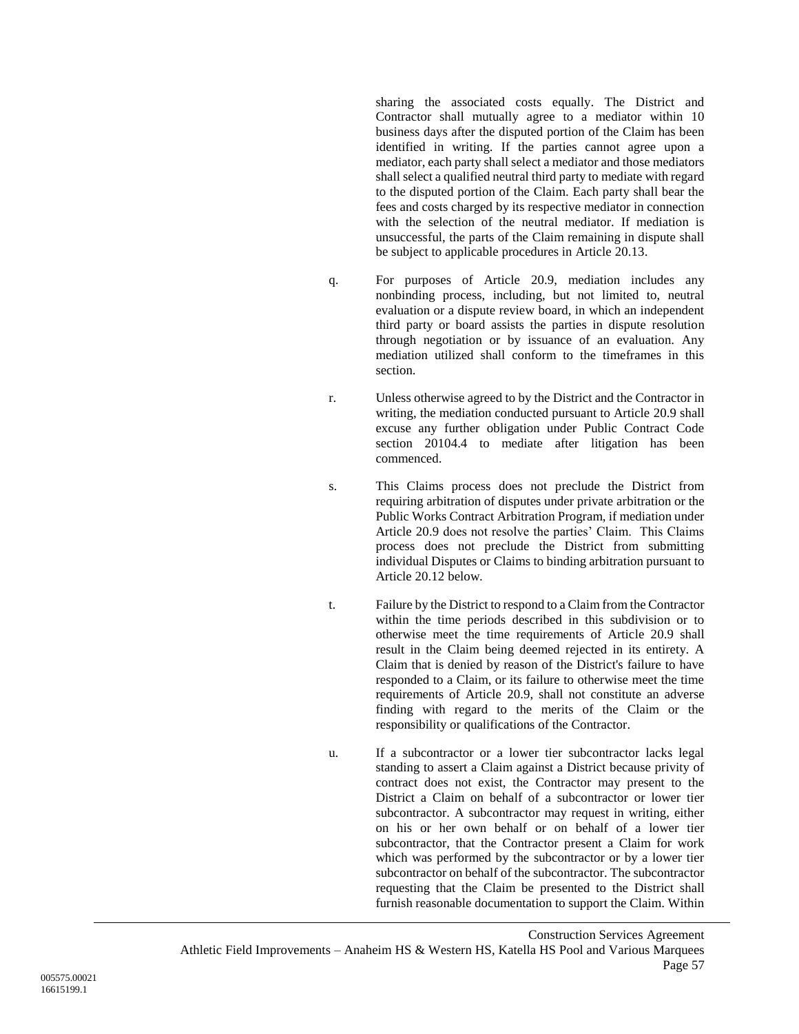sharing the associated costs equally. The District and Contractor shall mutually agree to a mediator within 10 business days after the disputed portion of the Claim has been identified in writing. If the parties cannot agree upon a mediator, each party shall select a mediator and those mediators shall select a qualified neutral third party to mediate with regard to the disputed portion of the Claim. Each party shall bear the fees and costs charged by its respective mediator in connection with the selection of the neutral mediator. If mediation is unsuccessful, the parts of the Claim remaining in dispute shall be subject to applicable procedures in Article 20.13.

q. For purposes of Article 20.9, mediation includes any nonbinding process, including, but not limited to, neutral evaluation or a dispute review board, in which an independent third party or board assists the parties in dispute resolution through negotiation or by issuance of an evaluation. Any mediation utilized shall conform to the timeframes in this section.

r. Unless otherwise agreed to by the District and the Contractor in writing, the mediation conducted pursuant to Article 20.9 shall excuse any further obligation under Public Contract Code section 20104.4 to mediate after litigation has been commenced.

s. This Claims process does not preclude the District from requiring arbitration of disputes under private arbitration or the Public Works Contract Arbitration Program, if mediation under Article 20.9 does not resolve the parties' Claim. This Claims process does not preclude the District from submitting individual Disputes or Claims to binding arbitration pursuant to Article 20.12 below.

t. Failure by the District to respond to a Claim from the Contractor within the time periods described in this subdivision or to otherwise meet the time requirements of Article 20.9 shall result in the Claim being deemed rejected in its entirety. A Claim that is denied by reason of the District's failure to have responded to a Claim, or its failure to otherwise meet the time requirements of Article 20.9, shall not constitute an adverse finding with regard to the merits of the Claim or the responsibility or qualifications of the Contractor.

u. If a subcontractor or a lower tier subcontractor lacks legal standing to assert a Claim against a District because privity of contract does not exist, the Contractor may present to the District a Claim on behalf of a subcontractor or lower tier subcontractor. A subcontractor may request in writing, either on his or her own behalf or on behalf of a lower tier subcontractor, that the Contractor present a Claim for work which was performed by the subcontractor or by a lower tier subcontractor on behalf of the subcontractor. The subcontractor requesting that the Claim be presented to the District shall furnish reasonable documentation to support the Claim. Within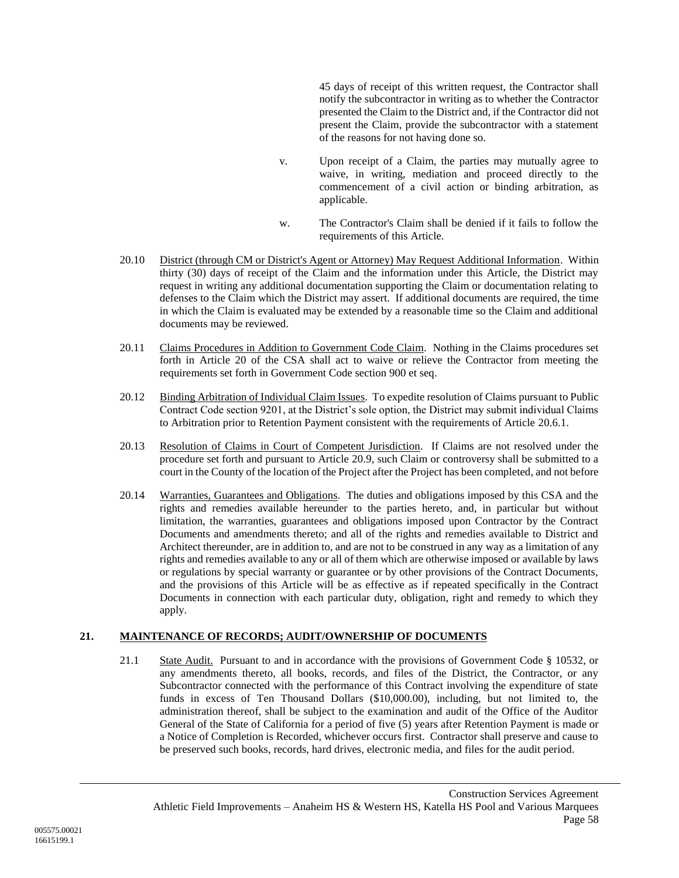45 days of receipt of this written request, the Contractor shall notify the subcontractor in writing as to whether the Contractor presented the Claim to the District and, if the Contractor did not present the Claim, provide the subcontractor with a statement of the reasons for not having done so.

v. Upon receipt of a Claim, the parties may mutually agree to waive, in writing, mediation and proceed directly to the commencement of a civil action or binding arbitration, as applicable.

w. The Contractor's Claim shall be denied if it fails to follow the requirements of this Article.

20.10 District (through CM or District's Agent or Attorney) May Request Additional Information. Within thirty (30) days of receipt of the Claim and the information under this Article, the District may request in writing any additional documentation supporting the Claim or documentation relating to defenses to the Claim which the District may assert. If additional documents are required, the time in which the Claim is evaluated may be extended by a reasonable time so the Claim and additional documents may be reviewed.

20.11 Claims Procedures in Addition to Government Code Claim. Nothing in the Claims procedures set forth in Article 20 of the CSA shall act to waive or relieve the Contractor from meeting the requirements set forth in Government Code section 900 et seq.

20.12 Binding Arbitration of Individual Claim Issues. To expedite resolution of Claims pursuant to Public Contract Code section 9201, at the District's sole option, the District may submit individual Claims to Arbitration prior to Retention Payment consistent with the requirements of Article 20.6.1.

20.13 Resolution of Claims in Court of Competent Jurisdiction. If Claims are not resolved under the procedure set forth and pursuant to Article 20.9, such Claim or controversy shall be submitted to a court in the County of the location of the Project after the Project has been completed, and not before

20.14 Warranties, Guarantees and Obligations. The duties and obligations imposed by this CSA and the rights and remedies available hereunder to the parties hereto, and, in particular but without limitation, the warranties, guarantees and obligations imposed upon Contractor by the Contract Documents and amendments thereto; and all of the rights and remedies available to District and Architect thereunder, are in addition to, and are not to be construed in any way as a limitation of any rights and remedies available to any or all of them which are otherwise imposed or available by laws or regulations by special warranty or guarantee or by other provisions of the Contract Documents, and the provisions of this Article will be as effective as if repeated specifically in the Contract Documents in connection with each particular duty, obligation, right and remedy to which they apply.

## 21. MAINTENANCE OF RECORDS; AUDIT/OWNERSHIP OF DOCUMENTS

21.1 State Audit. Pursuant to and in accordance with the provisions of Government Code § 10532, or any amendments thereto, all books, records, and files of the District, the Contractor, or any Subcontractor connected with the performance of this Contract involving the expenditure of state funds in excess of Ten Thousand Dollars ($10,000.00), including, but not limited to, the administration thereof, shall be subject to the examination and audit of the Office of the Auditor General of the State of California for a period of five (5) years after Retention Payment is made or a Notice of Completion is Recorded, whichever occurs first. Contractor shall preserve and cause to be preserved such books, records, hard drives, electronic media, and files for the audit period.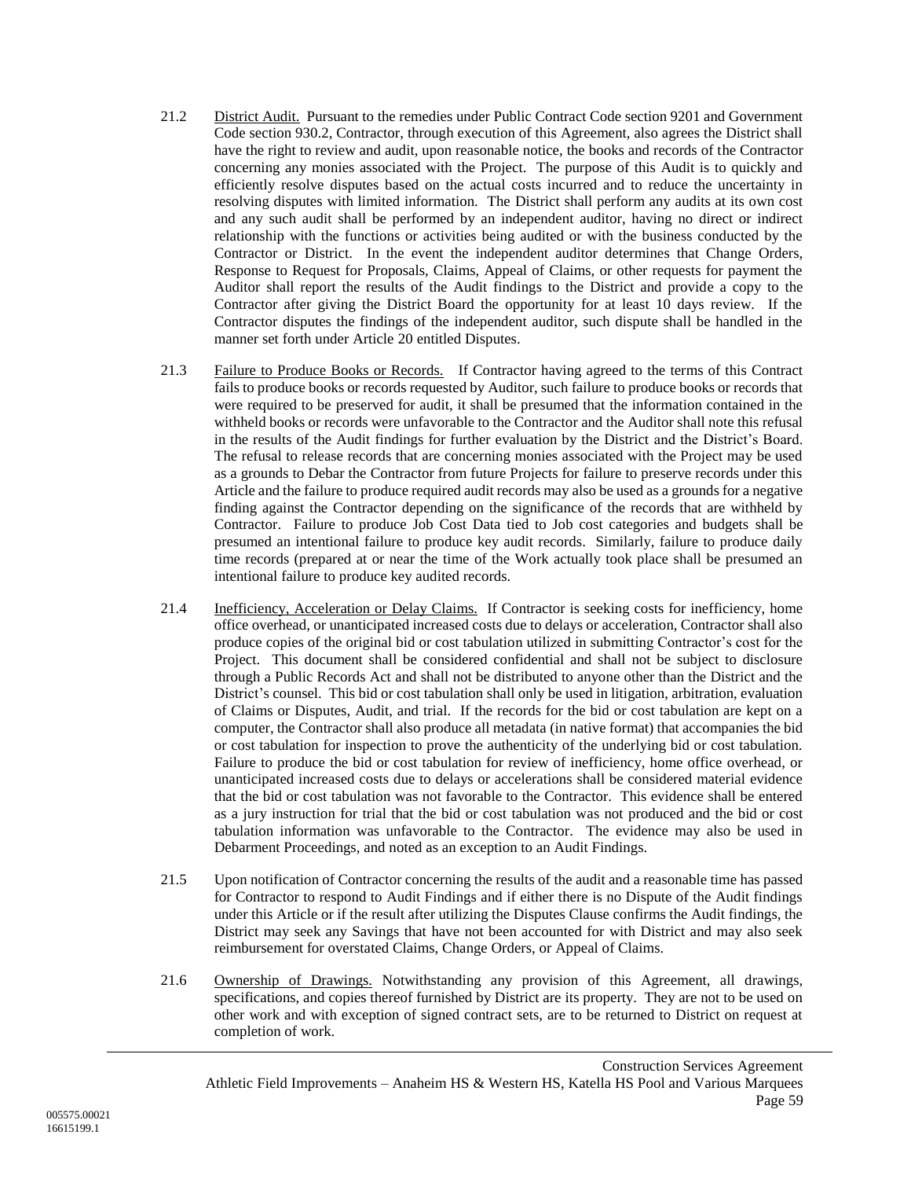21.2 District Audit. Pursuant to the remedies under Public Contract Code section 9201 and Government Code section 930.2, Contractor, through execution of this Agreement, also agrees the District shall have the right to review and audit, upon reasonable notice, the books and records of the Contractor concerning any monies associated with the Project. The purpose of this Audit is to quickly and efficiently resolve disputes based on the actual costs incurred and to reduce the uncertainty in resolving disputes with limited information. The District shall perform any audits at its own cost and any such audit shall be performed by an independent auditor, having no direct or indirect relationship with the functions or activities being audited or with the business conducted by the Contractor or District. In the event the independent auditor determines that Change Orders, Response to Request for Proposals, Claims, Appeal of Claims, or other requests for payment the Auditor shall report the results of the Audit findings to the District and provide a copy to the Contractor after giving the District Board the opportunity for at least 10 days review. If the Contractor disputes the findings of the independent auditor, such dispute shall be handled in the manner set forth under Article 20 entitled Disputes.

21.3 Failure to Produce Books or Records. If Contractor having agreed to the terms of this Contract fails to produce books or records requested by Auditor, such failure to produce books or records that were required to be preserved for audit, it shall be presumed that the information contained in the withheld books or records were unfavorable to the Contractor and the Auditor shall note this refusal in the results of the Audit findings for further evaluation by the District and the District's Board. The refusal to release records that are concerning monies associated with the Project may be used as a grounds to Debar the Contractor from future Projects for failure to preserve records under this Article and the failure to produce required audit records may also be used as a grounds for a negative finding against the Contractor depending on the significance of the records that are withheld by Contractor. Failure to produce Job Cost Data tied to Job cost categories and budgets shall be presumed an intentional failure to produce key audit records. Similarly, failure to produce daily time records (prepared at or near the time of the Work actually took place shall be presumed an intentional failure to produce key audited records.

21.4 Inefficiency, Acceleration or Delay Claims. If Contractor is seeking costs for inefficiency, home office overhead, or unanticipated increased costs due to delays or acceleration, Contractor shall also produce copies of the original bid or cost tabulation utilized in submitting Contractor's cost for the Project. This document shall be considered confidential and shall not be subject to disclosure through a Public Records Act and shall not be distributed to anyone other than the District and the District's counsel. This bid or cost tabulation shall only be used in litigation, arbitration, evaluation of Claims or Disputes, Audit, and trial. If the records for the bid or cost tabulation are kept on a computer, the Contractor shall also produce all metadata (in native format) that accompanies the bid or cost tabulation for inspection to prove the authenticity of the underlying bid or cost tabulation. Failure to produce the bid or cost tabulation for review of inefficiency, home office overhead, or unanticipated increased costs due to delays or accelerations shall be considered material evidence that the bid or cost tabulation was not favorable to the Contractor. This evidence shall be entered as a jury instruction for trial that the bid or cost tabulation was not produced and the bid or cost tabulation information was unfavorable to the Contractor. The evidence may also be used in Debarment Proceedings, and noted as an exception to an Audit Findings.

21.5 Upon notification of Contractor concerning the results of the audit and a reasonable time has passed for Contractor to respond to Audit Findings and if either there is no Dispute of the Audit findings under this Article or if the result after utilizing the Disputes Clause confirms the Audit findings, the District may seek any Savings that have not been accounted for with District and may also seek reimbursement for overstated Claims, Change Orders, or Appeal of Claims.

21.6 Ownership of Drawings. Notwithstanding any provision of this Agreement, all drawings, specifications, and copies thereof furnished by District are its property. They are not to be used on other work and with exception of signed contract sets, are to be returned to District on request at completion of work.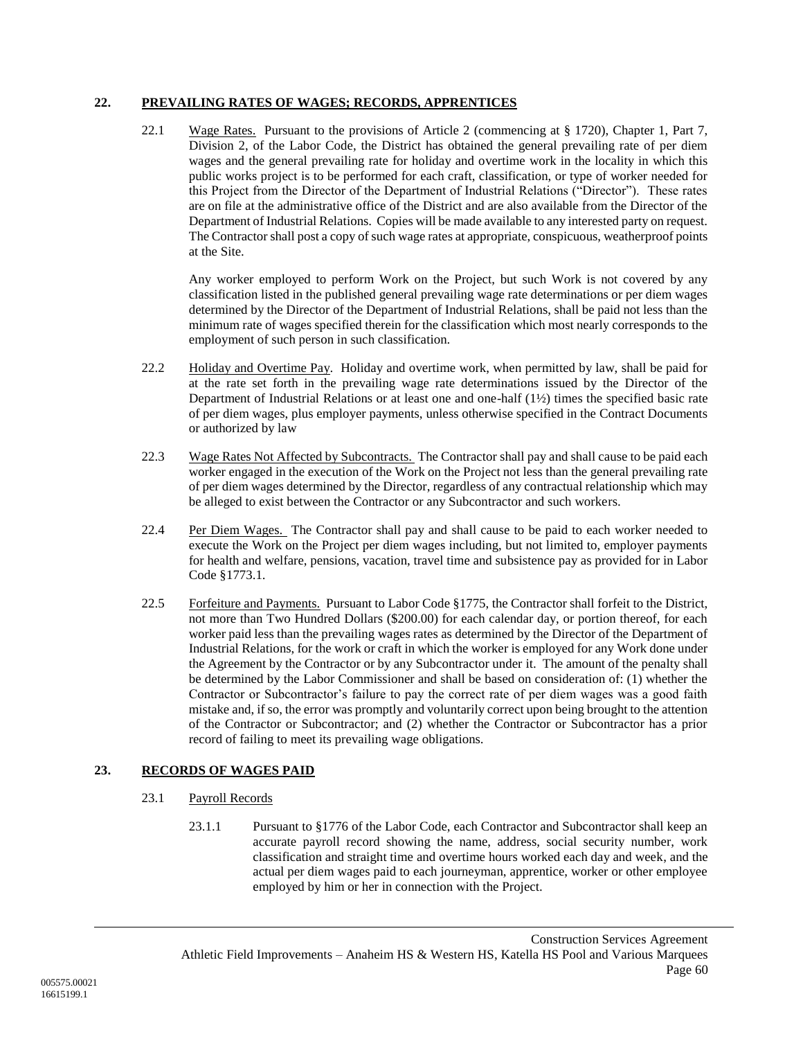## 22. PREVAILING RATES OF WAGES; RECORDS, APPRENTICES

22.1 Wage Rates. Pursuant to the provisions of Article 2 (commencing at § 1720), Chapter 1, Part 7, Division 2, of the Labor Code, the District has obtained the general prevailing rate of per diem wages and the general prevailing rate for holiday and overtime work in the locality in which this public works project is to be performed for each craft, classification, or type of worker needed for this Project from the Director of the Department of Industrial Relations ("Director"). These rates are on file at the administrative office of the District and are also available from the Director of the Department of Industrial Relations. Copies will be made available to any interested party on request. The Contractor shall post a copy of such wage rates at appropriate, conspicuous, weatherproof points at the Site.

Any worker employed to perform Work on the Project, but such Work is not covered by any classification listed in the published general prevailing wage rate determinations or per diem wages determined by the Director of the Department of Industrial Relations, shall be paid not less than the minimum rate of wages specified therein for the classification which most nearly corresponds to the employment of such person in such classification.

22.2 Holiday and Overtime Pay. Holiday and overtime work, when permitted by law, shall be paid for at the rate set forth in the prevailing wage rate determinations issued by the Director of the Department of Industrial Relations or at least one and one-half (1½) times the specified basic rate of per diem wages, plus employer payments, unless otherwise specified in the Contract Documents or authorized by law

22.3 Wage Rates Not Affected by Subcontracts. The Contractor shall pay and shall cause to be paid each worker engaged in the execution of the Work on the Project not less than the general prevailing rate of per diem wages determined by the Director, regardless of any contractual relationship which may be alleged to exist between the Contractor or any Subcontractor and such workers.

22.4 Per Diem Wages. The Contractor shall pay and shall cause to be paid to each worker needed to execute the Work on the Project per diem wages including, but not limited to, employer payments for health and welfare, pensions, vacation, travel time and subsistence pay as provided for in Labor Code §1773.1.

22.5 Forfeiture and Payments. Pursuant to Labor Code §1775, the Contractor shall forfeit to the District, not more than Two Hundred Dollars ($200.00) for each calendar day, or portion thereof, for each worker paid less than the prevailing wages rates as determined by the Director of the Department of Industrial Relations, for the work or craft in which the worker is employed for any Work done under the Agreement by the Contractor or by any Subcontractor under it. The amount of the penalty shall be determined by the Labor Commissioner and shall be based on consideration of: (1) whether the Contractor or Subcontractor's failure to pay the correct rate of per diem wages was a good faith mistake and, if so, the error was promptly and voluntarily correct upon being brought to the attention of the Contractor or Subcontractor; and (2) whether the Contractor or Subcontractor has a prior record of failing to meet its prevailing wage obligations.

## 23. RECORDS OF WAGES PAID

23.1 Payroll Records

23.1.1 Pursuant to §1776 of the Labor Code, each Contractor and Subcontractor shall keep an accurate payroll record showing the name, address, social security number, work classification and straight time and overtime hours worked each day and week, and the actual per diem wages paid to each journeyman, apprentice, worker or other employee employed by him or her in connection with the Project.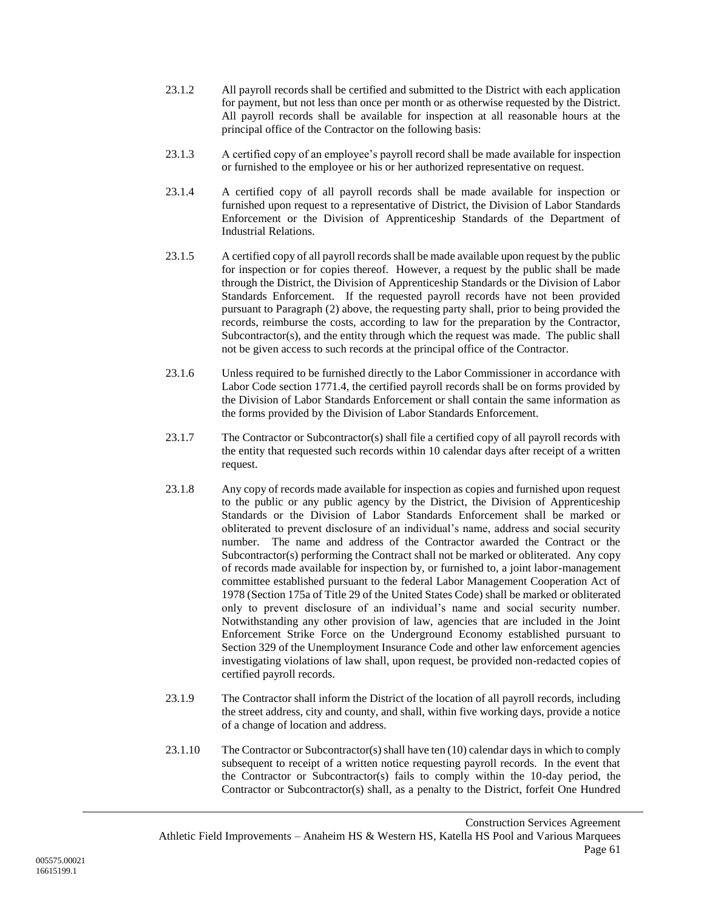23.1.2 All payroll records shall be certified and submitted to the District with each application for payment, but not less than once per month or as otherwise requested by the District. All payroll records shall be available for inspection at all reasonable hours at the principal office of the Contractor on the following basis:

23.1.3 A certified copy of an employee's payroll record shall be made available for inspection or furnished to the employee or his or her authorized representative on request.

23.1.4 A certified copy of all payroll records shall be made available for inspection or furnished upon request to a representative of District, the Division of Labor Standards Enforcement or the Division of Apprenticeship Standards of the Department of Industrial Relations.

23.1.5 A certified copy of all payroll records shall be made available upon request by the public for inspection or for copies thereof. However, a request by the public shall be made through the District, the Division of Apprenticeship Standards or the Division of Labor Standards Enforcement. If the requested payroll records have not been provided pursuant to Paragraph (2) above, the requesting party shall, prior to being provided the records, reimburse the costs, according to law for the preparation by the Contractor, Subcontractor(s), and the entity through which the request was made. The public shall not be given access to such records at the principal office of the Contractor.

23.1.6 Unless required to be furnished directly to the Labor Commissioner in accordance with Labor Code section 1771.4, the certified payroll records shall be on forms provided by the Division of Labor Standards Enforcement or shall contain the same information as the forms provided by the Division of Labor Standards Enforcement.

23.1.7 The Contractor or Subcontractor(s) shall file a certified copy of all payroll records with the entity that requested such records within 10 calendar days after receipt of a written request.

23.1.8 Any copy of records made available for inspection as copies and furnished upon request to the public or any public agency by the District, the Division of Apprenticeship Standards or the Division of Labor Standards Enforcement shall be marked or obliterated to prevent disclosure of an individual's name, address and social security number. The name and address of the Contractor awarded the Contract or the Subcontractor(s) performing the Contract shall not be marked or obliterated. Any copy of records made available for inspection by, or furnished to, a joint labor-management committee established pursuant to the federal Labor Management Cooperation Act of 1978 (Section 175a of Title 29 of the United States Code) shall be marked or obliterated only to prevent disclosure of an individual's name and social security number. Notwithstanding any other provision of law, agencies that are included in the Joint Enforcement Strike Force on the Underground Economy established pursuant to Section 329 of the Unemployment Insurance Code and other law enforcement agencies investigating violations of law shall, upon request, be provided non-redacted copies of certified payroll records.

23.1.9 The Contractor shall inform the District of the location of all payroll records, including the street address, city and county, and shall, within five working days, provide a notice of a change of location and address.

23.1.10 The Contractor or Subcontractor(s) shall have ten (10) calendar days in which to comply subsequent to receipt of a written notice requesting payroll records. In the event that the Contractor or Subcontractor(s) fails to comply within the 10-day period, the Contractor or Subcontractor(s) shall, as a penalty to the District, forfeit One Hundred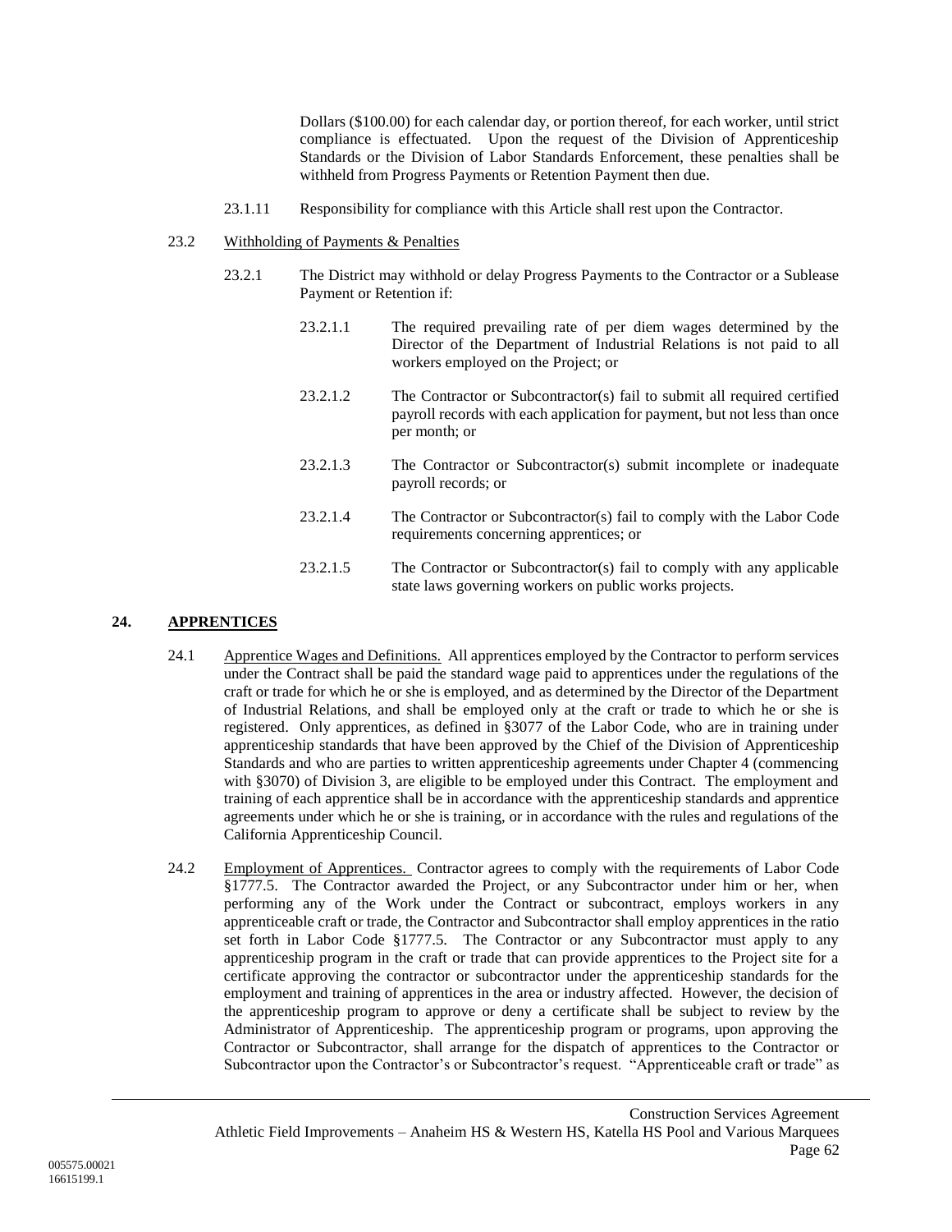Dollars ($100.00) for each calendar day, or portion thereof, for each worker, until strict compliance is effectuated. Upon the request of the Division of Apprenticeship Standards or the Division of Labor Standards Enforcement, these penalties shall be withheld from Progress Payments or Retention Payment then due.

23.1.11 Responsibility for compliance with this Article shall rest upon the Contractor.

23.2 <u>Withholding of Payments & Penalties</u>

23.2.1 The District may withhold or delay Progress Payments to the Contractor or a Sublease Payment or Retention if:

23.2.1.1 The required prevailing rate of per diem wages determined by the Director of the Department of Industrial Relations is not paid to all workers employed on the Project; or

23.2.1.2 The Contractor or Subcontractor(s) fail to submit all required certified payroll records with each application for payment, but not less than once per month; or

23.2.1.3 The Contractor or Subcontractor(s) submit incomplete or inadequate payroll records; or

23.2.1.4 The Contractor or Subcontractor(s) fail to comply with the Labor Code requirements concerning apprentices; or

23.2.1.5 The Contractor or Subcontractor(s) fail to comply with any applicable state laws governing workers on public works projects.

## 24. <u>APPRENTICES</u>

24.1 <u>Apprentice Wages and Definitions.</u> All apprentices employed by the Contractor to perform services under the Contract shall be paid the standard wage paid to apprentices under the regulations of the craft or trade for which he or she is employed, and as determined by the Director of the Department of Industrial Relations, and shall be employed only at the craft or trade to which he or she is registered. Only apprentices, as defined in §3077 of the Labor Code, who are in training under apprenticeship standards that have been approved by the Chief of the Division of Apprenticeship Standards and who are parties to written apprenticeship agreements under Chapter 4 (commencing with §3070) of Division 3, are eligible to be employed under this Contract. The employment and training of each apprentice shall be in accordance with the apprenticeship standards and apprentice agreements under which he or she is training, or in accordance with the rules and regulations of the California Apprenticeship Council.

24.2 <u>Employment of Apprentices.</u> Contractor agrees to comply with the requirements of Labor Code §1777.5. The Contractor awarded the Project, or any Subcontractor under him or her, when performing any of the Work under the Contract or subcontract, employs workers in any apprenticeable craft or trade, the Contractor and Subcontractor shall employ apprentices in the ratio set forth in Labor Code §1777.5. The Contractor or any Subcontractor must apply to any apprenticeship program in the craft or trade that can provide apprentices to the Project site for a certificate approving the contractor or subcontractor under the apprenticeship standards for the employment and training of apprentices in the area or industry affected. However, the decision of the apprenticeship program to approve or deny a certificate shall be subject to review by the Administrator of Apprenticeship. The apprenticeship program or programs, upon approving the Contractor or Subcontractor, shall arrange for the dispatch of apprentices to the Contractor or Subcontractor upon the Contractor's or Subcontractor's request. "Apprenticeable craft or trade" as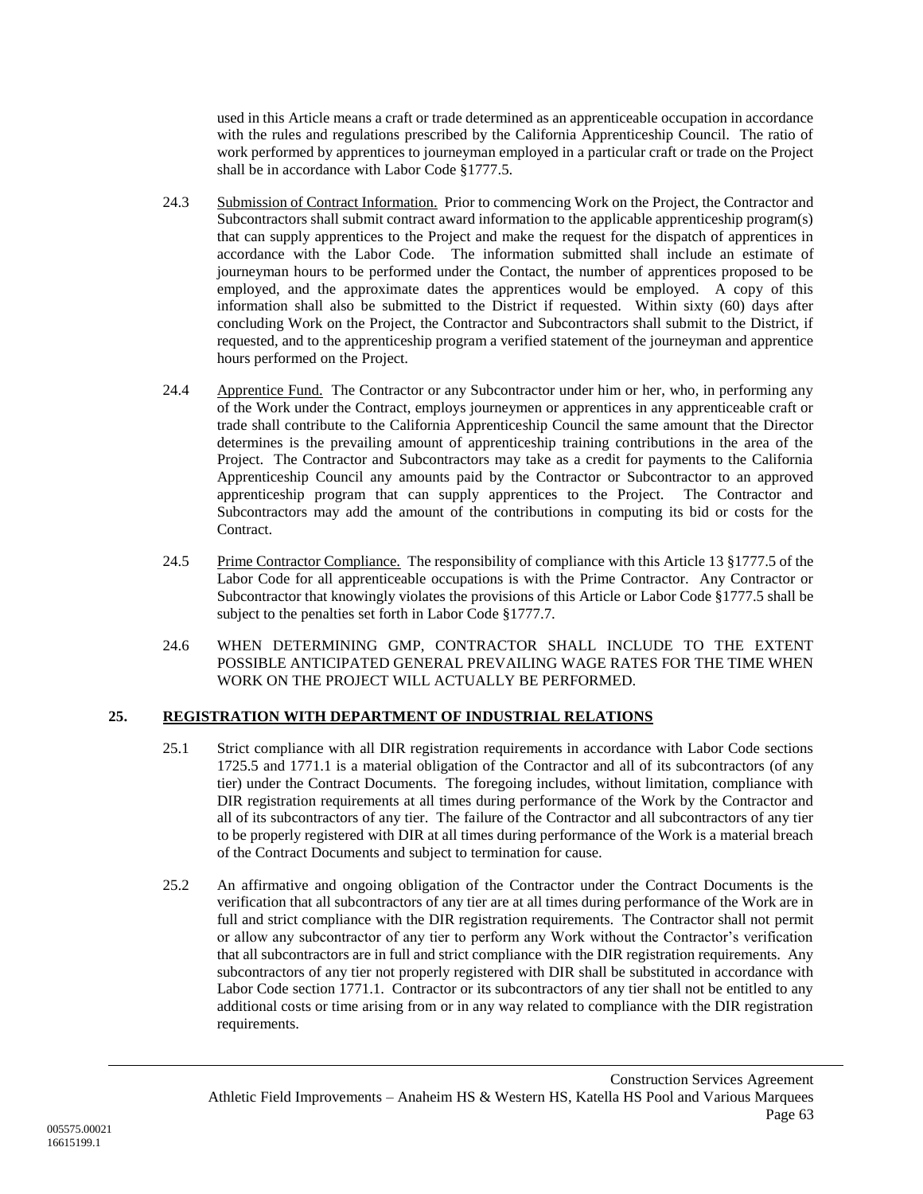used in this Article means a craft or trade determined as an apprenticeable occupation in accordance with the rules and regulations prescribed by the California Apprenticeship Council. The ratio of work performed by apprentices to journeyman employed in a particular craft or trade on the Project shall be in accordance with Labor Code §1777.5.

24.3 Submission of Contract Information. Prior to commencing Work on the Project, the Contractor and Subcontractors shall submit contract award information to the applicable apprenticeship program(s) that can supply apprentices to the Project and make the request for the dispatch of apprentices in accordance with the Labor Code. The information submitted shall include an estimate of journeyman hours to be performed under the Contact, the number of apprentices proposed to be employed, and the approximate dates the apprentices would be employed. A copy of this information shall also be submitted to the District if requested. Within sixty (60) days after concluding Work on the Project, the Contractor and Subcontractors shall submit to the District, if requested, and to the apprenticeship program a verified statement of the journeyman and apprentice hours performed on the Project.

24.4 Apprentice Fund. The Contractor or any Subcontractor under him or her, who, in performing any of the Work under the Contract, employs journeymen or apprentices in any apprenticeable craft or trade shall contribute to the California Apprenticeship Council the same amount that the Director determines is the prevailing amount of apprenticeship training contributions in the area of the Project. The Contractor and Subcontractors may take as a credit for payments to the California Apprenticeship Council any amounts paid by the Contractor or Subcontractor to an approved apprenticeship program that can supply apprentices to the Project. The Contractor and Subcontractors may add the amount of the contributions in computing its bid or costs for the Contract.

24.5 Prime Contractor Compliance. The responsibility of compliance with this Article 13 §1777.5 of the Labor Code for all apprenticeable occupations is with the Prime Contractor. Any Contractor or Subcontractor that knowingly violates the provisions of this Article or Labor Code §1777.5 shall be subject to the penalties set forth in Labor Code §1777.7.

24.6 WHEN DETERMINING GMP, CONTRACTOR SHALL INCLUDE TO THE EXTENT POSSIBLE ANTICIPATED GENERAL PREVAILING WAGE RATES FOR THE TIME WHEN WORK ON THE PROJECT WILL ACTUALLY BE PERFORMED.

## 25. REGISTRATION WITH DEPARTMENT OF INDUSTRIAL RELATIONS

25.1 Strict compliance with all DIR registration requirements in accordance with Labor Code sections 1725.5 and 1771.1 is a material obligation of the Contractor and all of its subcontractors (of any tier) under the Contract Documents. The foregoing includes, without limitation, compliance with DIR registration requirements at all times during performance of the Work by the Contractor and all of its subcontractors of any tier. The failure of the Contractor and all subcontractors of any tier to be properly registered with DIR at all times during performance of the Work is a material breach of the Contract Documents and subject to termination for cause.

25.2 An affirmative and ongoing obligation of the Contractor under the Contract Documents is the verification that all subcontractors of any tier are at all times during performance of the Work are in full and strict compliance with the DIR registration requirements. The Contractor shall not permit or allow any subcontractor of any tier to perform any Work without the Contractor's verification that all subcontractors are in full and strict compliance with the DIR registration requirements. Any subcontractors of any tier not properly registered with DIR shall be substituted in accordance with Labor Code section 1771.1. Contractor or its subcontractors of any tier shall not be entitled to any additional costs or time arising from or in any way related to compliance with the DIR registration requirements.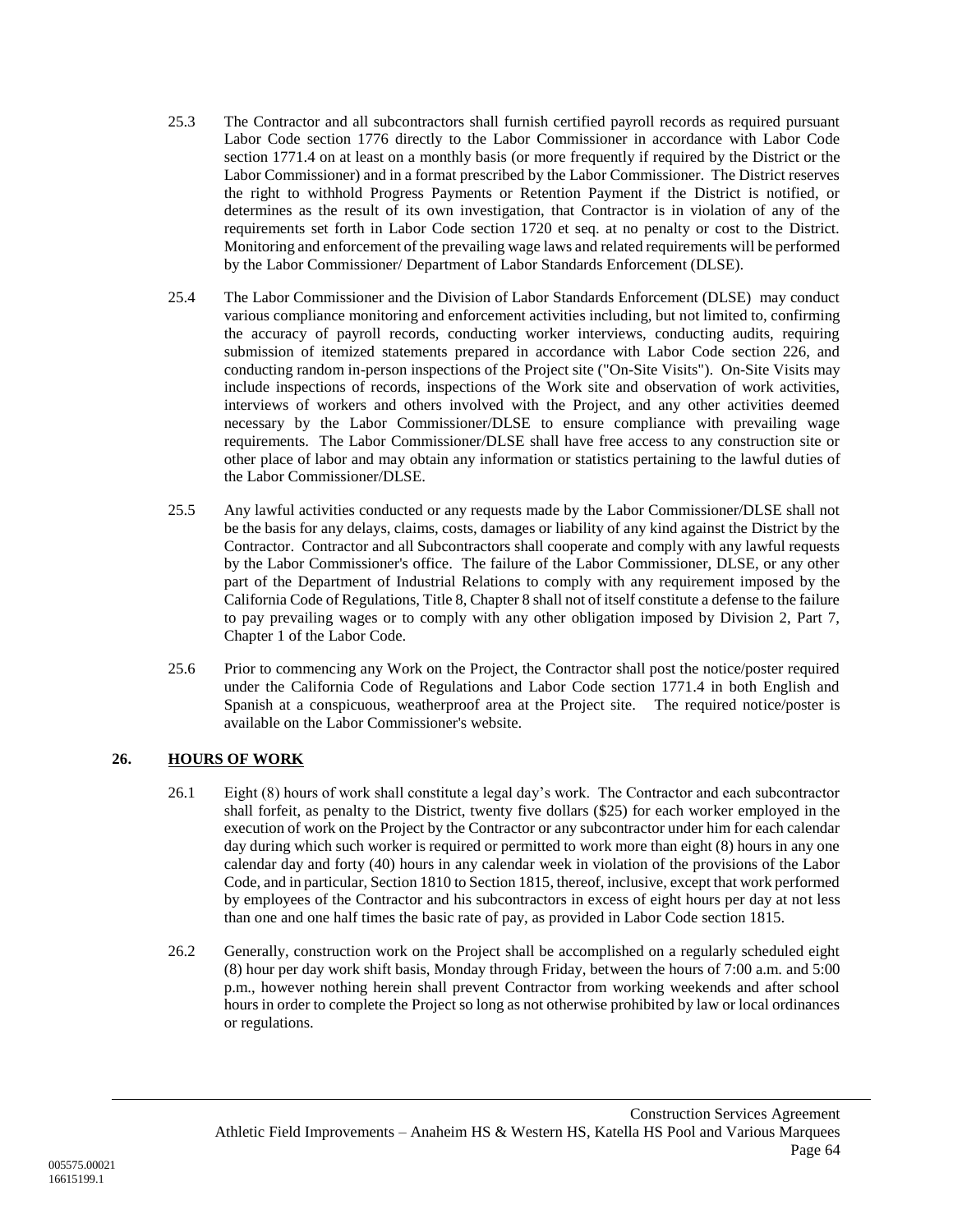25.3 The Contractor and all subcontractors shall furnish certified payroll records as required pursuant Labor Code section 1776 directly to the Labor Commissioner in accordance with Labor Code section 1771.4 on at least on a monthly basis (or more frequently if required by the District or the Labor Commissioner) and in a format prescribed by the Labor Commissioner. The District reserves the right to withhold Progress Payments or Retention Payment if the District is notified, or determines as the result of its own investigation, that Contractor is in violation of any of the requirements set forth in Labor Code section 1720 et seq. at no penalty or cost to the District. Monitoring and enforcement of the prevailing wage laws and related requirements will be performed by the Labor Commissioner/ Department of Labor Standards Enforcement (DLSE).

25.4 The Labor Commissioner and the Division of Labor Standards Enforcement (DLSE) may conduct various compliance monitoring and enforcement activities including, but not limited to, confirming the accuracy of payroll records, conducting worker interviews, conducting audits, requiring submission of itemized statements prepared in accordance with Labor Code section 226, and conducting random in-person inspections of the Project site ("On-Site Visits"). On-Site Visits may include inspections of records, inspections of the Work site and observation of work activities, interviews of workers and others involved with the Project, and any other activities deemed necessary by the Labor Commissioner/DLSE to ensure compliance with prevailing wage requirements. The Labor Commissioner/DLSE shall have free access to any construction site or other place of labor and may obtain any information or statistics pertaining to the lawful duties of the Labor Commissioner/DLSE.

25.5 Any lawful activities conducted or any requests made by the Labor Commissioner/DLSE shall not be the basis for any delays, claims, costs, damages or liability of any kind against the District by the Contractor. Contractor and all Subcontractors shall cooperate and comply with any lawful requests by the Labor Commissioner's office. The failure of the Labor Commissioner, DLSE, or any other part of the Department of Industrial Relations to comply with any requirement imposed by the California Code of Regulations, Title 8, Chapter 8 shall not of itself constitute a defense to the failure to pay prevailing wages or to comply with any other obligation imposed by Division 2, Part 7, Chapter 1 of the Labor Code.

25.6 Prior to commencing any Work on the Project, the Contractor shall post the notice/poster required under the California Code of Regulations and Labor Code section 1771.4 in both English and Spanish at a conspicuous, weatherproof area at the Project site. The required notice/poster is available on the Labor Commissioner's website.

## 26. HOURS OF WORK

26.1 Eight (8) hours of work shall constitute a legal day's work. The Contractor and each subcontractor shall forfeit, as penalty to the District, twenty five dollars ($25) for each worker employed in the execution of work on the Project by the Contractor or any subcontractor under him for each calendar day during which such worker is required or permitted to work more than eight (8) hours in any one calendar day and forty (40) hours in any calendar week in violation of the provisions of the Labor Code, and in particular, Section 1810 to Section 1815, thereof, inclusive, except that work performed by employees of the Contractor and his subcontractors in excess of eight hours per day at not less than one and one half times the basic rate of pay, as provided in Labor Code section 1815.

26.2 Generally, construction work on the Project shall be accomplished on a regularly scheduled eight (8) hour per day work shift basis, Monday through Friday, between the hours of 7:00 a.m. and 5:00 p.m., however nothing herein shall prevent Contractor from working weekends and after school hours in order to complete the Project so long as not otherwise prohibited by law or local ordinances or regulations.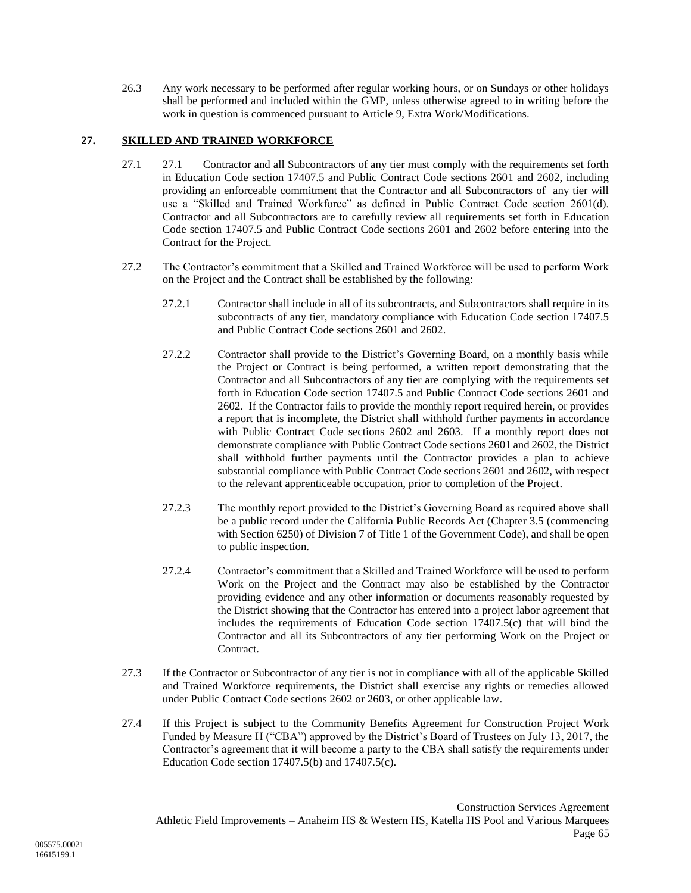26.3 Any work necessary to be performed after regular working hours, or on Sundays or other holidays shall be performed and included within the GMP, unless otherwise agreed to in writing before the work in question is commenced pursuant to Article 9, Extra Work/Modifications.

## 27. SKILLED AND TRAINED WORKFORCE

27.1 27.1 Contractor and all Subcontractors of any tier must comply with the requirements set forth in Education Code section 17407.5 and Public Contract Code sections 2601 and 2602, including providing an enforceable commitment that the Contractor and all Subcontractors of any tier will use a "Skilled and Trained Workforce" as defined in Public Contract Code section 2601(d). Contractor and all Subcontractors are to carefully review all requirements set forth in Education Code section 17407.5 and Public Contract Code sections 2601 and 2602 before entering into the Contract for the Project.

27.2 The Contractor's commitment that a Skilled and Trained Workforce will be used to perform Work on the Project and the Contract shall be established by the following:

27.2.1 Contractor shall include in all of its subcontracts, and Subcontractors shall require in its subcontracts of any tier, mandatory compliance with Education Code section 17407.5 and Public Contract Code sections 2601 and 2602.

27.2.2 Contractor shall provide to the District's Governing Board, on a monthly basis while the Project or Contract is being performed, a written report demonstrating that the Contractor and all Subcontractors of any tier are complying with the requirements set forth in Education Code section 17407.5 and Public Contract Code sections 2601 and 2602. If the Contractor fails to provide the monthly report required herein, or provides a report that is incomplete, the District shall withhold further payments in accordance with Public Contract Code sections 2602 and 2603. If a monthly report does not demonstrate compliance with Public Contract Code sections 2601 and 2602, the District shall withhold further payments until the Contractor provides a plan to achieve substantial compliance with Public Contract Code sections 2601 and 2602, with respect to the relevant apprenticeable occupation, prior to completion of the Project.

27.2.3 The monthly report provided to the District's Governing Board as required above shall be a public record under the California Public Records Act (Chapter 3.5 (commencing with Section 6250) of Division 7 of Title 1 of the Government Code), and shall be open to public inspection.

27.2.4 Contractor's commitment that a Skilled and Trained Workforce will be used to perform Work on the Project and the Contract may also be established by the Contractor providing evidence and any other information or documents reasonably requested by the District showing that the Contractor has entered into a project labor agreement that includes the requirements of Education Code section 17407.5(c) that will bind the Contractor and all its Subcontractors of any tier performing Work on the Project or Contract.

27.3 If the Contractor or Subcontractor of any tier is not in compliance with all of the applicable Skilled and Trained Workforce requirements, the District shall exercise any rights or remedies allowed under Public Contract Code sections 2602 or 2603, or other applicable law.

27.4 If this Project is subject to the Community Benefits Agreement for Construction Project Work Funded by Measure H ("CBA") approved by the District's Board of Trustees on July 13, 2017, the Contractor's agreement that it will become a party to the CBA shall satisfy the requirements under Education Code section 17407.5(b) and 17407.5(c).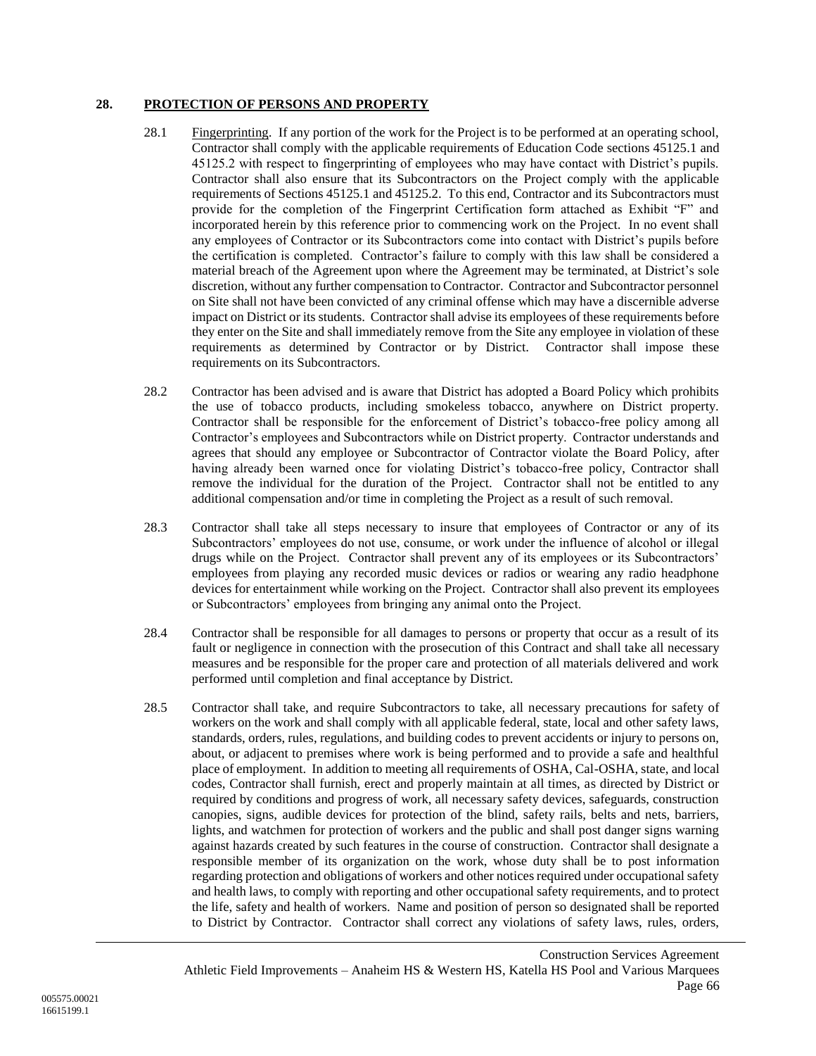## 28. PROTECTION OF PERSONS AND PROPERTY

28.1 Fingerprinting. If any portion of the work for the Project is to be performed at an operating school, Contractor shall comply with the applicable requirements of Education Code sections 45125.1 and 45125.2 with respect to fingerprinting of employees who may have contact with District's pupils. Contractor shall also ensure that its Subcontractors on the Project comply with the applicable requirements of Sections 45125.1 and 45125.2. To this end, Contractor and its Subcontractors must provide for the completion of the Fingerprint Certification form attached as Exhibit "F" and incorporated herein by this reference prior to commencing work on the Project. In no event shall any employees of Contractor or its Subcontractors come into contact with District's pupils before the certification is completed. Contractor's failure to comply with this law shall be considered a material breach of the Agreement upon where the Agreement may be terminated, at District's sole discretion, without any further compensation to Contractor. Contractor and Subcontractor personnel on Site shall not have been convicted of any criminal offense which may have a discernible adverse impact on District or its students. Contractor shall advise its employees of these requirements before they enter on the Site and shall immediately remove from the Site any employee in violation of these requirements as determined by Contractor or by District. Contractor shall impose these requirements on its Subcontractors.

28.2 Contractor has been advised and is aware that District has adopted a Board Policy which prohibits the use of tobacco products, including smokeless tobacco, anywhere on District property. Contractor shall be responsible for the enforcement of District's tobacco-free policy among all Contractor's employees and Subcontractors while on District property. Contractor understands and agrees that should any employee or Subcontractor of Contractor violate the Board Policy, after having already been warned once for violating District's tobacco-free policy, Contractor shall remove the individual for the duration of the Project. Contractor shall not be entitled to any additional compensation and/or time in completing the Project as a result of such removal.

28.3 Contractor shall take all steps necessary to insure that employees of Contractor or any of its Subcontractors' employees do not use, consume, or work under the influence of alcohol or illegal drugs while on the Project. Contractor shall prevent any of its employees or its Subcontractors' employees from playing any recorded music devices or radios or wearing any radio headphone devices for entertainment while working on the Project. Contractor shall also prevent its employees or Subcontractors' employees from bringing any animal onto the Project.

28.4 Contractor shall be responsible for all damages to persons or property that occur as a result of its fault or negligence in connection with the prosecution of this Contract and shall take all necessary measures and be responsible for the proper care and protection of all materials delivered and work performed until completion and final acceptance by District.

28.5 Contractor shall take, and require Subcontractors to take, all necessary precautions for safety of workers on the work and shall comply with all applicable federal, state, local and other safety laws, standards, orders, rules, regulations, and building codes to prevent accidents or injury to persons on, about, or adjacent to premises where work is being performed and to provide a safe and healthful place of employment. In addition to meeting all requirements of OSHA, Cal-OSHA, state, and local codes, Contractor shall furnish, erect and properly maintain at all times, as directed by District or required by conditions and progress of work, all necessary safety devices, safeguards, construction canopies, signs, audible devices for protection of the blind, safety rails, belts and nets, barriers, lights, and watchmen for protection of workers and the public and shall post danger signs warning against hazards created by such features in the course of construction. Contractor shall designate a responsible member of its organization on the work, whose duty shall be to post information regarding protection and obligations of workers and other notices required under occupational safety and health laws, to comply with reporting and other occupational safety requirements, and to protect the life, safety and health of workers. Name and position of person so designated shall be reported to District by Contractor. Contractor shall correct any violations of safety laws, rules, orders,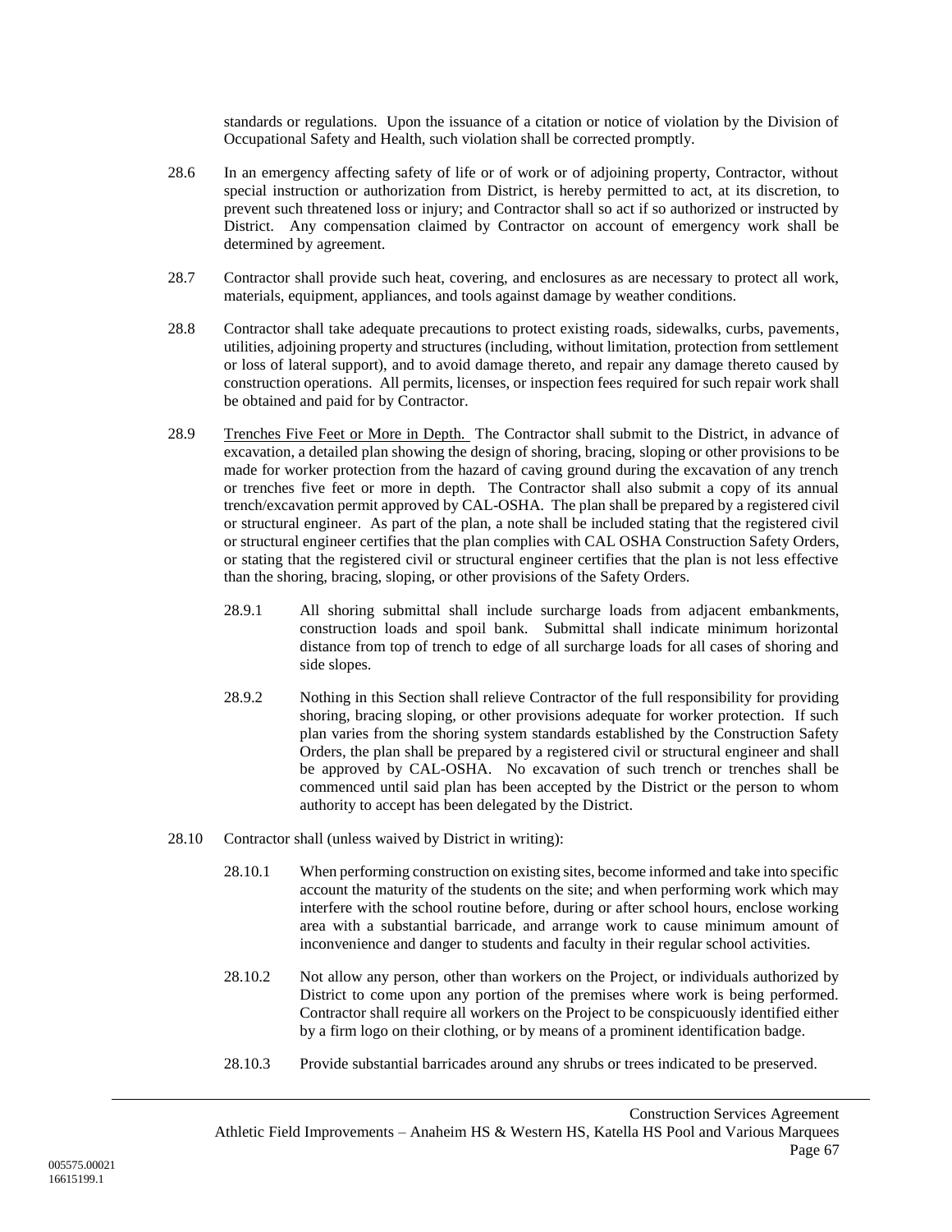standards or regulations. Upon the issuance of a citation or notice of violation by the Division of Occupational Safety and Health, such violation shall be corrected promptly.

28.6 In an emergency affecting safety of life or of work or of adjoining property, Contractor, without special instruction or authorization from District, is hereby permitted to act, at its discretion, to prevent such threatened loss or injury; and Contractor shall so act if so authorized or instructed by District. Any compensation claimed by Contractor on account of emergency work shall be determined by agreement.

28.7 Contractor shall provide such heat, covering, and enclosures as are necessary to protect all work, materials, equipment, appliances, and tools against damage by weather conditions.

28.8 Contractor shall take adequate precautions to protect existing roads, sidewalks, curbs, pavements, utilities, adjoining property and structures (including, without limitation, protection from settlement or loss of lateral support), and to avoid damage thereto, and repair any damage thereto caused by construction operations. All permits, licenses, or inspection fees required for such repair work shall be obtained and paid for by Contractor.

28.9 Trenches Five Feet or More in Depth. The Contractor shall submit to the District, in advance of excavation, a detailed plan showing the design of shoring, bracing, sloping or other provisions to be made for worker protection from the hazard of caving ground during the excavation of any trench or trenches five feet or more in depth. The Contractor shall also submit a copy of its annual trench/excavation permit approved by CAL-OSHA. The plan shall be prepared by a registered civil or structural engineer. As part of the plan, a note shall be included stating that the registered civil or structural engineer certifies that the plan complies with CAL OSHA Construction Safety Orders, or stating that the registered civil or structural engineer certifies that the plan is not less effective than the shoring, bracing, sloping, or other provisions of the Safety Orders.

28.9.1 All shoring submittal shall include surcharge loads from adjacent embankments, construction loads and spoil bank. Submittal shall indicate minimum horizontal distance from top of trench to edge of all surcharge loads for all cases of shoring and side slopes.

28.9.2 Nothing in this Section shall relieve Contractor of the full responsibility for providing shoring, bracing sloping, or other provisions adequate for worker protection. If such plan varies from the shoring system standards established by the Construction Safety Orders, the plan shall be prepared by a registered civil or structural engineer and shall be approved by CAL-OSHA. No excavation of such trench or trenches shall be commenced until said plan has been accepted by the District or the person to whom authority to accept has been delegated by the District.

28.10 Contractor shall (unless waived by District in writing):

28.10.1 When performing construction on existing sites, become informed and take into specific account the maturity of the students on the site; and when performing work which may interfere with the school routine before, during or after school hours, enclose working area with a substantial barricade, and arrange work to cause minimum amount of inconvenience and danger to students and faculty in their regular school activities.

28.10.2 Not allow any person, other than workers on the Project, or individuals authorized by District to come upon any portion of the premises where work is being performed. Contractor shall require all workers on the Project to be conspicuously identified either by a firm logo on their clothing, or by means of a prominent identification badge.

28.10.3 Provide substantial barricades around any shrubs or trees indicated to be preserved.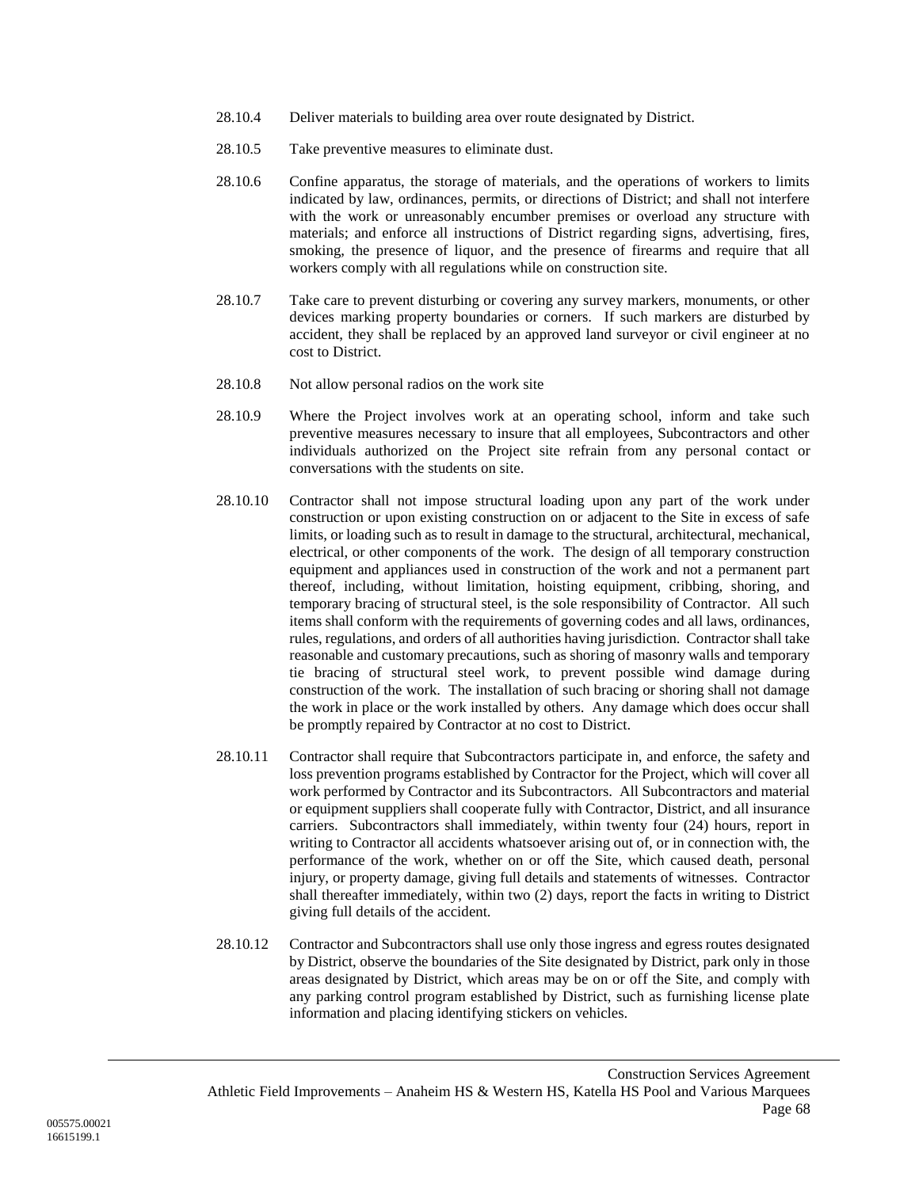28.10.4 Deliver materials to building area over route designated by District.

28.10.5 Take preventive measures to eliminate dust.

28.10.6 Confine apparatus, the storage of materials, and the operations of workers to limits indicated by law, ordinances, permits, or directions of District; and shall not interfere with the work or unreasonably encumber premises or overload any structure with materials; and enforce all instructions of District regarding signs, advertising, fires, smoking, the presence of liquor, and the presence of firearms and require that all workers comply with all regulations while on construction site.

28.10.7 Take care to prevent disturbing or covering any survey markers, monuments, or other devices marking property boundaries or corners. If such markers are disturbed by accident, they shall be replaced by an approved land surveyor or civil engineer at no cost to District.

28.10.8 Not allow personal radios on the work site

28.10.9 Where the Project involves work at an operating school, inform and take such preventive measures necessary to insure that all employees, Subcontractors and other individuals authorized on the Project site refrain from any personal contact or conversations with the students on site.

28.10.10 Contractor shall not impose structural loading upon any part of the work under construction or upon existing construction on or adjacent to the Site in excess of safe limits, or loading such as to result in damage to the structural, architectural, mechanical, electrical, or other components of the work. The design of all temporary construction equipment and appliances used in construction of the work and not a permanent part thereof, including, without limitation, hoisting equipment, cribbing, shoring, and temporary bracing of structural steel, is the sole responsibility of Contractor. All such items shall conform with the requirements of governing codes and all laws, ordinances, rules, regulations, and orders of all authorities having jurisdiction. Contractor shall take reasonable and customary precautions, such as shoring of masonry walls and temporary tie bracing of structural steel work, to prevent possible wind damage during construction of the work. The installation of such bracing or shoring shall not damage the work in place or the work installed by others. Any damage which does occur shall be promptly repaired by Contractor at no cost to District.

28.10.11 Contractor shall require that Subcontractors participate in, and enforce, the safety and loss prevention programs established by Contractor for the Project, which will cover all work performed by Contractor and its Subcontractors. All Subcontractors and material or equipment suppliers shall cooperate fully with Contractor, District, and all insurance carriers. Subcontractors shall immediately, within twenty four (24) hours, report in writing to Contractor all accidents whatsoever arising out of, or in connection with, the performance of the work, whether on or off the Site, which caused death, personal injury, or property damage, giving full details and statements of witnesses. Contractor shall thereafter immediately, within two (2) days, report the facts in writing to District giving full details of the accident.

28.10.12 Contractor and Subcontractors shall use only those ingress and egress routes designated by District, observe the boundaries of the Site designated by District, park only in those areas designated by District, which areas may be on or off the Site, and comply with any parking control program established by District, such as furnishing license plate information and placing identifying stickers on vehicles.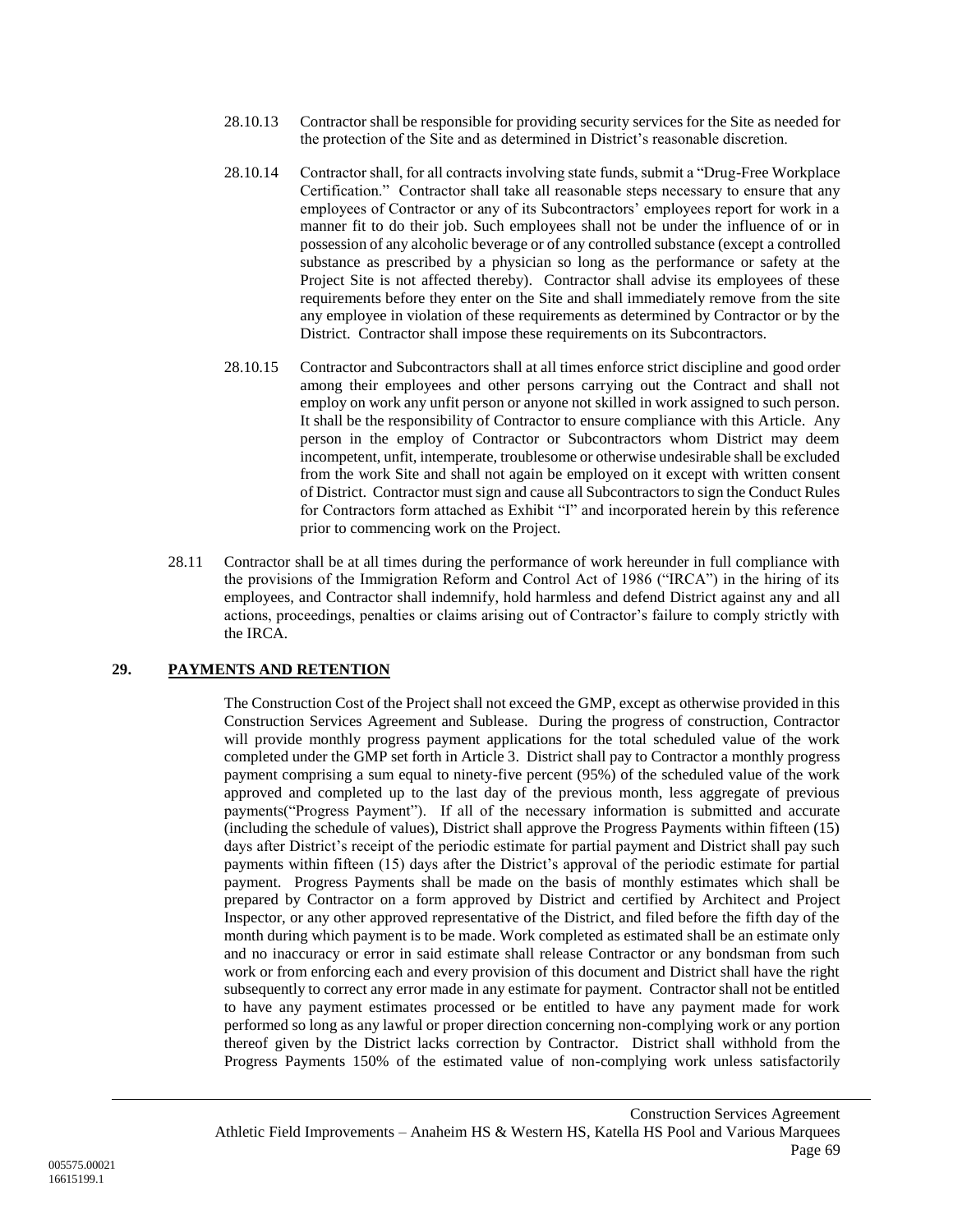28.10.13 Contractor shall be responsible for providing security services for the Site as needed for the protection of the Site and as determined in District's reasonable discretion.

28.10.14 Contractor shall, for all contracts involving state funds, submit a "Drug-Free Workplace Certification." Contractor shall take all reasonable steps necessary to ensure that any employees of Contractor or any of its Subcontractors' employees report for work in a manner fit to do their job. Such employees shall not be under the influence of or in possession of any alcoholic beverage or of any controlled substance (except a controlled substance as prescribed by a physician so long as the performance or safety at the Project Site is not affected thereby). Contractor shall advise its employees of these requirements before they enter on the Site and shall immediately remove from the site any employee in violation of these requirements as determined by Contractor or by the District. Contractor shall impose these requirements on its Subcontractors.

28.10.15 Contractor and Subcontractors shall at all times enforce strict discipline and good order among their employees and other persons carrying out the Contract and shall not employ on work any unfit person or anyone not skilled in work assigned to such person. It shall be the responsibility of Contractor to ensure compliance with this Article. Any person in the employ of Contractor or Subcontractors whom District may deem incompetent, unfit, intemperate, troublesome or otherwise undesirable shall be excluded from the work Site and shall not again be employed on it except with written consent of District. Contractor must sign and cause all Subcontractors to sign the Conduct Rules for Contractors form attached as Exhibit "I" and incorporated herein by this reference prior to commencing work on the Project.

28.11 Contractor shall be at all times during the performance of work hereunder in full compliance with the provisions of the Immigration Reform and Control Act of 1986 ("IRCA") in the hiring of its employees, and Contractor shall indemnify, hold harmless and defend District against any and all actions, proceedings, penalties or claims arising out of Contractor's failure to comply strictly with the IRCA.

## 29. PAYMENTS AND RETENTION

The Construction Cost of the Project shall not exceed the GMP, except as otherwise provided in this Construction Services Agreement and Sublease. During the progress of construction, Contractor will provide monthly progress payment applications for the total scheduled value of the work completed under the GMP set forth in Article 3. District shall pay to Contractor a monthly progress payment comprising a sum equal to ninety-five percent (95%) of the scheduled value of the work approved and completed up to the last day of the previous month, less aggregate of previous payments("Progress Payment"). If all of the necessary information is submitted and accurate (including the schedule of values), District shall approve the Progress Payments within fifteen (15) days after District's receipt of the periodic estimate for partial payment and District shall pay such payments within fifteen (15) days after the District's approval of the periodic estimate for partial payment. Progress Payments shall be made on the basis of monthly estimates which shall be prepared by Contractor on a form approved by District and certified by Architect and Project Inspector, or any other approved representative of the District, and filed before the fifth day of the month during which payment is to be made. Work completed as estimated shall be an estimate only and no inaccuracy or error in said estimate shall release Contractor or any bondsman from such work or from enforcing each and every provision of this document and District shall have the right subsequently to correct any error made in any estimate for payment. Contractor shall not be entitled to have any payment estimates processed or be entitled to have any payment made for work performed so long as any lawful or proper direction concerning non-complying work or any portion thereof given by the District lacks correction by Contractor. District shall withhold from the Progress Payments 150% of the estimated value of non-complying work unless satisfactorily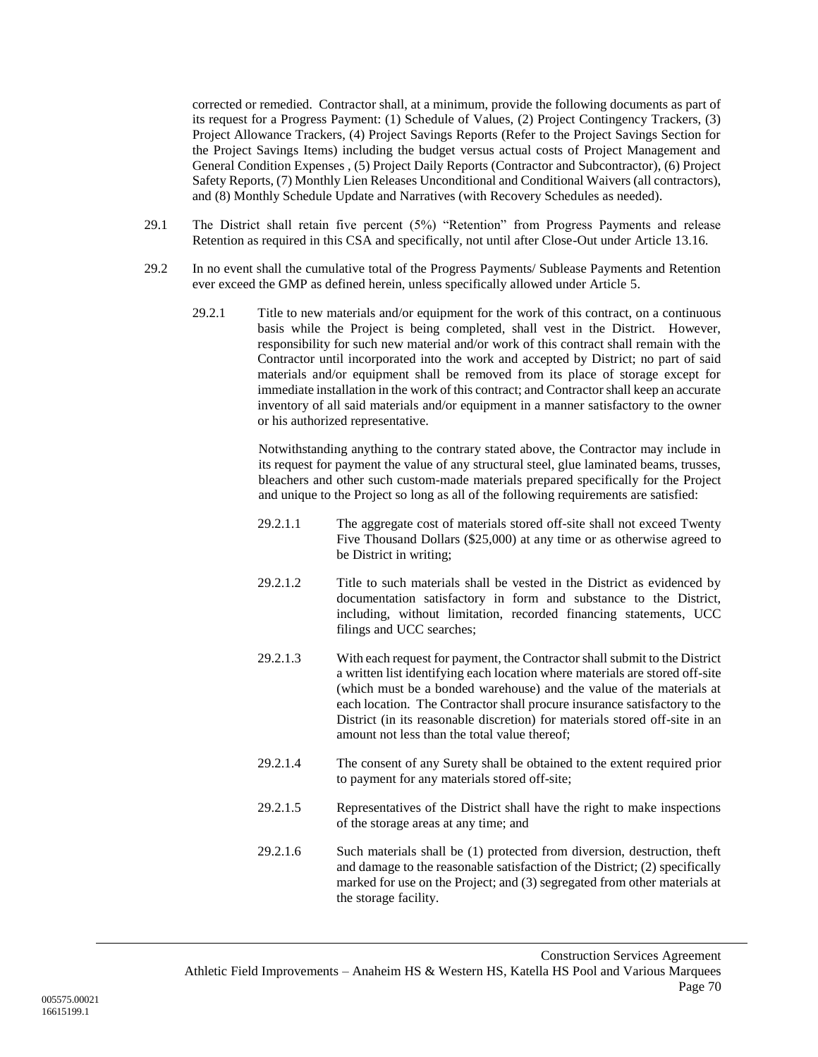corrected or remedied. Contractor shall, at a minimum, provide the following documents as part of its request for a Progress Payment: (1) Schedule of Values, (2) Project Contingency Trackers, (3) Project Allowance Trackers, (4) Project Savings Reports (Refer to the Project Savings Section for the Project Savings Items) including the budget versus actual costs of Project Management and General Condition Expenses , (5) Project Daily Reports (Contractor and Subcontractor), (6) Project Safety Reports, (7) Monthly Lien Releases Unconditional and Conditional Waivers (all contractors), and (8) Monthly Schedule Update and Narratives (with Recovery Schedules as needed).

29.1 The District shall retain five percent (5%) "Retention" from Progress Payments and release Retention as required in this CSA and specifically, not until after Close-Out under Article 13.16.

29.2 In no event shall the cumulative total of the Progress Payments/ Sublease Payments and Retention ever exceed the GMP as defined herein, unless specifically allowed under Article 5.

29.2.1 Title to new materials and/or equipment for the work of this contract, on a continuous basis while the Project is being completed, shall vest in the District. However, responsibility for such new material and/or work of this contract shall remain with the Contractor until incorporated into the work and accepted by District; no part of said materials and/or equipment shall be removed from its place of storage except for immediate installation in the work of this contract; and Contractor shall keep an accurate inventory of all said materials and/or equipment in a manner satisfactory to the owner or his authorized representative.

Notwithstanding anything to the contrary stated above, the Contractor may include in its request for payment the value of any structural steel, glue laminated beams, trusses, bleachers and other such custom-made materials prepared specifically for the Project and unique to the Project so long as all of the following requirements are satisfied:

29.2.1.1 The aggregate cost of materials stored off-site shall not exceed Twenty Five Thousand Dollars ($25,000) at any time or as otherwise agreed to be District in writing;

29.2.1.2 Title to such materials shall be vested in the District as evidenced by documentation satisfactory in form and substance to the District, including, without limitation, recorded financing statements, UCC filings and UCC searches;

29.2.1.3 With each request for payment, the Contractor shall submit to the District a written list identifying each location where materials are stored off-site (which must be a bonded warehouse) and the value of the materials at each location. The Contractor shall procure insurance satisfactory to the District (in its reasonable discretion) for materials stored off-site in an amount not less than the total value thereof;

29.2.1.4 The consent of any Surety shall be obtained to the extent required prior to payment for any materials stored off-site;

29.2.1.5 Representatives of the District shall have the right to make inspections of the storage areas at any time; and

29.2.1.6 Such materials shall be (1) protected from diversion, destruction, theft and damage to the reasonable satisfaction of the District; (2) specifically marked for use on the Project; and (3) segregated from other materials at the storage facility.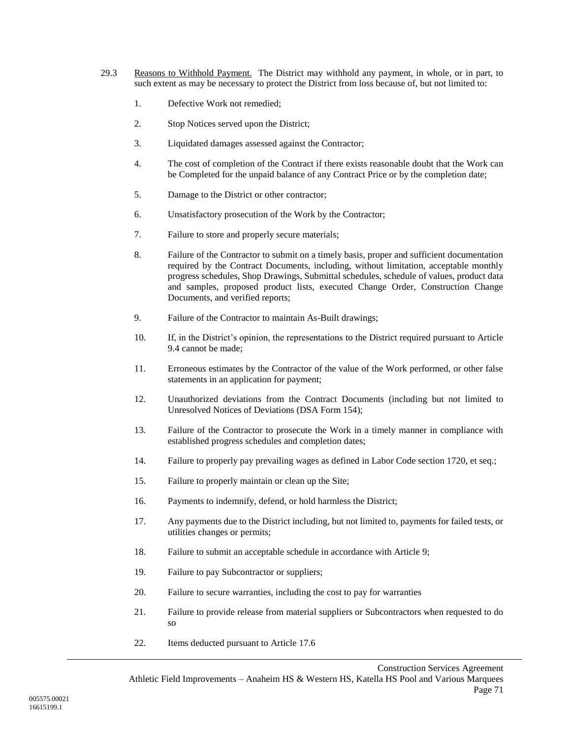29.3 Reasons to Withhold Payment. The District may withhold any payment, in whole, or in part, to such extent as may be necessary to protect the District from loss because of, but not limited to:

1. Defective Work not remedied;
2. Stop Notices served upon the District;
3. Liquidated damages assessed against the Contractor;
4. The cost of completion of the Contract if there exists reasonable doubt that the Work can be Completed for the unpaid balance of any Contract Price or by the completion date;
5. Damage to the District or other contractor;
6. Unsatisfactory prosecution of the Work by the Contractor;
7. Failure to store and properly secure materials;
8. Failure of the Contractor to submit on a timely basis, proper and sufficient documentation required by the Contract Documents, including, without limitation, acceptable monthly progress schedules, Shop Drawings, Submittal schedules, schedule of values, product data and samples, proposed product lists, executed Change Order, Construction Change Documents, and verified reports;
9. Failure of the Contractor to maintain As-Built drawings;
10. If, in the District's opinion, the representations to the District required pursuant to Article 9.4 cannot be made;
11. Erroneous estimates by the Contractor of the value of the Work performed, or other false statements in an application for payment;
12. Unauthorized deviations from the Contract Documents (including but not limited to Unresolved Notices of Deviations (DSA Form 154);
13. Failure of the Contractor to prosecute the Work in a timely manner in compliance with established progress schedules and completion dates;
14. Failure to properly pay prevailing wages as defined in Labor Code section 1720, et seq.;
15. Failure to properly maintain or clean up the Site;
16. Payments to indemnify, defend, or hold harmless the District;
17. Any payments due to the District including, but not limited to, payments for failed tests, or utilities changes or permits;
18. Failure to submit an acceptable schedule in accordance with Article 9;
19. Failure to pay Subcontractor or suppliers;
20. Failure to secure warranties, including the cost to pay for warranties
21. Failure to provide release from material suppliers or Subcontractors when requested to do so
22. Items deducted pursuant to Article 17.6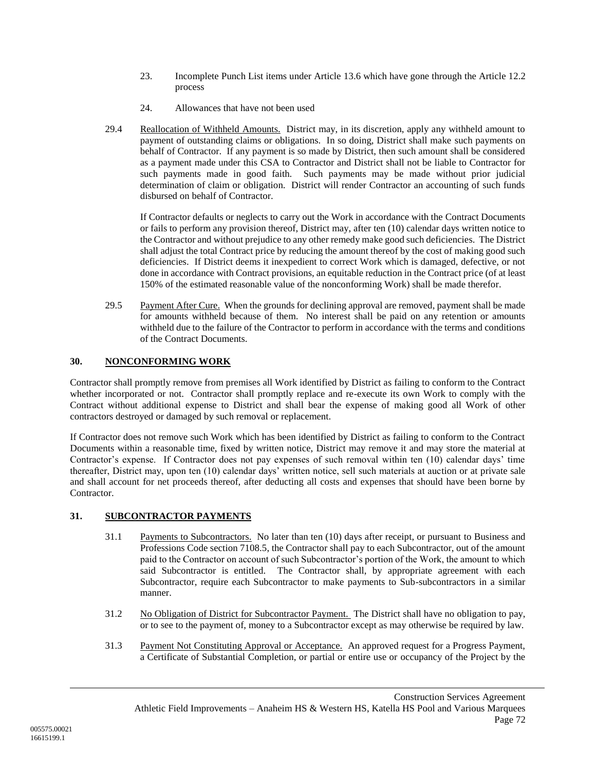23. Incomplete Punch List items under Article 13.6 which have gone through the Article 12.2 process

24. Allowances that have not been used

29.4 Reallocation of Withheld Amounts. District may, in its discretion, apply any withheld amount to payment of outstanding claims or obligations. In so doing, District shall make such payments on behalf of Contractor. If any payment is so made by District, then such amount shall be considered as a payment made under this CSA to Contractor and District shall not be liable to Contractor for such payments made in good faith. Such payments may be made without prior judicial determination of claim or obligation. District will render Contractor an accounting of such funds disbursed on behalf of Contractor.

If Contractor defaults or neglects to carry out the Work in accordance with the Contract Documents or fails to perform any provision thereof, District may, after ten (10) calendar days written notice to the Contractor and without prejudice to any other remedy make good such deficiencies. The District shall adjust the total Contract price by reducing the amount thereof by the cost of making good such deficiencies. If District deems it inexpedient to correct Work which is damaged, defective, or not done in accordance with Contract provisions, an equitable reduction in the Contract price (of at least 150% of the estimated reasonable value of the nonconforming Work) shall be made therefor.

29.5 Payment After Cure. When the grounds for declining approval are removed, payment shall be made for amounts withheld because of them. No interest shall be paid on any retention or amounts withheld due to the failure of the Contractor to perform in accordance with the terms and conditions of the Contract Documents.

## 30. NONCONFORMING WORK

Contractor shall promptly remove from premises all Work identified by District as failing to conform to the Contract whether incorporated or not. Contractor shall promptly replace and re-execute its own Work to comply with the Contract without additional expense to District and shall bear the expense of making good all Work of other contractors destroyed or damaged by such removal or replacement.

If Contractor does not remove such Work which has been identified by District as failing to conform to the Contract Documents within a reasonable time, fixed by written notice, District may remove it and may store the material at Contractor's expense. If Contractor does not pay expenses of such removal within ten (10) calendar days' time thereafter, District may, upon ten (10) calendar days' written notice, sell such materials at auction or at private sale and shall account for net proceeds thereof, after deducting all costs and expenses that should have been borne by Contractor.

## 31. SUBCONTRACTOR PAYMENTS

31.1 Payments to Subcontractors. No later than ten (10) days after receipt, or pursuant to Business and Professions Code section 7108.5, the Contractor shall pay to each Subcontractor, out of the amount paid to the Contractor on account of such Subcontractor's portion of the Work, the amount to which said Subcontractor is entitled. The Contractor shall, by appropriate agreement with each Subcontractor, require each Subcontractor to make payments to Sub-subcontractors in a similar manner.

31.2 No Obligation of District for Subcontractor Payment. The District shall have no obligation to pay, or to see to the payment of, money to a Subcontractor except as may otherwise be required by law.

31.3 Payment Not Constituting Approval or Acceptance. An approved request for a Progress Payment, a Certificate of Substantial Completion, or partial or entire use or occupancy of the Project by the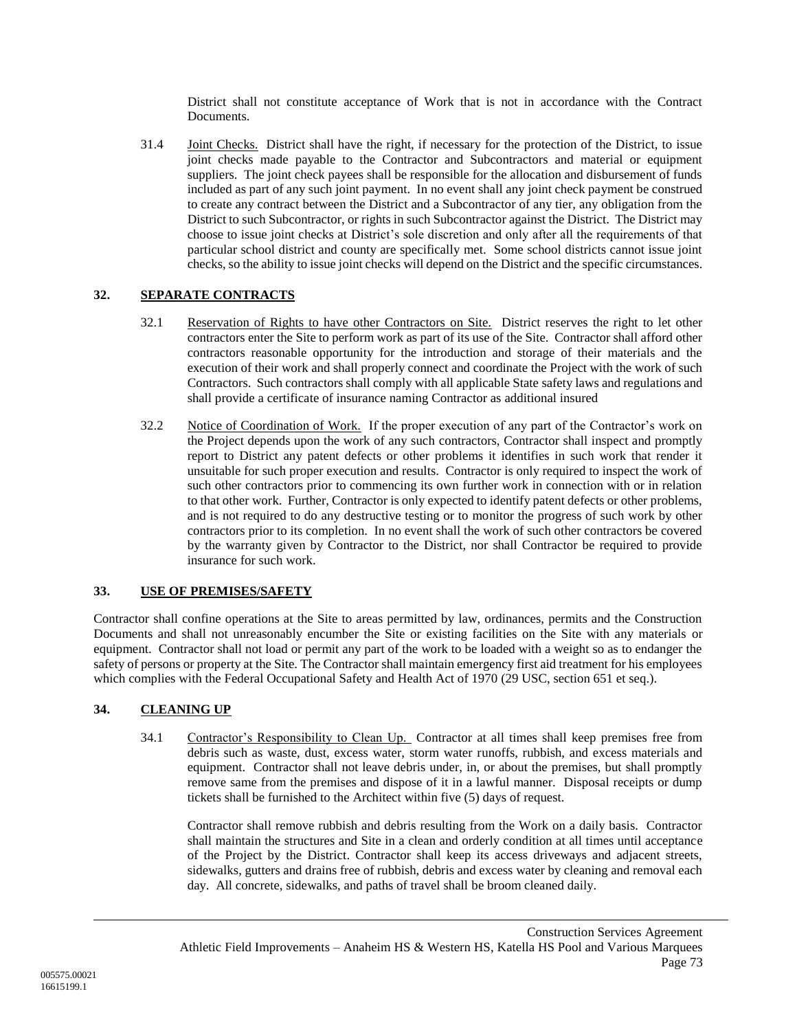District shall not constitute acceptance of Work that is not in accordance with the Contract Documents.

31.4 Joint Checks. District shall have the right, if necessary for the protection of the District, to issue joint checks made payable to the Contractor and Subcontractors and material or equipment suppliers. The joint check payees shall be responsible for the allocation and disbursement of funds included as part of any such joint payment. In no event shall any joint check payment be construed to create any contract between the District and a Subcontractor of any tier, any obligation from the District to such Subcontractor, or rights in such Subcontractor against the District. The District may choose to issue joint checks at District's sole discretion and only after all the requirements of that particular school district and county are specifically met. Some school districts cannot issue joint checks, so the ability to issue joint checks will depend on the District and the specific circumstances.

## 32. SEPARATE CONTRACTS

32.1 Reservation of Rights to have other Contractors on Site. District reserves the right to let other contractors enter the Site to perform work as part of its use of the Site. Contractor shall afford other contractors reasonable opportunity for the introduction and storage of their materials and the execution of their work and shall properly connect and coordinate the Project with the work of such Contractors. Such contractors shall comply with all applicable State safety laws and regulations and shall provide a certificate of insurance naming Contractor as additional insured

32.2 Notice of Coordination of Work. If the proper execution of any part of the Contractor's work on the Project depends upon the work of any such contractors, Contractor shall inspect and promptly report to District any patent defects or other problems it identifies in such work that render it unsuitable for such proper execution and results. Contractor is only required to inspect the work of such other contractors prior to commencing its own further work in connection with or in relation to that other work. Further, Contractor is only expected to identify patent defects or other problems, and is not required to do any destructive testing or to monitor the progress of such work by other contractors prior to its completion. In no event shall the work of such other contractors be covered by the warranty given by Contractor to the District, nor shall Contractor be required to provide insurance for such work.

## 33. USE OF PREMISES/SAFETY

Contractor shall confine operations at the Site to areas permitted by law, ordinances, permits and the Construction Documents and shall not unreasonably encumber the Site or existing facilities on the Site with any materials or equipment. Contractor shall not load or permit any part of the work to be loaded with a weight so as to endanger the safety of persons or property at the Site. The Contractor shall maintain emergency first aid treatment for his employees which complies with the Federal Occupational Safety and Health Act of 1970 (29 USC, section 651 et seq.).

## 34. CLEANING UP

34.1 Contractor's Responsibility to Clean Up. Contractor at all times shall keep premises free from debris such as waste, dust, excess water, storm water runoffs, rubbish, and excess materials and equipment. Contractor shall not leave debris under, in, or about the premises, but shall promptly remove same from the premises and dispose of it in a lawful manner. Disposal receipts or dump tickets shall be furnished to the Architect within five (5) days of request.

Contractor shall remove rubbish and debris resulting from the Work on a daily basis. Contractor shall maintain the structures and Site in a clean and orderly condition at all times until acceptance of the Project by the District. Contractor shall keep its access driveways and adjacent streets, sidewalks, gutters and drains free of rubbish, debris and excess water by cleaning and removal each day. All concrete, sidewalks, and paths of travel shall be broom cleaned daily.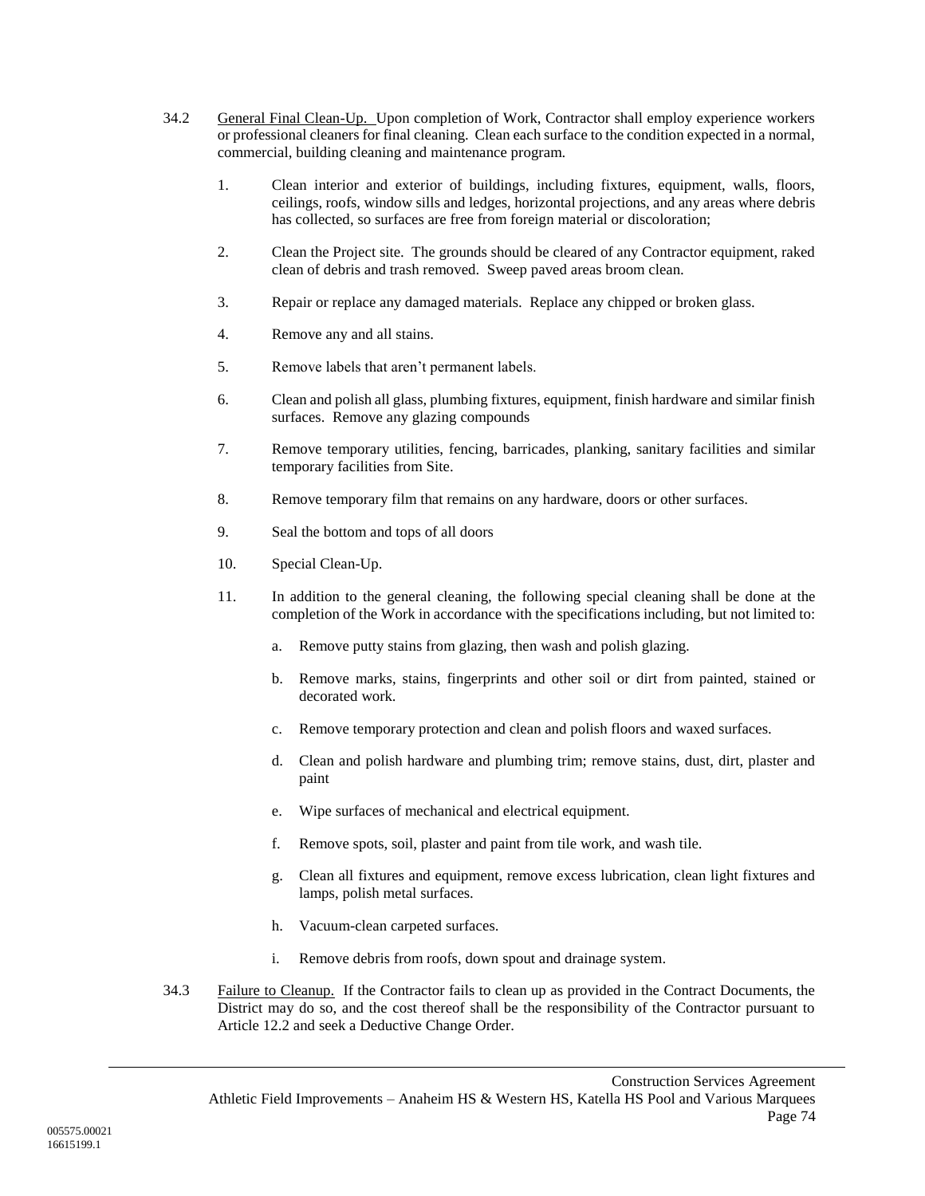34.2 General Final Clean-Up. Upon completion of Work, Contractor shall employ experience workers or professional cleaners for final cleaning. Clean each surface to the condition expected in a normal, commercial, building cleaning and maintenance program.

1. Clean interior and exterior of buildings, including fixtures, equipment, walls, floors, ceilings, roofs, window sills and ledges, horizontal projections, and any areas where debris has collected, so surfaces are free from foreign material or discoloration;

2. Clean the Project site. The grounds should be cleared of any Contractor equipment, raked clean of debris and trash removed. Sweep paved areas broom clean.

3. Repair or replace any damaged materials. Replace any chipped or broken glass.

4. Remove any and all stains.

5. Remove labels that aren't permanent labels.

6. Clean and polish all glass, plumbing fixtures, equipment, finish hardware and similar finish surfaces. Remove any glazing compounds

7. Remove temporary utilities, fencing, barricades, planking, sanitary facilities and similar temporary facilities from Site.

8. Remove temporary film that remains on any hardware, doors or other surfaces.

9. Seal the bottom and tops of all doors

10. Special Clean-Up.

11. In addition to the general cleaning, the following special cleaning shall be done at the completion of the Work in accordance with the specifications including, but not limited to:

    a. Remove putty stains from glazing, then wash and polish glazing.

    b. Remove marks, stains, fingerprints and other soil or dirt from painted, stained or decorated work.

    c. Remove temporary protection and clean and polish floors and waxed surfaces.

    d. Clean and polish hardware and plumbing trim; remove stains, dust, dirt, plaster and paint

    e. Wipe surfaces of mechanical and electrical equipment.

    f. Remove spots, soil, plaster and paint from tile work, and wash tile.

    g. Clean all fixtures and equipment, remove excess lubrication, clean light fixtures and lamps, polish metal surfaces.

    h. Vacuum-clean carpeted surfaces.

    i. Remove debris from roofs, down spout and drainage system.

34.3 Failure to Cleanup. If the Contractor fails to clean up as provided in the Contract Documents, the District may do so, and the cost thereof shall be the responsibility of the Contractor pursuant to Article 12.2 and seek a Deductive Change Order.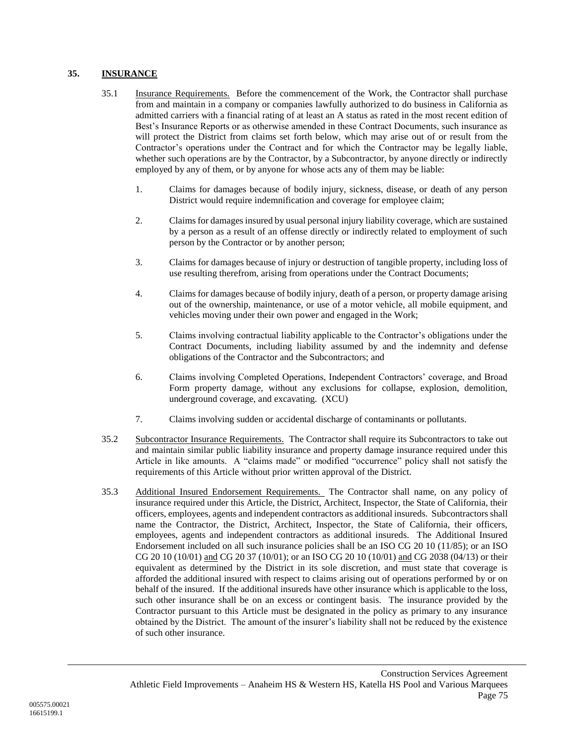## 35. **INSURANCE**

35.1 Insurance Requirements. Before the commencement of the Work, the Contractor shall purchase from and maintain in a company or companies lawfully authorized to do business in California as admitted carriers with a financial rating of at least an A status as rated in the most recent edition of Best's Insurance Reports or as otherwise amended in these Contract Documents, such insurance as will protect the District from claims set forth below, which may arise out of or result from the Contractor's operations under the Contract and for which the Contractor may be legally liable, whether such operations are by the Contractor, by a Subcontractor, by anyone directly or indirectly employed by any of them, or by anyone for whose acts any of them may be liable:

1. Claims for damages because of bodily injury, sickness, disease, or death of any person District would require indemnification and coverage for employee claim;

2. Claims for damages insured by usual personal injury liability coverage, which are sustained by a person as a result of an offense directly or indirectly related to employment of such person by the Contractor or by another person;

3. Claims for damages because of injury or destruction of tangible property, including loss of use resulting therefrom, arising from operations under the Contract Documents;

4. Claims for damages because of bodily injury, death of a person, or property damage arising out of the ownership, maintenance, or use of a motor vehicle, all mobile equipment, and vehicles moving under their own power and engaged in the Work;

5. Claims involving contractual liability applicable to the Contractor's obligations under the Contract Documents, including liability assumed by and the indemnity and defense obligations of the Contractor and the Subcontractors; and

6. Claims involving Completed Operations, Independent Contractors' coverage, and Broad Form property damage, without any exclusions for collapse, explosion, demolition, underground coverage, and excavating. (XCU)

7. Claims involving sudden or accidental discharge of contaminants or pollutants.

35.2 Subcontractor Insurance Requirements. The Contractor shall require its Subcontractors to take out and maintain similar public liability insurance and property damage insurance required under this Article in like amounts. A "claims made" or modified "occurrence" policy shall not satisfy the requirements of this Article without prior written approval of the District.

35.3 Additional Insured Endorsement Requirements. The Contractor shall name, on any policy of insurance required under this Article, the District, Architect, Inspector, the State of California, their officers, employees, agents and independent contractors as additional insureds. Subcontractors shall name the Contractor, the District, Architect, Inspector, the State of California, their officers, employees, agents and independent contractors as additional insureds. The Additional Insured Endorsement included on all such insurance policies shall be an ISO CG 20 10 (11/85); or an ISO CG 20 10 (10/01) and CG 20 37 (10/01); or an ISO CG 20 10 (10/01) and CG 2038 (04/13) or their equivalent as determined by the District in its sole discretion, and must state that coverage is afforded the additional insured with respect to claims arising out of operations performed by or on behalf of the insured. If the additional insureds have other insurance which is applicable to the loss, such other insurance shall be on an excess or contingent basis. The insurance provided by the Contractor pursuant to this Article must be designated in the policy as primary to any insurance obtained by the District. The amount of the insurer's liability shall not be reduced by the existence of such other insurance.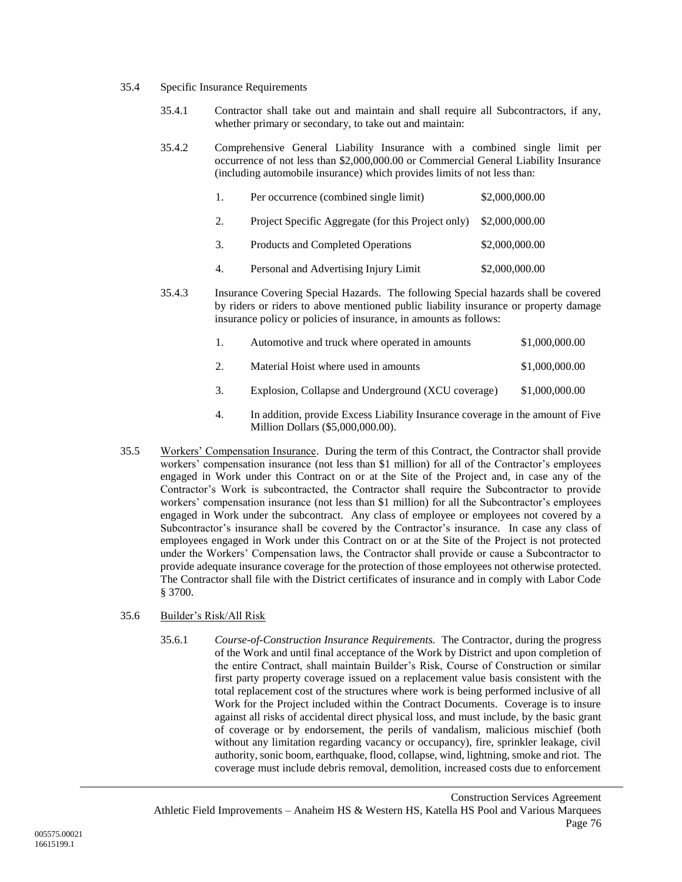35.4 Specific Insurance Requirements

35.4.1 Contractor shall take out and maintain and shall require all Subcontractors, if any, whether primary or secondary, to take out and maintain:

35.4.2 Comprehensive General Liability Insurance with a combined single limit per occurrence of not less than $2,000,000.00 or Commercial General Liability Insurance (including automobile insurance) which provides limits of not less than:

| | | |
|---|---|---|
| 1. | Per occurrence (combined single limit) | $2,000,000.00 |
| 2. | Project Specific Aggregate (for this Project only) | $2,000,000.00 |
| 3. | Products and Completed Operations | $2,000,000.00 |
| 4. | Personal and Advertising Injury Limit | $2,000,000.00 |

35.4.3 Insurance Covering Special Hazards. The following Special hazards shall be covered by riders or riders to above mentioned public liability insurance or property damage insurance policy or policies of insurance, in amounts as follows:

| | | |
|---|---|---|
| 1. | Automotive and truck where operated in amounts | $1,000,000.00 |
| 2. | Material Hoist where used in amounts | $1,000,000.00 |
| 3. | Explosion, Collapse and Underground (XCU coverage) | $1,000,000.00 |

4. In addition, provide Excess Liability Insurance coverage in the amount of Five Million Dollars ($5,000,000.00).

35.5 Workers' Compensation Insurance. During the term of this Contract, the Contractor shall provide workers' compensation insurance (not less than $1 million) for all of the Contractor's employees engaged in Work under this Contract on or at the Site of the Project and, in case any of the Contractor's Work is subcontracted, the Contractor shall require the Subcontractor to provide workers' compensation insurance (not less than $1 million) for all the Subcontractor's employees engaged in Work under the subcontract. Any class of employee or employees not covered by a Subcontractor's insurance shall be covered by the Contractor's insurance. In case any class of employees engaged in Work under this Contract on or at the Site of the Project is not protected under the Workers' Compensation laws, the Contractor shall provide or cause a Subcontractor to provide adequate insurance coverage for the protection of those employees not otherwise protected. The Contractor shall file with the District certificates of insurance and in comply with Labor Code § 3700.

35.6 Builder's Risk/All Risk

35.6.1 *Course-of-Construction Insurance Requirements.* The Contractor, during the progress of the Work and until final acceptance of the Work by District and upon completion of the entire Contract, shall maintain Builder's Risk, Course of Construction or similar first party property coverage issued on a replacement value basis consistent with the total replacement cost of the structures where work is being performed inclusive of all Work for the Project included within the Contract Documents. Coverage is to insure against all risks of accidental direct physical loss, and must include, by the basic grant of coverage or by endorsement, the perils of vandalism, malicious mischief (both without any limitation regarding vacancy or occupancy), fire, sprinkler leakage, civil authority, sonic boom, earthquake, flood, collapse, wind, lightning, smoke and riot. The coverage must include debris removal, demolition, increased costs due to enforcement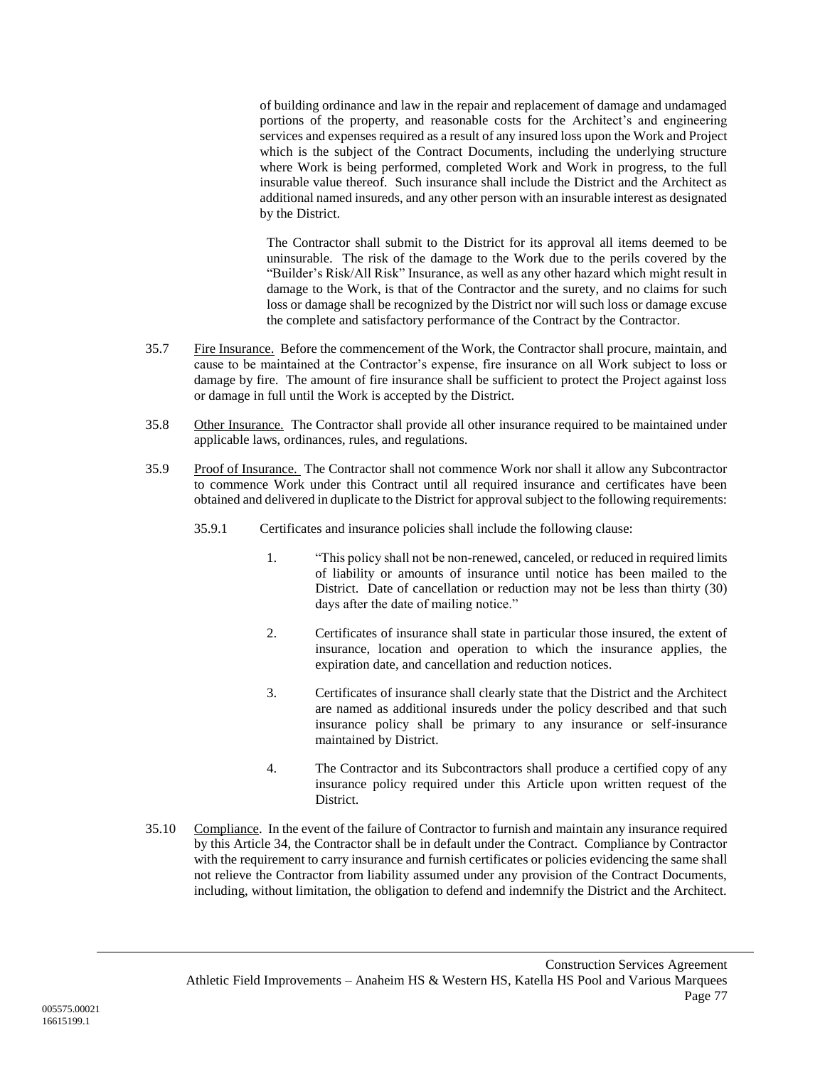of building ordinance and law in the repair and replacement of damage and undamaged portions of the property, and reasonable costs for the Architect's and engineering services and expenses required as a result of any insured loss upon the Work and Project which is the subject of the Contract Documents, including the underlying structure where Work is being performed, completed Work and Work in progress, to the full insurable value thereof. Such insurance shall include the District and the Architect as additional named insureds, and any other person with an insurable interest as designated by the District.

The Contractor shall submit to the District for its approval all items deemed to be uninsurable. The risk of the damage to the Work due to the perils covered by the "Builder's Risk/All Risk" Insurance, as well as any other hazard which might result in damage to the Work, is that of the Contractor and the surety, and no claims for such loss or damage shall be recognized by the District nor will such loss or damage excuse the complete and satisfactory performance of the Contract by the Contractor.

35.7 Fire Insurance. Before the commencement of the Work, the Contractor shall procure, maintain, and cause to be maintained at the Contractor's expense, fire insurance on all Work subject to loss or damage by fire. The amount of fire insurance shall be sufficient to protect the Project against loss or damage in full until the Work is accepted by the District.

35.8 Other Insurance. The Contractor shall provide all other insurance required to be maintained under applicable laws, ordinances, rules, and regulations.

35.9 Proof of Insurance. The Contractor shall not commence Work nor shall it allow any Subcontractor to commence Work under this Contract until all required insurance and certificates have been obtained and delivered in duplicate to the District for approval subject to the following requirements:

35.9.1 Certificates and insurance policies shall include the following clause:

1. "This policy shall not be non-renewed, canceled, or reduced in required limits of liability or amounts of insurance until notice has been mailed to the District. Date of cancellation or reduction may not be less than thirty (30) days after the date of mailing notice."

2. Certificates of insurance shall state in particular those insured, the extent of insurance, location and operation to which the insurance applies, the expiration date, and cancellation and reduction notices.

3. Certificates of insurance shall clearly state that the District and the Architect are named as additional insureds under the policy described and that such insurance policy shall be primary to any insurance or self-insurance maintained by District.

4. The Contractor and its Subcontractors shall produce a certified copy of any insurance policy required under this Article upon written request of the District.

35.10 Compliance. In the event of the failure of Contractor to furnish and maintain any insurance required by this Article 34, the Contractor shall be in default under the Contract. Compliance by Contractor with the requirement to carry insurance and furnish certificates or policies evidencing the same shall not relieve the Contractor from liability assumed under any provision of the Contract Documents, including, without limitation, the obligation to defend and indemnify the District and the Architect.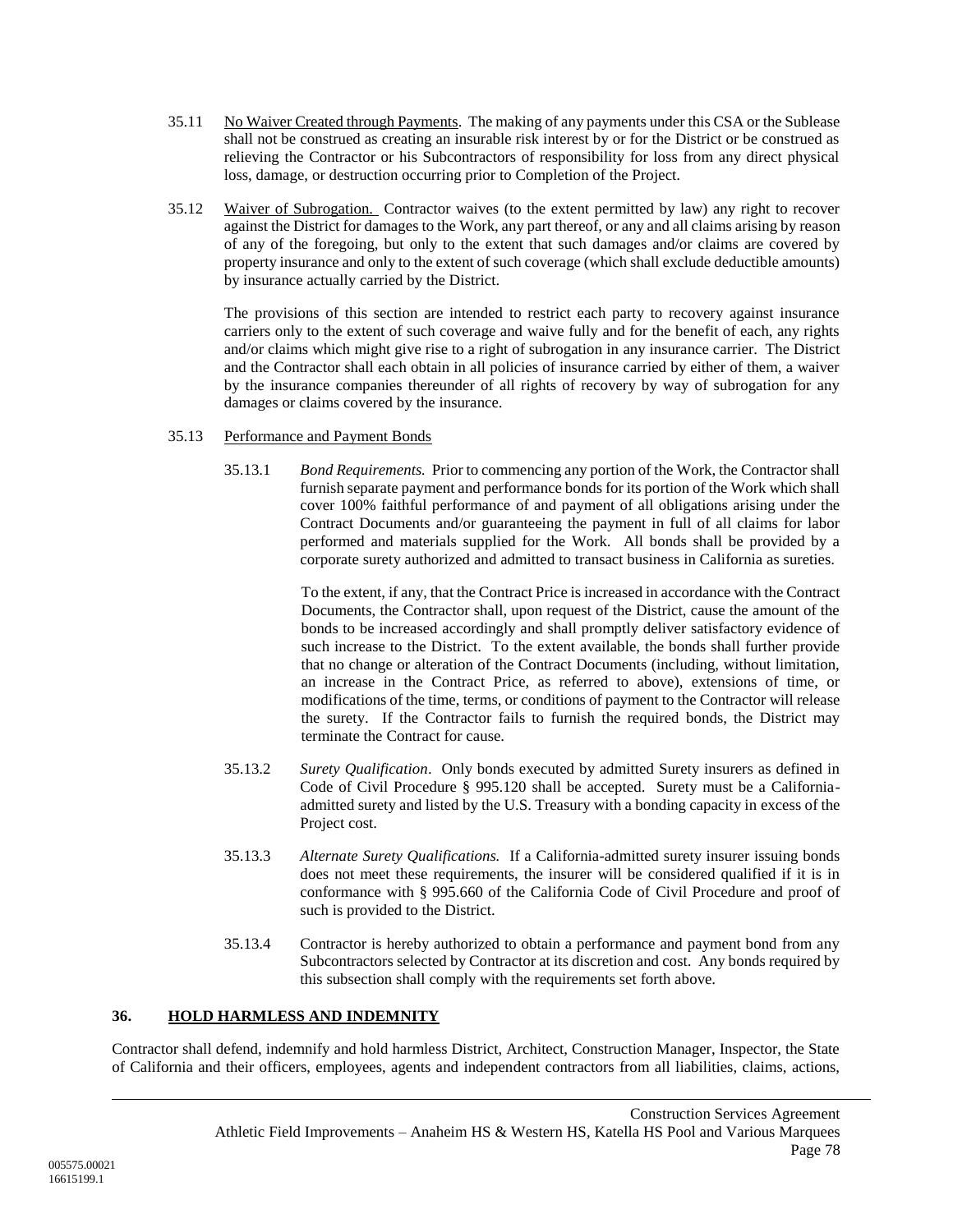35.11 No Waiver Created through Payments. The making of any payments under this CSA or the Sublease shall not be construed as creating an insurable risk interest by or for the District or be construed as relieving the Contractor or his Subcontractors of responsibility for loss from any direct physical loss, damage, or destruction occurring prior to Completion of the Project.

35.12 Waiver of Subrogation. Contractor waives (to the extent permitted by law) any right to recover against the District for damages to the Work, any part thereof, or any and all claims arising by reason of any of the foregoing, but only to the extent that such damages and/or claims are covered by property insurance and only to the extent of such coverage (which shall exclude deductible amounts) by insurance actually carried by the District.

The provisions of this section are intended to restrict each party to recovery against insurance carriers only to the extent of such coverage and waive fully and for the benefit of each, any rights and/or claims which might give rise to a right of subrogation in any insurance carrier. The District and the Contractor shall each obtain in all policies of insurance carried by either of them, a waiver by the insurance companies thereunder of all rights of recovery by way of subrogation for any damages or claims covered by the insurance.

35.13 Performance and Payment Bonds

35.13.1 *Bond Requirements.* Prior to commencing any portion of the Work, the Contractor shall furnish separate payment and performance bonds for its portion of the Work which shall cover 100% faithful performance of and payment of all obligations arising under the Contract Documents and/or guaranteeing the payment in full of all claims for labor performed and materials supplied for the Work. All bonds shall be provided by a corporate surety authorized and admitted to transact business in California as sureties.

To the extent, if any, that the Contract Price is increased in accordance with the Contract Documents, the Contractor shall, upon request of the District, cause the amount of the bonds to be increased accordingly and shall promptly deliver satisfactory evidence of such increase to the District. To the extent available, the bonds shall further provide that no change or alteration of the Contract Documents (including, without limitation, an increase in the Contract Price, as referred to above), extensions of time, or modifications of the time, terms, or conditions of payment to the Contractor will release the surety. If the Contractor fails to furnish the required bonds, the District may terminate the Contract for cause.

35.13.2 *Surety Qualification*. Only bonds executed by admitted Surety insurers as defined in Code of Civil Procedure § 995.120 shall be accepted. Surety must be a California-admitted surety and listed by the U.S. Treasury with a bonding capacity in excess of the Project cost.

35.13.3 *Alternate Surety Qualifications.* If a California-admitted surety insurer issuing bonds does not meet these requirements, the insurer will be considered qualified if it is in conformance with § 995.660 of the California Code of Civil Procedure and proof of such is provided to the District.

35.13.4 Contractor is hereby authorized to obtain a performance and payment bond from any Subcontractors selected by Contractor at its discretion and cost. Any bonds required by this subsection shall comply with the requirements set forth above.

## 36. HOLD HARMLESS AND INDEMNITY

Contractor shall defend, indemnify and hold harmless District, Architect, Construction Manager, Inspector, the State of California and their officers, employees, agents and independent contractors from all liabilities, claims, actions,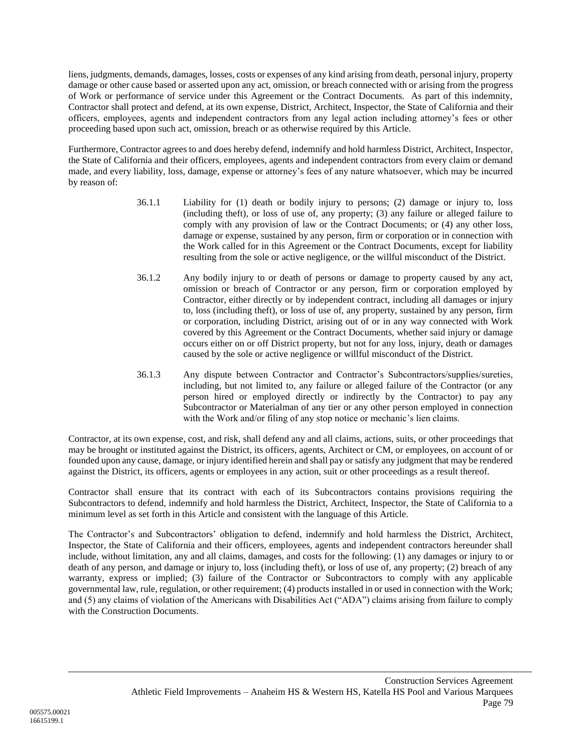liens, judgments, demands, damages, losses, costs or expenses of any kind arising from death, personal injury, property damage or other cause based or asserted upon any act, omission, or breach connected with or arising from the progress of Work or performance of service under this Agreement or the Contract Documents. As part of this indemnity, Contractor shall protect and defend, at its own expense, District, Architect, Inspector, the State of California and their officers, employees, agents and independent contractors from any legal action including attorney's fees or other proceeding based upon such act, omission, breach or as otherwise required by this Article.

Furthermore, Contractor agrees to and does hereby defend, indemnify and hold harmless District, Architect, Inspector, the State of California and their officers, employees, agents and independent contractors from every claim or demand made, and every liability, loss, damage, expense or attorney's fees of any nature whatsoever, which may be incurred by reason of:

36.1.1 Liability for (1) death or bodily injury to persons; (2) damage or injury to, loss (including theft), or loss of use of, any property; (3) any failure or alleged failure to comply with any provision of law or the Contract Documents; or (4) any other loss, damage or expense, sustained by any person, firm or corporation or in connection with the Work called for in this Agreement or the Contract Documents, except for liability resulting from the sole or active negligence, or the willful misconduct of the District.

36.1.2 Any bodily injury to or death of persons or damage to property caused by any act, omission or breach of Contractor or any person, firm or corporation employed by Contractor, either directly or by independent contract, including all damages or injury to, loss (including theft), or loss of use of, any property, sustained by any person, firm or corporation, including District, arising out of or in any way connected with Work covered by this Agreement or the Contract Documents, whether said injury or damage occurs either on or off District property, but not for any loss, injury, death or damages caused by the sole or active negligence or willful misconduct of the District.

36.1.3 Any dispute between Contractor and Contractor's Subcontractors/supplies/sureties, including, but not limited to, any failure or alleged failure of the Contractor (or any person hired or employed directly or indirectly by the Contractor) to pay any Subcontractor or Materialman of any tier or any other person employed in connection with the Work and/or filing of any stop notice or mechanic's lien claims.

Contractor, at its own expense, cost, and risk, shall defend any and all claims, actions, suits, or other proceedings that may be brought or instituted against the District, its officers, agents, Architect or CM, or employees, on account of or founded upon any cause, damage, or injury identified herein and shall pay or satisfy any judgment that may be rendered against the District, its officers, agents or employees in any action, suit or other proceedings as a result thereof.

Contractor shall ensure that its contract with each of its Subcontractors contains provisions requiring the Subcontractors to defend, indemnify and hold harmless the District, Architect, Inspector, the State of California to a minimum level as set forth in this Article and consistent with the language of this Article.

The Contractor's and Subcontractors' obligation to defend, indemnify and hold harmless the District, Architect, Inspector, the State of California and their officers, employees, agents and independent contractors hereunder shall include, without limitation, any and all claims, damages, and costs for the following: (1) any damages or injury to or death of any person, and damage or injury to, loss (including theft), or loss of use of, any property; (2) breach of any warranty, express or implied; (3) failure of the Contractor or Subcontractors to comply with any applicable governmental law, rule, regulation, or other requirement; (4) products installed in or used in connection with the Work; and (5) any claims of violation of the Americans with Disabilities Act ("ADA") claims arising from failure to comply with the Construction Documents.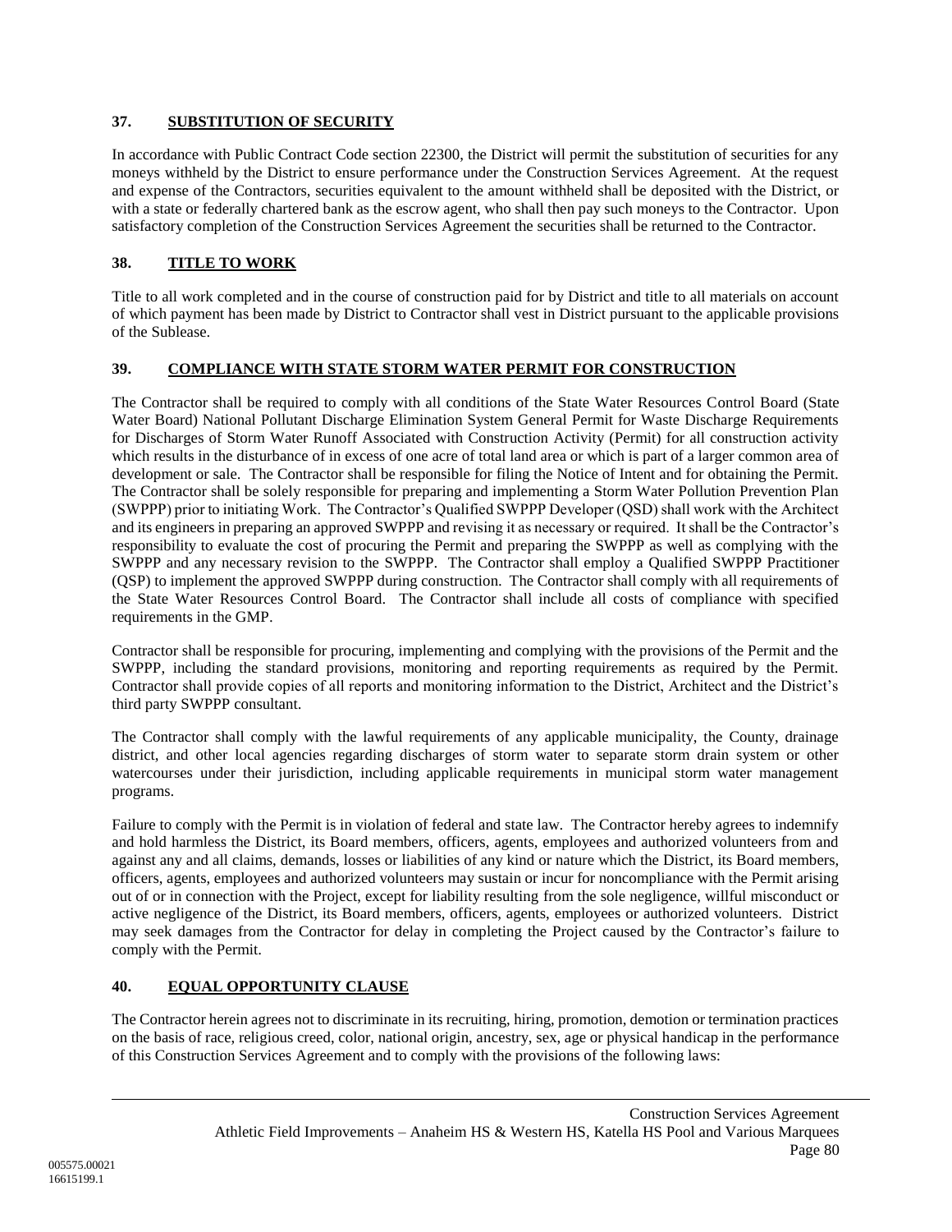## 37. SUBSTITUTION OF SECURITY

In accordance with Public Contract Code section 22300, the District will permit the substitution of securities for any moneys withheld by the District to ensure performance under the Construction Services Agreement. At the request and expense of the Contractors, securities equivalent to the amount withheld shall be deposited with the District, or with a state or federally chartered bank as the escrow agent, who shall then pay such moneys to the Contractor. Upon satisfactory completion of the Construction Services Agreement the securities shall be returned to the Contractor.

## 38. TITLE TO WORK

Title to all work completed and in the course of construction paid for by District and title to all materials on account of which payment has been made by District to Contractor shall vest in District pursuant to the applicable provisions of the Sublease.

## 39. COMPLIANCE WITH STATE STORM WATER PERMIT FOR CONSTRUCTION

The Contractor shall be required to comply with all conditions of the State Water Resources Control Board (State Water Board) National Pollutant Discharge Elimination System General Permit for Waste Discharge Requirements for Discharges of Storm Water Runoff Associated with Construction Activity (Permit) for all construction activity which results in the disturbance of in excess of one acre of total land area or which is part of a larger common area of development or sale. The Contractor shall be responsible for filing the Notice of Intent and for obtaining the Permit. The Contractor shall be solely responsible for preparing and implementing a Storm Water Pollution Prevention Plan (SWPPP) prior to initiating Work. The Contractor's Qualified SWPPP Developer (QSD) shall work with the Architect and its engineers in preparing an approved SWPPP and revising it as necessary or required. It shall be the Contractor's responsibility to evaluate the cost of procuring the Permit and preparing the SWPPP as well as complying with the SWPPP and any necessary revision to the SWPPP. The Contractor shall employ a Qualified SWPPP Practitioner (QSP) to implement the approved SWPPP during construction. The Contractor shall comply with all requirements of the State Water Resources Control Board. The Contractor shall include all costs of compliance with specified requirements in the GMP.

Contractor shall be responsible for procuring, implementing and complying with the provisions of the Permit and the SWPPP, including the standard provisions, monitoring and reporting requirements as required by the Permit. Contractor shall provide copies of all reports and monitoring information to the District, Architect and the District's third party SWPPP consultant.

The Contractor shall comply with the lawful requirements of any applicable municipality, the County, drainage district, and other local agencies regarding discharges of storm water to separate storm drain system or other watercourses under their jurisdiction, including applicable requirements in municipal storm water management programs.

Failure to comply with the Permit is in violation of federal and state law. The Contractor hereby agrees to indemnify and hold harmless the District, its Board members, officers, agents, employees and authorized volunteers from and against any and all claims, demands, losses or liabilities of any kind or nature which the District, its Board members, officers, agents, employees and authorized volunteers may sustain or incur for noncompliance with the Permit arising out of or in connection with the Project, except for liability resulting from the sole negligence, willful misconduct or active negligence of the District, its Board members, officers, agents, employees or authorized volunteers. District may seek damages from the Contractor for delay in completing the Project caused by the Contractor's failure to comply with the Permit.

## 40. EQUAL OPPORTUNITY CLAUSE

The Contractor herein agrees not to discriminate in its recruiting, hiring, promotion, demotion or termination practices on the basis of race, religious creed, color, national origin, ancestry, sex, age or physical handicap in the performance of this Construction Services Agreement and to comply with the provisions of the following laws: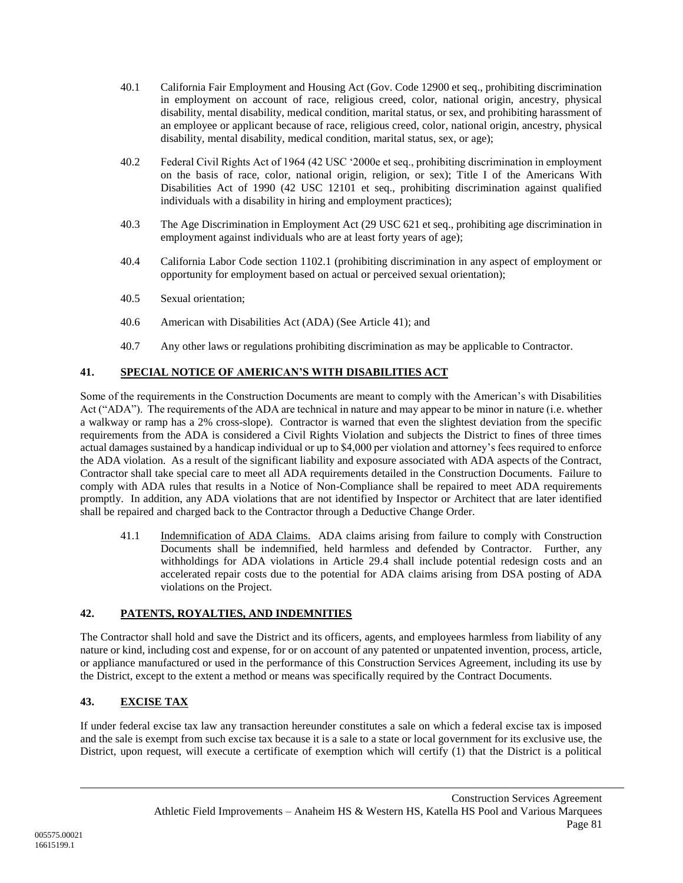40.1 California Fair Employment and Housing Act (Gov. Code 12900 et seq., prohibiting discrimination in employment on account of race, religious creed, color, national origin, ancestry, physical disability, mental disability, medical condition, marital status, or sex, and prohibiting harassment of an employee or applicant because of race, religious creed, color, national origin, ancestry, physical disability, mental disability, medical condition, marital status, sex, or age);

40.2 Federal Civil Rights Act of 1964 (42 USC '2000e et seq., prohibiting discrimination in employment on the basis of race, color, national origin, religion, or sex); Title I of the Americans With Disabilities Act of 1990 (42 USC 12101 et seq., prohibiting discrimination against qualified individuals with a disability in hiring and employment practices);

40.3 The Age Discrimination in Employment Act (29 USC 621 et seq., prohibiting age discrimination in employment against individuals who are at least forty years of age);

40.4 California Labor Code section 1102.1 (prohibiting discrimination in any aspect of employment or opportunity for employment based on actual or perceived sexual orientation);

40.5 Sexual orientation;

40.6 American with Disabilities Act (ADA) (See Article 41); and

40.7 Any other laws or regulations prohibiting discrimination as may be applicable to Contractor.

## 41. SPECIAL NOTICE OF AMERICAN'S WITH DISABILITIES ACT

Some of the requirements in the Construction Documents are meant to comply with the American's with Disabilities Act ("ADA"). The requirements of the ADA are technical in nature and may appear to be minor in nature (i.e. whether a walkway or ramp has a 2% cross-slope). Contractor is warned that even the slightest deviation from the specific requirements from the ADA is considered a Civil Rights Violation and subjects the District to fines of three times actual damages sustained by a handicap individual or up to $4,000 per violation and attorney's fees required to enforce the ADA violation. As a result of the significant liability and exposure associated with ADA aspects of the Contract, Contractor shall take special care to meet all ADA requirements detailed in the Construction Documents. Failure to comply with ADA rules that results in a Notice of Non-Compliance shall be repaired to meet ADA requirements promptly. In addition, any ADA violations that are not identified by Inspector or Architect that are later identified shall be repaired and charged back to the Contractor through a Deductive Change Order.

41.1 Indemnification of ADA Claims. ADA claims arising from failure to comply with Construction Documents shall be indemnified, held harmless and defended by Contractor. Further, any withholdings for ADA violations in Article 29.4 shall include potential redesign costs and an accelerated repair costs due to the potential for ADA claims arising from DSA posting of ADA violations on the Project.

## 42. PATENTS, ROYALTIES, AND INDEMNITIES

The Contractor shall hold and save the District and its officers, agents, and employees harmless from liability of any nature or kind, including cost and expense, for or on account of any patented or unpatented invention, process, article, or appliance manufactured or used in the performance of this Construction Services Agreement, including its use by the District, except to the extent a method or means was specifically required by the Contract Documents.

## 43. EXCISE TAX

If under federal excise tax law any transaction hereunder constitutes a sale on which a federal excise tax is imposed and the sale is exempt from such excise tax because it is a sale to a state or local government for its exclusive use, the District, upon request, will execute a certificate of exemption which will certify (1) that the District is a political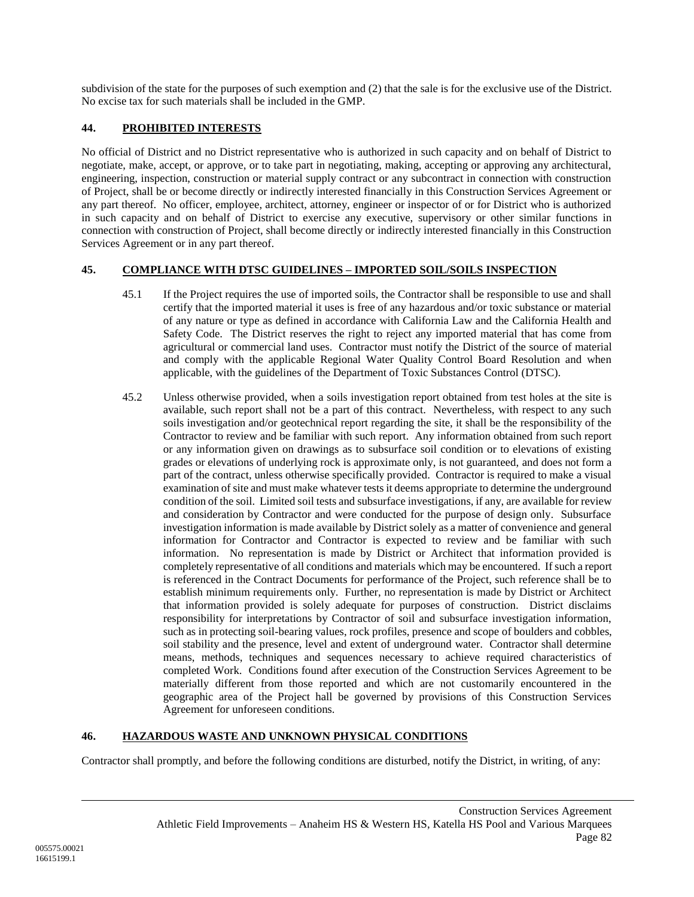subdivision of the state for the purposes of such exemption and (2) that the sale is for the exclusive use of the District. No excise tax for such materials shall be included in the GMP.

## 44. PROHIBITED INTERESTS

No official of District and no District representative who is authorized in such capacity and on behalf of District to negotiate, make, accept, or approve, or to take part in negotiating, making, accepting or approving any architectural, engineering, inspection, construction or material supply contract or any subcontract in connection with construction of Project, shall be or become directly or indirectly interested financially in this Construction Services Agreement or any part thereof. No officer, employee, architect, attorney, engineer or inspector of or for District who is authorized in such capacity and on behalf of District to exercise any executive, supervisory or other similar functions in connection with construction of Project, shall become directly or indirectly interested financially in this Construction Services Agreement or in any part thereof.

## 45. COMPLIANCE WITH DTSC GUIDELINES – IMPORTED SOIL/SOILS INSPECTION

45.1 If the Project requires the use of imported soils, the Contractor shall be responsible to use and shall certify that the imported material it uses is free of any hazardous and/or toxic substance or material of any nature or type as defined in accordance with California Law and the California Health and Safety Code. The District reserves the right to reject any imported material that has come from agricultural or commercial land uses. Contractor must notify the District of the source of material and comply with the applicable Regional Water Quality Control Board Resolution and when applicable, with the guidelines of the Department of Toxic Substances Control (DTSC).

45.2 Unless otherwise provided, when a soils investigation report obtained from test holes at the site is available, such report shall not be a part of this contract. Nevertheless, with respect to any such soils investigation and/or geotechnical report regarding the site, it shall be the responsibility of the Contractor to review and be familiar with such report. Any information obtained from such report or any information given on drawings as to subsurface soil condition or to elevations of existing grades or elevations of underlying rock is approximate only, is not guaranteed, and does not form a part of the contract, unless otherwise specifically provided. Contractor is required to make a visual examination of site and must make whatever tests it deems appropriate to determine the underground condition of the soil. Limited soil tests and subsurface investigations, if any, are available for review and consideration by Contractor and were conducted for the purpose of design only. Subsurface investigation information is made available by District solely as a matter of convenience and general information for Contractor and Contractor is expected to review and be familiar with such information. No representation is made by District or Architect that information provided is completely representative of all conditions and materials which may be encountered. If such a report is referenced in the Contract Documents for performance of the Project, such reference shall be to establish minimum requirements only. Further, no representation is made by District or Architect that information provided is solely adequate for purposes of construction. District disclaims responsibility for interpretations by Contractor of soil and subsurface investigation information, such as in protecting soil-bearing values, rock profiles, presence and scope of boulders and cobbles, soil stability and the presence, level and extent of underground water. Contractor shall determine means, methods, techniques and sequences necessary to achieve required characteristics of completed Work. Conditions found after execution of the Construction Services Agreement to be materially different from those reported and which are not customarily encountered in the geographic area of the Project hall be governed by provisions of this Construction Services Agreement for unforeseen conditions.

## 46. HAZARDOUS WASTE AND UNKNOWN PHYSICAL CONDITIONS

Contractor shall promptly, and before the following conditions are disturbed, notify the District, in writing, of any: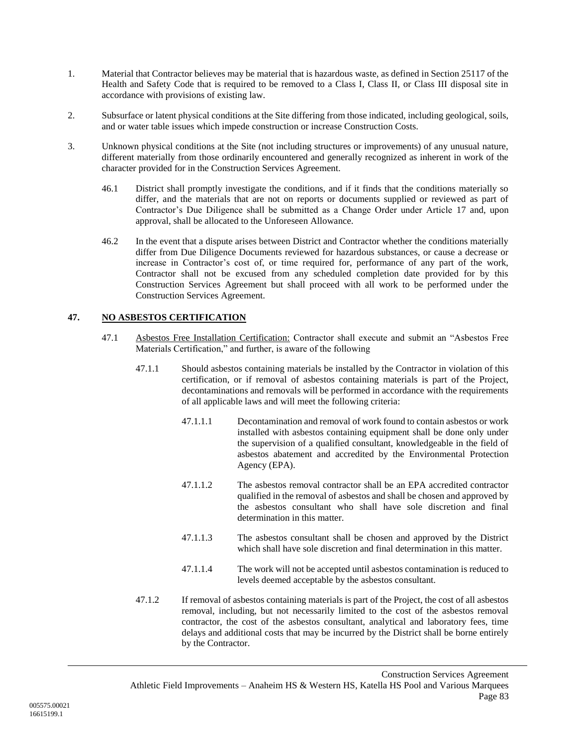1. Material that Contractor believes may be material that is hazardous waste, as defined in Section 25117 of the Health and Safety Code that is required to be removed to a Class I, Class II, or Class III disposal site in accordance with provisions of existing law.

2. Subsurface or latent physical conditions at the Site differing from those indicated, including geological, soils, and or water table issues which impede construction or increase Construction Costs.

3. Unknown physical conditions at the Site (not including structures or improvements) of any unusual nature, different materially from those ordinarily encountered and generally recognized as inherent in work of the character provided for in the Construction Services Agreement.

 46.1 District shall promptly investigate the conditions, and if it finds that the conditions materially so differ, and the materials that are not on reports or documents supplied or reviewed as part of Contractor's Due Diligence shall be submitted as a Change Order under Article 17 and, upon approval, shall be allocated to the Unforeseen Allowance.

 46.2 In the event that a dispute arises between District and Contractor whether the conditions materially differ from Due Diligence Documents reviewed for hazardous substances, or cause a decrease or increase in Contractor's cost of, or time required for, performance of any part of the work, Contractor shall not be excused from any scheduled completion date provided for by this Construction Services Agreement but shall proceed with all work to be performed under the Construction Services Agreement.

## 47. NO ASBESTOS CERTIFICATION

47.1 Asbestos Free Installation Certification: Contractor shall execute and submit an "Asbestos Free Materials Certification," and further, is aware of the following

 47.1.1 Should asbestos containing materials be installed by the Contractor in violation of this certification, or if removal of asbestos containing materials is part of the Project, decontaminations and removals will be performed in accordance with the requirements of all applicable laws and will meet the following criteria:

  47.1.1.1 Decontamination and removal of work found to contain asbestos or work installed with asbestos containing equipment shall be done only under the supervision of a qualified consultant, knowledgeable in the field of asbestos abatement and accredited by the Environmental Protection Agency (EPA).

  47.1.1.2 The asbestos removal contractor shall be an EPA accredited contractor qualified in the removal of asbestos and shall be chosen and approved by the asbestos consultant who shall have sole discretion and final determination in this matter.

  47.1.1.3 The asbestos consultant shall be chosen and approved by the District which shall have sole discretion and final determination in this matter.

  47.1.1.4 The work will not be accepted until asbestos contamination is reduced to levels deemed acceptable by the asbestos consultant.

 47.1.2 If removal of asbestos containing materials is part of the Project, the cost of all asbestos removal, including, but not necessarily limited to the cost of the asbestos removal contractor, the cost of the asbestos consultant, analytical and laboratory fees, time delays and additional costs that may be incurred by the District shall be borne entirely by the Contractor.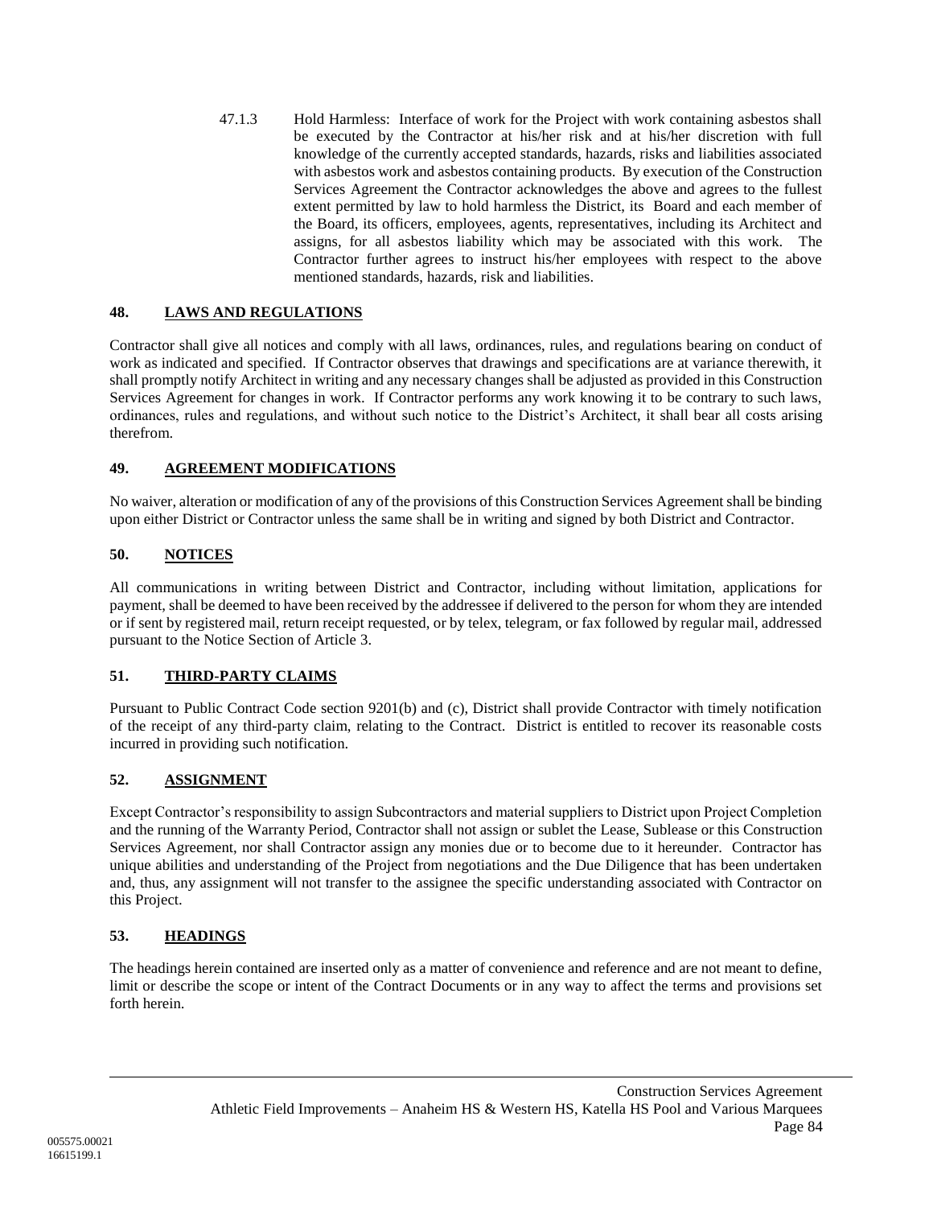47.1.3 Hold Harmless: Interface of work for the Project with work containing asbestos shall be executed by the Contractor at his/her risk and at his/her discretion with full knowledge of the currently accepted standards, hazards, risks and liabilities associated with asbestos work and asbestos containing products. By execution of the Construction Services Agreement the Contractor acknowledges the above and agrees to the fullest extent permitted by law to hold harmless the District, its Board and each member of the Board, its officers, employees, agents, representatives, including its Architect and assigns, for all asbestos liability which may be associated with this work. The Contractor further agrees to instruct his/her employees with respect to the above mentioned standards, hazards, risk and liabilities.

## 48. LAWS AND REGULATIONS

Contractor shall give all notices and comply with all laws, ordinances, rules, and regulations bearing on conduct of work as indicated and specified. If Contractor observes that drawings and specifications are at variance therewith, it shall promptly notify Architect in writing and any necessary changes shall be adjusted as provided in this Construction Services Agreement for changes in work. If Contractor performs any work knowing it to be contrary to such laws, ordinances, rules and regulations, and without such notice to the District's Architect, it shall bear all costs arising therefrom.

## 49. AGREEMENT MODIFICATIONS

No waiver, alteration or modification of any of the provisions of this Construction Services Agreement shall be binding upon either District or Contractor unless the same shall be in writing and signed by both District and Contractor.

## 50. NOTICES

All communications in writing between District and Contractor, including without limitation, applications for payment, shall be deemed to have been received by the addressee if delivered to the person for whom they are intended or if sent by registered mail, return receipt requested, or by telex, telegram, or fax followed by regular mail, addressed pursuant to the Notice Section of Article 3.

## 51. THIRD-PARTY CLAIMS

Pursuant to Public Contract Code section 9201(b) and (c), District shall provide Contractor with timely notification of the receipt of any third-party claim, relating to the Contract. District is entitled to recover its reasonable costs incurred in providing such notification.

## 52. ASSIGNMENT

Except Contractor's responsibility to assign Subcontractors and material suppliers to District upon Project Completion and the running of the Warranty Period, Contractor shall not assign or sublet the Lease, Sublease or this Construction Services Agreement, nor shall Contractor assign any monies due or to become due to it hereunder. Contractor has unique abilities and understanding of the Project from negotiations and the Due Diligence that has been undertaken and, thus, any assignment will not transfer to the assignee the specific understanding associated with Contractor on this Project.

## 53. HEADINGS

The headings herein contained are inserted only as a matter of convenience and reference and are not meant to define, limit or describe the scope or intent of the Contract Documents or in any way to affect the terms and provisions set forth herein.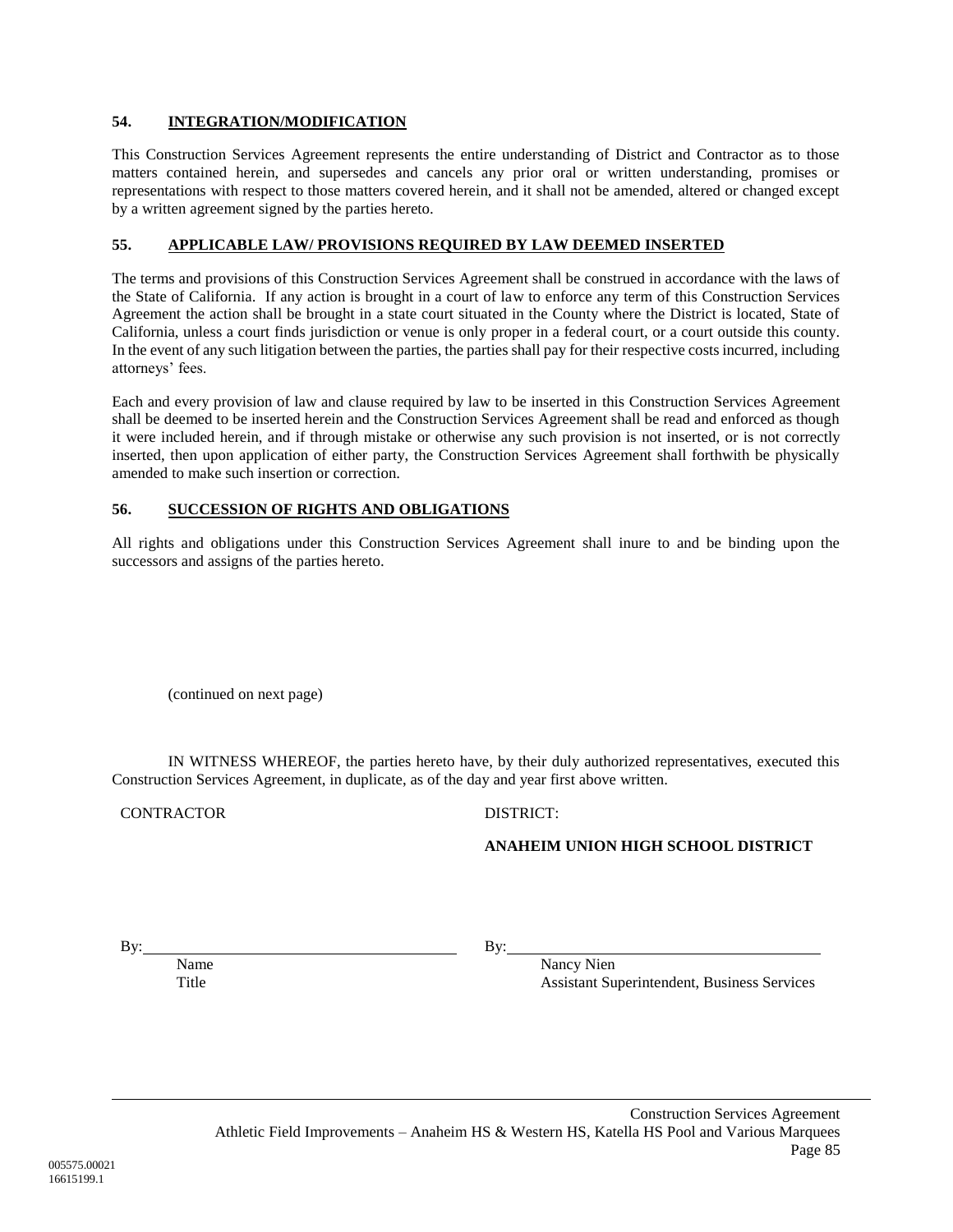### 54. INTEGRATION/MODIFICATION

This Construction Services Agreement represents the entire understanding of District and Contractor as to those matters contained herein, and supersedes and cancels any prior oral or written understanding, promises or representations with respect to those matters covered herein, and it shall not be amended, altered or changed except by a written agreement signed by the parties hereto.

### 55. APPLICABLE LAW/ PROVISIONS REQUIRED BY LAW DEEMED INSERTED

The terms and provisions of this Construction Services Agreement shall be construed in accordance with the laws of the State of California. If any action is brought in a court of law to enforce any term of this Construction Services Agreement the action shall be brought in a state court situated in the County where the District is located, State of California, unless a court finds jurisdiction or venue is only proper in a federal court, or a court outside this county. In the event of any such litigation between the parties, the parties shall pay for their respective costs incurred, including attorneys' fees.

Each and every provision of law and clause required by law to be inserted in this Construction Services Agreement shall be deemed to be inserted herein and the Construction Services Agreement shall be read and enforced as though it were included herein, and if through mistake or otherwise any such provision is not inserted, or is not correctly inserted, then upon application of either party, the Construction Services Agreement shall forthwith be physically amended to make such insertion or correction.

### 56. SUCCESSION OF RIGHTS AND OBLIGATIONS

All rights and obligations under this Construction Services Agreement shall inure to and be binding upon the successors and assigns of the parties hereto.

(continued on next page)

IN WITNESS WHEREOF, the parties hereto have, by their duly authorized representatives, executed this Construction Services Agreement, in duplicate, as of the day and year first above written.

CONTRACTOR

By: ______________________________

Name
Title

DISTRICT:

**ANAHEIM UNION HIGH SCHOOL DISTRICT**

By: ______________________________

Nancy Nien
Assistant Superintendent, Business Services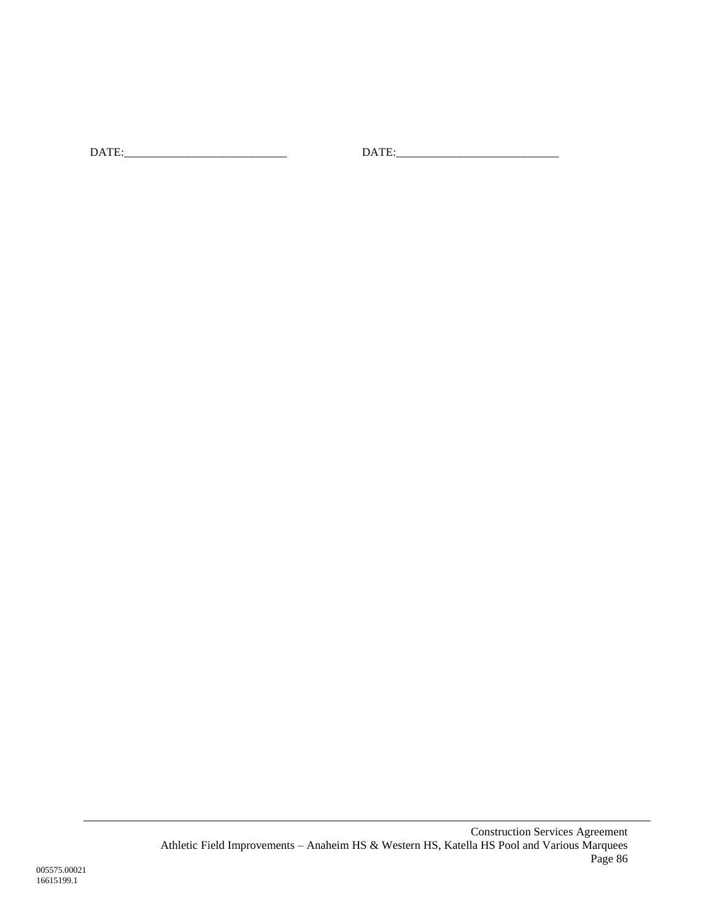DATE:___________________________ DATE:___________________________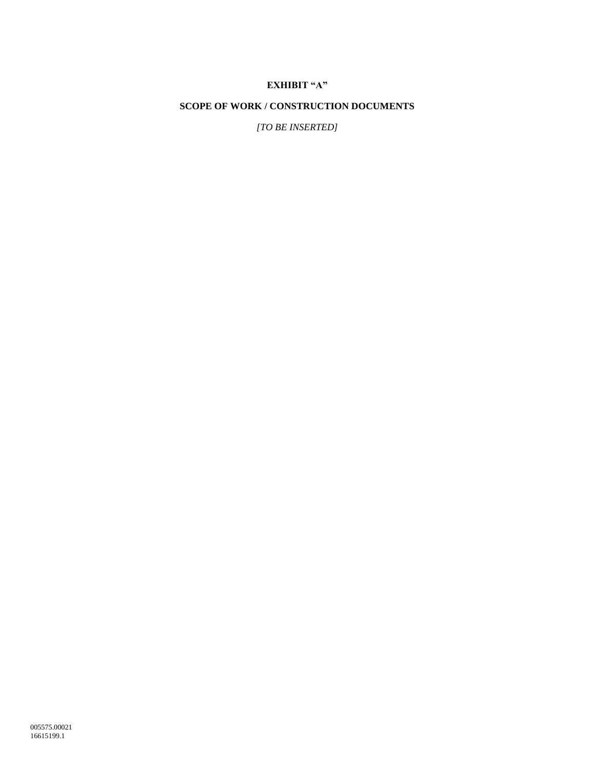# EXHIBIT "A"

## SCOPE OF WORK / CONSTRUCTION DOCUMENTS

*[TO BE INSERTED]*

005575.00021
16615199.1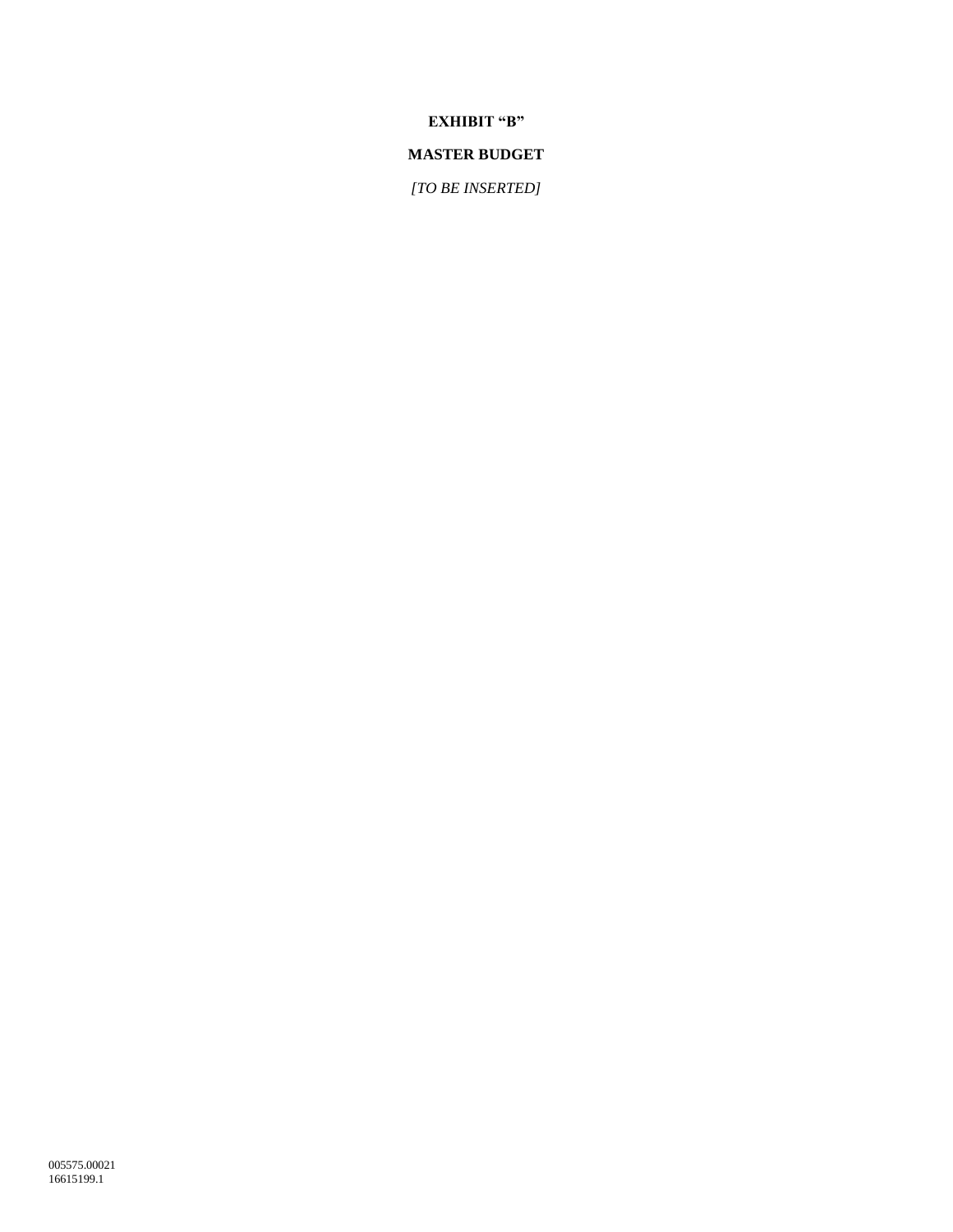**EXHIBIT "B"**

**MASTER BUDGET**

*[TO BE INSERTED]*

005575.00021
16615199.1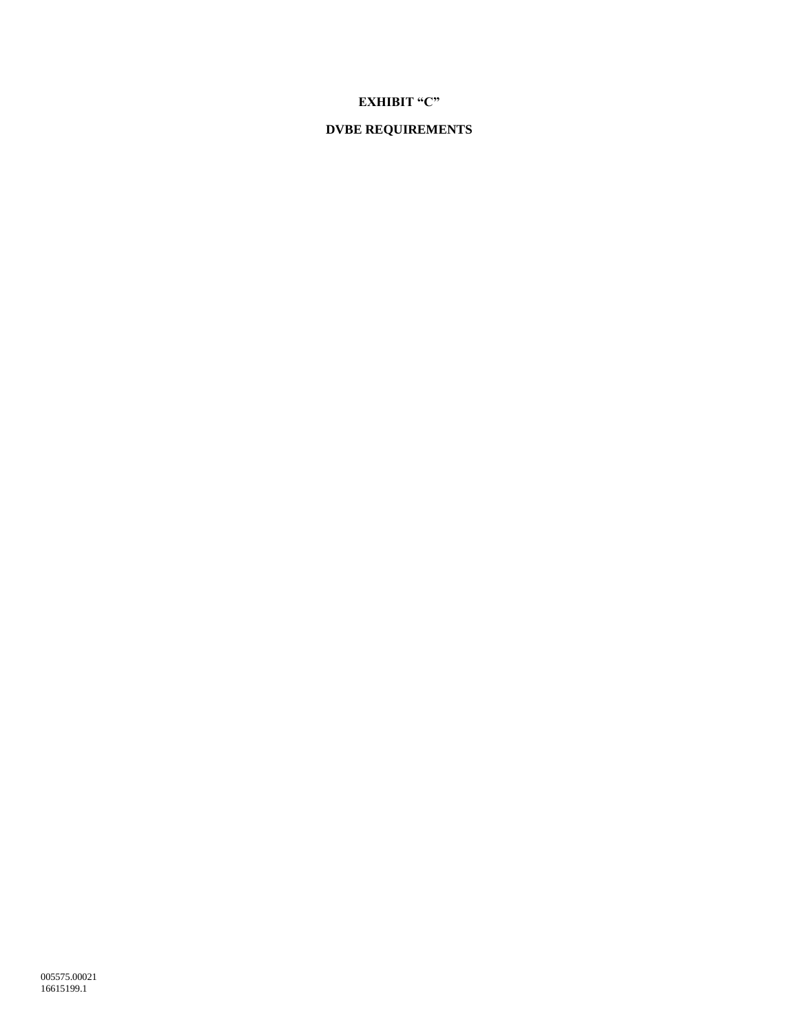# EXHIBIT "C"

## DVBE REQUIREMENTS

005575.00021
16615199.1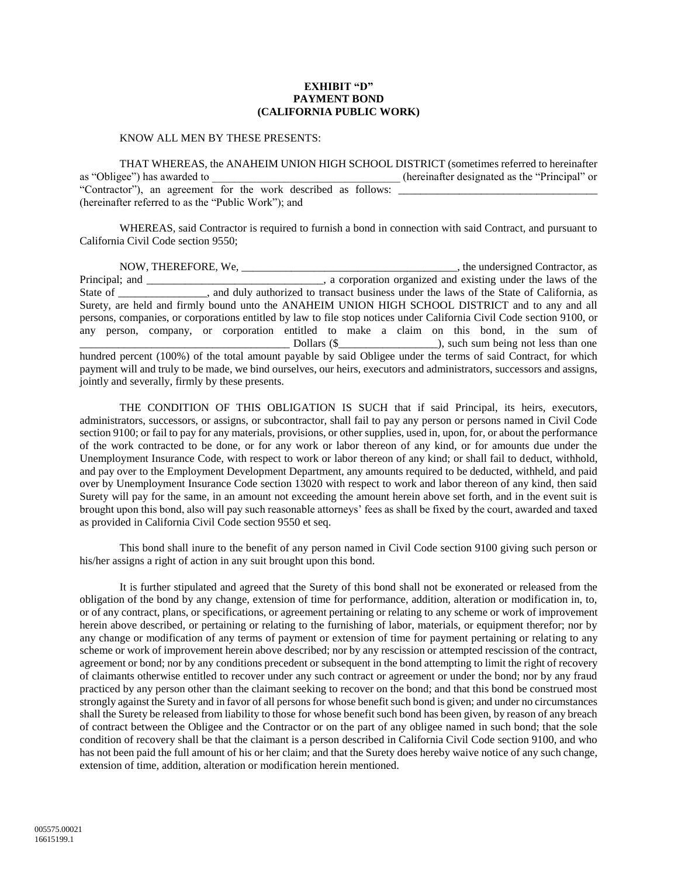**EXHIBIT "D"**
**PAYMENT BOND**
**(CALIFORNIA PUBLIC WORK)**

KNOW ALL MEN BY THESE PRESENTS:

THAT WHEREAS, the ANAHEIM UNION HIGH SCHOOL DISTRICT (sometimes referred to hereinafter as "Obligee") has awarded to __________________________________ (hereinafter designated as the "Principal" or "Contractor"), an agreement for the work described as follows: _____________________________________ (hereinafter referred to as the "Public Work"); and

WHEREAS, said Contractor is required to furnish a bond in connection with said Contract, and pursuant to California Civil Code section 9550;

NOW, THEREFORE, We, ________________________________________, the undersigned Contractor, as Principal; and _________________________________, a corporation organized and existing under the laws of the State of ________________, and duly authorized to transact business under the laws of the State of California, as Surety, are held and firmly bound unto the ANAHEIM UNION HIGH SCHOOL DISTRICT and to any and all persons, companies, or corporations entitled by law to file stop notices under California Civil Code section 9100, or any person, company, or corporation entitled to make a claim on this bond, in the sum of ______________________________________ Dollars ($__________________), such sum being not less than one hundred percent (100%) of the total amount payable by said Obligee under the terms of said Contract, for which payment will and truly to be made, we bind ourselves, our heirs, executors and administrators, successors and assigns, jointly and severally, firmly by these presents.

THE CONDITION OF THIS OBLIGATION IS SUCH that if said Principal, its heirs, executors, administrators, successors, or assigns, or subcontractor, shall fail to pay any person or persons named in Civil Code section 9100; or fail to pay for any materials, provisions, or other supplies, used in, upon, for, or about the performance of the work contracted to be done, or for any work or labor thereon of any kind, or for amounts due under the Unemployment Insurance Code, with respect to work or labor thereon of any kind; or shall fail to deduct, withhold, and pay over to the Employment Development Department, any amounts required to be deducted, withheld, and paid over by Unemployment Insurance Code section 13020 with respect to work and labor thereon of any kind, then said Surety will pay for the same, in an amount not exceeding the amount herein above set forth, and in the event suit is brought upon this bond, also will pay such reasonable attorneys' fees as shall be fixed by the court, awarded and taxed as provided in California Civil Code section 9550 et seq.

This bond shall inure to the benefit of any person named in Civil Code section 9100 giving such person or his/her assigns a right of action in any suit brought upon this bond.

It is further stipulated and agreed that the Surety of this bond shall not be exonerated or released from the obligation of the bond by any change, extension of time for performance, addition, alteration or modification in, to, or of any contract, plans, or specifications, or agreement pertaining or relating to any scheme or work of improvement herein above described, or pertaining or relating to the furnishing of labor, materials, or equipment therefor; nor by any change or modification of any terms of payment or extension of time for payment pertaining or relating to any scheme or work of improvement herein above described; nor by any rescission or attempted rescission of the contract, agreement or bond; nor by any conditions precedent or subsequent in the bond attempting to limit the right of recovery of claimants otherwise entitled to recover under any such contract or agreement or under the bond; nor by any fraud practiced by any person other than the claimant seeking to recover on the bond; and that this bond be construed most strongly against the Surety and in favor of all persons for whose benefit such bond is given; and under no circumstances shall the Surety be released from liability to those for whose benefit such bond has been given, by reason of any breach of contract between the Obligee and the Contractor or on the part of any obligee named in such bond; that the sole condition of recovery shall be that the claimant is a person described in California Civil Code section 9100, and who has not been paid the full amount of his or her claim; and that the Surety does hereby waive notice of any such change, extension of time, addition, alteration or modification herein mentioned.

005575.00021
16615199.1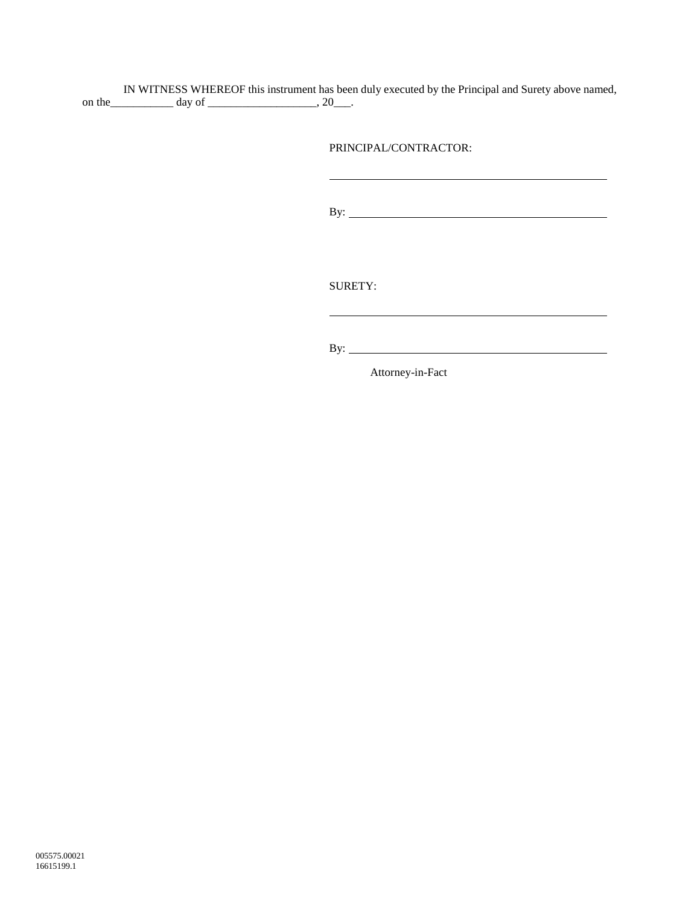IN WITNESS WHEREOF this instrument has been duly executed by the Principal and Surety above named, on the___________ day of ___________________, 20___.

PRINCIPAL/CONTRACTOR:

______________________________________________

By: ___________________________________________

SURETY:

______________________________________________

By: ___________________________________________

Attorney-in-Fact

005575.00021
16615199.1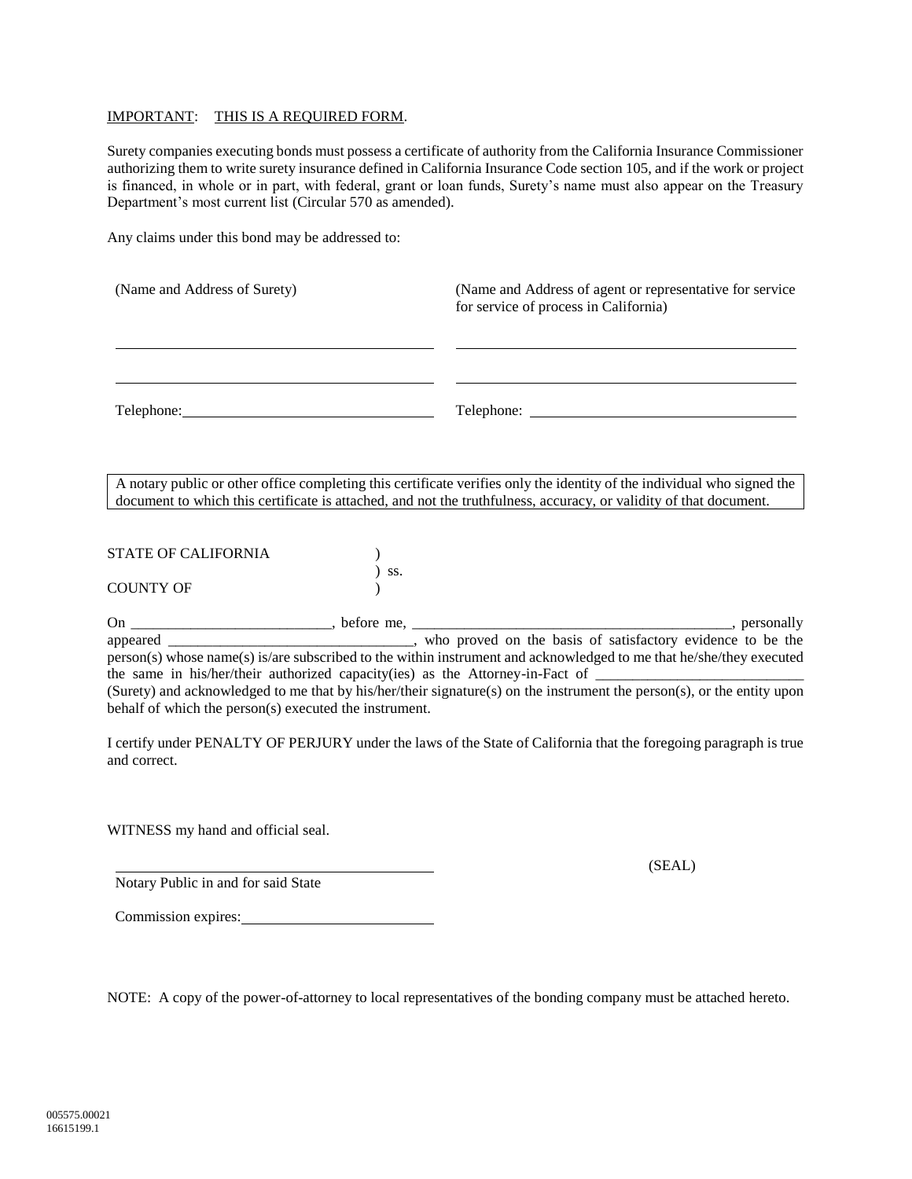<u>IMPORTANT</u>: <u>THIS IS A REQUIRED FORM</u>.

Surety companies executing bonds must possess a certificate of authority from the California Insurance Commissioner authorizing them to write surety insurance defined in California Insurance Code section 105, and if the work or project is financed, in whole or in part, with federal, grant or loan funds, Surety's name must also appear on the Treasury Department's most current list (Circular 570 as amended).

Any claims under this bond may be addressed to:

| (Name and Address of Surety) | (Name and Address of agent or representative for service for service of process in California) |
|---|---|
| ______________________________ | ______________________________ |
| ______________________________ | ______________________________ |
| Telephone: ______________________ | Telephone: ______________________ |

> A notary public or other office completing this certificate verifies only the identity of the individual who signed the document to which this certificate is attached, and not the truthfulness, accuracy, or validity of that document.

STATE OF CALIFORNIA )
) ss.
COUNTY OF )

On __________________________, before me, ___________________________________________, personally appeared ________________________________, who proved on the basis of satisfactory evidence to be the person(s) whose name(s) is/are subscribed to the within instrument and acknowledged to me that he/she/they executed the same in his/her/their authorized capacity(ies) as the Attorney-in-Fact of ___________________________ (Surety) and acknowledged to me that by his/her/their signature(s) on the instrument the person(s), or the entity upon behalf of which the person(s) executed the instrument.

I certify under PENALTY OF PERJURY under the laws of the State of California that the foregoing paragraph is true and correct.

WITNESS my hand and official seal.

______________________________
Notary Public in and for said State

(SEAL)

Commission expires: ____________________

NOTE: A copy of the power-of-attorney to local representatives of the bonding company must be attached hereto.

005575.00021
16615199.1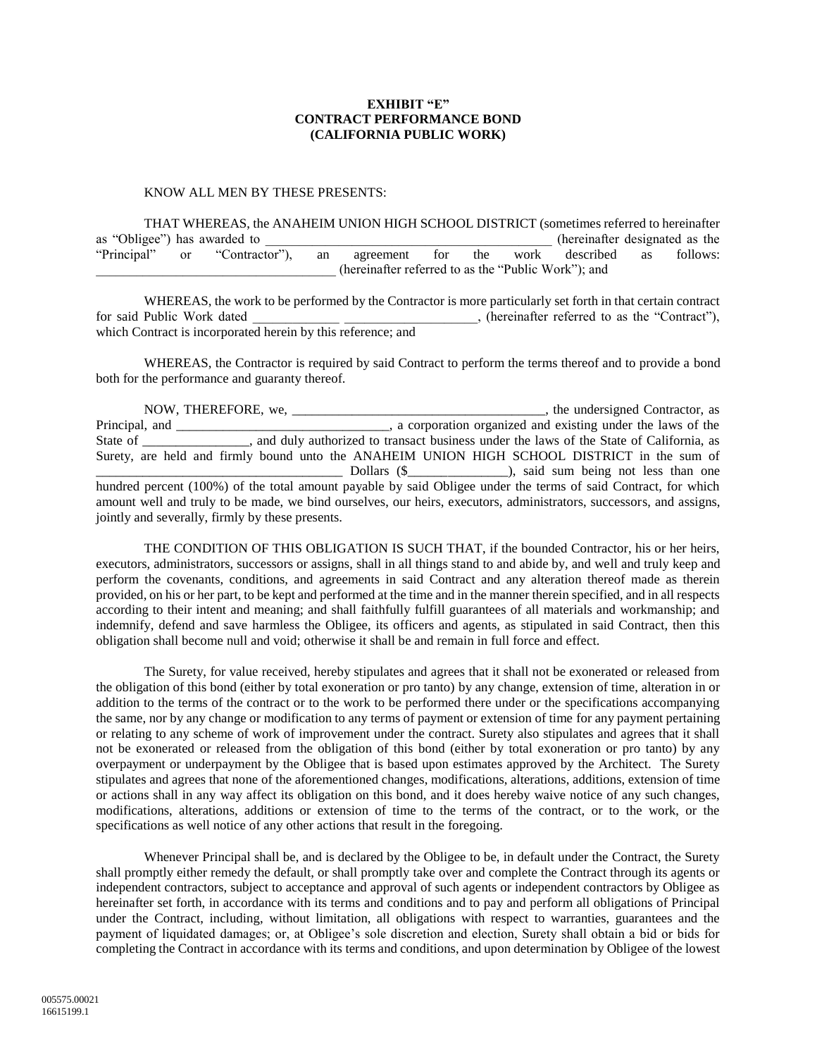**EXHIBIT "E"**
**CONTRACT PERFORMANCE BOND**
**(CALIFORNIA PUBLIC WORK)**

KNOW ALL MEN BY THESE PRESENTS:

THAT WHEREAS, the ANAHEIM UNION HIGH SCHOOL DISTRICT (sometimes referred to hereinafter as "Obligee") has awarded to ___________________________________________ (hereinafter designated as the "Principal" or "Contractor"), an agreement for the work described as follows: ____________________________________ (hereinafter referred to as the "Public Work"); and

WHEREAS, the work to be performed by the Contractor is more particularly set forth in that certain contract for said Public Work dated _____________ ____________________, (hereinafter referred to as the "Contract"), which Contract is incorporated herein by this reference; and

WHEREAS, the Contractor is required by said Contract to perform the terms thereof and to provide a bond both for the performance and guaranty thereof.

NOW, THEREFORE, we, ______________________________________, the undersigned Contractor, as Principal, and ________________________________, a corporation organized and existing under the laws of the State of ________________, and duly authorized to transact business under the laws of the State of California, as Surety, are held and firmly bound unto the ANAHEIM UNION HIGH SCHOOL DISTRICT in the sum of ____________________________________ Dollars ($_______________), said sum being not less than one hundred percent (100%) of the total amount payable by said Obligee under the terms of said Contract, for which amount well and truly to be made, we bind ourselves, our heirs, executors, administrators, successors, and assigns, jointly and severally, firmly by these presents.

THE CONDITION OF THIS OBLIGATION IS SUCH THAT, if the bounded Contractor, his or her heirs, executors, administrators, successors or assigns, shall in all things stand to and abide by, and well and truly keep and perform the covenants, conditions, and agreements in said Contract and any alteration thereof made as therein provided, on his or her part, to be kept and performed at the time and in the manner therein specified, and in all respects according to their intent and meaning; and shall faithfully fulfill guarantees of all materials and workmanship; and indemnify, defend and save harmless the Obligee, its officers and agents, as stipulated in said Contract, then this obligation shall become null and void; otherwise it shall be and remain in full force and effect.

The Surety, for value received, hereby stipulates and agrees that it shall not be exonerated or released from the obligation of this bond (either by total exoneration or pro tanto) by any change, extension of time, alteration in or addition to the terms of the contract or to the work to be performed there under or the specifications accompanying the same, nor by any change or modification to any terms of payment or extension of time for any payment pertaining or relating to any scheme of work of improvement under the contract. Surety also stipulates and agrees that it shall not be exonerated or released from the obligation of this bond (either by total exoneration or pro tanto) by any overpayment or underpayment by the Obligee that is based upon estimates approved by the Architect. The Surety stipulates and agrees that none of the aforementioned changes, modifications, alterations, additions, extension of time or actions shall in any way affect its obligation on this bond, and it does hereby waive notice of any such changes, modifications, alterations, additions or extension of time to the terms of the contract, or to the work, or the specifications as well notice of any other actions that result in the foregoing.

Whenever Principal shall be, and is declared by the Obligee to be, in default under the Contract, the Surety shall promptly either remedy the default, or shall promptly take over and complete the Contract through its agents or independent contractors, subject to acceptance and approval of such agents or independent contractors by Obligee as hereinafter set forth, in accordance with its terms and conditions and to pay and perform all obligations of Principal under the Contract, including, without limitation, all obligations with respect to warranties, guarantees and the payment of liquidated damages; or, at Obligee's sole discretion and election, Surety shall obtain a bid or bids for completing the Contract in accordance with its terms and conditions, and upon determination by Obligee of the lowest

005575.00021
16615199.1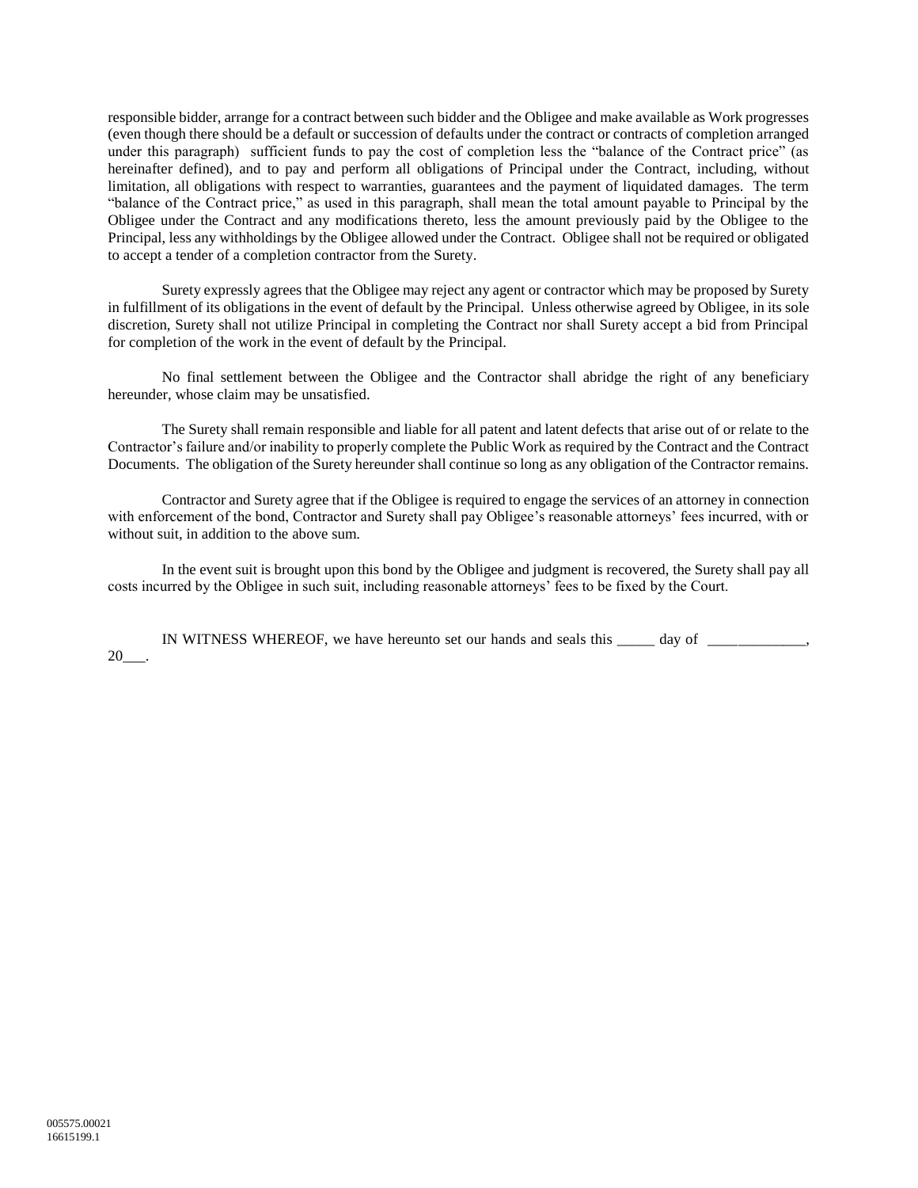responsible bidder, arrange for a contract between such bidder and the Obligee and make available as Work progresses (even though there should be a default or succession of defaults under the contract or contracts of completion arranged under this paragraph) sufficient funds to pay the cost of completion less the "balance of the Contract price" (as hereinafter defined), and to pay and perform all obligations of Principal under the Contract, including, without limitation, all obligations with respect to warranties, guarantees and the payment of liquidated damages. The term "balance of the Contract price," as used in this paragraph, shall mean the total amount payable to Principal by the Obligee under the Contract and any modifications thereto, less the amount previously paid by the Obligee to the Principal, less any withholdings by the Obligee allowed under the Contract. Obligee shall not be required or obligated to accept a tender of a completion contractor from the Surety.

Surety expressly agrees that the Obligee may reject any agent or contractor which may be proposed by Surety in fulfillment of its obligations in the event of default by the Principal. Unless otherwise agreed by Obligee, in its sole discretion, Surety shall not utilize Principal in completing the Contract nor shall Surety accept a bid from Principal for completion of the work in the event of default by the Principal.

No final settlement between the Obligee and the Contractor shall abridge the right of any beneficiary hereunder, whose claim may be unsatisfied.

The Surety shall remain responsible and liable for all patent and latent defects that arise out of or relate to the Contractor's failure and/or inability to properly complete the Public Work as required by the Contract and the Contract Documents. The obligation of the Surety hereunder shall continue so long as any obligation of the Contractor remains.

Contractor and Surety agree that if the Obligee is required to engage the services of an attorney in connection with enforcement of the bond, Contractor and Surety shall pay Obligee's reasonable attorneys' fees incurred, with or without suit, in addition to the above sum.

In the event suit is brought upon this bond by the Obligee and judgment is recovered, the Surety shall pay all costs incurred by the Obligee in such suit, including reasonable attorneys' fees to be fixed by the Court.

IN WITNESS WHEREOF, we have hereunto set our hands and seals this _____ day of _____________, 20___.

005575.00021
16615199.1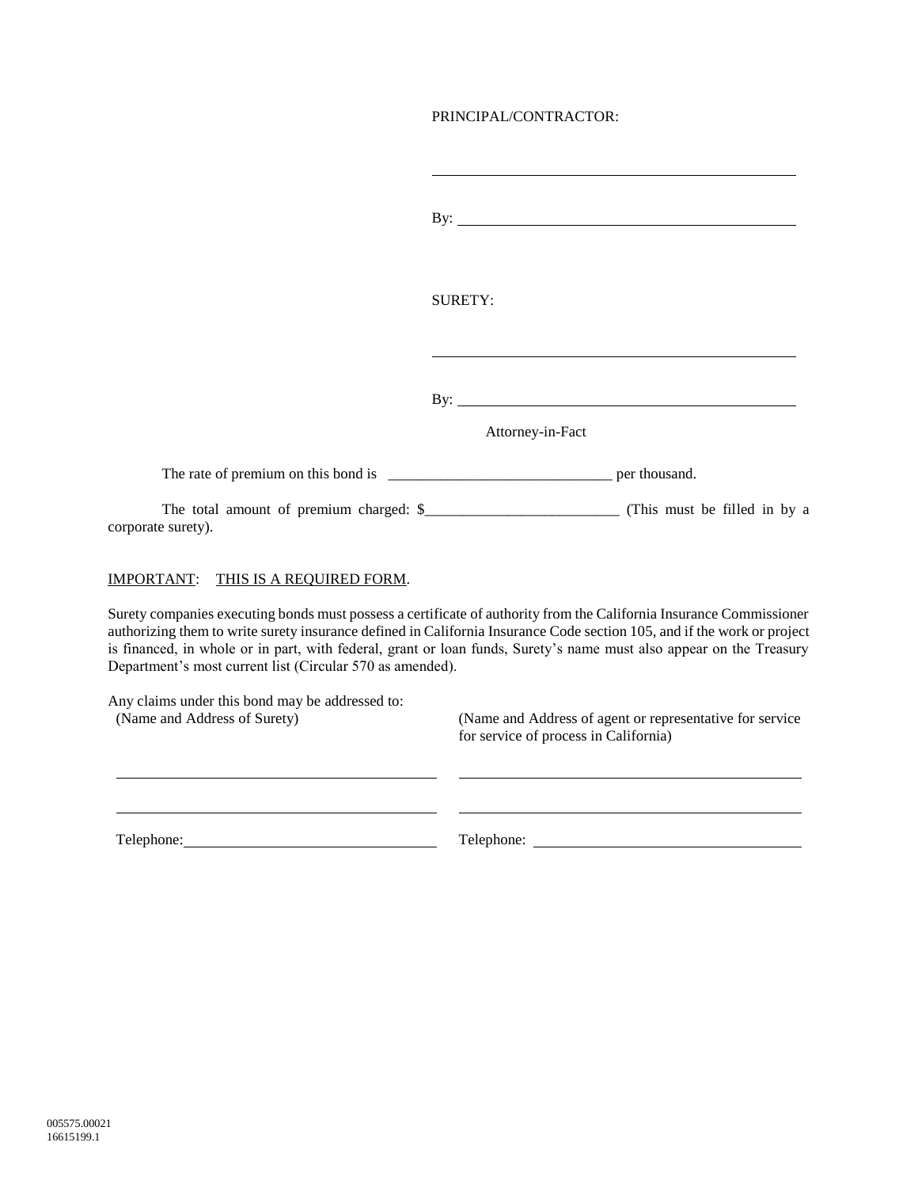PRINCIPAL/CONTRACTOR:

______________________________________________

By: ___________________________________________

SURETY:

______________________________________________

By: ___________________________________________

Attorney-in-Fact

The rate of premium on this bond is ______________________________ per thousand.

The total amount of premium charged: $__________________________ (This must be filled in by a corporate surety).

IMPORTANT: THIS IS A REQUIRED FORM.

Surety companies executing bonds must possess a certificate of authority from the California Insurance Commissioner authorizing them to write surety insurance defined in California Insurance Code section 105, and if the work or project is financed, in whole or in part, with federal, grant or loan funds, Surety's name must also appear on the Treasury Department's most current list (Circular 570 as amended).

Any claims under this bond may be addressed to:

| (Name and Address of Surety) | (Name and Address of agent or representative for service for service of process in California) |
|---|---|
| ______________________________ | ______________________________ |
| ______________________________ | ______________________________ |
| Telephone: ______________________ | Telephone: ______________________ |

005575.00021
16615199.1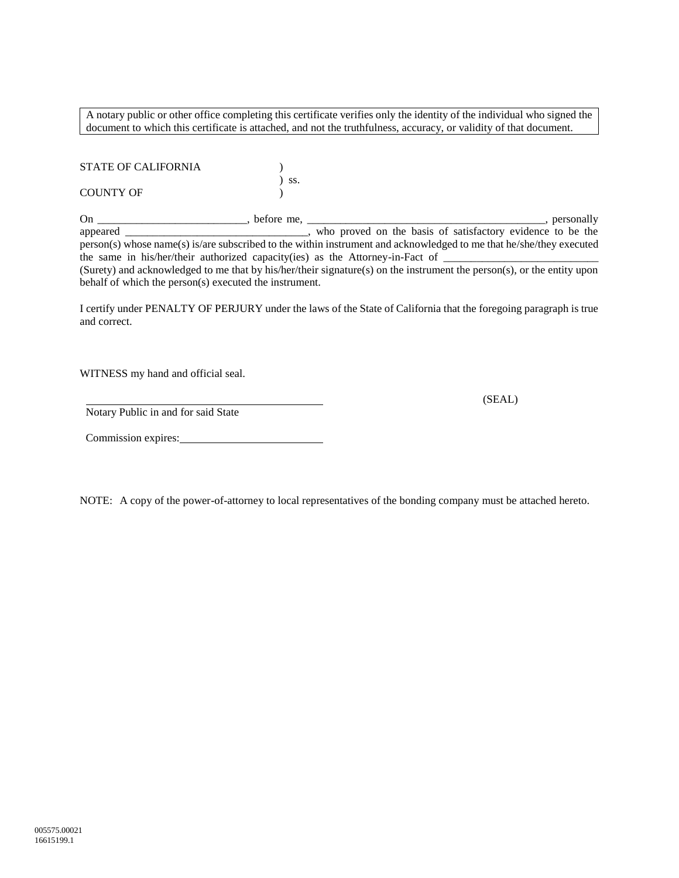> A notary public or other office completing this certificate verifies only the identity of the individual who signed the document to which this certificate is attached, and not the truthfulness, accuracy, or validity of that document.

STATE OF CALIFORNIA )
) ss.
COUNTY OF )

On ___________________________, before me, _____________________________________________, personally appeared _________________________________, who proved on the basis of satisfactory evidence to be the person(s) whose name(s) is/are subscribed to the within instrument and acknowledged to me that he/she/they executed the same in his/her/their authorized capacity(ies) as the Attorney-in-Fact of ____________________________ (Surety) and acknowledged to me that by his/her/their signature(s) on the instrument the person(s), or the entity upon behalf of which the person(s) executed the instrument.

I certify under PENALTY OF PERJURY under the laws of the State of California that the foregoing paragraph is true and correct.

WITNESS my hand and official seal.

_____________________________________ (SEAL)
Notary Public in and for said State

Commission expires:_________________________

NOTE: A copy of the power-of-attorney to local representatives of the bonding company must be attached hereto.

005575.00021
16615199.1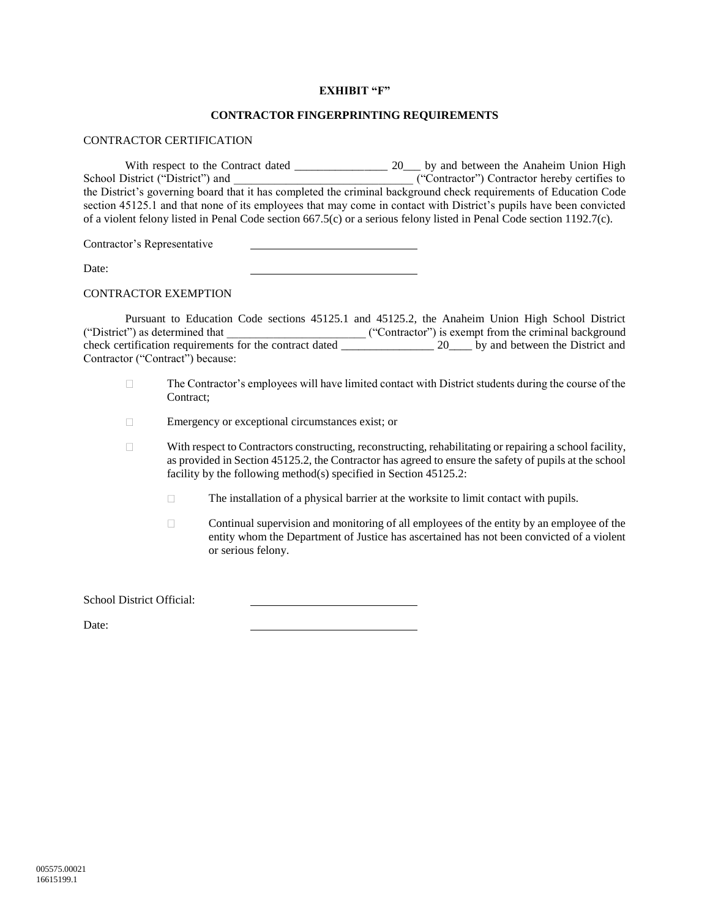**EXHIBIT "F"**

**CONTRACTOR FINGERPRINTING REQUIREMENTS**

CONTRACTOR CERTIFICATION

With respect to the Contract dated ________________ 20___ by and between the Anaheim Union High School District ("District") and ______________________________ ("Contractor") Contractor hereby certifies to the District's governing board that it has completed the criminal background check requirements of Education Code section 45125.1 and that none of its employees that may come in contact with District's pupils have been convicted of a violent felony listed in Penal Code section 667.5(c) or a serious felony listed in Penal Code section 1192.7(c).

Contractor's Representative ______________________________

Date: ______________________________

CONTRACTOR EXEMPTION

Pursuant to Education Code sections 45125.1 and 45125.2, the Anaheim Union High School District ("District") as determined that ________________________ ("Contractor") is exempt from the criminal background check certification requirements for the contract dated ________________ 20____ by and between the District and Contractor ("Contract") because:

- ☐ The Contractor's employees will have limited contact with District students during the course of the Contract;
- ☐ Emergency or exceptional circumstances exist; or
- ☐ With respect to Contractors constructing, reconstructing, rehabilitating or repairing a school facility, as provided in Section 45125.2, the Contractor has agreed to ensure the safety of pupils at the school facility by the following method(s) specified in Section 45125.2:
  - ☐ The installation of a physical barrier at the worksite to limit contact with pupils.
  - ☐ Continual supervision and monitoring of all employees of the entity by an employee of the entity whom the Department of Justice has ascertained has not been convicted of a violent or serious felony.

School District Official: ______________________________

Date: ______________________________

005575.00021
16615199.1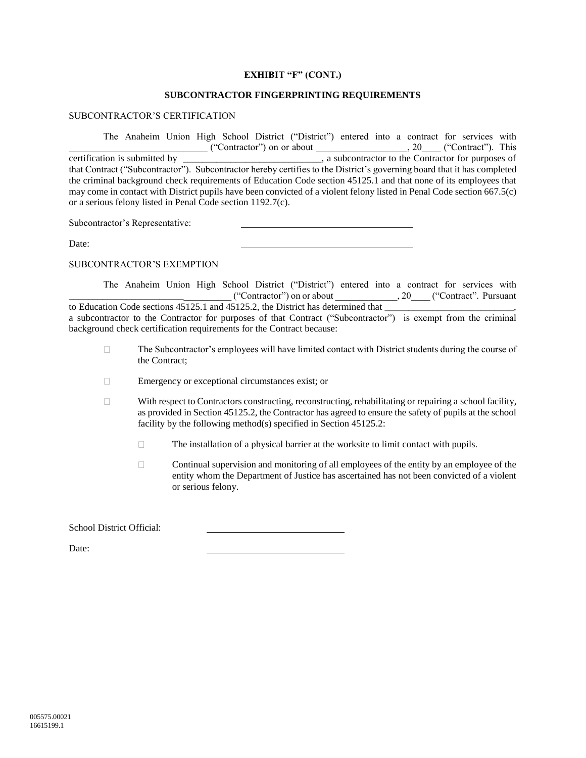**EXHIBIT "F" (CONT.)**

**SUBCONTRACTOR FINGERPRINTING REQUIREMENTS**

SUBCONTRACTOR'S CERTIFICATION

The Anaheim Union High School District ("District") entered into a contract for services with _____________________________ ("Contractor") on or about ___________________, 20____ ("Contract"). This certification is submitted by _____________________________, a subcontractor to the Contractor for purposes of that Contract ("Subcontractor"). Subcontractor hereby certifies to the District's governing board that it has completed the criminal background check requirements of Education Code section 45125.1 and that none of its employees that may come in contact with District pupils have been convicted of a violent felony listed in Penal Code section 667.5(c) or a serious felony listed in Penal Code section 1192.7(c).

Subcontractor's Representative: ____________________________________

Date: ____________________________________

SUBCONTRACTOR'S EXEMPTION

The Anaheim Union High School District ("District") entered into a contract for services with __________________________________ ("Contractor") on or about _____________, 20____ ("Contract". Pursuant to Education Code sections 45125.1 and 45125.2, the District has determined that ___________________________, a subcontractor to the Contractor for purposes of that Contract ("Subcontractor") is exempt from the criminal background check certification requirements for the Contract because:

- ☐ The Subcontractor's employees will have limited contact with District students during the course of the Contract;
- ☐ Emergency or exceptional circumstances exist; or
- ☐ With respect to Contractors constructing, reconstructing, rehabilitating or repairing a school facility, as provided in Section 45125.2, the Contractor has agreed to ensure the safety of pupils at the school facility by the following method(s) specified in Section 45125.2:
  - ☐ The installation of a physical barrier at the worksite to limit contact with pupils.
  - ☐ Continual supervision and monitoring of all employees of the entity by an employee of the entity whom the Department of Justice has ascertained has not been convicted of a violent or serious felony.

School District Official: ______________________________

Date: ______________________________

005575.00021
16615199.1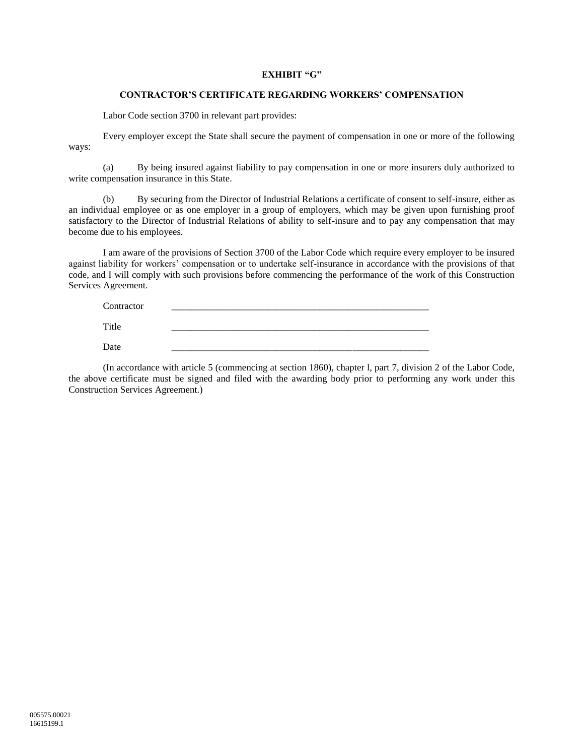**EXHIBIT "G"**

**CONTRACTOR'S CERTIFICATE REGARDING WORKERS' COMPENSATION**

Labor Code section 3700 in relevant part provides:

Every employer except the State shall secure the payment of compensation in one or more of the following ways:

(a) By being insured against liability to pay compensation in one or more insurers duly authorized to write compensation insurance in this State.

(b) By securing from the Director of Industrial Relations a certificate of consent to self-insure, either as an individual employee or as one employer in a group of employers, which may be given upon furnishing proof satisfactory to the Director of Industrial Relations of ability to self-insure and to pay any compensation that may become due to his employees.

I am aware of the provisions of Section 3700 of the Labor Code which require every employer to be insured against liability for workers' compensation or to undertake self-insurance in accordance with the provisions of that code, and I will comply with such provisions before commencing the performance of the work of this Construction Services Agreement.

Contractor \_\_\_\_\_\_\_\_\_\_\_\_\_\_\_\_\_\_\_\_\_\_\_\_\_\_\_\_\_\_\_\_\_\_\_\_\_\_\_\_\_\_\_\_\_\_\_\_

Title \_\_\_\_\_\_\_\_\_\_\_\_\_\_\_\_\_\_\_\_\_\_\_\_\_\_\_\_\_\_\_\_\_\_\_\_\_\_\_\_\_\_\_\_\_\_\_\_

Date \_\_\_\_\_\_\_\_\_\_\_\_\_\_\_\_\_\_\_\_\_\_\_\_\_\_\_\_\_\_\_\_\_\_\_\_\_\_\_\_\_\_\_\_\_\_\_\_

(In accordance with article 5 (commencing at section 1860), chapter l, part 7, division 2 of the Labor Code, the above certificate must be signed and filed with the awarding body prior to performing any work under this Construction Services Agreement.)

005575.00021
16615199.1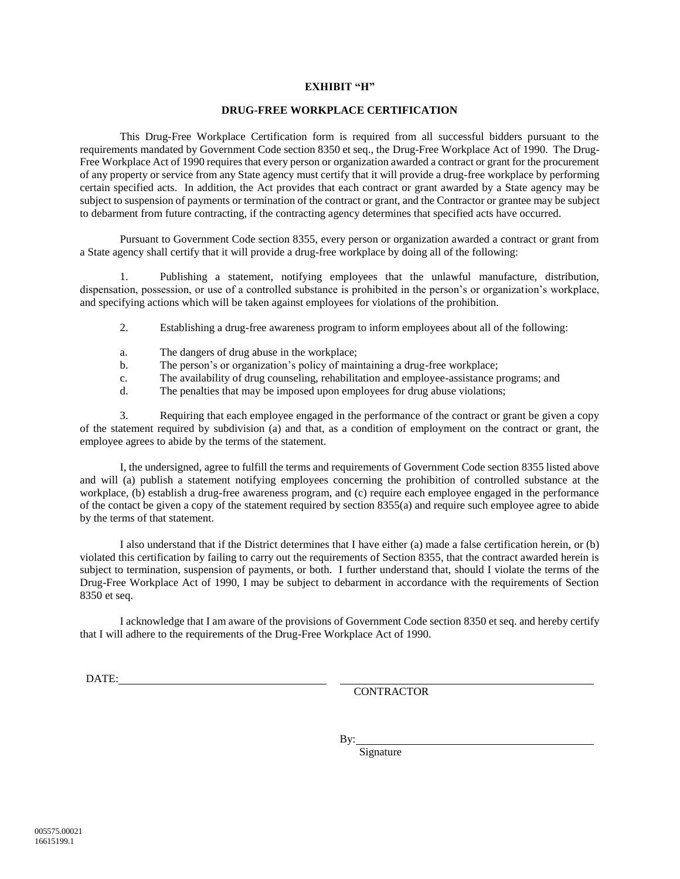**EXHIBIT "H"**

**DRUG-FREE WORKPLACE CERTIFICATION**

This Drug-Free Workplace Certification form is required from all successful bidders pursuant to the requirements mandated by Government Code section 8350 et seq., the Drug-Free Workplace Act of 1990. The Drug-Free Workplace Act of 1990 requires that every person or organization awarded a contract or grant for the procurement of any property or service from any State agency must certify that it will provide a drug-free workplace by performing certain specified acts. In addition, the Act provides that each contract or grant awarded by a State agency may be subject to suspension of payments or termination of the contract or grant, and the Contractor or grantee may be subject to debarment from future contracting, if the contracting agency determines that specified acts have occurred.

Pursuant to Government Code section 8355, every person or organization awarded a contract or grant from a State agency shall certify that it will provide a drug-free workplace by doing all of the following:

1. Publishing a statement, notifying employees that the unlawful manufacture, distribution, dispensation, possession, or use of a controlled substance is prohibited in the person's or organization's workplace, and specifying actions which will be taken against employees for violations of the prohibition.

2. Establishing a drug-free awareness program to inform employees about all of the following:

   a. The dangers of drug abuse in the workplace;
   b. The person's or organization's policy of maintaining a drug-free workplace;
   c. The availability of drug counseling, rehabilitation and employee-assistance programs; and
   d. The penalties that may be imposed upon employees for drug abuse violations;

3. Requiring that each employee engaged in the performance of the contract or grant be given a copy of the statement required by subdivision (a) and that, as a condition of employment on the contract or grant, the employee agrees to abide by the terms of the statement.

I, the undersigned, agree to fulfill the terms and requirements of Government Code section 8355 listed above and will (a) publish a statement notifying employees concerning the prohibition of controlled substance at the workplace, (b) establish a drug-free awareness program, and (c) require each employee engaged in the performance of the contact be given a copy of the statement required by section 8355(a) and require such employee agree to abide by the terms of that statement.

I also understand that if the District determines that I have either (a) made a false certification herein, or (b) violated this certification by failing to carry out the requirements of Section 8355, that the contract awarded herein is subject to termination, suspension of payments, or both. I further understand that, should I violate the terms of the Drug-Free Workplace Act of 1990, I may be subject to debarment in accordance with the requirements of Section 8350 et seq.

I acknowledge that I am aware of the provisions of Government Code section 8350 et seq. and hereby certify that I will adhere to the requirements of the Drug-Free Workplace Act of 1990.

DATE: ______________________________ ______________________________
CONTRACTOR

By: ______________________________
Signature

005575.00021
16615199.1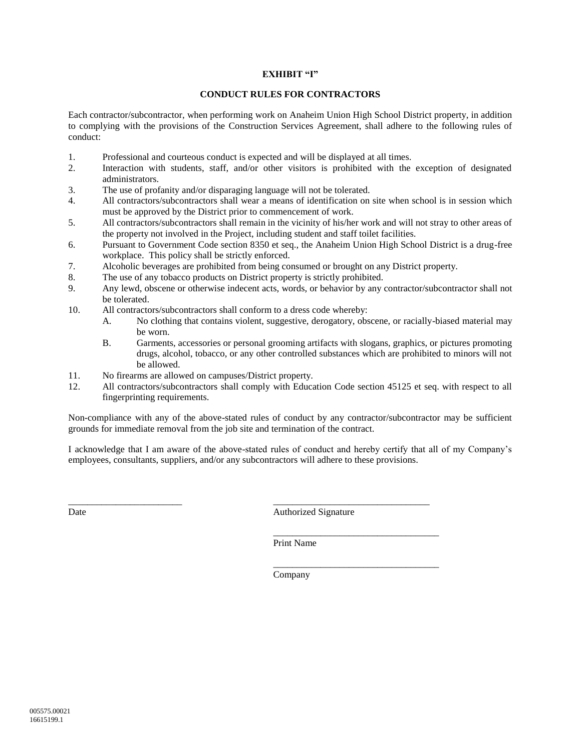**EXHIBIT "I"**

**CONDUCT RULES FOR CONTRACTORS**

Each contractor/subcontractor, when performing work on Anaheim Union High School District property, in addition to complying with the provisions of the Construction Services Agreement, shall adhere to the following rules of conduct:

1. Professional and courteous conduct is expected and will be displayed at all times.
2. Interaction with students, staff, and/or other visitors is prohibited with the exception of designated administrators.
3. The use of profanity and/or disparaging language will not be tolerated.
4. All contractors/subcontractors shall wear a means of identification on site when school is in session which must be approved by the District prior to commencement of work.
5. All contractors/subcontractors shall remain in the vicinity of his/her work and will not stray to other areas of the property not involved in the Project, including student and staff toilet facilities.
6. Pursuant to Government Code section 8350 et seq., the Anaheim Union High School District is a drug-free workplace. This policy shall be strictly enforced.
7. Alcoholic beverages are prohibited from being consumed or brought on any District property.
8. The use of any tobacco products on District property is strictly prohibited.
9. Any lewd, obscene or otherwise indecent acts, words, or behavior by any contractor/subcontractor shall not be tolerated.
10. All contractors/subcontractors shall conform to a dress code whereby:
    - A. No clothing that contains violent, suggestive, derogatory, obscene, or racially-biased material may be worn.
    - B. Garments, accessories or personal grooming artifacts with slogans, graphics, or pictures promoting drugs, alcohol, tobacco, or any other controlled substances which are prohibited to minors will not be allowed.
11. No firearms are allowed on campuses/District property.
12. All contractors/subcontractors shall comply with Education Code section 45125 et seq. with respect to all fingerprinting requirements.

Non-compliance with any of the above-stated rules of conduct by any contractor/subcontractor may be sufficient grounds for immediate removal from the job site and termination of the contract.

I acknowledge that I am aware of the above-stated rules of conduct and hereby certify that all of my Company's employees, consultants, suppliers, and/or any subcontractors will adhere to these provisions.

\_\_\_\_\_\_\_\_\_\_\_\_\_\_\_\_\_\_\_\_\_\_\_\_ Date

\_\_\_\_\_\_\_\_\_\_\_\_\_\_\_\_\_\_\_\_\_\_\_\_\_\_\_\_\_\_\_\_\_\_ Authorized Signature

\_\_\_\_\_\_\_\_\_\_\_\_\_\_\_\_\_\_\_\_\_\_\_\_\_\_\_\_\_\_\_\_\_\_ Print Name

\_\_\_\_\_\_\_\_\_\_\_\_\_\_\_\_\_\_\_\_\_\_\_\_\_\_\_\_\_\_\_\_\_\_ Company

005575.00021
16615199.1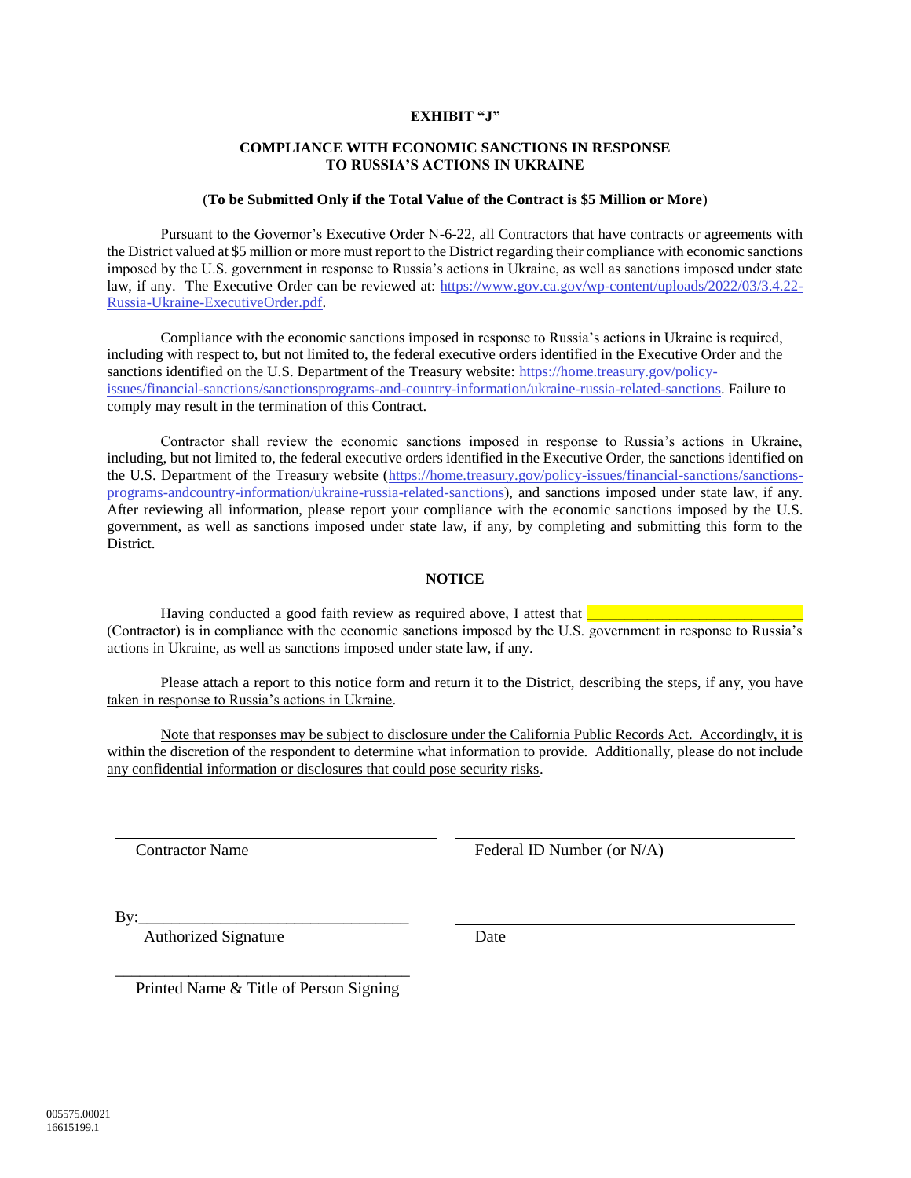**EXHIBIT "J"**

**COMPLIANCE WITH ECONOMIC SANCTIONS IN RESPONSE TO RUSSIA'S ACTIONS IN UKRAINE**

(**To be Submitted Only if the Total Value of the Contract is $5 Million or More**)

Pursuant to the Governor's Executive Order N-6-22, all Contractors that have contracts or agreements with the District valued at $5 million or more must report to the District regarding their compliance with economic sanctions imposed by the U.S. government in response to Russia's actions in Ukraine, as well as sanctions imposed under state law, if any. The Executive Order can be reviewed at: https://www.gov.ca.gov/wp-content/uploads/2022/03/3.4.22-Russia-Ukraine-ExecutiveOrder.pdf.

Compliance with the economic sanctions imposed in response to Russia's actions in Ukraine is required, including with respect to, but not limited to, the federal executive orders identified in the Executive Order and the sanctions identified on the U.S. Department of the Treasury website: https://home.treasury.gov/policy-issues/financial-sanctions/sanctionsprograms-and-country-information/ukraine-russia-related-sanctions. Failure to comply may result in the termination of this Contract.

Contractor shall review the economic sanctions imposed in response to Russia's actions in Ukraine, including, but not limited to, the federal executive orders identified in the Executive Order, the sanctions identified on the U.S. Department of the Treasury website (https://home.treasury.gov/policy-issues/financial-sanctions/sanctions-programs-andcountry-information/ukraine-russia-related-sanctions), and sanctions imposed under state law, if any. After reviewing all information, please report your compliance with the economic sanctions imposed by the U.S. government, as well as sanctions imposed under state law, if any, by completing and submitting this form to the District.

**NOTICE**

Having conducted a good faith review as required above, I attest that ___________________________ (Contractor) is in compliance with the economic sanctions imposed by the U.S. government in response to Russia's actions in Ukraine, as well as sanctions imposed under state law, if any.

Please attach a report to this notice form and return it to the District, describing the steps, if any, you have taken in response to Russia's actions in Ukraine.

Note that responses may be subject to disclosure under the California Public Records Act. Accordingly, it is within the discretion of the respondent to determine what information to provide. Additionally, please do not include any confidential information or disclosures that could pose security risks.

_________________________________________ _________________________________________

Contractor Name Federal ID Number (or N/A)

By:_________________________________ _________________________________________

Authorized Signature Date

_____________________________________

Printed Name & Title of Person Signing

005575.00021
16615199.1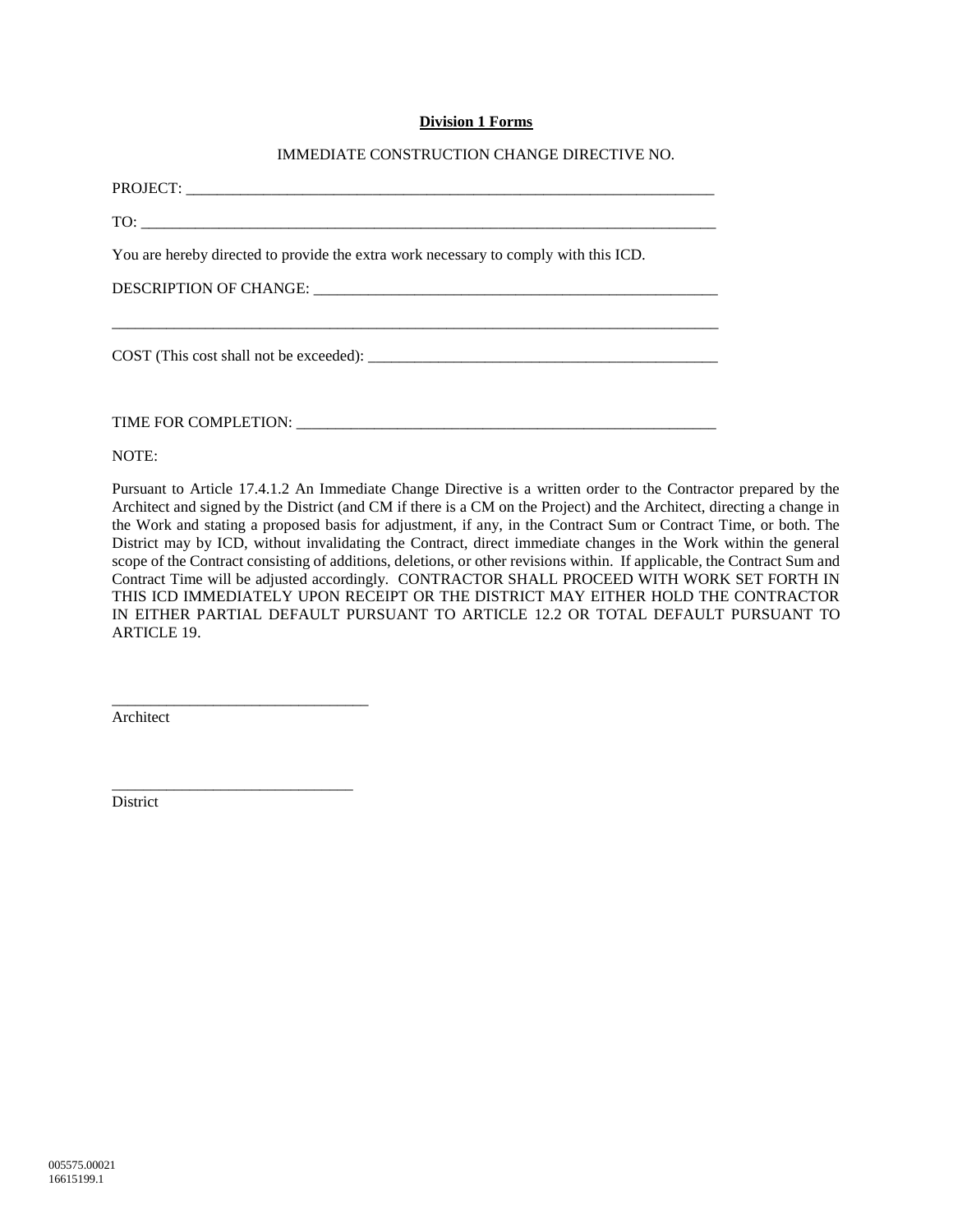**Division 1 Forms**

IMMEDIATE CONSTRUCTION CHANGE DIRECTIVE NO.

PROJECT: ___________________________________________________________________________

TO: _________________________________________________________________________________

You are hereby directed to provide the extra work necessary to comply with this ICD.

DESCRIPTION OF CHANGE: ______________________________________________________

_________________________________________________________________________________

COST (This cost shall not be exceeded): _______________________________________________

TIME FOR COMPLETION: _______________________________________________________

NOTE:

Pursuant to Article 17.4.1.2 An Immediate Change Directive is a written order to the Contractor prepared by the Architect and signed by the District (and CM if there is a CM on the Project) and the Architect, directing a change in the Work and stating a proposed basis for adjustment, if any, in the Contract Sum or Contract Time, or both. The District may by ICD, without invalidating the Contract, direct immediate changes in the Work within the general scope of the Contract consisting of additions, deletions, or other revisions within. If applicable, the Contract Sum and Contract Time will be adjusted accordingly. CONTRACTOR SHALL PROCEED WITH WORK SET FORTH IN THIS ICD IMMEDIATELY UPON RECEIPT OR THE DISTRICT MAY EITHER HOLD THE CONTRACTOR IN EITHER PARTIAL DEFAULT PURSUANT TO ARTICLE 12.2 OR TOTAL DEFAULT PURSUANT TO ARTICLE 19.

_________________________________
Architect

_______________________________
District

005575.00021
16615199.1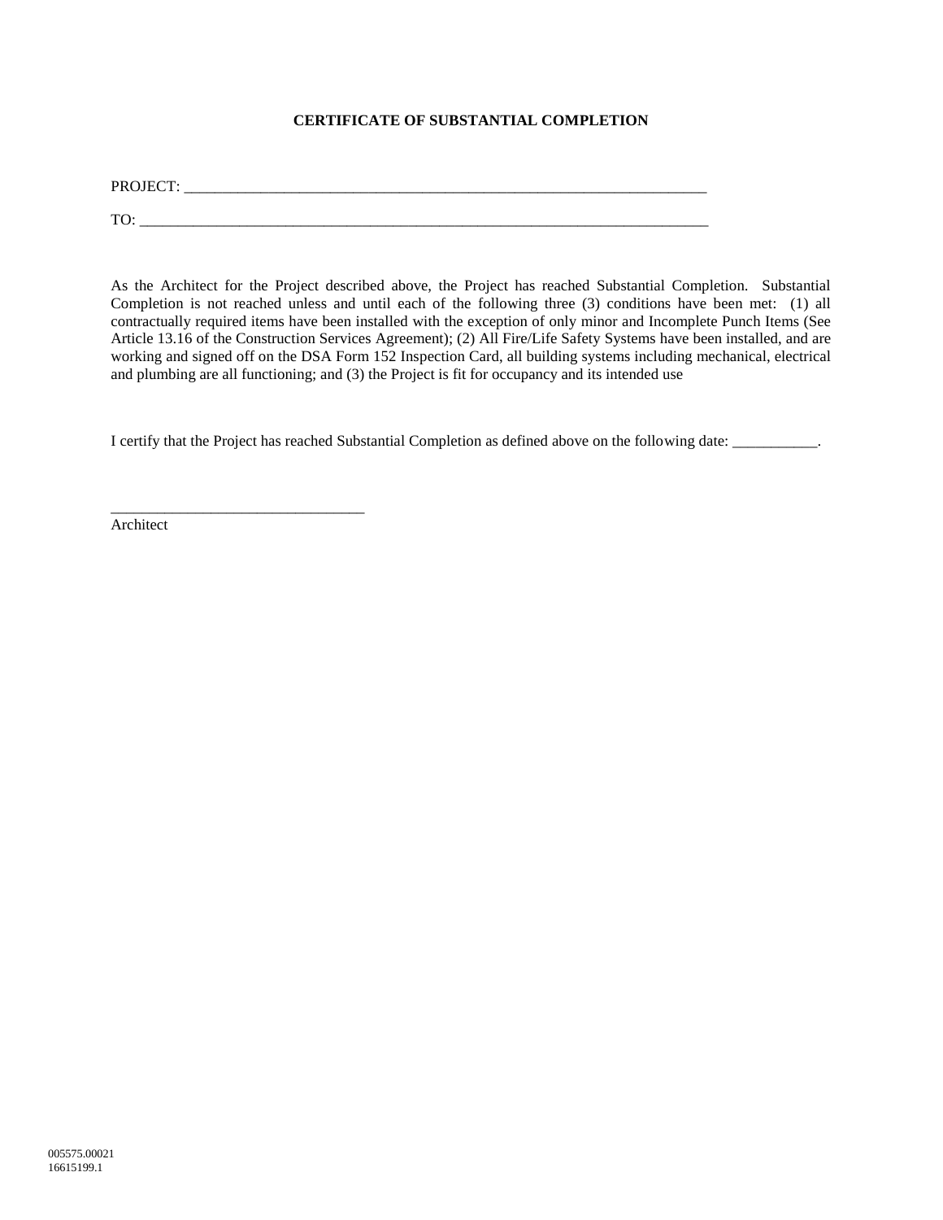**CERTIFICATE OF SUBSTANTIAL COMPLETION**

PROJECT: ________________________________________________________________________

TO: ______________________________________________________________________________

As the Architect for the Project described above, the Project has reached Substantial Completion. Substantial Completion is not reached unless and until each of the following three (3) conditions have been met: (1) all contractually required items have been installed with the exception of only minor and Incomplete Punch Items (See Article 13.16 of the Construction Services Agreement); (2) All Fire/Life Safety Systems have been installed, and are working and signed off on the DSA Form 152 Inspection Card, all building systems including mechanical, electrical and plumbing are all functioning; and (3) the Project is fit for occupancy and its intended use

I certify that the Project has reached Substantial Completion as defined above on the following date: ___________.

_________________________________
Architect

005575.00021
16615199.1